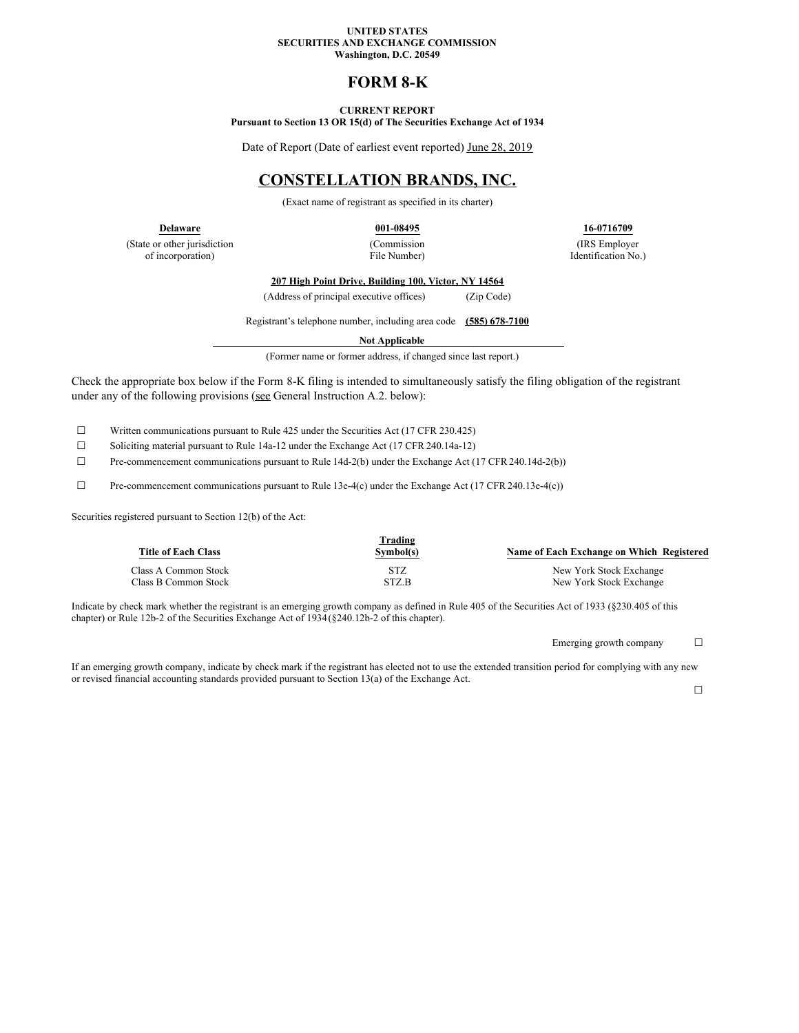**UNITED STATES**
**SECURITIES AND EXCHANGE COMMISSION**
**Washington, D.C. 20549**

# FORM 8-K

**CURRENT REPORT**
**Pursuant to Section 13 OR 15(d) of The Securities Exchange Act of 1934**

Date of Report (Date of earliest event reported) June 28, 2019

# CONSTELLATION BRANDS, INC.

(Exact name of registrant as specified in its charter)

| **Delaware** | **001-08495** | **16-0716709** |
|---|---|---|
| (State or other jurisdiction of incorporation) | (Commission File Number) | (IRS Employer Identification No.) |

**207 High Point Drive, Building 100, Victor, NY 14564**
(Address of principal executive offices) (Zip Code)

Registrant's telephone number, including area code **(585) 678-7100**

**Not Applicable**
(Former name or former address, if changed since last report.)

Check the appropriate box below if the Form 8-K filing is intended to simultaneously satisfy the filing obligation of the registrant under any of the following provisions (see General Instruction A.2. below):

☐ Written communications pursuant to Rule 425 under the Securities Act (17 CFR 230.425)

☐ Soliciting material pursuant to Rule 14a-12 under the Exchange Act (17 CFR 240.14a-12)

☐ Pre-commencement communications pursuant to Rule 14d-2(b) under the Exchange Act (17 CFR 240.14d-2(b))

☐ Pre-commencement communications pursuant to Rule 13e-4(c) under the Exchange Act (17 CFR 240.13e-4(c))

Securities registered pursuant to Section 12(b) of the Act:

| Title of Each Class | Trading Symbol(s) | Name of Each Exchange on Which Registered |
|---|---|---|
| Class A Common Stock | STZ | New York Stock Exchange |
| Class B Common Stock | STZ.B | New York Stock Exchange |

Indicate by check mark whether the registrant is an emerging growth company as defined in Rule 405 of the Securities Act of 1933 (§230.405 of this chapter) or Rule 12b-2 of the Securities Exchange Act of 1934 (§240.12b-2 of this chapter).

Emerging growth company ☐

If an emerging growth company, indicate by check mark if the registrant has elected not to use the extended transition period for complying with any new or revised financial accounting standards provided pursuant to Section 13(a) of the Exchange Act.

☐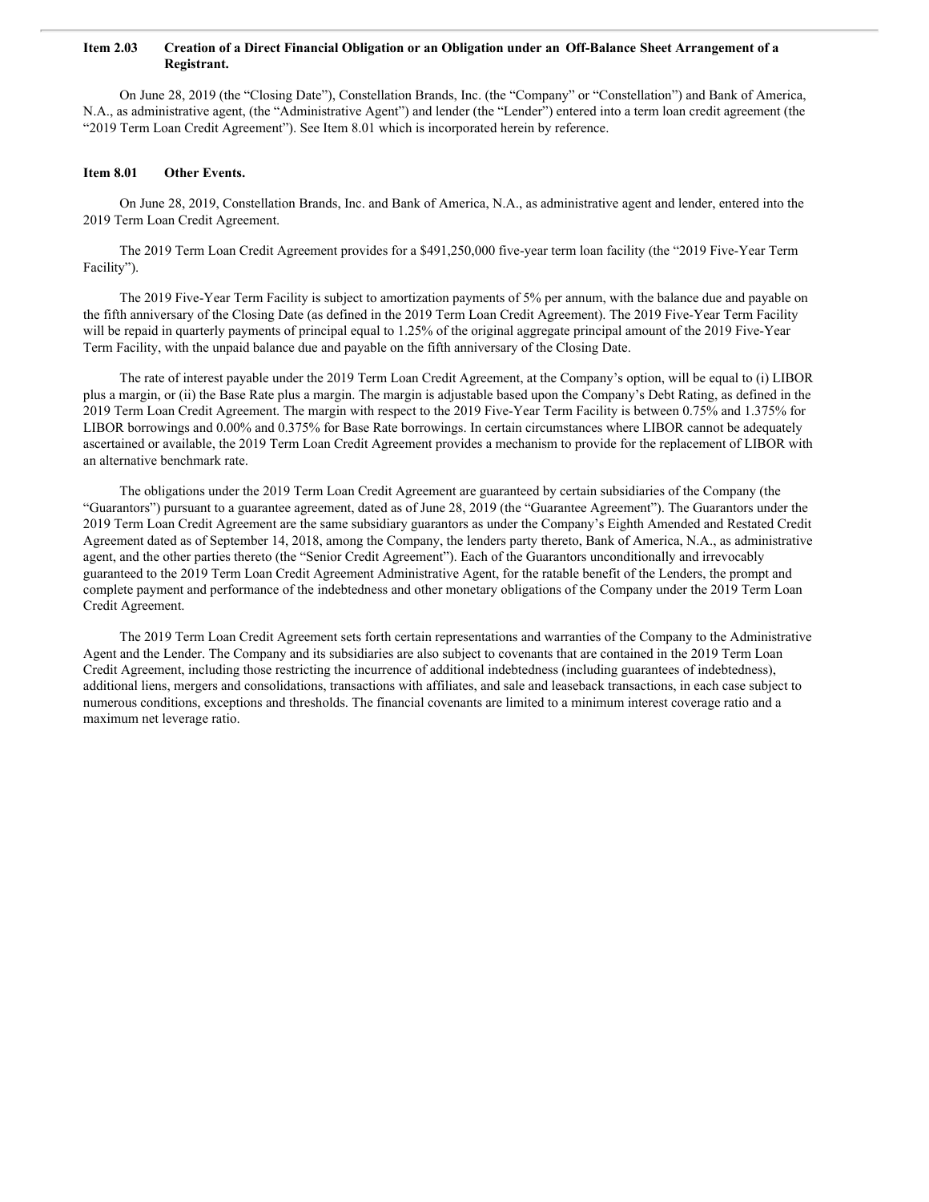**Item 2.03 Creation of a Direct Financial Obligation or an Obligation under an Off-Balance Sheet Arrangement of a Registrant.**

On June 28, 2019 (the "Closing Date"), Constellation Brands, Inc. (the "Company" or "Constellation") and Bank of America, N.A., as administrative agent, (the "Administrative Agent") and lender (the "Lender") entered into a term loan credit agreement (the "2019 Term Loan Credit Agreement"). See Item 8.01 which is incorporated herein by reference.

**Item 8.01 Other Events.**

On June 28, 2019, Constellation Brands, Inc. and Bank of America, N.A., as administrative agent and lender, entered into the 2019 Term Loan Credit Agreement.

The 2019 Term Loan Credit Agreement provides for a $491,250,000 five-year term loan facility (the "2019 Five-Year Term Facility").

The 2019 Five-Year Term Facility is subject to amortization payments of 5% per annum, with the balance due and payable on the fifth anniversary of the Closing Date (as defined in the 2019 Term Loan Credit Agreement). The 2019 Five-Year Term Facility will be repaid in quarterly payments of principal equal to 1.25% of the original aggregate principal amount of the 2019 Five-Year Term Facility, with the unpaid balance due and payable on the fifth anniversary of the Closing Date.

The rate of interest payable under the 2019 Term Loan Credit Agreement, at the Company's option, will be equal to (i) LIBOR plus a margin, or (ii) the Base Rate plus a margin. The margin is adjustable based upon the Company's Debt Rating, as defined in the 2019 Term Loan Credit Agreement. The margin with respect to the 2019 Five-Year Term Facility is between 0.75% and 1.375% for LIBOR borrowings and 0.00% and 0.375% for Base Rate borrowings. In certain circumstances where LIBOR cannot be adequately ascertained or available, the 2019 Term Loan Credit Agreement provides a mechanism to provide for the replacement of LIBOR with an alternative benchmark rate.

The obligations under the 2019 Term Loan Credit Agreement are guaranteed by certain subsidiaries of the Company (the "Guarantors") pursuant to a guarantee agreement, dated as of June 28, 2019 (the "Guarantee Agreement"). The Guarantors under the 2019 Term Loan Credit Agreement are the same subsidiary guarantors as under the Company's Eighth Amended and Restated Credit Agreement dated as of September 14, 2018, among the Company, the lenders party thereto, Bank of America, N.A., as administrative agent, and the other parties thereto (the "Senior Credit Agreement"). Each of the Guarantors unconditionally and irrevocably guaranteed to the 2019 Term Loan Credit Agreement Administrative Agent, for the ratable benefit of the Lenders, the prompt and complete payment and performance of the indebtedness and other monetary obligations of the Company under the 2019 Term Loan Credit Agreement.

The 2019 Term Loan Credit Agreement sets forth certain representations and warranties of the Company to the Administrative Agent and the Lender. The Company and its subsidiaries are also subject to covenants that are contained in the 2019 Term Loan Credit Agreement, including those restricting the incurrence of additional indebtedness (including guarantees of indebtedness), additional liens, mergers and consolidations, transactions with affiliates, and sale and leaseback transactions, in each case subject to numerous conditions, exceptions and thresholds. The financial covenants are limited to a minimum interest coverage ratio and a maximum net leverage ratio.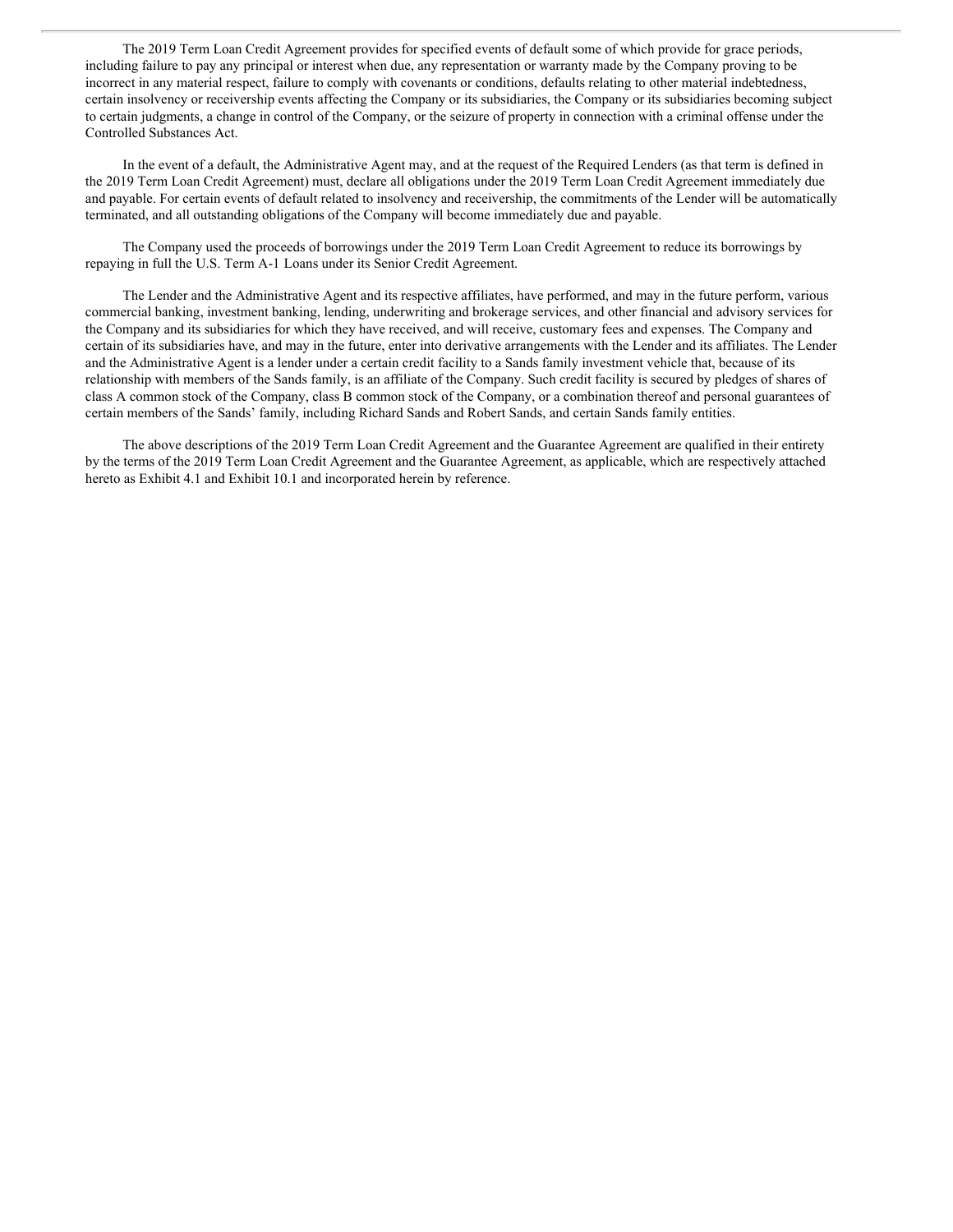The 2019 Term Loan Credit Agreement provides for specified events of default some of which provide for grace periods, including failure to pay any principal or interest when due, any representation or warranty made by the Company proving to be incorrect in any material respect, failure to comply with covenants or conditions, defaults relating to other material indebtedness, certain insolvency or receivership events affecting the Company or its subsidiaries, the Company or its subsidiaries becoming subject to certain judgments, a change in control of the Company, or the seizure of property in connection with a criminal offense under the Controlled Substances Act.

In the event of a default, the Administrative Agent may, and at the request of the Required Lenders (as that term is defined in the 2019 Term Loan Credit Agreement) must, declare all obligations under the 2019 Term Loan Credit Agreement immediately due and payable. For certain events of default related to insolvency and receivership, the commitments of the Lender will be automatically terminated, and all outstanding obligations of the Company will become immediately due and payable.

The Company used the proceeds of borrowings under the 2019 Term Loan Credit Agreement to reduce its borrowings by repaying in full the U.S. Term A-1 Loans under its Senior Credit Agreement.

The Lender and the Administrative Agent and its respective affiliates, have performed, and may in the future perform, various commercial banking, investment banking, lending, underwriting and brokerage services, and other financial and advisory services for the Company and its subsidiaries for which they have received, and will receive, customary fees and expenses. The Company and certain of its subsidiaries have, and may in the future, enter into derivative arrangements with the Lender and its affiliates. The Lender and the Administrative Agent is a lender under a certain credit facility to a Sands family investment vehicle that, because of its relationship with members of the Sands family, is an affiliate of the Company. Such credit facility is secured by pledges of shares of class A common stock of the Company, class B common stock of the Company, or a combination thereof and personal guarantees of certain members of the Sands' family, including Richard Sands and Robert Sands, and certain Sands family entities.

The above descriptions of the 2019 Term Loan Credit Agreement and the Guarantee Agreement are qualified in their entirety by the terms of the 2019 Term Loan Credit Agreement and the Guarantee Agreement, as applicable, which are respectively attached hereto as Exhibit 4.1 and Exhibit 10.1 and incorporated herein by reference.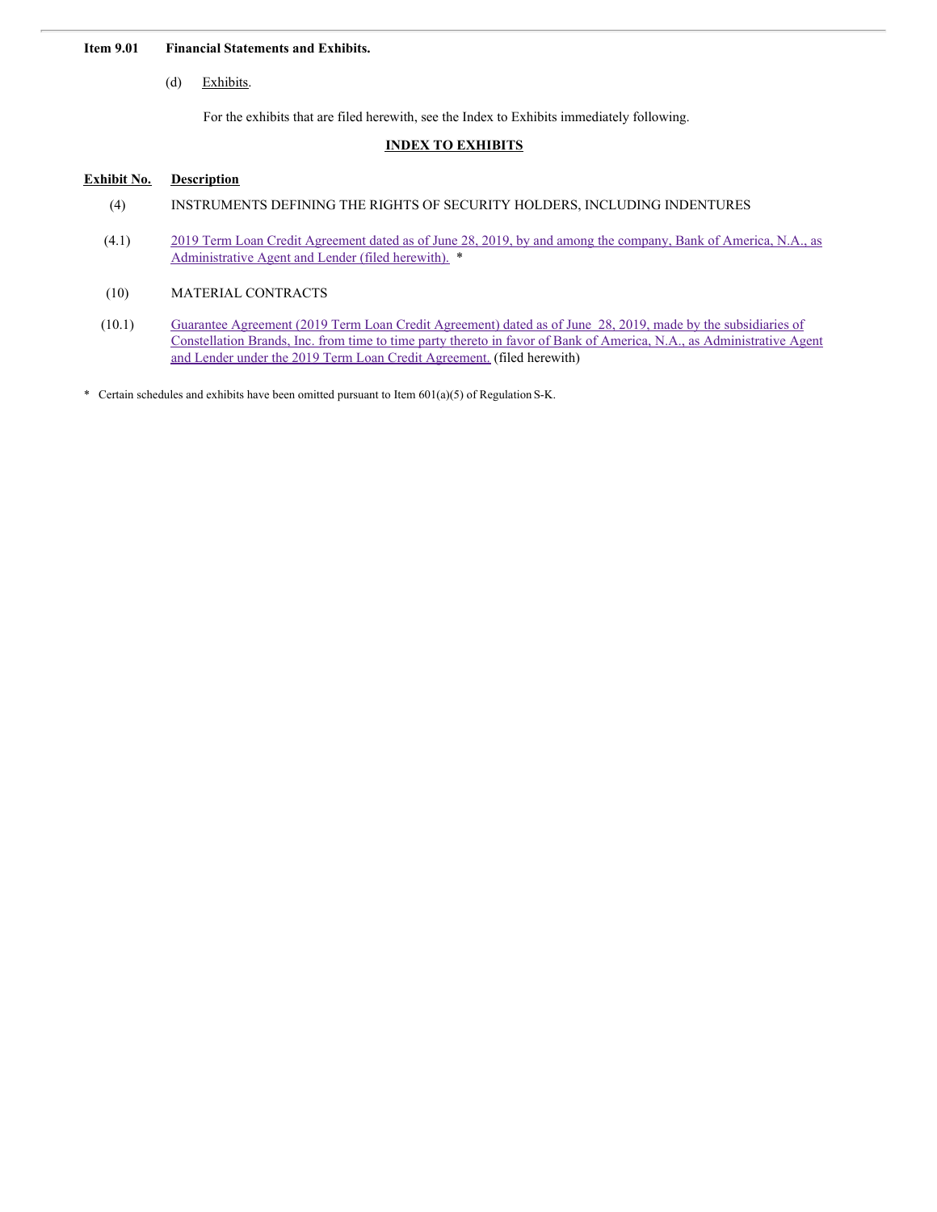**Item 9.01 Financial Statements and Exhibits.**

(d) Exhibits.

For the exhibits that are filed herewith, see the Index to Exhibits immediately following.

**INDEX TO EXHIBITS**

| Exhibit No. | Description |
| --- | --- |
| (4) | INSTRUMENTS DEFINING THE RIGHTS OF SECURITY HOLDERS, INCLUDING INDENTURES |
| (4.1) | 2019 Term Loan Credit Agreement dated as of June 28, 2019, by and among the company, Bank of America, N.A., as Administrative Agent and Lender (filed herewith). * |
| (10) | MATERIAL CONTRACTS |
| (10.1) | Guarantee Agreement (2019 Term Loan Credit Agreement) dated as of June 28, 2019, made by the subsidiaries of Constellation Brands, Inc. from time to time party thereto in favor of Bank of America, N.A., as Administrative Agent and Lender under the 2019 Term Loan Credit Agreement. (filed herewith) |

\* Certain schedules and exhibits have been omitted pursuant to Item 601(a)(5) of Regulation S-K.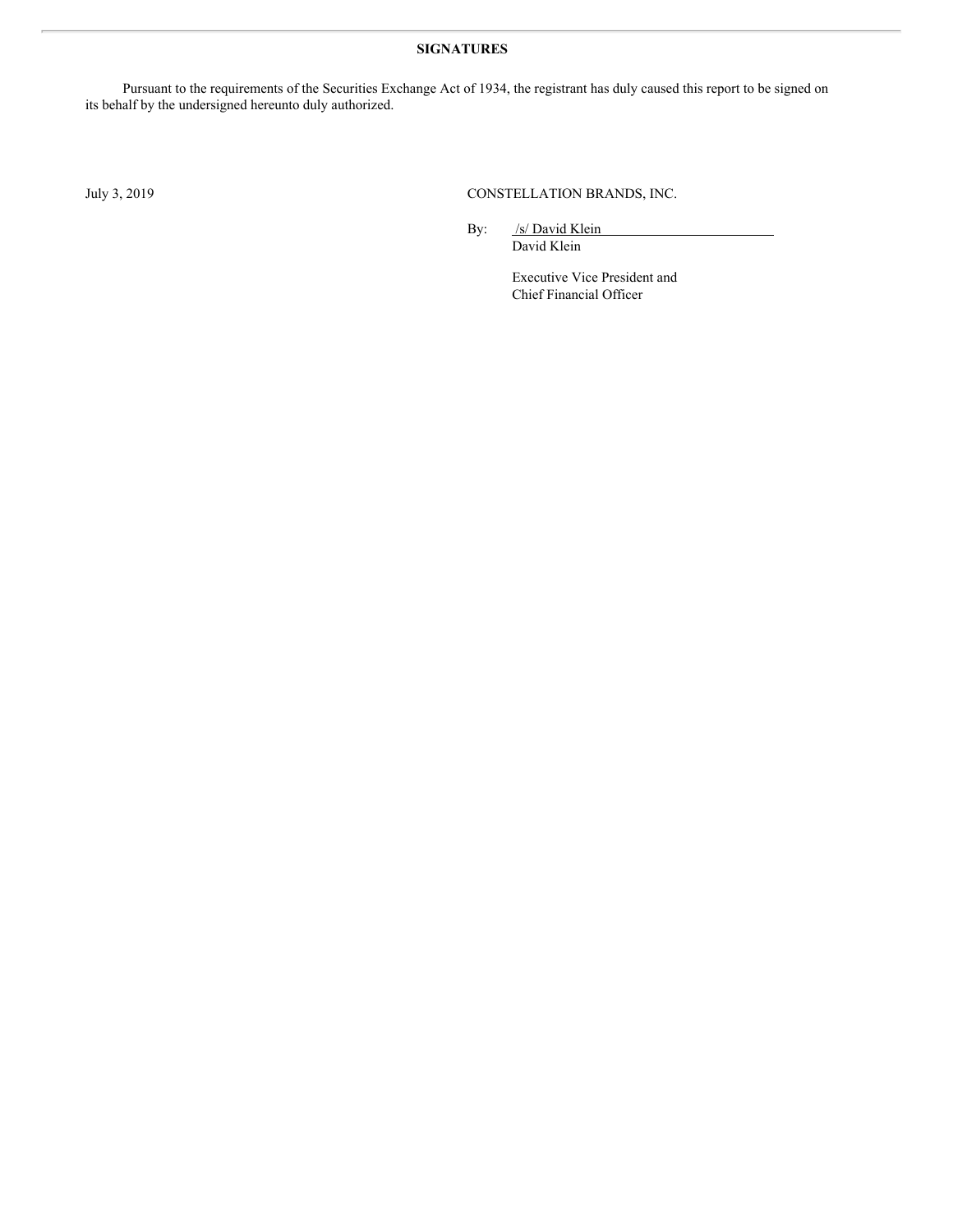**SIGNATURES**

Pursuant to the requirements of the Securities Exchange Act of 1934, the registrant has duly caused this report to be signed on its behalf by the undersigned hereunto duly authorized.

July 3, 2019

CONSTELLATION BRANDS, INC.

By: /s/ David Klein
David Klein

Executive Vice President and
Chief Financial Officer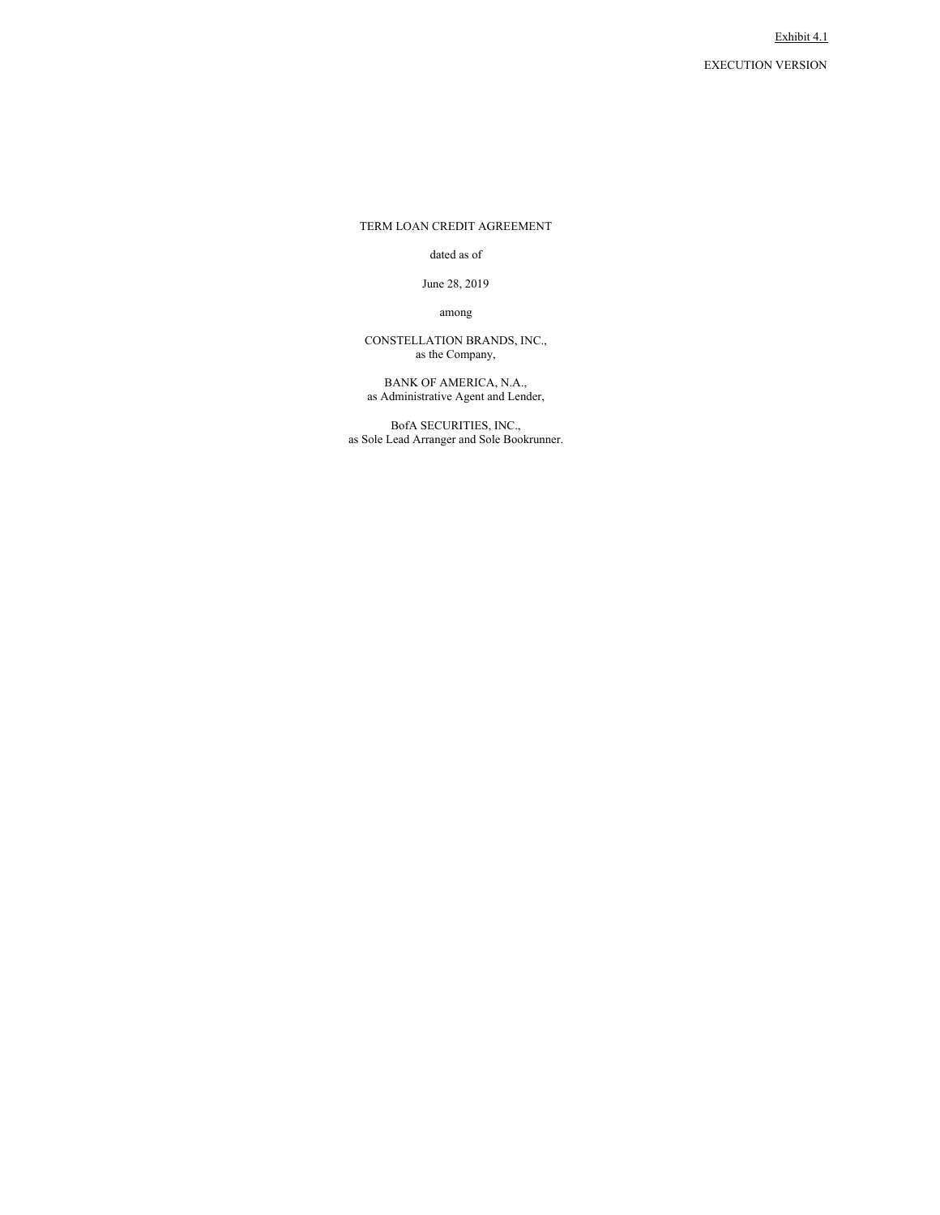Exhibit 4.1

EXECUTION VERSION

TERM LOAN CREDIT AGREEMENT

dated as of

June 28, 2019

among

CONSTELLATION BRANDS, INC.,
as the Company,

BANK OF AMERICA, N.A.,
as Administrative Agent and Lender,

BofA SECURITIES, INC.,
as Sole Lead Arranger and Sole Bookrunner.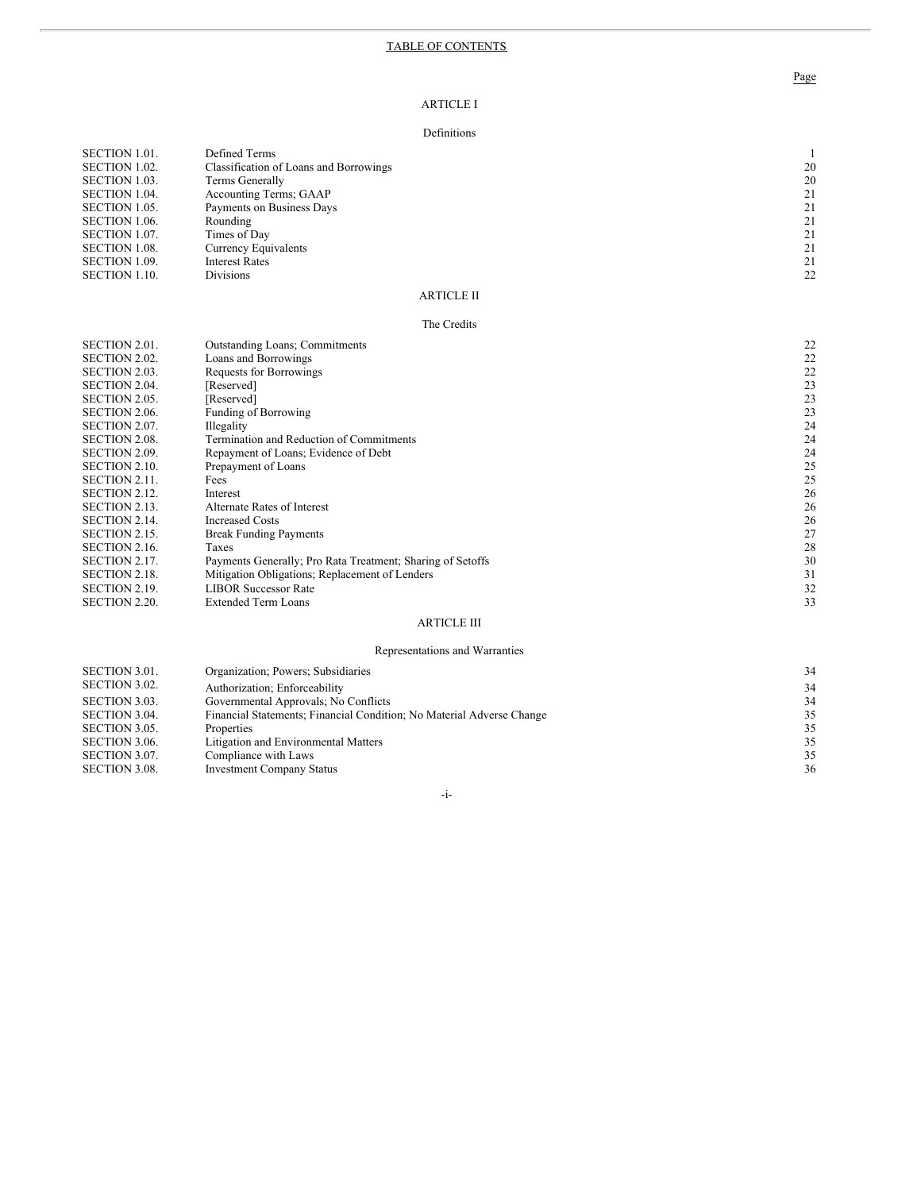# TABLE OF CONTENTS

| | | Page |
|---|---|---|
| | **ARTICLE I** | |
| | **Definitions** | |
| SECTION 1.01. | Defined Terms | 1 |
| SECTION 1.02. | Classification of Loans and Borrowings | 20 |
| SECTION 1.03. | Terms Generally | 20 |
| SECTION 1.04. | Accounting Terms; GAAP | 21 |
| SECTION 1.05. | Payments on Business Days | 21 |
| SECTION 1.06. | Rounding | 21 |
| SECTION 1.07. | Times of Day | 21 |
| SECTION 1.08. | Currency Equivalents | 21 |
| SECTION 1.09. | Interest Rates | 21 |
| SECTION 1.10. | Divisions | 22 |
| | **ARTICLE II** | |
| | **The Credits** | |
| SECTION 2.01. | Outstanding Loans; Commitments | 22 |
| SECTION 2.02. | Loans and Borrowings | 22 |
| SECTION 2.03. | Requests for Borrowings | 22 |
| SECTION 2.04. | [Reserved] | 23 |
| SECTION 2.05. | [Reserved] | 23 |
| SECTION 2.06. | Funding of Borrowing | 23 |
| SECTION 2.07. | Illegality | 24 |
| SECTION 2.08. | Termination and Reduction of Commitments | 24 |
| SECTION 2.09. | Repayment of Loans; Evidence of Debt | 24 |
| SECTION 2.10. | Prepayment of Loans | 25 |
| SECTION 2.11. | Fees | 25 |
| SECTION 2.12. | Interest | 26 |
| SECTION 2.13. | Alternate Rates of Interest | 26 |
| SECTION 2.14. | Increased Costs | 26 |
| SECTION 2.15. | Break Funding Payments | 27 |
| SECTION 2.16. | Taxes | 28 |
| SECTION 2.17. | Payments Generally; Pro Rata Treatment; Sharing of Setoffs | 30 |
| SECTION 2.18. | Mitigation Obligations; Replacement of Lenders | 31 |
| SECTION 2.19. | LIBOR Successor Rate | 32 |
| SECTION 2.20. | Extended Term Loans | 33 |
| | **ARTICLE III** | |
| | **Representations and Warranties** | |
| SECTION 3.01. | Organization; Powers; Subsidiaries | 34 |
| SECTION 3.02. | Authorization; Enforceability | 34 |
| SECTION 3.03. | Governmental Approvals; No Conflicts | 34 |
| SECTION 3.04. | Financial Statements; Financial Condition; No Material Adverse Change | 35 |
| SECTION 3.05. | Properties | 35 |
| SECTION 3.06. | Litigation and Environmental Matters | 35 |
| SECTION 3.07. | Compliance with Laws | 35 |
| SECTION 3.08. | Investment Company Status | 36 |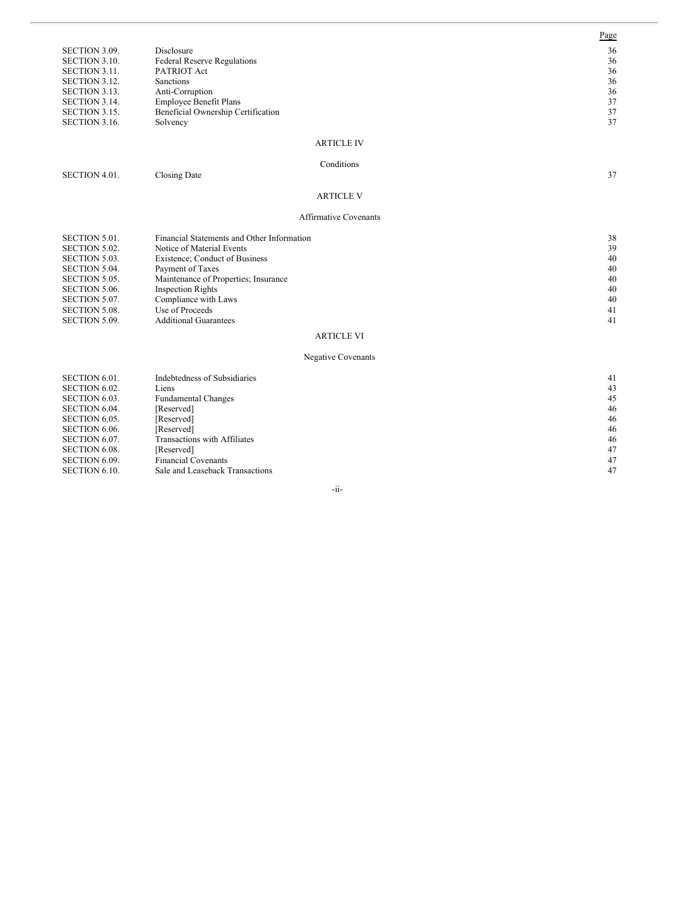| | | Page |
|---|---|---|
| SECTION 3.09. | Disclosure | 36 |
| SECTION 3.10. | Federal Reserve Regulations | 36 |
| SECTION 3.11. | PATRIOT Act | 36 |
| SECTION 3.12. | Sanctions | 36 |
| SECTION 3.13. | Anti-Corruption | 36 |
| SECTION 3.14. | Employee Benefit Plans | 37 |
| SECTION 3.15. | Beneficial Ownership Certification | 37 |
| SECTION 3.16. | Solvency | 37 |

ARTICLE IV

Conditions

| | | |
|---|---|---|
| SECTION 4.01. | Closing Date | 37 |

ARTICLE V

Affirmative Covenants

| | | |
|---|---|---|
| SECTION 5.01. | Financial Statements and Other Information | 38 |
| SECTION 5.02. | Notice of Material Events | 39 |
| SECTION 5.03. | Existence; Conduct of Business | 40 |
| SECTION 5.04. | Payment of Taxes | 40 |
| SECTION 5.05. | Maintenance of Properties; Insurance | 40 |
| SECTION 5.06. | Inspection Rights | 40 |
| SECTION 5.07. | Compliance with Laws | 40 |
| SECTION 5.08. | Use of Proceeds | 41 |
| SECTION 5.09. | Additional Guarantees | 41 |

ARTICLE VI

Negative Covenants

| | | |
|---|---|---|
| SECTION 6.01. | Indebtedness of Subsidiaries | 41 |
| SECTION 6.02. | Liens | 43 |
| SECTION 6.03. | Fundamental Changes | 45 |
| SECTION 6.04. | [Reserved] | 46 |
| SECTION 6.05. | [Reserved] | 46 |
| SECTION 6.06. | [Reserved] | 46 |
| SECTION 6.07. | Transactions with Affiliates | 46 |
| SECTION 6.08. | [Reserved] | 47 |
| SECTION 6.09. | Financial Covenants | 47 |
| SECTION 6.10. | Sale and Leaseback Transactions | 47 |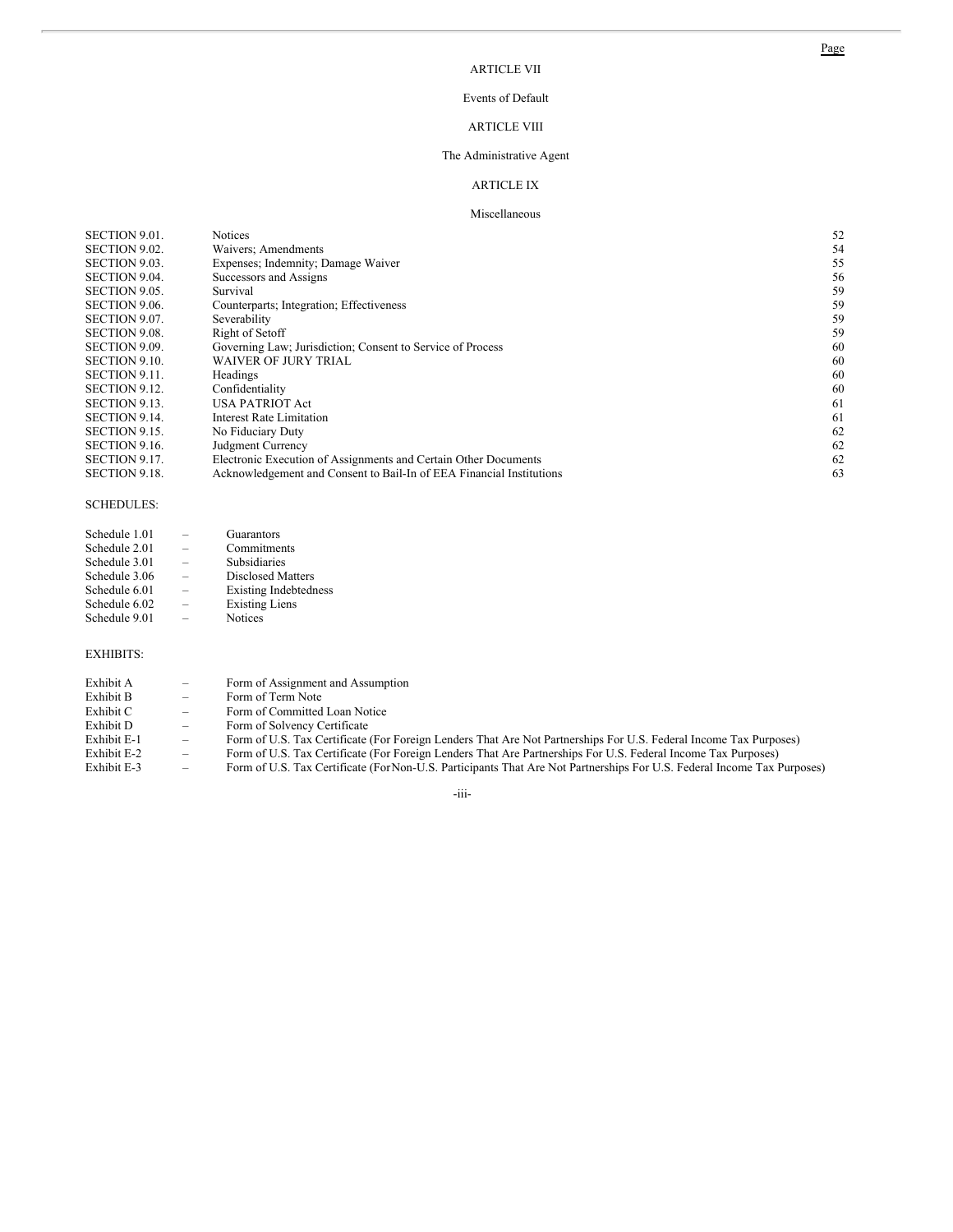| | | Page |
|---|---|---|
| | ARTICLE VII | |
| | Events of Default | |
| | ARTICLE VIII | |
| | The Administrative Agent | |
| | ARTICLE IX | |
| | Miscellaneous | |
| SECTION 9.01. | Notices | 52 |
| SECTION 9.02. | Waivers; Amendments | 54 |
| SECTION 9.03. | Expenses; Indemnity; Damage Waiver | 55 |
| SECTION 9.04. | Successors and Assigns | 56 |
| SECTION 9.05. | Survival | 59 |
| SECTION 9.06. | Counterparts; Integration; Effectiveness | 59 |
| SECTION 9.07. | Severability | 59 |
| SECTION 9.08. | Right of Setoff | 59 |
| SECTION 9.09. | Governing Law; Jurisdiction; Consent to Service of Process | 60 |
| SECTION 9.10. | WAIVER OF JURY TRIAL | 60 |
| SECTION 9.11. | Headings | 60 |
| SECTION 9.12. | Confidentiality | 60 |
| SECTION 9.13. | USA PATRIOT Act | 61 |
| SECTION 9.14. | Interest Rate Limitation | 61 |
| SECTION 9.15. | No Fiduciary Duty | 62 |
| SECTION 9.16. | Judgment Currency | 62 |
| SECTION 9.17. | Electronic Execution of Assignments and Certain Other Documents | 62 |
| SECTION 9.18. | Acknowledgement and Consent to Bail-In of EEA Financial Institutions | 63 |

SCHEDULES:

| | | |
|---|---|---|
| Schedule 1.01 | – | Guarantors |
| Schedule 2.01 | – | Commitments |
| Schedule 3.01 | – | Subsidiaries |
| Schedule 3.06 | – | Disclosed Matters |
| Schedule 6.01 | – | Existing Indebtedness |
| Schedule 6.02 | – | Existing Liens |
| Schedule 9.01 | – | Notices |

EXHIBITS:

| | | |
|---|---|---|
| Exhibit A | – | Form of Assignment and Assumption |
| Exhibit B | – | Form of Term Note |
| Exhibit C | – | Form of Committed Loan Notice |
| Exhibit D | – | Form of Solvency Certificate |
| Exhibit E-1 | – | Form of U.S. Tax Certificate (For Foreign Lenders That Are Not Partnerships For U.S. Federal Income Tax Purposes) |
| Exhibit E-2 | – | Form of U.S. Tax Certificate (For Foreign Lenders That Are Partnerships For U.S. Federal Income Tax Purposes) |
| Exhibit E-3 | – | Form of U.S. Tax Certificate (For Non-U.S. Participants That Are Not Partnerships For U.S. Federal Income Tax Purposes) |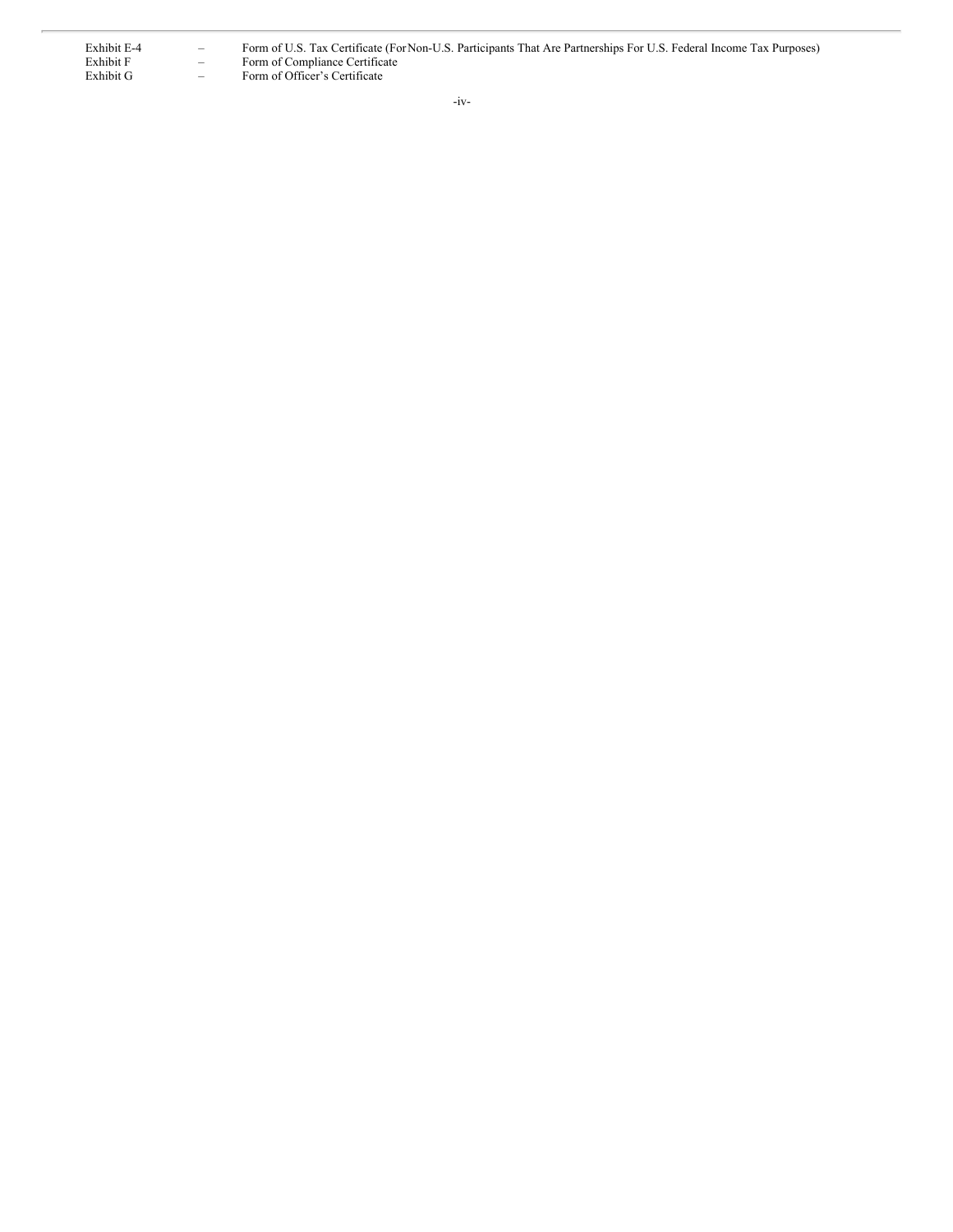| | | |
|---|---|---|
| Exhibit E-4 | – | Form of U.S. Tax Certificate (For Non-U.S. Participants That Are Partnerships For U.S. Federal Income Tax Purposes) |
| Exhibit F | – | Form of Compliance Certificate |
| Exhibit G | – | Form of Officer's Certificate |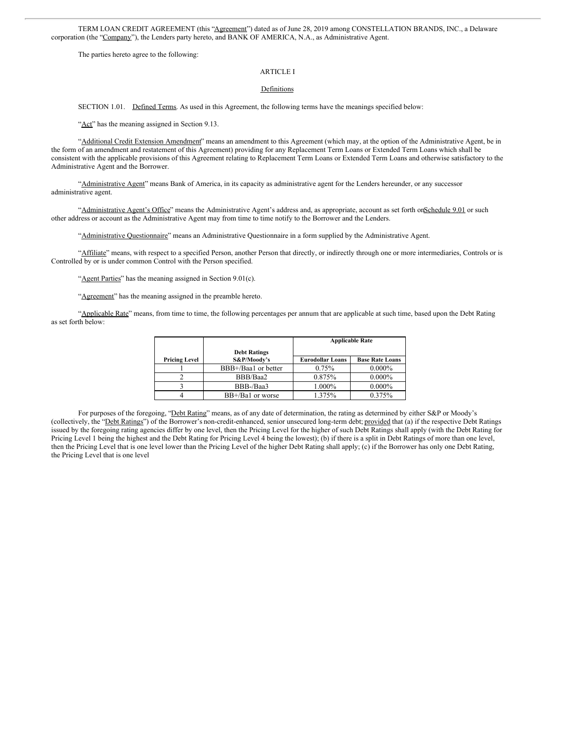TERM LOAN CREDIT AGREEMENT (this "Agreement") dated as of June 28, 2019 among CONSTELLATION BRANDS, INC., a Delaware corporation (the "Company"), the Lenders party hereto, and BANK OF AMERICA, N.A., as Administrative Agent.

The parties hereto agree to the following:

ARTICLE I

Definitions

SECTION 1.01. Defined Terms. As used in this Agreement, the following terms have the meanings specified below:

"Act" has the meaning assigned in Section 9.13.

"Additional Credit Extension Amendment" means an amendment to this Agreement (which may, at the option of the Administrative Agent, be in the form of an amendment and restatement of this Agreement) providing for any Replacement Term Loans or Extended Term Loans which shall be consistent with the applicable provisions of this Agreement relating to Replacement Term Loans or Extended Term Loans and otherwise satisfactory to the Administrative Agent and the Borrower.

"Administrative Agent" means Bank of America, in its capacity as administrative agent for the Lenders hereunder, or any successor administrative agent.

"Administrative Agent's Office" means the Administrative Agent's address and, as appropriate, account as set forth on Schedule 9.01 or such other address or account as the Administrative Agent may from time to time notify to the Borrower and the Lenders.

"Administrative Questionnaire" means an Administrative Questionnaire in a form supplied by the Administrative Agent.

"Affiliate" means, with respect to a specified Person, another Person that directly, or indirectly through one or more intermediaries, Controls or is Controlled by or is under common Control with the Person specified.

"Agent Parties" has the meaning assigned in Section 9.01(c).

"Agreement" has the meaning assigned in the preamble hereto.

"Applicable Rate" means, from time to time, the following percentages per annum that are applicable at such time, based upon the Debt Rating as set forth below:

| Pricing Level | Debt Ratings S&P/Moody's | Applicable Rate | |
|---|---|---|---|
| | | Eurodollar Loans | Base Rate Loans |
| 1 | BBB+/Baa1 or better | 0.75% | 0.000% |
| 2 | BBB/Baa2 | 0.875% | 0.000% |
| 3 | BBB-/Baa3 | 1.000% | 0.000% |
| 4 | BB+/Ba1 or worse | 1.375% | 0.375% |

For purposes of the foregoing, "Debt Rating" means, as of any date of determination, the rating as determined by either S&P or Moody's (collectively, the "Debt Ratings") of the Borrower's non-credit-enhanced, senior unsecured long-term debt; provided that (a) if the respective Debt Ratings issued by the foregoing rating agencies differ by one level, then the Pricing Level for the higher of such Debt Ratings shall apply (with the Debt Rating for Pricing Level 1 being the highest and the Debt Rating for Pricing Level 4 being the lowest); (b) if there is a split in Debt Ratings of more than one level, then the Pricing Level that is one level lower than the Pricing Level of the higher Debt Rating shall apply; (c) if the Borrower has only one Debt Rating, the Pricing Level that is one level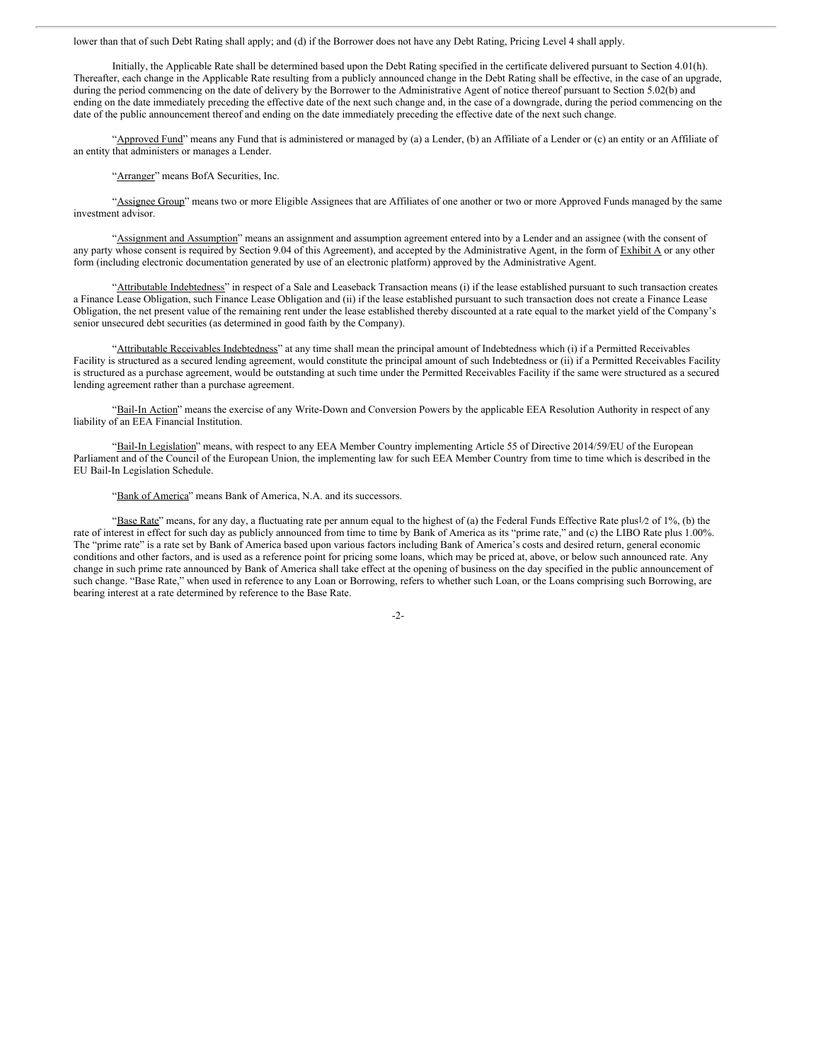lower than that of such Debt Rating shall apply; and (d) if the Borrower does not have any Debt Rating, Pricing Level 4 shall apply.

Initially, the Applicable Rate shall be determined based upon the Debt Rating specified in the certificate delivered pursuant to Section 4.01(h). Thereafter, each change in the Applicable Rate resulting from a publicly announced change in the Debt Rating shall be effective, in the case of an upgrade, during the period commencing on the date of delivery by the Borrower to the Administrative Agent of notice thereof pursuant to Section 5.02(b) and ending on the date immediately preceding the effective date of the next such change and, in the case of a downgrade, during the period commencing on the date of the public announcement thereof and ending on the date immediately preceding the effective date of the next such change.

"Approved Fund" means any Fund that is administered or managed by (a) a Lender, (b) an Affiliate of a Lender or (c) an entity or an Affiliate of an entity that administers or manages a Lender.

"Arranger" means BofA Securities, Inc.

"Assignee Group" means two or more Eligible Assignees that are Affiliates of one another or two or more Approved Funds managed by the same investment advisor.

"Assignment and Assumption" means an assignment and assumption agreement entered into by a Lender and an assignee (with the consent of any party whose consent is required by Section 9.04 of this Agreement), and accepted by the Administrative Agent, in the form of Exhibit A or any other form (including electronic documentation generated by use of an electronic platform) approved by the Administrative Agent.

"Attributable Indebtedness" in respect of a Sale and Leaseback Transaction means (i) if the lease established pursuant to such transaction creates a Finance Lease Obligation, such Finance Lease Obligation and (ii) if the lease established pursuant to such transaction does not create a Finance Lease Obligation, the net present value of the remaining rent under the lease established thereby discounted at a rate equal to the market yield of the Company's senior unsecured debt securities (as determined in good faith by the Company).

"Attributable Receivables Indebtedness" at any time shall mean the principal amount of Indebtedness which (i) if a Permitted Receivables Facility is structured as a secured lending agreement, would constitute the principal amount of such Indebtedness or (ii) if a Permitted Receivables Facility is structured as a purchase agreement, would be outstanding at such time under the Permitted Receivables Facility if the same were structured as a secured lending agreement rather than a purchase agreement.

"Bail-In Action" means the exercise of any Write-Down and Conversion Powers by the applicable EEA Resolution Authority in respect of any liability of an EEA Financial Institution.

"Bail-In Legislation" means, with respect to any EEA Member Country implementing Article 55 of Directive 2014/59/EU of the European Parliament and of the Council of the European Union, the implementing law for such EEA Member Country from time to time which is described in the EU Bail-In Legislation Schedule.

"Bank of America" means Bank of America, N.A. and its successors.

"Base Rate" means, for any day, a fluctuating rate per annum equal to the highest of (a) the Federal Funds Effective Rate plus 1⁄2 of 1%, (b) the rate of interest in effect for such day as publicly announced from time to time by Bank of America as its "prime rate," and (c) the LIBO Rate plus 1.00%. The "prime rate" is a rate set by Bank of America based upon various factors including Bank of America's costs and desired return, general economic conditions and other factors, and is used as a reference point for pricing some loans, which may be priced at, above, or below such announced rate. Any change in such prime rate announced by Bank of America shall take effect at the opening of business on the day specified in the public announcement of such change. "Base Rate," when used in reference to any Loan or Borrowing, refers to whether such Loan, or the Loans comprising such Borrowing, are bearing interest at a rate determined by reference to the Base Rate.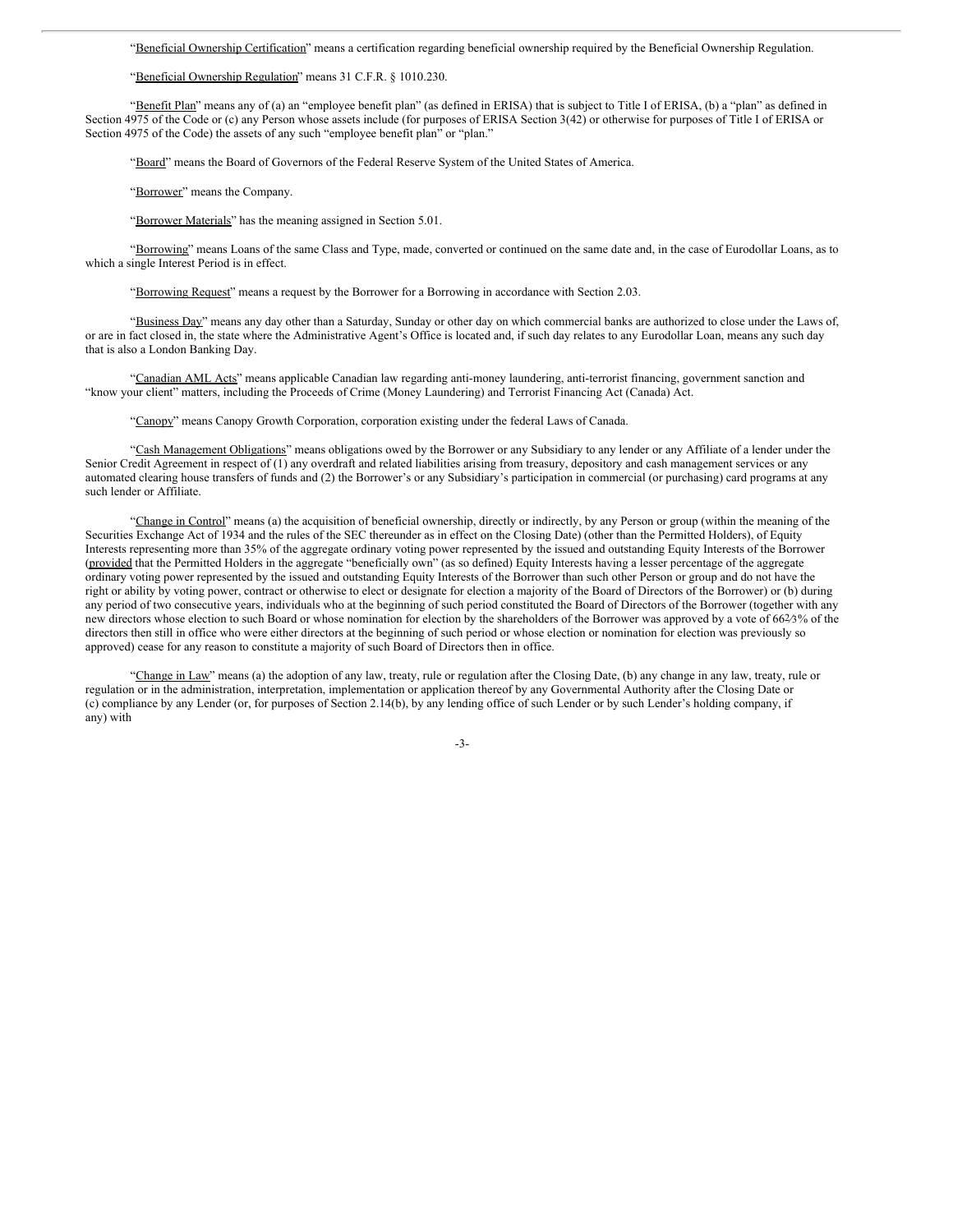"Beneficial Ownership Certification" means a certification regarding beneficial ownership required by the Beneficial Ownership Regulation.

"Beneficial Ownership Regulation" means 31 C.F.R. § 1010.230.

"Benefit Plan" means any of (a) an "employee benefit plan" (as defined in ERISA) that is subject to Title I of ERISA, (b) a "plan" as defined in Section 4975 of the Code or (c) any Person whose assets include (for purposes of ERISA Section 3(42) or otherwise for purposes of Title I of ERISA or Section 4975 of the Code) the assets of any such "employee benefit plan" or "plan."

"Board" means the Board of Governors of the Federal Reserve System of the United States of America.

"Borrower" means the Company.

"Borrower Materials" has the meaning assigned in Section 5.01.

"Borrowing" means Loans of the same Class and Type, made, converted or continued on the same date and, in the case of Eurodollar Loans, as to which a single Interest Period is in effect.

"Borrowing Request" means a request by the Borrower for a Borrowing in accordance with Section 2.03.

"Business Day" means any day other than a Saturday, Sunday or other day on which commercial banks are authorized to close under the Laws of, or are in fact closed in, the state where the Administrative Agent's Office is located and, if such day relates to any Eurodollar Loan, means any such day that is also a London Banking Day.

"Canadian AML Acts" means applicable Canadian law regarding anti-money laundering, anti-terrorist financing, government sanction and "know your client" matters, including the Proceeds of Crime (Money Laundering) and Terrorist Financing Act (Canada) Act.

"Canopy" means Canopy Growth Corporation, corporation existing under the federal Laws of Canada.

"Cash Management Obligations" means obligations owed by the Borrower or any Subsidiary to any lender or any Affiliate of a lender under the Senior Credit Agreement in respect of (1) any overdraft and related liabilities arising from treasury, depository and cash management services or any automated clearing house transfers of funds and (2) the Borrower's or any Subsidiary's participation in commercial (or purchasing) card programs at any such lender or Affiliate.

"Change in Control" means (a) the acquisition of beneficial ownership, directly or indirectly, by any Person or group (within the meaning of the Securities Exchange Act of 1934 and the rules of the SEC thereunder as in effect on the Closing Date) (other than the Permitted Holders), of Equity Interests representing more than 35% of the aggregate ordinary voting power represented by the issued and outstanding Equity Interests of the Borrower (provided that the Permitted Holders in the aggregate "beneficially own" (as so defined) Equity Interests having a lesser percentage of the aggregate ordinary voting power represented by the issued and outstanding Equity Interests of the Borrower than such other Person or group and do not have the right or ability by voting power, contract or otherwise to elect or designate for election a majority of the Board of Directors of the Borrower) or (b) during any period of two consecutive years, individuals who at the beginning of such period constituted the Board of Directors of the Borrower (together with any new directors whose election to such Board or whose nomination for election by the shareholders of the Borrower was approved by a vote of 66⅔% of the directors then still in office who were either directors at the beginning of such period or whose election or nomination for election was previously so approved) cease for any reason to constitute a majority of such Board of Directors then in office.

"Change in Law" means (a) the adoption of any law, treaty, rule or regulation after the Closing Date, (b) any change in any law, treaty, rule or regulation or in the administration, interpretation, implementation or application thereof by any Governmental Authority after the Closing Date or (c) compliance by any Lender (or, for purposes of Section 2.14(b), by any lending office of such Lender or by such Lender's holding company, if any) with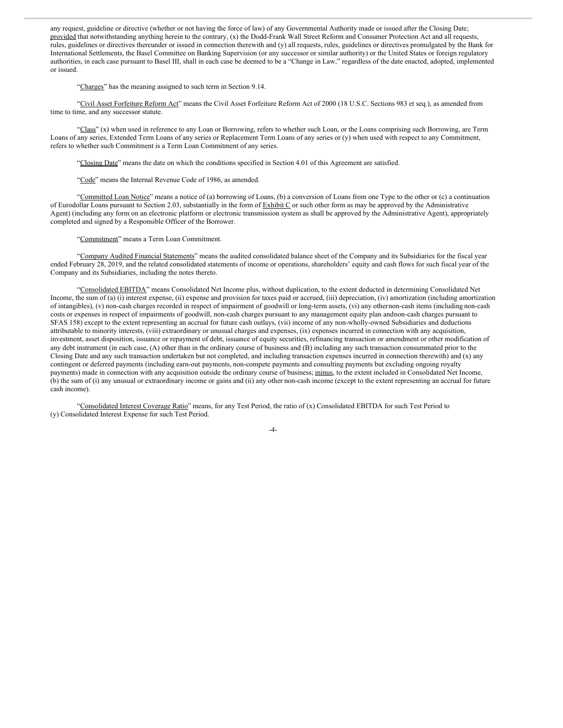any request, guideline or directive (whether or not having the force of law) of any Governmental Authority made or issued after the Closing Date; provided that notwithstanding anything herein to the contrary, (x) the Dodd-Frank Wall Street Reform and Consumer Protection Act and all requests, rules, guidelines or directives thereunder or issued in connection therewith and (y) all requests, rules, guidelines or directives promulgated by the Bank for International Settlements, the Basel Committee on Banking Supervision (or any successor or similar authority) or the United States or foreign regulatory authorities, in each case pursuant to Basel III, shall in each case be deemed to be a "Change in Law," regardless of the date enacted, adopted, implemented or issued.

"Charges" has the meaning assigned to such term in Section 9.14.

"Civil Asset Forfeiture Reform Act" means the Civil Asset Forfeiture Reform Act of 2000 (18 U.S.C. Sections 983 et seq.), as amended from time to time, and any successor statute.

"Class" (x) when used in reference to any Loan or Borrowing, refers to whether such Loan, or the Loans comprising such Borrowing, are Term Loans of any series, Extended Term Loans of any series or Replacement Term Loans of any series or (y) when used with respect to any Commitment, refers to whether such Commitment is a Term Loan Commitment of any series.

"Closing Date" means the date on which the conditions specified in Section 4.01 of this Agreement are satisfied.

"Code" means the Internal Revenue Code of 1986, as amended.

"Committed Loan Notice" means a notice of (a) borrowing of Loans, (b) a conversion of Loans from one Type to the other or (c) a continuation of Eurodollar Loans pursuant to Section 2.03, substantially in the form of Exhibit C or such other form as may be approved by the Administrative Agent) (including any form on an electronic platform or electronic transmission system as shall be approved by the Administrative Agent), appropriately completed and signed by a Responsible Officer of the Borrower.

"Commitment" means a Term Loan Commitment.

"Company Audited Financial Statements" means the audited consolidated balance sheet of the Company and its Subsidiaries for the fiscal year ended February 28, 2019, and the related consolidated statements of income or operations, shareholders' equity and cash flows for such fiscal year of the Company and its Subsidiaries, including the notes thereto.

"Consolidated EBITDA" means Consolidated Net Income plus, without duplication, to the extent deducted in determining Consolidated Net Income, the sum of (a) (i) interest expense, (ii) expense and provision for taxes paid or accrued, (iii) depreciation, (iv) amortization (including amortization of intangibles), (v) non-cash charges recorded in respect of impairment of goodwill or long-term assets, (vi) any other non-cash items (including non-cash costs or expenses in respect of impairments of goodwill, non-cash charges pursuant to any management equity plan and non-cash charges pursuant to SFAS 158) except to the extent representing an accrual for future cash outlays, (vii) income of any non-wholly-owned Subsidiaries and deductions attributable to minority interests, (viii) extraordinary or unusual charges and expenses, (ix) expenses incurred in connection with any acquisition, investment, asset disposition, issuance or repayment of debt, issuance of equity securities, refinancing transaction or amendment or other modification of any debt instrument (in each case, (A) other than in the ordinary course of business and (B) including any such transaction consummated prior to the Closing Date and any such transaction undertaken but not completed, and including transaction expenses incurred in connection therewith) and (x) any contingent or deferred payments (including earn-out payments, non-compete payments and consulting payments but excluding ongoing royalty payments) made in connection with any acquisition outside the ordinary course of business; minus, to the extent included in Consolidated Net Income, (b) the sum of (i) any unusual or extraordinary income or gains and (ii) any other non-cash income (except to the extent representing an accrual for future cash income).

"Consolidated Interest Coverage Ratio" means, for any Test Period, the ratio of (x) Consolidated EBITDA for such Test Period to (y) Consolidated Interest Expense for such Test Period.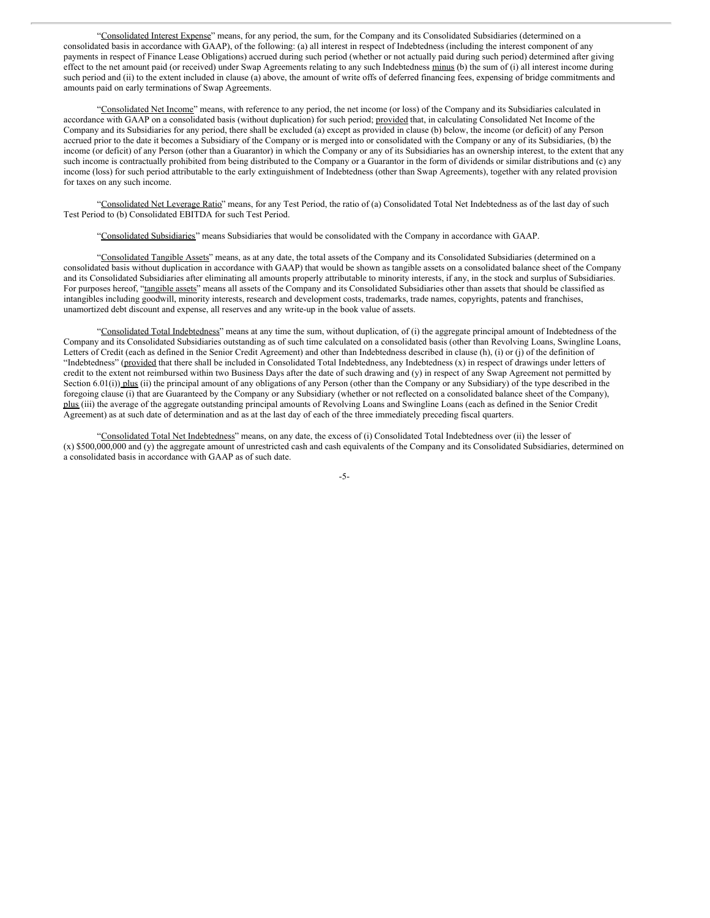"Consolidated Interest Expense" means, for any period, the sum, for the Company and its Consolidated Subsidiaries (determined on a consolidated basis in accordance with GAAP), of the following: (a) all interest in respect of Indebtedness (including the interest component of any payments in respect of Finance Lease Obligations) accrued during such period (whether or not actually paid during such period) determined after giving effect to the net amount paid (or received) under Swap Agreements relating to any such Indebtedness minus (b) the sum of (i) all interest income during such period and (ii) to the extent included in clause (a) above, the amount of write offs of deferred financing fees, expensing of bridge commitments and amounts paid on early terminations of Swap Agreements.

"Consolidated Net Income" means, with reference to any period, the net income (or loss) of the Company and its Subsidiaries calculated in accordance with GAAP on a consolidated basis (without duplication) for such period; provided that, in calculating Consolidated Net Income of the Company and its Subsidiaries for any period, there shall be excluded (a) except as provided in clause (b) below, the income (or deficit) of any Person accrued prior to the date it becomes a Subsidiary of the Company or is merged into or consolidated with the Company or any of its Subsidiaries, (b) the income (or deficit) of any Person (other than a Guarantor) in which the Company or any of its Subsidiaries has an ownership interest, to the extent that any such income is contractually prohibited from being distributed to the Company or a Guarantor in the form of dividends or similar distributions and (c) any income (loss) for such period attributable to the early extinguishment of Indebtedness (other than Swap Agreements), together with any related provision for taxes on any such income.

"Consolidated Net Leverage Ratio" means, for any Test Period, the ratio of (a) Consolidated Total Net Indebtedness as of the last day of such Test Period to (b) Consolidated EBITDA for such Test Period.

"Consolidated Subsidiaries" means Subsidiaries that would be consolidated with the Company in accordance with GAAP.

"Consolidated Tangible Assets" means, as at any date, the total assets of the Company and its Consolidated Subsidiaries (determined on a consolidated basis without duplication in accordance with GAAP) that would be shown as tangible assets on a consolidated balance sheet of the Company and its Consolidated Subsidiaries after eliminating all amounts properly attributable to minority interests, if any, in the stock and surplus of Subsidiaries. For purposes hereof, "tangible assets" means all assets of the Company and its Consolidated Subsidiaries other than assets that should be classified as intangibles including goodwill, minority interests, research and development costs, trademarks, trade names, copyrights, patents and franchises, unamortized debt discount and expense, all reserves and any write-up in the book value of assets.

"Consolidated Total Indebtedness" means at any time the sum, without duplication, of (i) the aggregate principal amount of Indebtedness of the Company and its Consolidated Subsidiaries outstanding as of such time calculated on a consolidated basis (other than Revolving Loans, Swingline Loans, Letters of Credit (each as defined in the Senior Credit Agreement) and other than Indebtedness described in clause (h), (i) or (j) of the definition of "Indebtedness" (provided that there shall be included in Consolidated Total Indebtedness, any Indebtedness (x) in respect of drawings under letters of credit to the extent not reimbursed within two Business Days after the date of such drawing and (y) in respect of any Swap Agreement not permitted by Section 6.01(i)) plus (ii) the principal amount of any obligations of any Person (other than the Company or any Subsidiary) of the type described in the foregoing clause (i) that are Guaranteed by the Company or any Subsidiary (whether or not reflected on a consolidated balance sheet of the Company), plus (iii) the average of the aggregate outstanding principal amounts of Revolving Loans and Swingline Loans (each as defined in the Senior Credit Agreement) as at such date of determination and as at the last day of each of the three immediately preceding fiscal quarters.

"Consolidated Total Net Indebtedness" means, on any date, the excess of (i) Consolidated Total Indebtedness over (ii) the lesser of (x) $500,000,000 and (y) the aggregate amount of unrestricted cash and cash equivalents of the Company and its Consolidated Subsidiaries, determined on a consolidated basis in accordance with GAAP as of such date.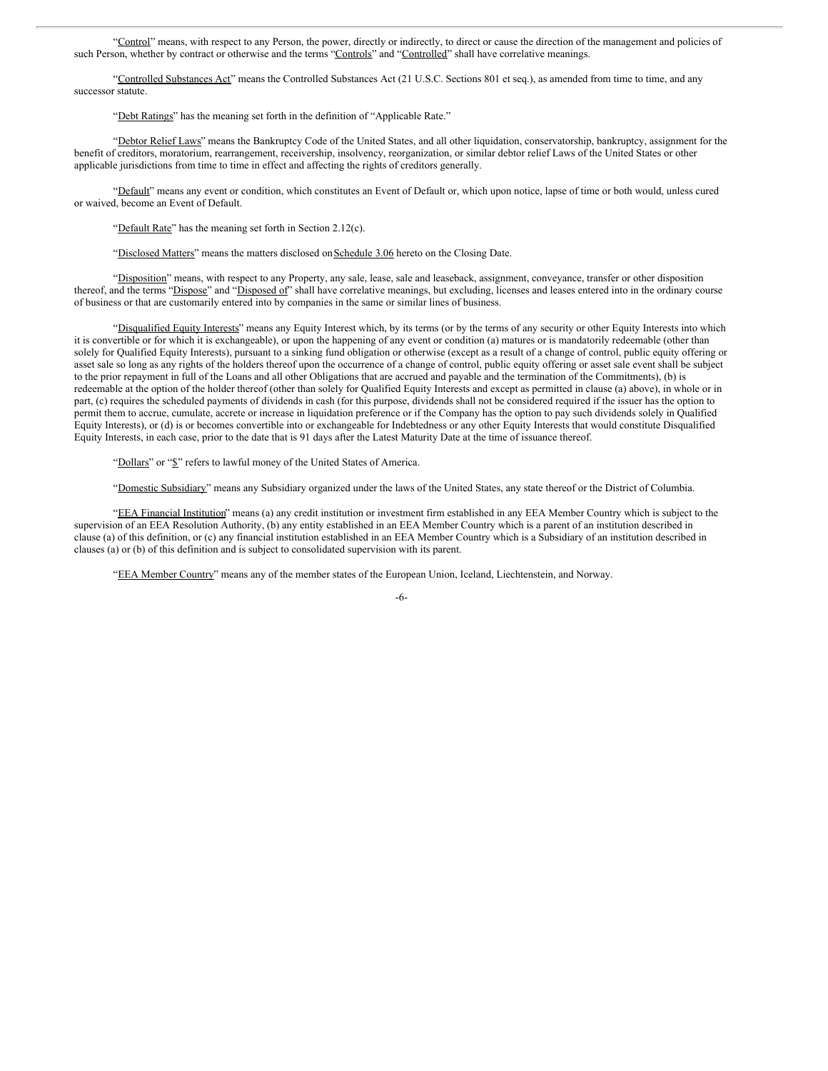"Control" means, with respect to any Person, the power, directly or indirectly, to direct or cause the direction of the management and policies of such Person, whether by contract or otherwise and the terms "Controls" and "Controlled" shall have correlative meanings.

"Controlled Substances Act" means the Controlled Substances Act (21 U.S.C. Sections 801 et seq.), as amended from time to time, and any successor statute.

"Debt Ratings" has the meaning set forth in the definition of "Applicable Rate."

"Debtor Relief Laws" means the Bankruptcy Code of the United States, and all other liquidation, conservatorship, bankruptcy, assignment for the benefit of creditors, moratorium, rearrangement, receivership, insolvency, reorganization, or similar debtor relief Laws of the United States or other applicable jurisdictions from time to time in effect and affecting the rights of creditors generally.

"Default" means any event or condition, which constitutes an Event of Default or, which upon notice, lapse of time or both would, unless cured or waived, become an Event of Default.

"Default Rate" has the meaning set forth in Section 2.12(c).

"Disclosed Matters" means the matters disclosed on Schedule 3.06 hereto on the Closing Date.

"Disposition" means, with respect to any Property, any sale, lease, sale and leaseback, assignment, conveyance, transfer or other disposition thereof, and the terms "Dispose" and "Disposed of" shall have correlative meanings, but excluding, licenses and leases entered into in the ordinary course of business or that are customarily entered into by companies in the same or similar lines of business.

"Disqualified Equity Interests" means any Equity Interest which, by its terms (or by the terms of any security or other Equity Interests into which it is convertible or for which it is exchangeable), or upon the happening of any event or condition (a) matures or is mandatorily redeemable (other than solely for Qualified Equity Interests), pursuant to a sinking fund obligation or otherwise (except as a result of a change of control, public equity offering or asset sale so long as any rights of the holders thereof upon the occurrence of a change of control, public equity offering or asset sale event shall be subject to the prior repayment in full of the Loans and all other Obligations that are accrued and payable and the termination of the Commitments), (b) is redeemable at the option of the holder thereof (other than solely for Qualified Equity Interests and except as permitted in clause (a) above), in whole or in part, (c) requires the scheduled payments of dividends in cash (for this purpose, dividends shall not be considered required if the issuer has the option to permit them to accrue, cumulate, accrete or increase in liquidation preference or if the Company has the option to pay such dividends solely in Qualified Equity Interests), or (d) is or becomes convertible into or exchangeable for Indebtedness or any other Equity Interests that would constitute Disqualified Equity Interests, in each case, prior to the date that is 91 days after the Latest Maturity Date at the time of issuance thereof.

"Dollars" or "$" refers to lawful money of the United States of America.

"Domestic Subsidiary" means any Subsidiary organized under the laws of the United States, any state thereof or the District of Columbia.

"EEA Financial Institution" means (a) any credit institution or investment firm established in any EEA Member Country which is subject to the supervision of an EEA Resolution Authority, (b) any entity established in an EEA Member Country which is a parent of an institution described in clause (a) of this definition, or (c) any financial institution established in an EEA Member Country which is a Subsidiary of an institution described in clauses (a) or (b) of this definition and is subject to consolidated supervision with its parent.

"EEA Member Country" means any of the member states of the European Union, Iceland, Liechtenstein, and Norway.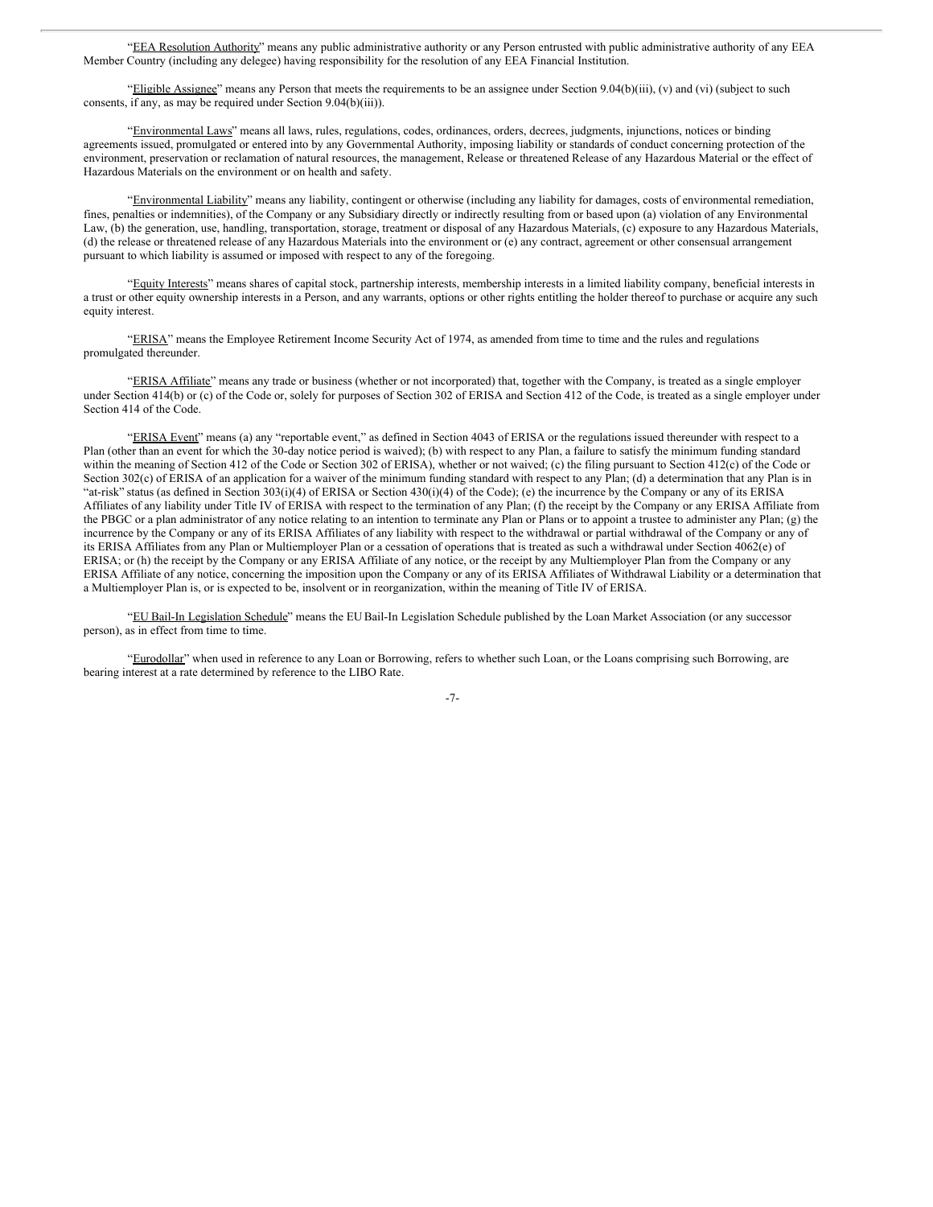"EEA Resolution Authority" means any public administrative authority or any Person entrusted with public administrative authority of any EEA Member Country (including any delegee) having responsibility for the resolution of any EEA Financial Institution.

"Eligible Assignee" means any Person that meets the requirements to be an assignee under Section 9.04(b)(iii), (v) and (vi) (subject to such consents, if any, as may be required under Section 9.04(b)(iii)).

"Environmental Laws" means all laws, rules, regulations, codes, ordinances, orders, decrees, judgments, injunctions, notices or binding agreements issued, promulgated or entered into by any Governmental Authority, imposing liability or standards of conduct concerning protection of the environment, preservation or reclamation of natural resources, the management, Release or threatened Release of any Hazardous Material or the effect of Hazardous Materials on the environment or on health and safety.

"Environmental Liability" means any liability, contingent or otherwise (including any liability for damages, costs of environmental remediation, fines, penalties or indemnities), of the Company or any Subsidiary directly or indirectly resulting from or based upon (a) violation of any Environmental Law, (b) the generation, use, handling, transportation, storage, treatment or disposal of any Hazardous Materials, (c) exposure to any Hazardous Materials, (d) the release or threatened release of any Hazardous Materials into the environment or (e) any contract, agreement or other consensual arrangement pursuant to which liability is assumed or imposed with respect to any of the foregoing.

"Equity Interests" means shares of capital stock, partnership interests, membership interests in a limited liability company, beneficial interests in a trust or other equity ownership interests in a Person, and any warrants, options or other rights entitling the holder thereof to purchase or acquire any such equity interest.

"ERISA" means the Employee Retirement Income Security Act of 1974, as amended from time to time and the rules and regulations promulgated thereunder.

"ERISA Affiliate" means any trade or business (whether or not incorporated) that, together with the Company, is treated as a single employer under Section 414(b) or (c) of the Code or, solely for purposes of Section 302 of ERISA and Section 412 of the Code, is treated as a single employer under Section 414 of the Code.

"ERISA Event" means (a) any "reportable event," as defined in Section 4043 of ERISA or the regulations issued thereunder with respect to a Plan (other than an event for which the 30-day notice period is waived); (b) with respect to any Plan, a failure to satisfy the minimum funding standard within the meaning of Section 412 of the Code or Section 302 of ERISA), whether or not waived; (c) the filing pursuant to Section 412(c) of the Code or Section 302(c) of ERISA of an application for a waiver of the minimum funding standard with respect to any Plan; (d) a determination that any Plan is in "at-risk" status (as defined in Section 303(i)(4) of ERISA or Section 430(i)(4) of the Code); (e) the incurrence by the Company or any of its ERISA Affiliates of any liability under Title IV of ERISA with respect to the termination of any Plan; (f) the receipt by the Company or any ERISA Affiliate from the PBGC or a plan administrator of any notice relating to an intention to terminate any Plan or Plans or to appoint a trustee to administer any Plan; (g) the incurrence by the Company or any of its ERISA Affiliates of any liability with respect to the withdrawal or partial withdrawal of the Company or any of its ERISA Affiliates from any Plan or Multiemployer Plan or a cessation of operations that is treated as such a withdrawal under Section 4062(e) of ERISA; or (h) the receipt by the Company or any ERISA Affiliate of any notice, or the receipt by any Multiemployer Plan from the Company or any ERISA Affiliate of any notice, concerning the imposition upon the Company or any of its ERISA Affiliates of Withdrawal Liability or a determination that a Multiemployer Plan is, or is expected to be, insolvent or in reorganization, within the meaning of Title IV of ERISA.

"EU Bail-In Legislation Schedule" means the EU Bail-In Legislation Schedule published by the Loan Market Association (or any successor person), as in effect from time to time.

"Eurodollar" when used in reference to any Loan or Borrowing, refers to whether such Loan, or the Loans comprising such Borrowing, are bearing interest at a rate determined by reference to the LIBO Rate.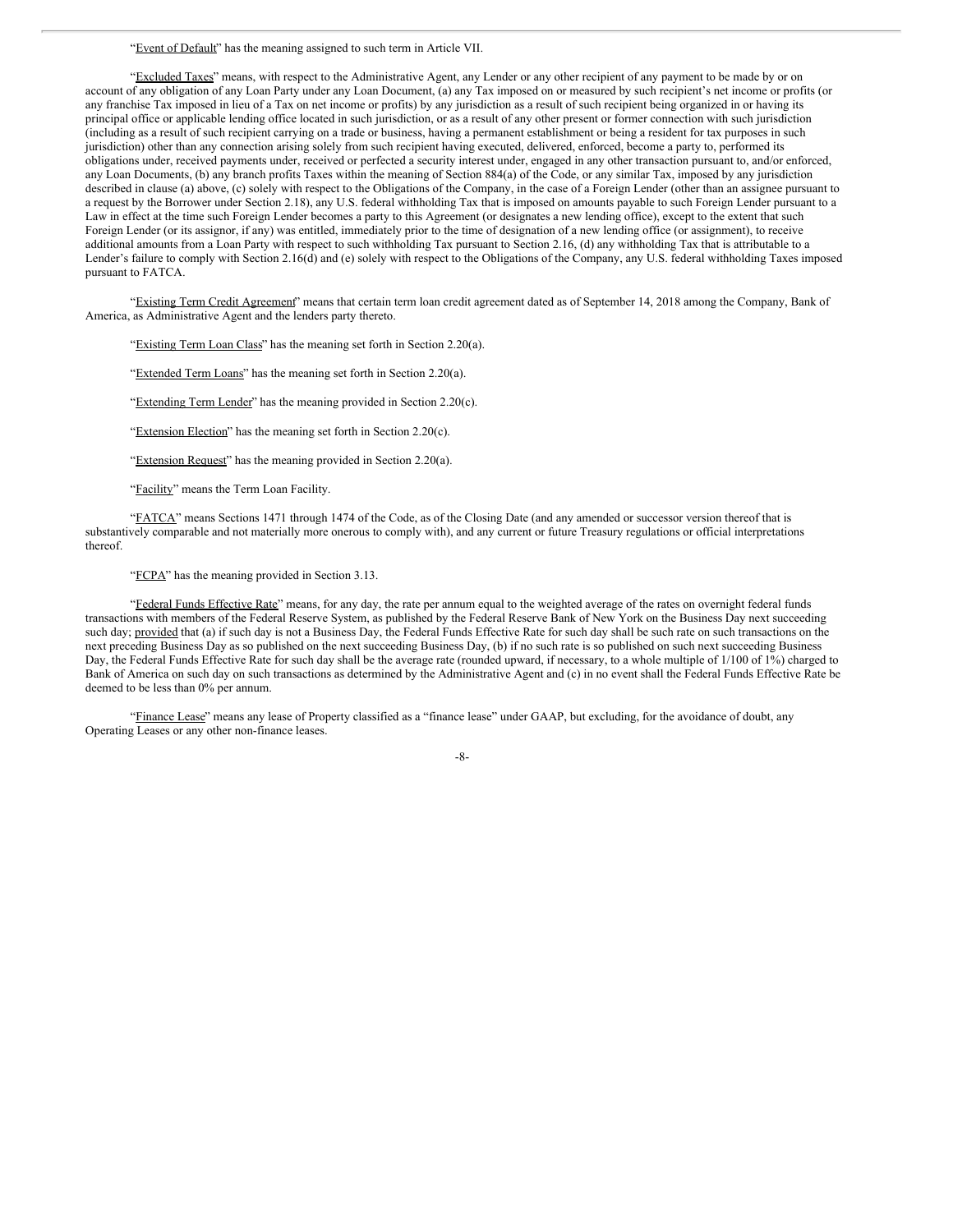"Event of Default" has the meaning assigned to such term in Article VII.

"Excluded Taxes" means, with respect to the Administrative Agent, any Lender or any other recipient of any payment to be made by or on account of any obligation of any Loan Party under any Loan Document, (a) any Tax imposed on or measured by such recipient's net income or profits (or any franchise Tax imposed in lieu of a Tax on net income or profits) by any jurisdiction as a result of such recipient being organized in or having its principal office or applicable lending office located in such jurisdiction, or as a result of any other present or former connection with such jurisdiction (including as a result of such recipient carrying on a trade or business, having a permanent establishment or being a resident for tax purposes in such jurisdiction) other than any connection arising solely from such recipient having executed, delivered, enforced, become a party to, performed its obligations under, received payments under, received or perfected a security interest under, engaged in any other transaction pursuant to, and/or enforced, any Loan Documents, (b) any branch profits Taxes within the meaning of Section 884(a) of the Code, or any similar Tax, imposed by any jurisdiction described in clause (a) above, (c) solely with respect to the Obligations of the Company, in the case of a Foreign Lender (other than an assignee pursuant to a request by the Borrower under Section 2.18), any U.S. federal withholding Tax that is imposed on amounts payable to such Foreign Lender pursuant to a Law in effect at the time such Foreign Lender becomes a party to this Agreement (or designates a new lending office), except to the extent that such Foreign Lender (or its assignor, if any) was entitled, immediately prior to the time of designation of a new lending office (or assignment), to receive additional amounts from a Loan Party with respect to such withholding Tax pursuant to Section 2.16, (d) any withholding Tax that is attributable to a Lender's failure to comply with Section 2.16(d) and (e) solely with respect to the Obligations of the Company, any U.S. federal withholding Taxes imposed pursuant to FATCA.

"Existing Term Credit Agreement" means that certain term loan credit agreement dated as of September 14, 2018 among the Company, Bank of America, as Administrative Agent and the lenders party thereto.

"Existing Term Loan Class" has the meaning set forth in Section 2.20(a).

"Extended Term Loans" has the meaning set forth in Section 2.20(a).

"Extending Term Lender" has the meaning provided in Section 2.20(c).

"Extension Election" has the meaning set forth in Section 2.20(c).

"Extension Request" has the meaning provided in Section 2.20(a).

"Facility" means the Term Loan Facility.

"FATCA" means Sections 1471 through 1474 of the Code, as of the Closing Date (and any amended or successor version thereof that is substantively comparable and not materially more onerous to comply with), and any current or future Treasury regulations or official interpretations thereof.

"FCPA" has the meaning provided in Section 3.13.

"Federal Funds Effective Rate" means, for any day, the rate per annum equal to the weighted average of the rates on overnight federal funds transactions with members of the Federal Reserve System, as published by the Federal Reserve Bank of New York on the Business Day next succeeding such day; provided that (a) if such day is not a Business Day, the Federal Funds Effective Rate for such day shall be such rate on such transactions on the next preceding Business Day as so published on the next succeeding Business Day, (b) if no such rate is so published on such next succeeding Business Day, the Federal Funds Effective Rate for such day shall be the average rate (rounded upward, if necessary, to a whole multiple of 1/100 of 1%) charged to Bank of America on such day on such transactions as determined by the Administrative Agent and (c) in no event shall the Federal Funds Effective Rate be deemed to be less than 0% per annum.

"Finance Lease" means any lease of Property classified as a "finance lease" under GAAP, but excluding, for the avoidance of doubt, any Operating Leases or any other non-finance leases.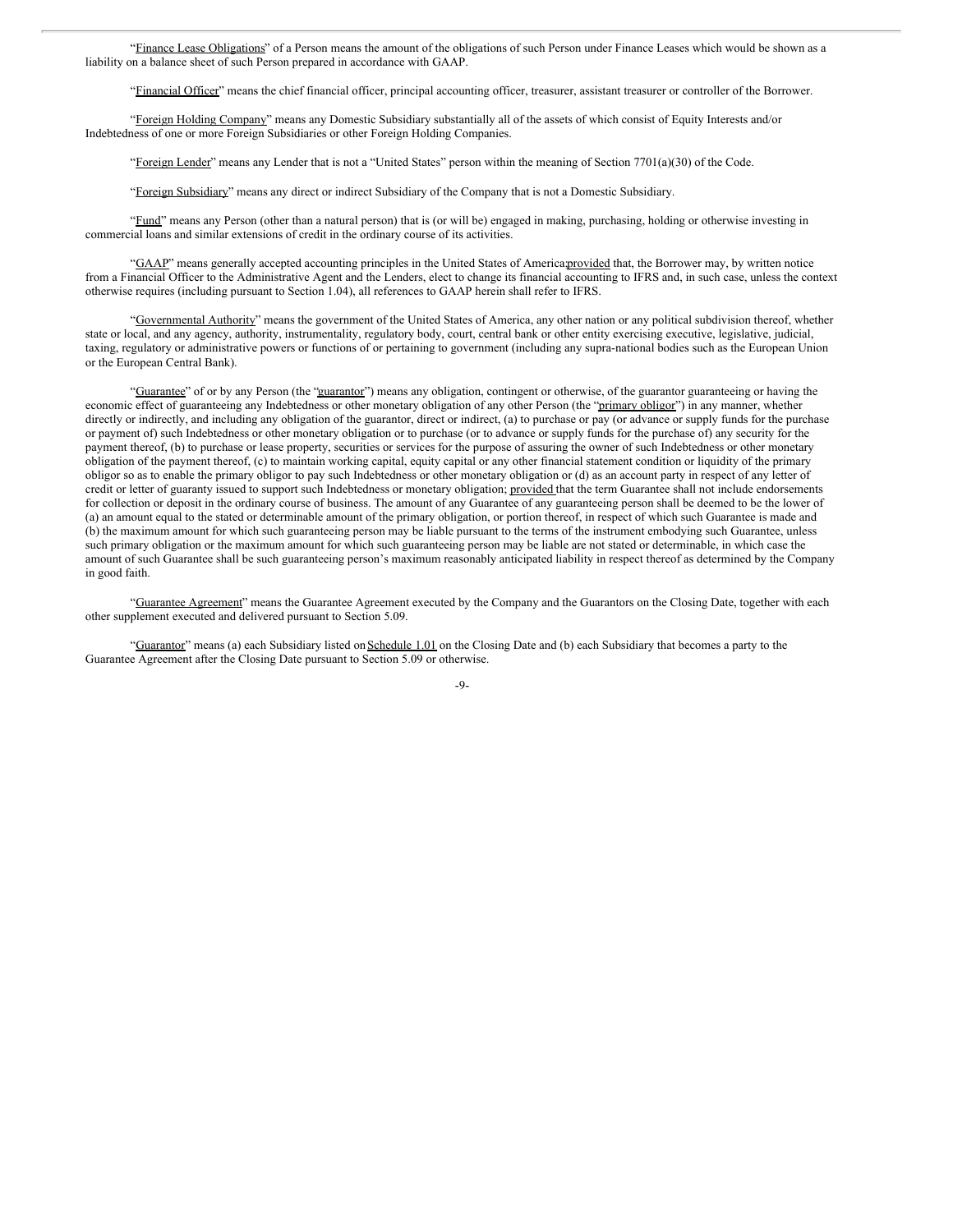"Finance Lease Obligations" of a Person means the amount of the obligations of such Person under Finance Leases which would be shown as a liability on a balance sheet of such Person prepared in accordance with GAAP.

"Financial Officer" means the chief financial officer, principal accounting officer, treasurer, assistant treasurer or controller of the Borrower.

"Foreign Holding Company" means any Domestic Subsidiary substantially all of the assets of which consist of Equity Interests and/or Indebtedness of one or more Foreign Subsidiaries or other Foreign Holding Companies.

"Foreign Lender" means any Lender that is not a "United States" person within the meaning of Section 7701(a)(30) of the Code.

"Foreign Subsidiary" means any direct or indirect Subsidiary of the Company that is not a Domestic Subsidiary.

"Fund" means any Person (other than a natural person) that is (or will be) engaged in making, purchasing, holding or otherwise investing in commercial loans and similar extensions of credit in the ordinary course of its activities.

"GAAP" means generally accepted accounting principles in the United States of America; provided that, the Borrower may, by written notice from a Financial Officer to the Administrative Agent and the Lenders, elect to change its financial accounting to IFRS and, in such case, unless the context otherwise requires (including pursuant to Section 1.04), all references to GAAP herein shall refer to IFRS.

"Governmental Authority" means the government of the United States of America, any other nation or any political subdivision thereof, whether state or local, and any agency, authority, instrumentality, regulatory body, court, central bank or other entity exercising executive, legislative, judicial, taxing, regulatory or administrative powers or functions of or pertaining to government (including any supra-national bodies such as the European Union or the European Central Bank).

"Guarantee" of or by any Person (the "guarantor") means any obligation, contingent or otherwise, of the guarantor guaranteeing or having the economic effect of guaranteeing any Indebtedness or other monetary obligation of any other Person (the "primary obligor") in any manner, whether directly or indirectly, and including any obligation of the guarantor, direct or indirect, (a) to purchase or pay (or advance or supply funds for the purchase or payment of) such Indebtedness or other monetary obligation or to purchase (or to advance or supply funds for the purchase of) any security for the payment thereof, (b) to purchase or lease property, securities or services for the purpose of assuring the owner of such Indebtedness or other monetary obligation of the payment thereof, (c) to maintain working capital, equity capital or any other financial statement condition or liquidity of the primary obligor so as to enable the primary obligor to pay such Indebtedness or other monetary obligation or (d) as an account party in respect of any letter of credit or letter of guaranty issued to support such Indebtedness or monetary obligation; provided that the term Guarantee shall not include endorsements for collection or deposit in the ordinary course of business. The amount of any Guarantee of any guaranteeing person shall be deemed to be the lower of (a) an amount equal to the stated or determinable amount of the primary obligation, or portion thereof, in respect of which such Guarantee is made and (b) the maximum amount for which such guaranteeing person may be liable pursuant to the terms of the instrument embodying such Guarantee, unless such primary obligation or the maximum amount for which such guaranteeing person may be liable are not stated or determinable, in which case the amount of such Guarantee shall be such guaranteeing person's maximum reasonably anticipated liability in respect thereof as determined by the Company in good faith.

"Guarantee Agreement" means the Guarantee Agreement executed by the Company and the Guarantors on the Closing Date, together with each other supplement executed and delivered pursuant to Section 5.09.

"Guarantor" means (a) each Subsidiary listed on Schedule 1.01 on the Closing Date and (b) each Subsidiary that becomes a party to the Guarantee Agreement after the Closing Date pursuant to Section 5.09 or otherwise.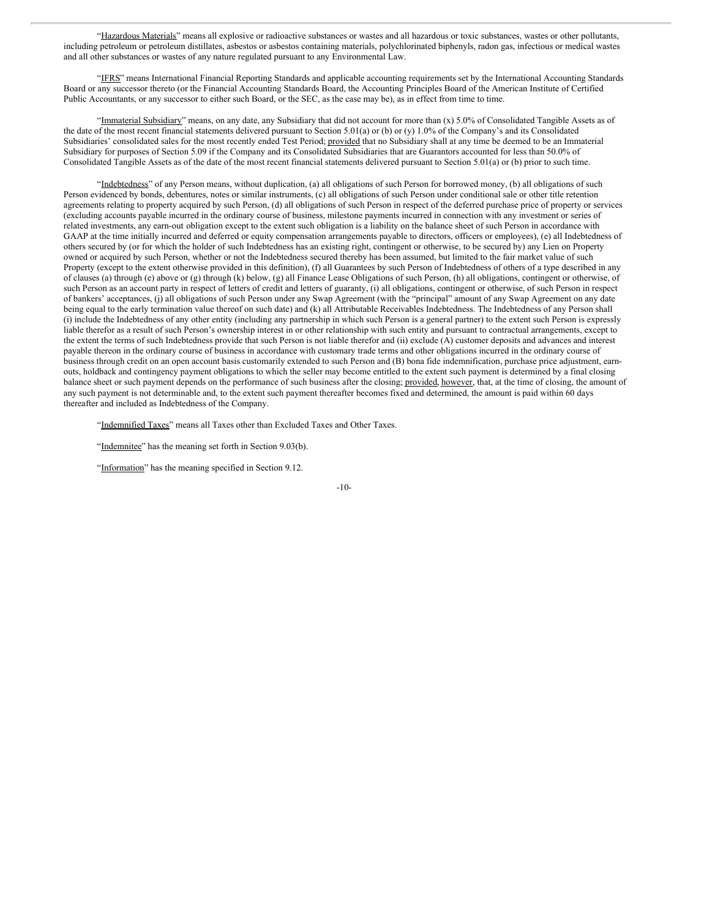"Hazardous Materials" means all explosive or radioactive substances or wastes and all hazardous or toxic substances, wastes or other pollutants, including petroleum or petroleum distillates, asbestos or asbestos containing materials, polychlorinated biphenyls, radon gas, infectious or medical wastes and all other substances or wastes of any nature regulated pursuant to any Environmental Law.

"IFRS" means International Financial Reporting Standards and applicable accounting requirements set by the International Accounting Standards Board or any successor thereto (or the Financial Accounting Standards Board, the Accounting Principles Board of the American Institute of Certified Public Accountants, or any successor to either such Board, or the SEC, as the case may be), as in effect from time to time.

"Immaterial Subsidiary" means, on any date, any Subsidiary that did not account for more than (x) 5.0% of Consolidated Tangible Assets as of the date of the most recent financial statements delivered pursuant to Section 5.01(a) or (b) or (y) 1.0% of the Company's and its Consolidated Subsidiaries' consolidated sales for the most recently ended Test Period; provided that no Subsidiary shall at any time be deemed to be an Immaterial Subsidiary for purposes of Section 5.09 if the Company and its Consolidated Subsidiaries that are Guarantors accounted for less than 50.0% of Consolidated Tangible Assets as of the date of the most recent financial statements delivered pursuant to Section 5.01(a) or (b) prior to such time.

"Indebtedness" of any Person means, without duplication, (a) all obligations of such Person for borrowed money, (b) all obligations of such Person evidenced by bonds, debentures, notes or similar instruments, (c) all obligations of such Person under conditional sale or other title retention agreements relating to property acquired by such Person, (d) all obligations of such Person in respect of the deferred purchase price of property or services (excluding accounts payable incurred in the ordinary course of business, milestone payments incurred in connection with any investment or series of related investments, any earn-out obligation except to the extent such obligation is a liability on the balance sheet of such Person in accordance with GAAP at the time initially incurred and deferred or equity compensation arrangements payable to directors, officers or employees), (e) all Indebtedness of others secured by (or for which the holder of such Indebtedness has an existing right, contingent or otherwise, to be secured by) any Lien on Property owned or acquired by such Person, whether or not the Indebtedness secured thereby has been assumed, but limited to the fair market value of such Property (except to the extent otherwise provided in this definition), (f) all Guarantees by such Person of Indebtedness of others of a type described in any of clauses (a) through (e) above or (g) through (k) below, (g) all Finance Lease Obligations of such Person, (h) all obligations, contingent or otherwise, of such Person as an account party in respect of letters of credit and letters of guaranty, (i) all obligations, contingent or otherwise, of such Person in respect of bankers' acceptances, (j) all obligations of such Person under any Swap Agreement (with the "principal" amount of any Swap Agreement on any date being equal to the early termination value thereof on such date) and (k) all Attributable Receivables Indebtedness. The Indebtedness of any Person shall (i) include the Indebtedness of any other entity (including any partnership in which such Person is a general partner) to the extent such Person is expressly liable therefor as a result of such Person's ownership interest in or other relationship with such entity and pursuant to contractual arrangements, except to the extent the terms of such Indebtedness provide that such Person is not liable therefor and (ii) exclude (A) customer deposits and advances and interest payable thereon in the ordinary course of business in accordance with customary trade terms and other obligations incurred in the ordinary course of business through credit on an open account basis customarily extended to such Person and (B) bona fide indemnification, purchase price adjustment, earn-outs, holdback and contingency payment obligations to which the seller may become entitled to the extent such payment is determined by a final closing balance sheet or such payment depends on the performance of such business after the closing; provided, however, that, at the time of closing, the amount of any such payment is not determinable and, to the extent such payment thereafter becomes fixed and determined, the amount is paid within 60 days thereafter and included as Indebtedness of the Company.

"Indemnified Taxes" means all Taxes other than Excluded Taxes and Other Taxes.

"Indemnitee" has the meaning set forth in Section 9.03(b).

"Information" has the meaning specified in Section 9.12.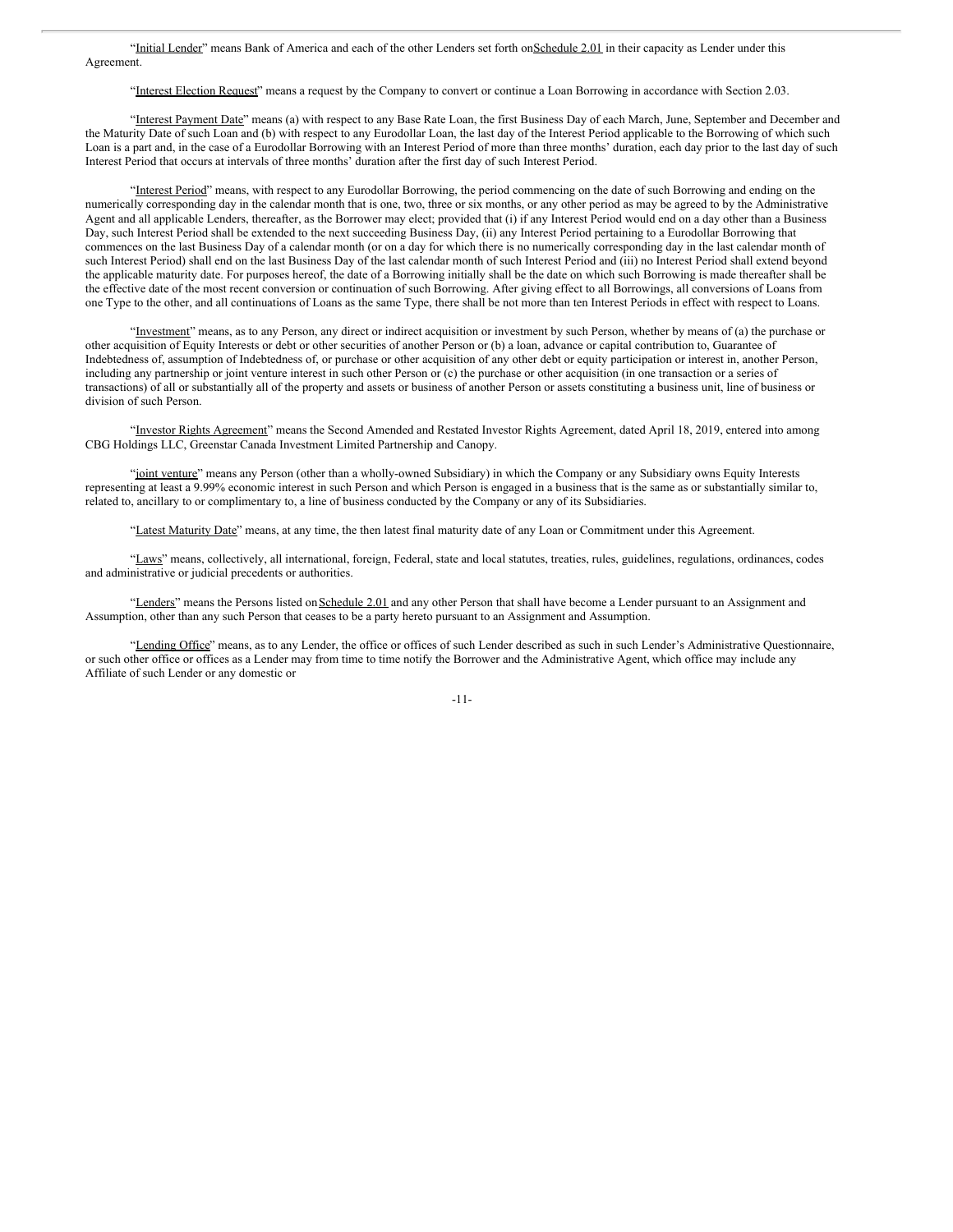"Initial Lender" means Bank of America and each of the other Lenders set forth on Schedule 2.01 in their capacity as Lender under this Agreement.

"Interest Election Request" means a request by the Company to convert or continue a Loan Borrowing in accordance with Section 2.03.

"Interest Payment Date" means (a) with respect to any Base Rate Loan, the first Business Day of each March, June, September and December and the Maturity Date of such Loan and (b) with respect to any Eurodollar Loan, the last day of the Interest Period applicable to the Borrowing of which such Loan is a part and, in the case of a Eurodollar Borrowing with an Interest Period of more than three months' duration, each day prior to the last day of such Interest Period that occurs at intervals of three months' duration after the first day of such Interest Period.

"Interest Period" means, with respect to any Eurodollar Borrowing, the period commencing on the date of such Borrowing and ending on the numerically corresponding day in the calendar month that is one, two, three or six months, or any other period as may be agreed to by the Administrative Agent and all applicable Lenders, thereafter, as the Borrower may elect; provided that (i) if any Interest Period would end on a day other than a Business Day, such Interest Period shall be extended to the next succeeding Business Day, (ii) any Interest Period pertaining to a Eurodollar Borrowing that commences on the last Business Day of a calendar month (or on a day for which there is no numerically corresponding day in the last calendar month of such Interest Period) shall end on the last Business Day of the last calendar month of such Interest Period and (iii) no Interest Period shall extend beyond the applicable maturity date. For purposes hereof, the date of a Borrowing initially shall be the date on which such Borrowing is made thereafter shall be the effective date of the most recent conversion or continuation of such Borrowing. After giving effect to all Borrowings, all conversions of Loans from one Type to the other, and all continuations of Loans as the same Type, there shall be not more than ten Interest Periods in effect with respect to Loans.

"Investment" means, as to any Person, any direct or indirect acquisition or investment by such Person, whether by means of (a) the purchase or other acquisition of Equity Interests or debt or other securities of another Person or (b) a loan, advance or capital contribution to, Guarantee of Indebtedness of, assumption of Indebtedness of, or purchase or other acquisition of any other debt or equity participation or interest in, another Person, including any partnership or joint venture interest in such other Person or (c) the purchase or other acquisition (in one transaction or a series of transactions) of all or substantially all of the property and assets or business of another Person or assets constituting a business unit, line of business or division of such Person.

"Investor Rights Agreement" means the Second Amended and Restated Investor Rights Agreement, dated April 18, 2019, entered into among CBG Holdings LLC, Greenstar Canada Investment Limited Partnership and Canopy.

"joint venture" means any Person (other than a wholly-owned Subsidiary) in which the Company or any Subsidiary owns Equity Interests representing at least a 9.99% economic interest in such Person and which Person is engaged in a business that is the same as or substantially similar to, related to, ancillary to or complimentary to, a line of business conducted by the Company or any of its Subsidiaries.

"Latest Maturity Date" means, at any time, the then latest final maturity date of any Loan or Commitment under this Agreement.

"Laws" means, collectively, all international, foreign, Federal, state and local statutes, treaties, rules, guidelines, regulations, ordinances, codes and administrative or judicial precedents or authorities.

"Lenders" means the Persons listed on Schedule 2.01 and any other Person that shall have become a Lender pursuant to an Assignment and Assumption, other than any such Person that ceases to be a party hereto pursuant to an Assignment and Assumption.

"Lending Office" means, as to any Lender, the office or offices of such Lender described as such in such Lender's Administrative Questionnaire, or such other office or offices as a Lender may from time to time notify the Borrower and the Administrative Agent, which office may include any Affiliate of such Lender or any domestic or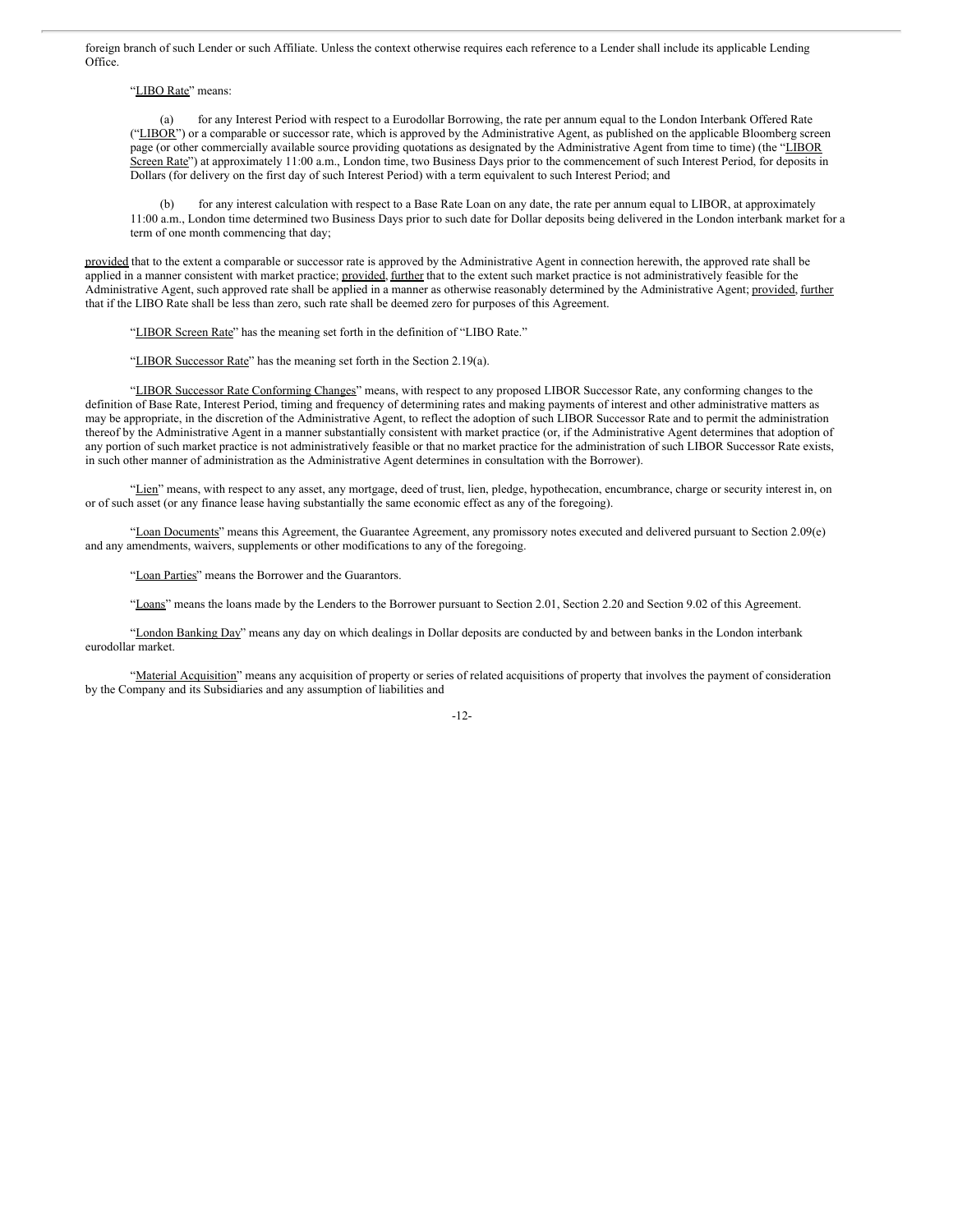foreign branch of such Lender or such Affiliate. Unless the context otherwise requires each reference to a Lender shall include its applicable Lending Office.

"LIBO Rate" means:

(a) for any Interest Period with respect to a Eurodollar Borrowing, the rate per annum equal to the London Interbank Offered Rate ("LIBOR") or a comparable or successor rate, which is approved by the Administrative Agent, as published on the applicable Bloomberg screen page (or other commercially available source providing quotations as designated by the Administrative Agent from time to time) (the "LIBOR Screen Rate") at approximately 11:00 a.m., London time, two Business Days prior to the commencement of such Interest Period, for deposits in Dollars (for delivery on the first day of such Interest Period) with a term equivalent to such Interest Period; and

(b) for any interest calculation with respect to a Base Rate Loan on any date, the rate per annum equal to LIBOR, at approximately 11:00 a.m., London time determined two Business Days prior to such date for Dollar deposits being delivered in the London interbank market for a term of one month commencing that day;

provided that to the extent a comparable or successor rate is approved by the Administrative Agent in connection herewith, the approved rate shall be applied in a manner consistent with market practice; provided, further that to the extent such market practice is not administratively feasible for the Administrative Agent, such approved rate shall be applied in a manner as otherwise reasonably determined by the Administrative Agent; provided, further that if the LIBO Rate shall be less than zero, such rate shall be deemed zero for purposes of this Agreement.

"LIBOR Screen Rate" has the meaning set forth in the definition of "LIBO Rate."

"LIBOR Successor Rate" has the meaning set forth in the Section 2.19(a).

"LIBOR Successor Rate Conforming Changes" means, with respect to any proposed LIBOR Successor Rate, any conforming changes to the definition of Base Rate, Interest Period, timing and frequency of determining rates and making payments of interest and other administrative matters as may be appropriate, in the discretion of the Administrative Agent, to reflect the adoption of such LIBOR Successor Rate and to permit the administration thereof by the Administrative Agent in a manner substantially consistent with market practice (or, if the Administrative Agent determines that adoption of any portion of such market practice is not administratively feasible or that no market practice for the administration of such LIBOR Successor Rate exists, in such other manner of administration as the Administrative Agent determines in consultation with the Borrower).

"Lien" means, with respect to any asset, any mortgage, deed of trust, lien, pledge, hypothecation, encumbrance, charge or security interest in, on or of such asset (or any finance lease having substantially the same economic effect as any of the foregoing).

"Loan Documents" means this Agreement, the Guarantee Agreement, any promissory notes executed and delivered pursuant to Section 2.09(e) and any amendments, waivers, supplements or other modifications to any of the foregoing.

"Loan Parties" means the Borrower and the Guarantors.

"Loans" means the loans made by the Lenders to the Borrower pursuant to Section 2.01, Section 2.20 and Section 9.02 of this Agreement.

"London Banking Day" means any day on which dealings in Dollar deposits are conducted by and between banks in the London interbank eurodollar market.

"Material Acquisition" means any acquisition of property or series of related acquisitions of property that involves the payment of consideration by the Company and its Subsidiaries and any assumption of liabilities and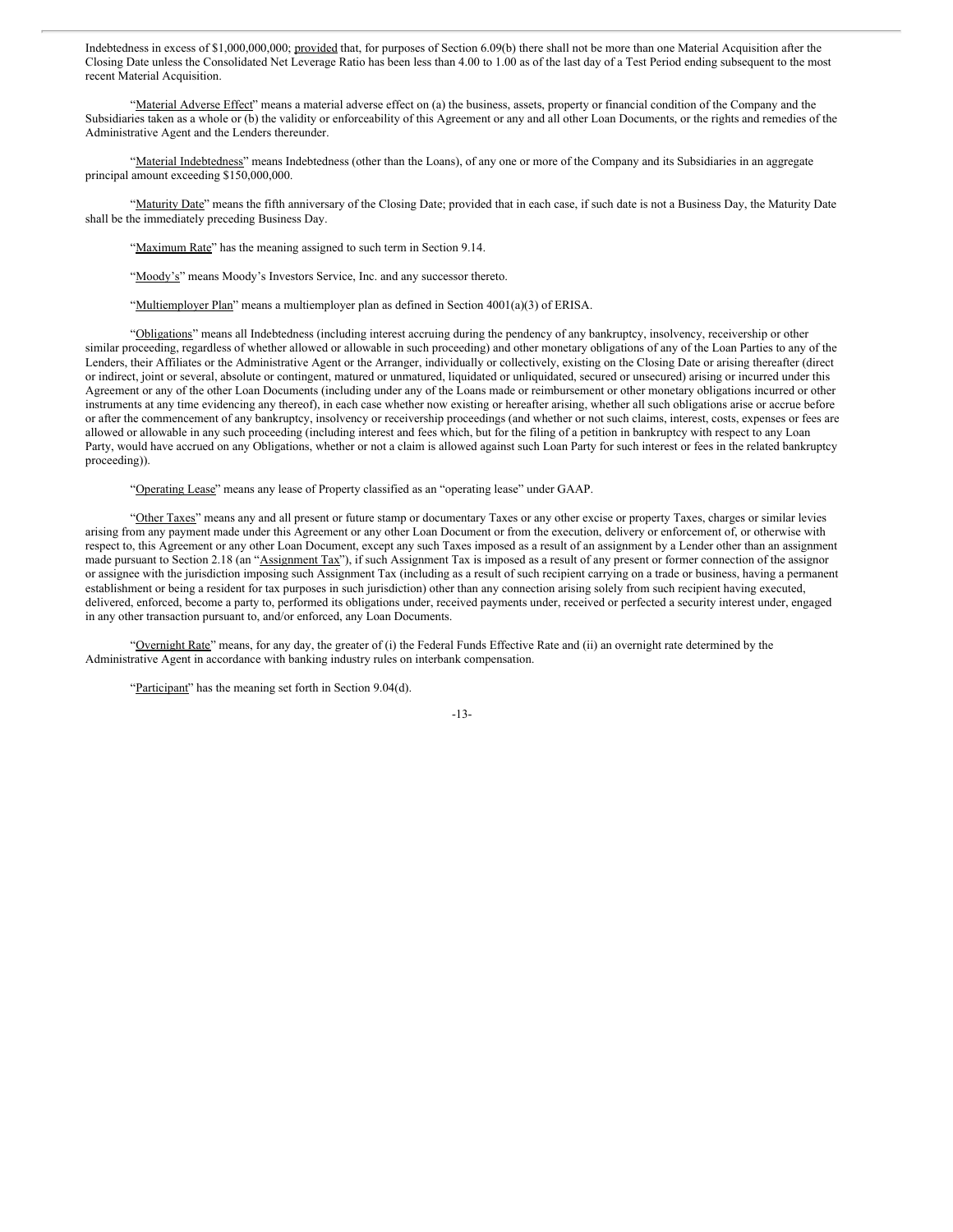Indebtedness in excess of $1,000,000,000; provided that, for purposes of Section 6.09(b) there shall not be more than one Material Acquisition after the Closing Date unless the Consolidated Net Leverage Ratio has been less than 4.00 to 1.00 as of the last day of a Test Period ending subsequent to the most recent Material Acquisition.

"Material Adverse Effect" means a material adverse effect on (a) the business, assets, property or financial condition of the Company and the Subsidiaries taken as a whole or (b) the validity or enforceability of this Agreement or any and all other Loan Documents, or the rights and remedies of the Administrative Agent and the Lenders thereunder.

"Material Indebtedness" means Indebtedness (other than the Loans), of any one or more of the Company and its Subsidiaries in an aggregate principal amount exceeding $150,000,000.

"Maturity Date" means the fifth anniversary of the Closing Date; provided that in each case, if such date is not a Business Day, the Maturity Date shall be the immediately preceding Business Day.

"Maximum Rate" has the meaning assigned to such term in Section 9.14.

"Moody's" means Moody's Investors Service, Inc. and any successor thereto.

"Multiemployer Plan" means a multiemployer plan as defined in Section 4001(a)(3) of ERISA.

"Obligations" means all Indebtedness (including interest accruing during the pendency of any bankruptcy, insolvency, receivership or other similar proceeding, regardless of whether allowed or allowable in such proceeding) and other monetary obligations of any of the Loan Parties to any of the Lenders, their Affiliates or the Administrative Agent or the Arranger, individually or collectively, existing on the Closing Date or arising thereafter (direct or indirect, joint or several, absolute or contingent, matured or unmatured, liquidated or unliquidated, secured or unsecured) arising or incurred under this Agreement or any of the other Loan Documents (including under any of the Loans made or reimbursement or other monetary obligations incurred or other instruments at any time evidencing any thereof), in each case whether now existing or hereafter arising, whether all such obligations arise or accrue before or after the commencement of any bankruptcy, insolvency or receivership proceedings (and whether or not such claims, interest, costs, expenses or fees are allowed or allowable in any such proceeding (including interest and fees which, but for the filing of a petition in bankruptcy with respect to any Loan Party, would have accrued on any Obligations, whether or not a claim is allowed against such Loan Party for such interest or fees in the related bankruptcy proceeding)).

"Operating Lease" means any lease of Property classified as an "operating lease" under GAAP.

"Other Taxes" means any and all present or future stamp or documentary Taxes or any other excise or property Taxes, charges or similar levies arising from any payment made under this Agreement or any other Loan Document or from the execution, delivery or enforcement of, or otherwise with respect to, this Agreement or any other Loan Document, except any such Taxes imposed as a result of an assignment by a Lender other than an assignment made pursuant to Section 2.18 (an "Assignment Tax"), if such Assignment Tax is imposed as a result of any present or former connection of the assignor or assignee with the jurisdiction imposing such Assignment Tax (including as a result of such recipient carrying on a trade or business, having a permanent establishment or being a resident for tax purposes in such jurisdiction) other than any connection arising solely from such recipient having executed, delivered, enforced, become a party to, performed its obligations under, received payments under, received or perfected a security interest under, engaged in any other transaction pursuant to, and/or enforced, any Loan Documents.

"Overnight Rate" means, for any day, the greater of (i) the Federal Funds Effective Rate and (ii) an overnight rate determined by the Administrative Agent in accordance with banking industry rules on interbank compensation.

"Participant" has the meaning set forth in Section 9.04(d).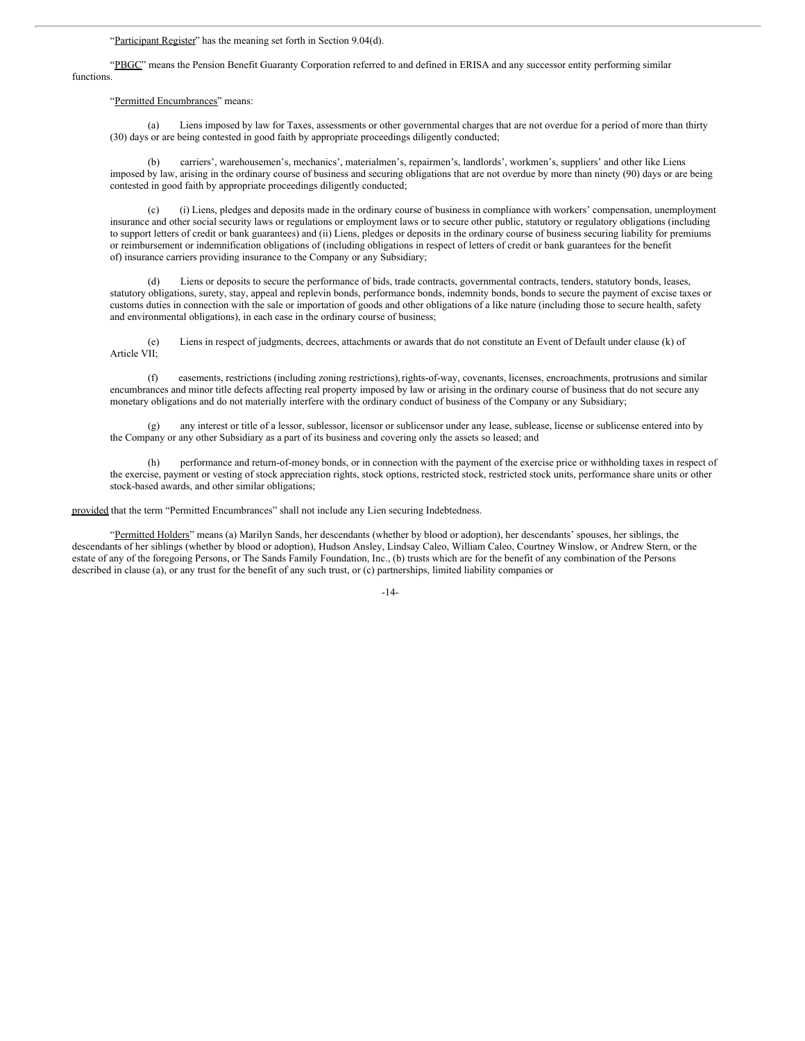"Participant Register" has the meaning set forth in Section 9.04(d).

"PBGC" means the Pension Benefit Guaranty Corporation referred to and defined in ERISA and any successor entity performing similar functions.

"Permitted Encumbrances" means:

(a) Liens imposed by law for Taxes, assessments or other governmental charges that are not overdue for a period of more than thirty (30) days or are being contested in good faith by appropriate proceedings diligently conducted;

(b) carriers', warehousemen's, mechanics', materialmen's, repairmen's, landlords', workmen's, suppliers' and other like Liens imposed by law, arising in the ordinary course of business and securing obligations that are not overdue by more than ninety (90) days or are being contested in good faith by appropriate proceedings diligently conducted;

(c) (i) Liens, pledges and deposits made in the ordinary course of business in compliance with workers' compensation, unemployment insurance and other social security laws or regulations or employment laws or to secure other public, statutory or regulatory obligations (including to support letters of credit or bank guarantees) and (ii) Liens, pledges or deposits in the ordinary course of business securing liability for premiums or reimbursement or indemnification obligations of (including obligations in respect of letters of credit or bank guarantees for the benefit of) insurance carriers providing insurance to the Company or any Subsidiary;

(d) Liens or deposits to secure the performance of bids, trade contracts, governmental contracts, tenders, statutory bonds, leases, statutory obligations, surety, stay, appeal and replevin bonds, performance bonds, indemnity bonds, bonds to secure the payment of excise taxes or customs duties in connection with the sale or importation of goods and other obligations of a like nature (including those to secure health, safety and environmental obligations), in each case in the ordinary course of business;

(e) Liens in respect of judgments, decrees, attachments or awards that do not constitute an Event of Default under clause (k) of Article VII;

(f) easements, restrictions (including zoning restrictions), rights-of-way, covenants, licenses, encroachments, protrusions and similar encumbrances and minor title defects affecting real property imposed by law or arising in the ordinary course of business that do not secure any monetary obligations and do not materially interfere with the ordinary conduct of business of the Company or any Subsidiary;

(g) any interest or title of a lessor, sublessor, licensor or sublicensor under any lease, sublease, license or sublicense entered into by the Company or any other Subsidiary as a part of its business and covering only the assets so leased; and

(h) performance and return-of-money bonds, or in connection with the payment of the exercise price or withholding taxes in respect of the exercise, payment or vesting of stock appreciation rights, stock options, restricted stock, restricted stock units, performance share units or other stock-based awards, and other similar obligations;

provided that the term "Permitted Encumbrances" shall not include any Lien securing Indebtedness.

"Permitted Holders" means (a) Marilyn Sands, her descendants (whether by blood or adoption), her descendants' spouses, her siblings, the descendants of her siblings (whether by blood or adoption), Hudson Ansley, Lindsay Caleo, William Caleo, Courtney Winslow, or Andrew Stern, or the estate of any of the foregoing Persons, or The Sands Family Foundation, Inc., (b) trusts which are for the benefit of any combination of the Persons described in clause (a), or any trust for the benefit of any such trust, or (c) partnerships, limited liability companies or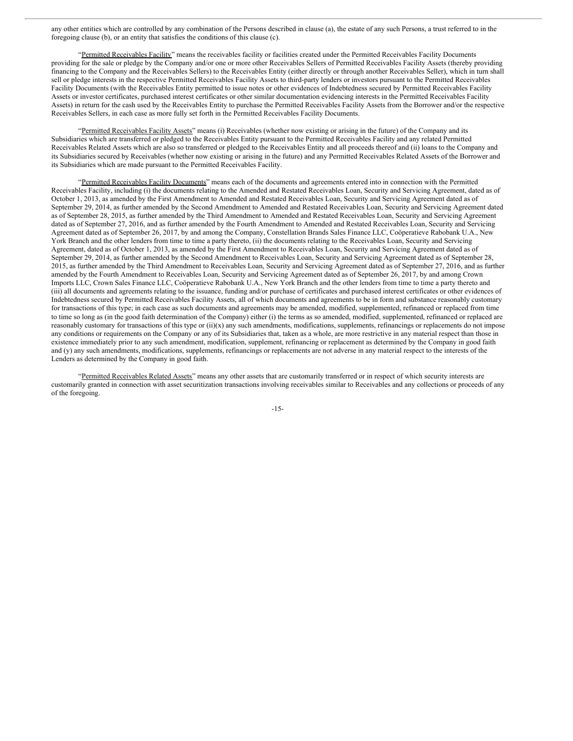any other entities which are controlled by any combination of the Persons described in clause (a), the estate of any such Persons, a trust referred to in the foregoing clause (b), or an entity that satisfies the conditions of this clause (c).

"Permitted Receivables Facility" means the receivables facility or facilities created under the Permitted Receivables Facility Documents providing for the sale or pledge by the Company and/or one or more other Receivables Sellers of Permitted Receivables Facility Assets (thereby providing financing to the Company and the Receivables Sellers) to the Receivables Entity (either directly or through another Receivables Seller), which in turn shall sell or pledge interests in the respective Permitted Receivables Facility Assets to third-party lenders or investors pursuant to the Permitted Receivables Facility Documents (with the Receivables Entity permitted to issue notes or other evidences of Indebtedness secured by Permitted Receivables Facility Assets or investor certificates, purchased interest certificates or other similar documentation evidencing interests in the Permitted Receivables Facility Assets) in return for the cash used by the Receivables Entity to purchase the Permitted Receivables Facility Assets from the Borrower and/or the respective Receivables Sellers, in each case as more fully set forth in the Permitted Receivables Facility Documents.

"Permitted Receivables Facility Assets" means (i) Receivables (whether now existing or arising in the future) of the Company and its Subsidiaries which are transferred or pledged to the Receivables Entity pursuant to the Permitted Receivables Facility and any related Permitted Receivables Related Assets which are also so transferred or pledged to the Receivables Entity and all proceeds thereof and (ii) loans to the Company and its Subsidiaries secured by Receivables (whether now existing or arising in the future) and any Permitted Receivables Related Assets of the Borrower and its Subsidiaries which are made pursuant to the Permitted Receivables Facility.

"Permitted Receivables Facility Documents" means each of the documents and agreements entered into in connection with the Permitted Receivables Facility, including (i) the documents relating to the Amended and Restated Receivables Loan, Security and Servicing Agreement, dated as of October 1, 2013, as amended by the First Amendment to Amended and Restated Receivables Loan, Security and Servicing Agreement dated as of September 29, 2014, as further amended by the Second Amendment to Amended and Restated Receivables Loan, Security and Servicing Agreement dated as of September 28, 2015, as further amended by the Third Amendment to Amended and Restated Receivables Loan, Security and Servicing Agreement dated as of September 27, 2016, and as further amended by the Fourth Amendment to Amended and Restated Receivables Loan, Security and Servicing Agreement dated as of September 26, 2017, by and among the Company, Constellation Brands Sales Finance LLC, Coöperatieve Rabobank U.A., New York Branch and the other lenders from time to time a party thereto, (ii) the documents relating to the Receivables Loan, Security and Servicing Agreement, dated as of October 1, 2013, as amended by the First Amendment to Receivables Loan, Security and Servicing Agreement dated as of September 29, 2014, as further amended by the Second Amendment to Receivables Loan, Security and Servicing Agreement dated as of September 28, 2015, as further amended by the Third Amendment to Receivables Loan, Security and Servicing Agreement dated as of September 27, 2016, and as further amended by the Fourth Amendment to Receivables Loan, Security and Servicing Agreement dated as of September 26, 2017, by and among Crown Imports LLC, Crown Sales Finance LLC, Coöperatieve Rabobank U.A., New York Branch and the other lenders from time to time a party thereto and (iii) all documents and agreements relating to the issuance, funding and/or purchase of certificates and purchased interest certificates or other evidences of Indebtedness secured by Permitted Receivables Facility Assets, all of which documents and agreements to be in form and substance reasonably customary for transactions of this type; in each case as such documents and agreements may be amended, modified, supplemented, refinanced or replaced from time to time so long as (in the good faith determination of the Company) either (i) the terms as so amended, modified, supplemented, refinanced or replaced are reasonably customary for transactions of this type or (ii)(x) any such amendments, modifications, supplements, refinancings or replacements do not impose any conditions or requirements on the Company or any of its Subsidiaries that, taken as a whole, are more restrictive in any material respect than those in existence immediately prior to any such amendment, modification, supplement, refinancing or replacement as determined by the Company in good faith and (y) any such amendments, modifications, supplements, refinancings or replacements are not adverse in any material respect to the interests of the Lenders as determined by the Company in good faith.

"Permitted Receivables Related Assets" means any other assets that are customarily transferred or in respect of which security interests are customarily granted in connection with asset securitization transactions involving receivables similar to Receivables and any collections or proceeds of any of the foregoing.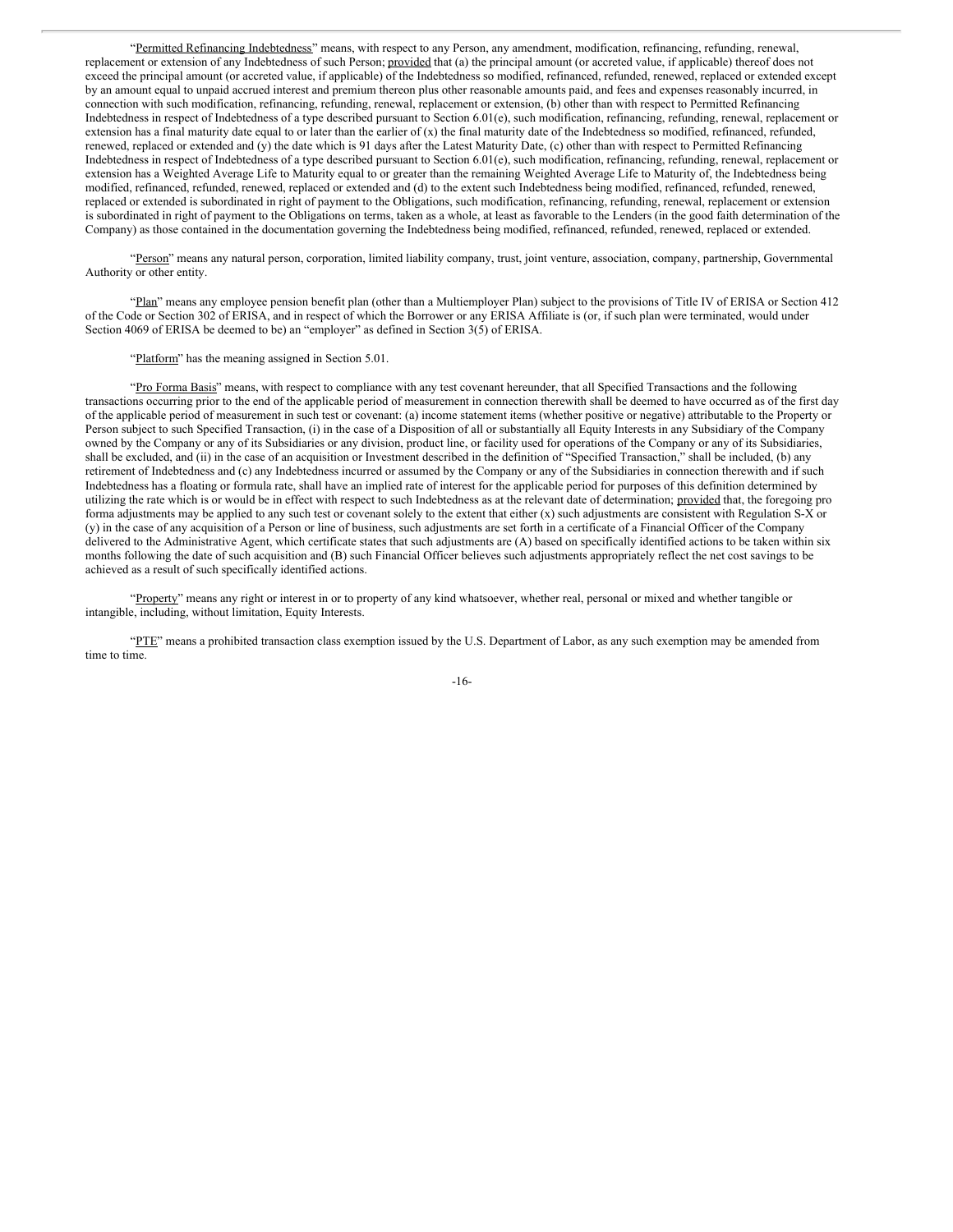"Permitted Refinancing Indebtedness" means, with respect to any Person, any amendment, modification, refinancing, refunding, renewal, replacement or extension of any Indebtedness of such Person; provided that (a) the principal amount (or accreted value, if applicable) thereof does not exceed the principal amount (or accreted value, if applicable) of the Indebtedness so modified, refinanced, refunded, renewed, replaced or extended except by an amount equal to unpaid accrued interest and premium thereon plus other reasonable amounts paid, and fees and expenses reasonably incurred, in connection with such modification, refinancing, refunding, renewal, replacement or extension, (b) other than with respect to Permitted Refinancing Indebtedness in respect of Indebtedness of a type described pursuant to Section 6.01(e), such modification, refinancing, refunding, renewal, replacement or extension has a final maturity date equal to or later than the earlier of (x) the final maturity date of the Indebtedness so modified, refinanced, refunded, renewed, replaced or extended and (y) the date which is 91 days after the Latest Maturity Date, (c) other than with respect to Permitted Refinancing Indebtedness in respect of Indebtedness of a type described pursuant to Section 6.01(e), such modification, refinancing, refunding, renewal, replacement or extension has a Weighted Average Life to Maturity equal to or greater than the remaining Weighted Average Life to Maturity of, the Indebtedness being modified, refinanced, refunded, renewed, replaced or extended and (d) to the extent such Indebtedness being modified, refinanced, refunded, renewed, replaced or extended is subordinated in right of payment to the Obligations, such modification, refinancing, refunding, renewal, replacement or extension is subordinated in right of payment to the Obligations on terms, taken as a whole, at least as favorable to the Lenders (in the good faith determination of the Company) as those contained in the documentation governing the Indebtedness being modified, refinanced, refunded, renewed, replaced or extended.

"Person" means any natural person, corporation, limited liability company, trust, joint venture, association, company, partnership, Governmental Authority or other entity.

"Plan" means any employee pension benefit plan (other than a Multiemployer Plan) subject to the provisions of Title IV of ERISA or Section 412 of the Code or Section 302 of ERISA, and in respect of which the Borrower or any ERISA Affiliate is (or, if such plan were terminated, would under Section 4069 of ERISA be deemed to be) an "employer" as defined in Section 3(5) of ERISA.

"Platform" has the meaning assigned in Section 5.01.

"Pro Forma Basis" means, with respect to compliance with any test covenant hereunder, that all Specified Transactions and the following transactions occurring prior to the end of the applicable period of measurement in connection therewith shall be deemed to have occurred as of the first day of the applicable period of measurement in such test or covenant: (a) income statement items (whether positive or negative) attributable to the Property or Person subject to such Specified Transaction, (i) in the case of a Disposition of all or substantially all Equity Interests in any Subsidiary of the Company owned by the Company or any of its Subsidiaries or any division, product line, or facility used for operations of the Company or any of its Subsidiaries, shall be excluded, and (ii) in the case of an acquisition or Investment described in the definition of "Specified Transaction," shall be included, (b) any retirement of Indebtedness and (c) any Indebtedness incurred or assumed by the Company or any of the Subsidiaries in connection therewith and if such Indebtedness has a floating or formula rate, shall have an implied rate of interest for the applicable period for purposes of this definition determined by utilizing the rate which is or would be in effect with respect to such Indebtedness as at the relevant date of determination; provided that, the foregoing pro forma adjustments may be applied to any such test or covenant solely to the extent that either (x) such adjustments are consistent with Regulation S-X or (y) in the case of any acquisition of a Person or line of business, such adjustments are set forth in a certificate of a Financial Officer of the Company delivered to the Administrative Agent, which certificate states that such adjustments are (A) based on specifically identified actions to be taken within six months following the date of such acquisition and (B) such Financial Officer believes such adjustments appropriately reflect the net cost savings to be achieved as a result of such specifically identified actions.

"Property" means any right or interest in or to property of any kind whatsoever, whether real, personal or mixed and whether tangible or intangible, including, without limitation, Equity Interests.

"PTE" means a prohibited transaction class exemption issued by the U.S. Department of Labor, as any such exemption may be amended from time to time.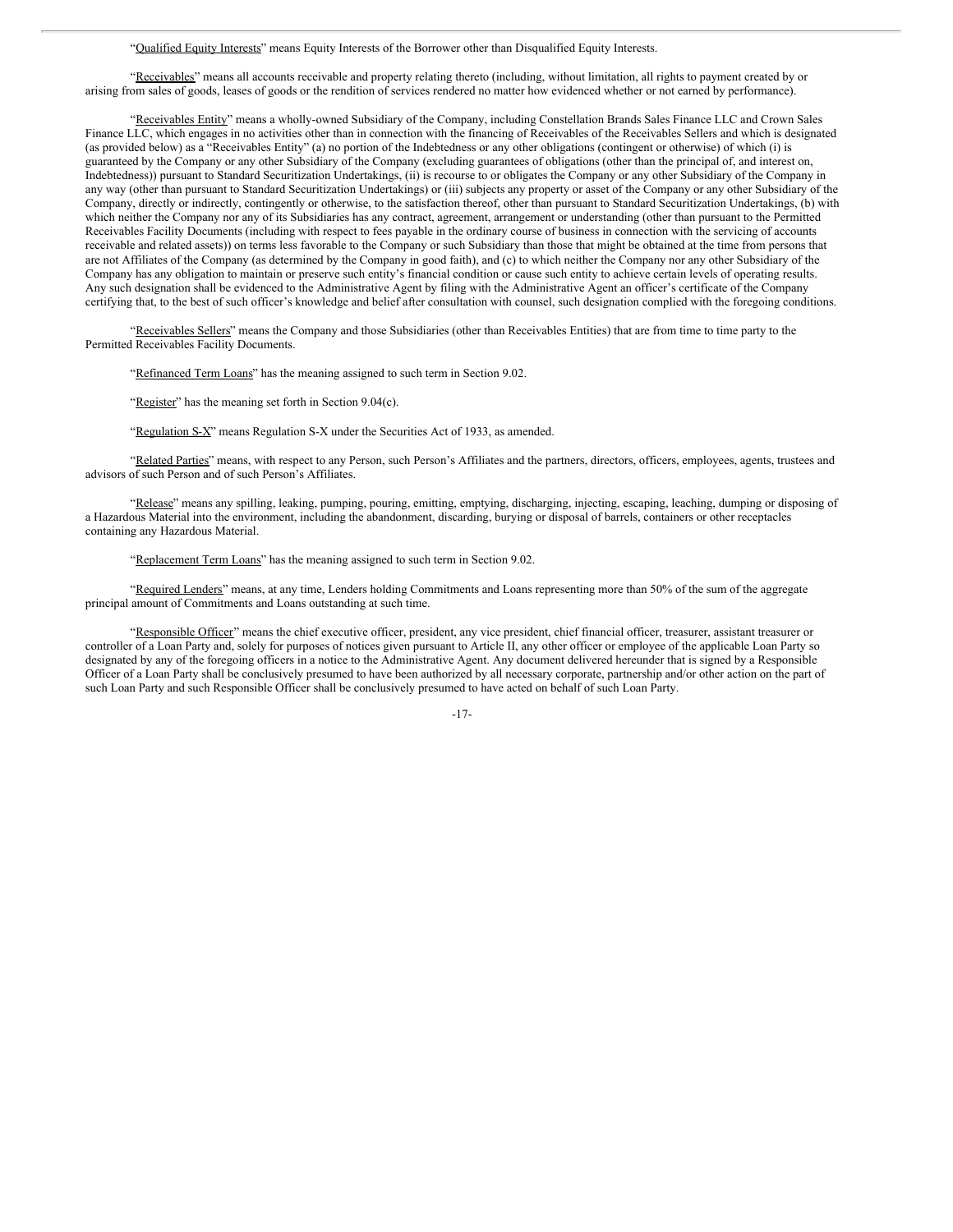"Qualified Equity Interests" means Equity Interests of the Borrower other than Disqualified Equity Interests.

"Receivables" means all accounts receivable and property relating thereto (including, without limitation, all rights to payment created by or arising from sales of goods, leases of goods or the rendition of services rendered no matter how evidenced whether or not earned by performance).

"Receivables Entity" means a wholly-owned Subsidiary of the Company, including Constellation Brands Sales Finance LLC and Crown Sales Finance LLC, which engages in no activities other than in connection with the financing of Receivables of the Receivables Sellers and which is designated (as provided below) as a "Receivables Entity" (a) no portion of the Indebtedness or any other obligations (contingent or otherwise) of which (i) is guaranteed by the Company or any other Subsidiary of the Company (excluding guarantees of obligations (other than the principal of, and interest on, Indebtedness)) pursuant to Standard Securitization Undertakings, (ii) is recourse to or obligates the Company or any other Subsidiary of the Company in any way (other than pursuant to Standard Securitization Undertakings) or (iii) subjects any property or asset of the Company or any other Subsidiary of the Company, directly or indirectly, contingently or otherwise, to the satisfaction thereof, other than pursuant to Standard Securitization Undertakings, (b) with which neither the Company nor any of its Subsidiaries has any contract, agreement, arrangement or understanding (other than pursuant to the Permitted Receivables Facility Documents (including with respect to fees payable in the ordinary course of business in connection with the servicing of accounts receivable and related assets)) on terms less favorable to the Company or such Subsidiary than those that might be obtained at the time from persons that are not Affiliates of the Company (as determined by the Company in good faith), and (c) to which neither the Company nor any other Subsidiary of the Company has any obligation to maintain or preserve such entity's financial condition or cause such entity to achieve certain levels of operating results. Any such designation shall be evidenced to the Administrative Agent by filing with the Administrative Agent an officer's certificate of the Company certifying that, to the best of such officer's knowledge and belief after consultation with counsel, such designation complied with the foregoing conditions.

"Receivables Sellers" means the Company and those Subsidiaries (other than Receivables Entities) that are from time to time party to the Permitted Receivables Facility Documents.

"Refinanced Term Loans" has the meaning assigned to such term in Section 9.02.

"Register" has the meaning set forth in Section 9.04(c).

"Regulation S-X" means Regulation S-X under the Securities Act of 1933, as amended.

"Related Parties" means, with respect to any Person, such Person's Affiliates and the partners, directors, officers, employees, agents, trustees and advisors of such Person and of such Person's Affiliates.

"Release" means any spilling, leaking, pumping, pouring, emitting, emptying, discharging, injecting, escaping, leaching, dumping or disposing of a Hazardous Material into the environment, including the abandonment, discarding, burying or disposal of barrels, containers or other receptacles containing any Hazardous Material.

"Replacement Term Loans" has the meaning assigned to such term in Section 9.02.

"Required Lenders" means, at any time, Lenders holding Commitments and Loans representing more than 50% of the sum of the aggregate principal amount of Commitments and Loans outstanding at such time.

"Responsible Officer" means the chief executive officer, president, any vice president, chief financial officer, treasurer, assistant treasurer or controller of a Loan Party and, solely for purposes of notices given pursuant to Article II, any other officer or employee of the applicable Loan Party so designated by any of the foregoing officers in a notice to the Administrative Agent. Any document delivered hereunder that is signed by a Responsible Officer of a Loan Party shall be conclusively presumed to have been authorized by all necessary corporate, partnership and/or other action on the part of such Loan Party and such Responsible Officer shall be conclusively presumed to have acted on behalf of such Loan Party.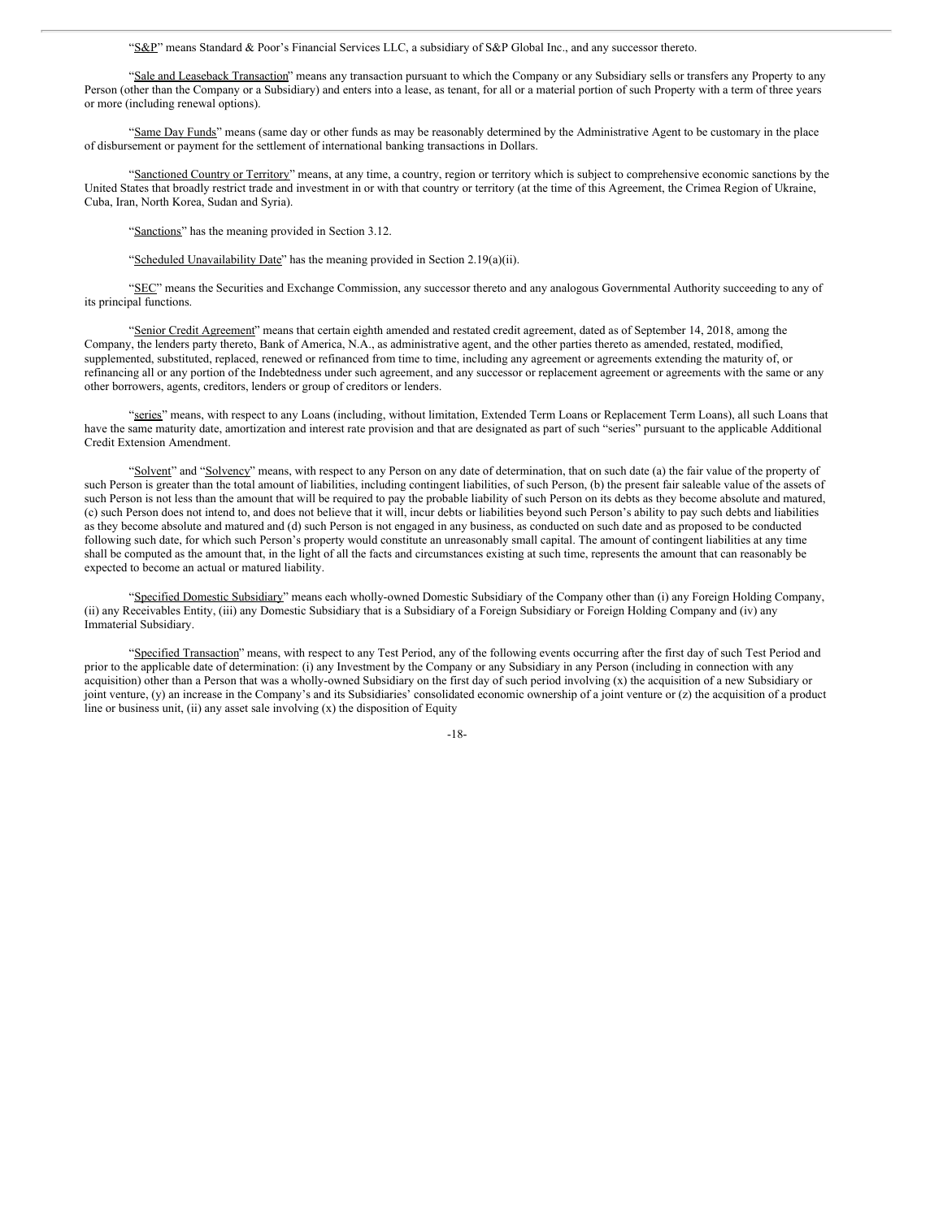"S&P" means Standard & Poor's Financial Services LLC, a subsidiary of S&P Global Inc., and any successor thereto.

"Sale and Leaseback Transaction" means any transaction pursuant to which the Company or any Subsidiary sells or transfers any Property to any Person (other than the Company or a Subsidiary) and enters into a lease, as tenant, for all or a material portion of such Property with a term of three years or more (including renewal options).

"Same Day Funds" means (same day or other funds as may be reasonably determined by the Administrative Agent to be customary in the place of disbursement or payment for the settlement of international banking transactions in Dollars.

"Sanctioned Country or Territory" means, at any time, a country, region or territory which is subject to comprehensive economic sanctions by the United States that broadly restrict trade and investment in or with that country or territory (at the time of this Agreement, the Crimea Region of Ukraine, Cuba, Iran, North Korea, Sudan and Syria).

"Sanctions" has the meaning provided in Section 3.12.

"Scheduled Unavailability Date" has the meaning provided in Section 2.19(a)(ii).

"SEC" means the Securities and Exchange Commission, any successor thereto and any analogous Governmental Authority succeeding to any of its principal functions.

"Senior Credit Agreement" means that certain eighth amended and restated credit agreement, dated as of September 14, 2018, among the Company, the lenders party thereto, Bank of America, N.A., as administrative agent, and the other parties thereto as amended, restated, modified, supplemented, substituted, replaced, renewed or refinanced from time to time, including any agreement or agreements extending the maturity of, or refinancing all or any portion of the Indebtedness under such agreement, and any successor or replacement agreement or agreements with the same or any other borrowers, agents, creditors, lenders or group of creditors or lenders.

"series" means, with respect to any Loans (including, without limitation, Extended Term Loans or Replacement Term Loans), all such Loans that have the same maturity date, amortization and interest rate provision and that are designated as part of such "series" pursuant to the applicable Additional Credit Extension Amendment.

"Solvent" and "Solvency" means, with respect to any Person on any date of determination, that on such date (a) the fair value of the property of such Person is greater than the total amount of liabilities, including contingent liabilities, of such Person, (b) the present fair saleable value of the assets of such Person is not less than the amount that will be required to pay the probable liability of such Person on its debts as they become absolute and matured, (c) such Person does not intend to, and does not believe that it will, incur debts or liabilities beyond such Person's ability to pay such debts and liabilities as they become absolute and matured and (d) such Person is not engaged in any business, as conducted on such date and as proposed to be conducted following such date, for which such Person's property would constitute an unreasonably small capital. The amount of contingent liabilities at any time shall be computed as the amount that, in the light of all the facts and circumstances existing at such time, represents the amount that can reasonably be expected to become an actual or matured liability.

"Specified Domestic Subsidiary" means each wholly-owned Domestic Subsidiary of the Company other than (i) any Foreign Holding Company, (ii) any Receivables Entity, (iii) any Domestic Subsidiary that is a Subsidiary of a Foreign Subsidiary or Foreign Holding Company and (iv) any Immaterial Subsidiary.

"Specified Transaction" means, with respect to any Test Period, any of the following events occurring after the first day of such Test Period and prior to the applicable date of determination: (i) any Investment by the Company or any Subsidiary in any Person (including in connection with any acquisition) other than a Person that was a wholly-owned Subsidiary on the first day of such period involving (x) the acquisition of a new Subsidiary or joint venture, (y) an increase in the Company's and its Subsidiaries' consolidated economic ownership of a joint venture or (z) the acquisition of a product line or business unit, (ii) any asset sale involving (x) the disposition of Equity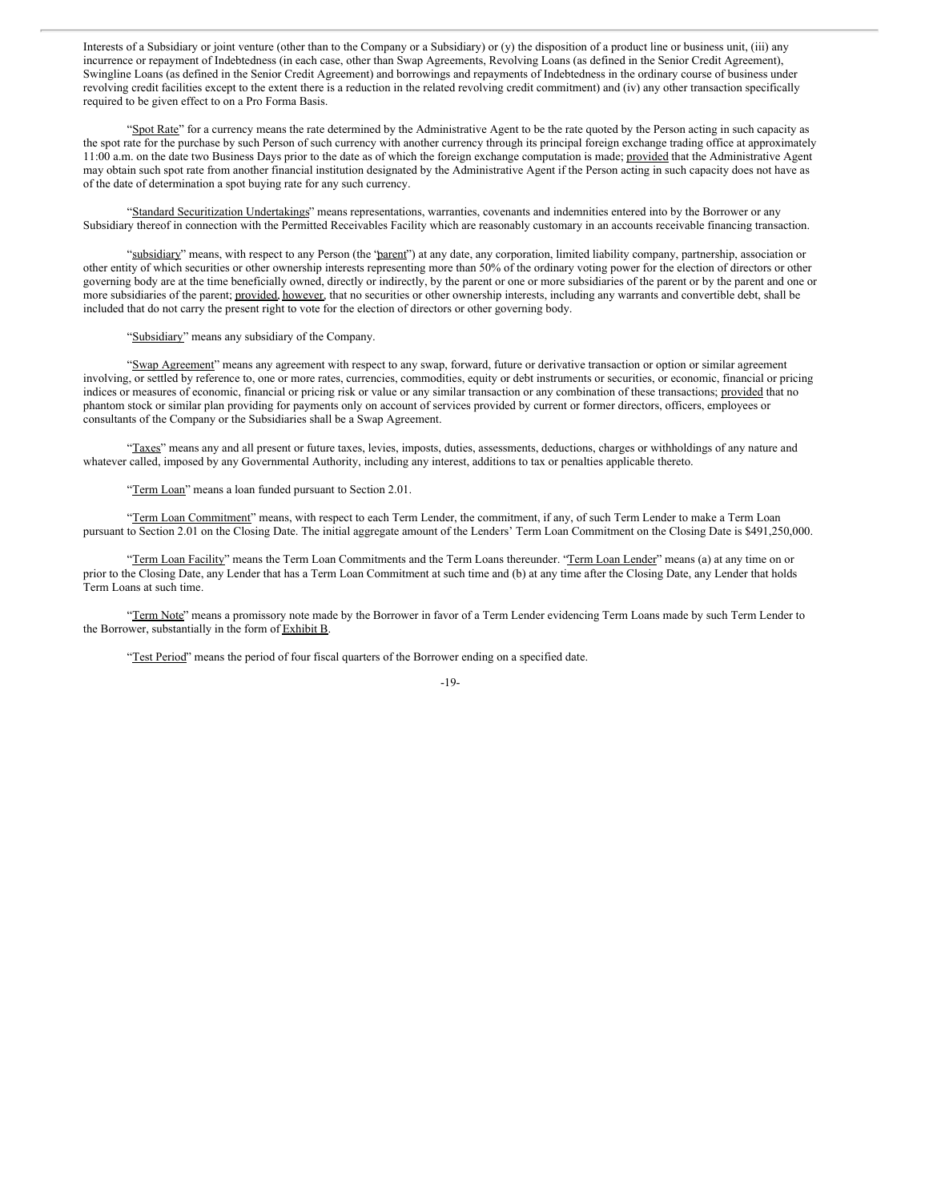Interests of a Subsidiary or joint venture (other than to the Company or a Subsidiary) or (y) the disposition of a product line or business unit, (iii) any incurrence or repayment of Indebtedness (in each case, other than Swap Agreements, Revolving Loans (as defined in the Senior Credit Agreement), Swingline Loans (as defined in the Senior Credit Agreement) and borrowings and repayments of Indebtedness in the ordinary course of business under revolving credit facilities except to the extent there is a reduction in the related revolving credit commitment) and (iv) any other transaction specifically required to be given effect to on a Pro Forma Basis.

"Spot Rate" for a currency means the rate determined by the Administrative Agent to be the rate quoted by the Person acting in such capacity as the spot rate for the purchase by such Person of such currency with another currency through its principal foreign exchange trading office at approximately 11:00 a.m. on the date two Business Days prior to the date as of which the foreign exchange computation is made; provided that the Administrative Agent may obtain such spot rate from another financial institution designated by the Administrative Agent if the Person acting in such capacity does not have as of the date of determination a spot buying rate for any such currency.

"Standard Securitization Undertakings" means representations, warranties, covenants and indemnities entered into by the Borrower or any Subsidiary thereof in connection with the Permitted Receivables Facility which are reasonably customary in an accounts receivable financing transaction.

"subsidiary" means, with respect to any Person (the "parent") at any date, any corporation, limited liability company, partnership, association or other entity of which securities or other ownership interests representing more than 50% of the ordinary voting power for the election of directors or other governing body are at the time beneficially owned, directly or indirectly, by the parent or one or more subsidiaries of the parent or by the parent and one or more subsidiaries of the parent; provided, however, that no securities or other ownership interests, including any warrants and convertible debt, shall be included that do not carry the present right to vote for the election of directors or other governing body.

"Subsidiary" means any subsidiary of the Company.

"Swap Agreement" means any agreement with respect to any swap, forward, future or derivative transaction or option or similar agreement involving, or settled by reference to, one or more rates, currencies, commodities, equity or debt instruments or securities, or economic, financial or pricing indices or measures of economic, financial or pricing risk or value or any similar transaction or any combination of these transactions; provided that no phantom stock or similar plan providing for payments only on account of services provided by current or former directors, officers, employees or consultants of the Company or the Subsidiaries shall be a Swap Agreement.

"Taxes" means any and all present or future taxes, levies, imposts, duties, assessments, deductions, charges or withholdings of any nature and whatever called, imposed by any Governmental Authority, including any interest, additions to tax or penalties applicable thereto.

"Term Loan" means a loan funded pursuant to Section 2.01.

"Term Loan Commitment" means, with respect to each Term Lender, the commitment, if any, of such Term Lender to make a Term Loan pursuant to Section 2.01 on the Closing Date. The initial aggregate amount of the Lenders' Term Loan Commitment on the Closing Date is $491,250,000.

"Term Loan Facility" means the Term Loan Commitments and the Term Loans thereunder. "Term Loan Lender" means (a) at any time on or prior to the Closing Date, any Lender that has a Term Loan Commitment at such time and (b) at any time after the Closing Date, any Lender that holds Term Loans at such time.

"Term Note" means a promissory note made by the Borrower in favor of a Term Lender evidencing Term Loans made by such Term Lender to the Borrower, substantially in the form of Exhibit B.

"Test Period" means the period of four fiscal quarters of the Borrower ending on a specified date.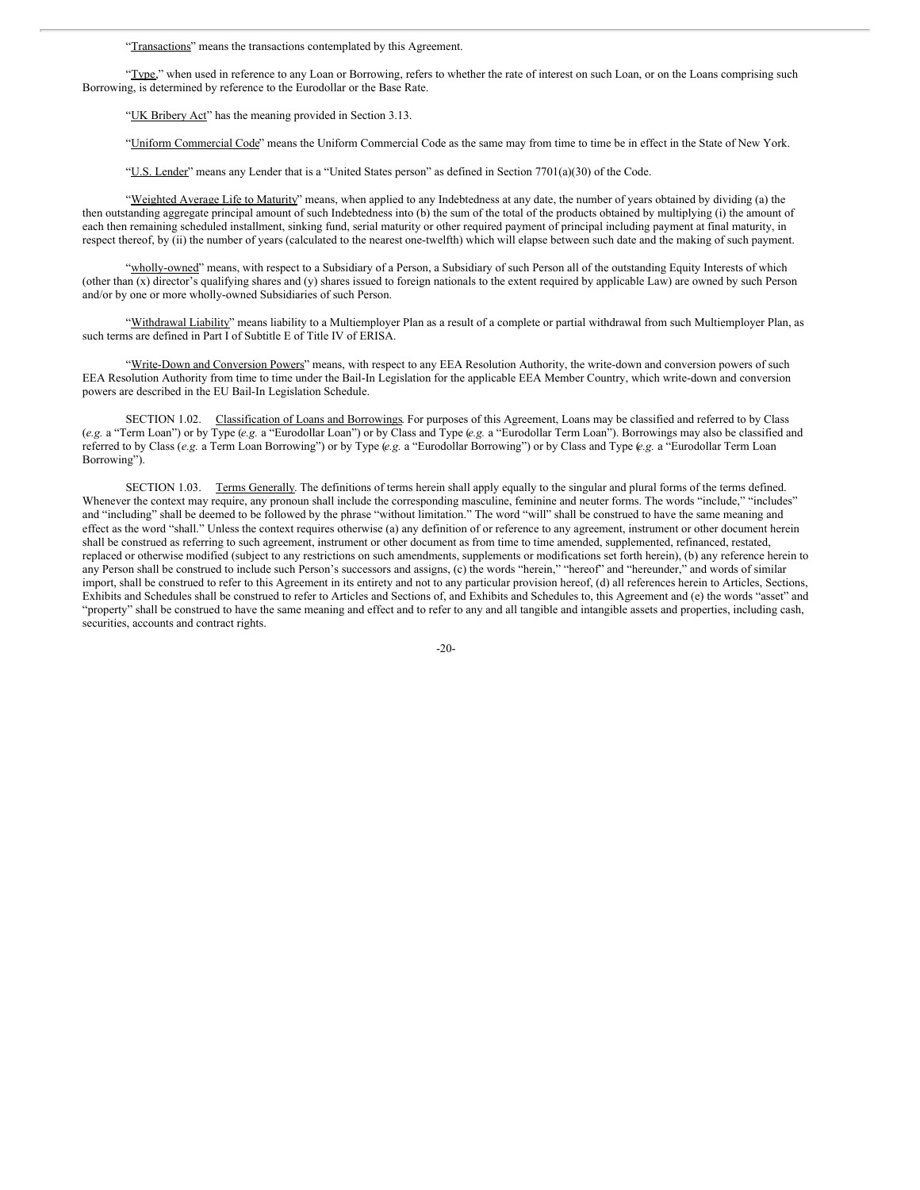"Transactions" means the transactions contemplated by this Agreement.

"Type," when used in reference to any Loan or Borrowing, refers to whether the rate of interest on such Loan, or on the Loans comprising such Borrowing, is determined by reference to the Eurodollar or the Base Rate.

"UK Bribery Act" has the meaning provided in Section 3.13.

"Uniform Commercial Code" means the Uniform Commercial Code as the same may from time to time be in effect in the State of New York.

"U.S. Lender" means any Lender that is a "United States person" as defined in Section 7701(a)(30) of the Code.

"Weighted Average Life to Maturity" means, when applied to any Indebtedness at any date, the number of years obtained by dividing (a) the then outstanding aggregate principal amount of such Indebtedness into (b) the sum of the total of the products obtained by multiplying (i) the amount of each then remaining scheduled installment, sinking fund, serial maturity or other required payment of principal including payment at final maturity, in respect thereof, by (ii) the number of years (calculated to the nearest one-twelfth) which will elapse between such date and the making of such payment.

"wholly-owned" means, with respect to a Subsidiary of a Person, a Subsidiary of such Person all of the outstanding Equity Interests of which (other than (x) director's qualifying shares and (y) shares issued to foreign nationals to the extent required by applicable Law) are owned by such Person and/or by one or more wholly-owned Subsidiaries of such Person.

"Withdrawal Liability" means liability to a Multiemployer Plan as a result of a complete or partial withdrawal from such Multiemployer Plan, as such terms are defined in Part I of Subtitle E of Title IV of ERISA.

"Write-Down and Conversion Powers" means, with respect to any EEA Resolution Authority, the write-down and conversion powers of such EEA Resolution Authority from time to time under the Bail-In Legislation for the applicable EEA Member Country, which write-down and conversion powers are described in the EU Bail-In Legislation Schedule.

SECTION 1.02. Classification of Loans and Borrowings. For purposes of this Agreement, Loans may be classified and referred to by Class (*e.g.* a "Term Loan") or by Type (*e.g.* a "Eurodollar Loan") or by Class and Type (*e.g.* a "Eurodollar Term Loan"). Borrowings may also be classified and referred to by Class (*e.g.* a Term Loan Borrowing") or by Type (*e.g.* a "Eurodollar Borrowing") or by Class and Type (*e.g.* a "Eurodollar Term Loan Borrowing").

SECTION 1.03. Terms Generally. The definitions of terms herein shall apply equally to the singular and plural forms of the terms defined. Whenever the context may require, any pronoun shall include the corresponding masculine, feminine and neuter forms. The words "include," "includes" and "including" shall be deemed to be followed by the phrase "without limitation." The word "will" shall be construed to have the same meaning and effect as the word "shall." Unless the context requires otherwise (a) any definition of or reference to any agreement, instrument or other document herein shall be construed as referring to such agreement, instrument or other document as from time to time amended, supplemented, refinanced, restated, replaced or otherwise modified (subject to any restrictions on such amendments, supplements or modifications set forth herein), (b) any reference herein to any Person shall be construed to include such Person's successors and assigns, (c) the words "herein," "hereof" and "hereunder," and words of similar import, shall be construed to refer to this Agreement in its entirety and not to any particular provision hereof, (d) all references herein to Articles, Sections, Exhibits and Schedules shall be construed to refer to Articles and Sections of, and Exhibits and Schedules to, this Agreement and (e) the words "asset" and "property" shall be construed to have the same meaning and effect and to refer to any and all tangible and intangible assets and properties, including cash, securities, accounts and contract rights.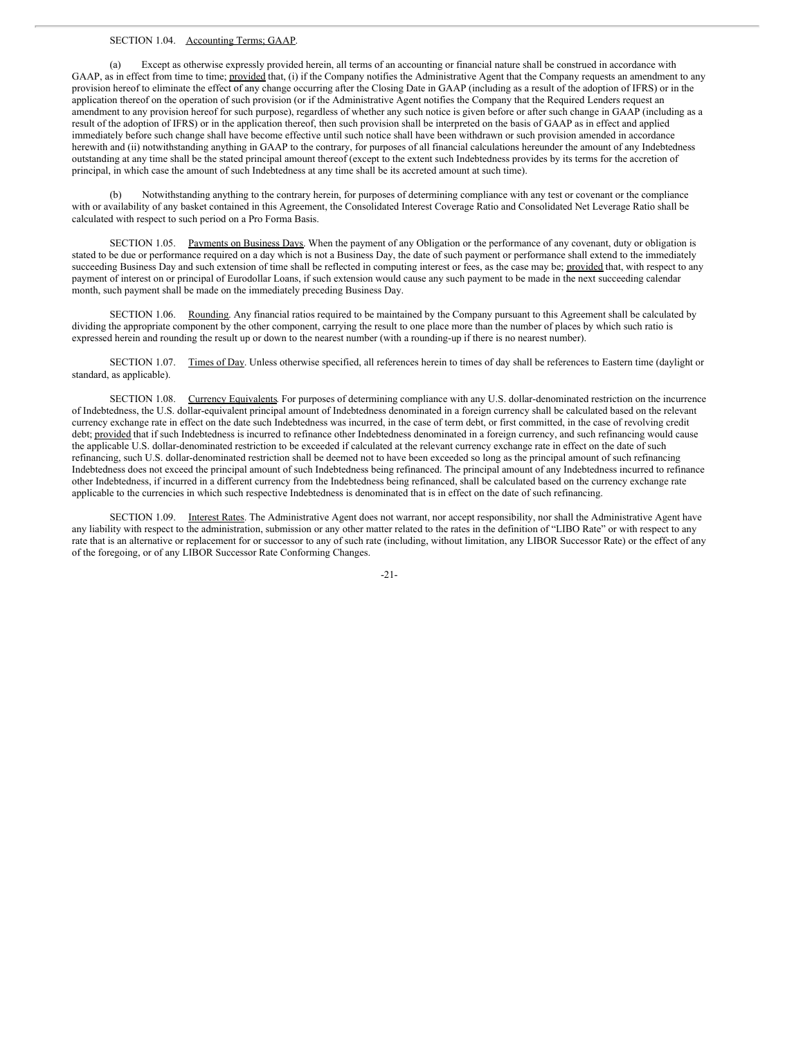SECTION 1.04. Accounting Terms; GAAP.

(a) Except as otherwise expressly provided herein, all terms of an accounting or financial nature shall be construed in accordance with GAAP, as in effect from time to time; provided that, (i) if the Company notifies the Administrative Agent that the Company requests an amendment to any provision hereof to eliminate the effect of any change occurring after the Closing Date in GAAP (including as a result of the adoption of IFRS) or in the application thereof on the operation of such provision (or if the Administrative Agent notifies the Company that the Required Lenders request an amendment to any provision hereof for such purpose), regardless of whether any such notice is given before or after such change in GAAP (including as a result of the adoption of IFRS) or in the application thereof, then such provision shall be interpreted on the basis of GAAP as in effect and applied immediately before such change shall have become effective until such notice shall have been withdrawn or such provision amended in accordance herewith and (ii) notwithstanding anything in GAAP to the contrary, for purposes of all financial calculations hereunder the amount of any Indebtedness outstanding at any time shall be the stated principal amount thereof (except to the extent such Indebtedness provides by its terms for the accretion of principal, in which case the amount of such Indebtedness at any time shall be its accreted amount at such time).

(b) Notwithstanding anything to the contrary herein, for purposes of determining compliance with any test or covenant or the compliance with or availability of any basket contained in this Agreement, the Consolidated Interest Coverage Ratio and Consolidated Net Leverage Ratio shall be calculated with respect to such period on a Pro Forma Basis.

SECTION 1.05. Payments on Business Days. When the payment of any Obligation or the performance of any covenant, duty or obligation is stated to be due or performance required on a day which is not a Business Day, the date of such payment or performance shall extend to the immediately succeeding Business Day and such extension of time shall be reflected in computing interest or fees, as the case may be; provided that, with respect to any payment of interest on or principal of Eurodollar Loans, if such extension would cause any such payment to be made in the next succeeding calendar month, such payment shall be made on the immediately preceding Business Day.

SECTION 1.06. Rounding. Any financial ratios required to be maintained by the Company pursuant to this Agreement shall be calculated by dividing the appropriate component by the other component, carrying the result to one place more than the number of places by which such ratio is expressed herein and rounding the result up or down to the nearest number (with a rounding-up if there is no nearest number).

SECTION 1.07. Times of Day. Unless otherwise specified, all references herein to times of day shall be references to Eastern time (daylight or standard, as applicable).

SECTION 1.08. Currency Equivalents. For purposes of determining compliance with any U.S. dollar-denominated restriction on the incurrence of Indebtedness, the U.S. dollar-equivalent principal amount of Indebtedness denominated in a foreign currency shall be calculated based on the relevant currency exchange rate in effect on the date such Indebtedness was incurred, in the case of term debt, or first committed, in the case of revolving credit debt; provided that if such Indebtedness is incurred to refinance other Indebtedness denominated in a foreign currency, and such refinancing would cause the applicable U.S. dollar-denominated restriction to be exceeded if calculated at the relevant currency exchange rate in effect on the date of such refinancing, such U.S. dollar-denominated restriction shall be deemed not to have been exceeded so long as the principal amount of such refinancing Indebtedness does not exceed the principal amount of such Indebtedness being refinanced. The principal amount of any Indebtedness incurred to refinance other Indebtedness, if incurred in a different currency from the Indebtedness being refinanced, shall be calculated based on the currency exchange rate applicable to the currencies in which such respective Indebtedness is denominated that is in effect on the date of such refinancing.

SECTION 1.09. Interest Rates. The Administrative Agent does not warrant, nor accept responsibility, nor shall the Administrative Agent have any liability with respect to the administration, submission or any other matter related to the rates in the definition of "LIBO Rate" or with respect to any rate that is an alternative or replacement for or successor to any of such rate (including, without limitation, any LIBOR Successor Rate) or the effect of any of the foregoing, or of any LIBOR Successor Rate Conforming Changes.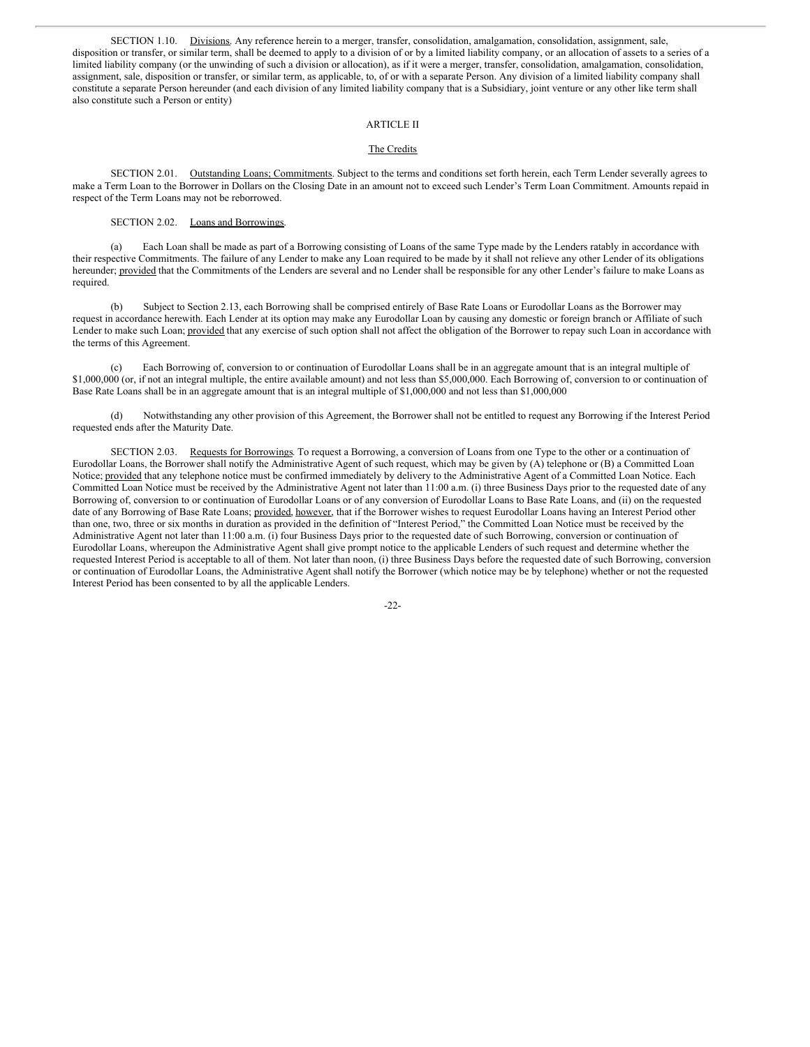SECTION 1.10. Divisions. Any reference herein to a merger, transfer, consolidation, amalgamation, consolidation, assignment, sale, disposition or transfer, or similar term, shall be deemed to apply to a division of or by a limited liability company, or an allocation of assets to a series of a limited liability company (or the unwinding of such a division or allocation), as if it were a merger, transfer, consolidation, amalgamation, consolidation, assignment, sale, disposition or transfer, or similar term, as applicable, to, of or with a separate Person. Any division of a limited liability company shall constitute a separate Person hereunder (and each division of any limited liability company that is a Subsidiary, joint venture or any other like term shall also constitute such a Person or entity)

## ARTICLE II

## The Credits

SECTION 2.01. Outstanding Loans; Commitments. Subject to the terms and conditions set forth herein, each Term Lender severally agrees to make a Term Loan to the Borrower in Dollars on the Closing Date in an amount not to exceed such Lender's Term Loan Commitment. Amounts repaid in respect of the Term Loans may not be reborrowed.

SECTION 2.02. Loans and Borrowings.

(a) Each Loan shall be made as part of a Borrowing consisting of Loans of the same Type made by the Lenders ratably in accordance with their respective Commitments. The failure of any Lender to make any Loan required to be made by it shall not relieve any other Lender of its obligations hereunder; provided that the Commitments of the Lenders are several and no Lender shall be responsible for any other Lender's failure to make Loans as required.

(b) Subject to Section 2.13, each Borrowing shall be comprised entirely of Base Rate Loans or Eurodollar Loans as the Borrower may request in accordance herewith. Each Lender at its option may make any Eurodollar Loan by causing any domestic or foreign branch or Affiliate of such Lender to make such Loan; provided that any exercise of such option shall not affect the obligation of the Borrower to repay such Loan in accordance with the terms of this Agreement.

(c) Each Borrowing of, conversion to or continuation of Eurodollar Loans shall be in an aggregate amount that is an integral multiple of \$1,000,000 (or, if not an integral multiple, the entire available amount) and not less than \$5,000,000. Each Borrowing of, conversion to or continuation of Base Rate Loans shall be in an aggregate amount that is an integral multiple of \$1,000,000 and not less than \$1,000,000

(d) Notwithstanding any other provision of this Agreement, the Borrower shall not be entitled to request any Borrowing if the Interest Period requested ends after the Maturity Date.

SECTION 2.03. Requests for Borrowings. To request a Borrowing, a conversion of Loans from one Type to the other or a continuation of Eurodollar Loans, the Borrower shall notify the Administrative Agent of such request, which may be given by (A) telephone or (B) a Committed Loan Notice; provided that any telephone notice must be confirmed immediately by delivery to the Administrative Agent of a Committed Loan Notice. Each Committed Loan Notice must be received by the Administrative Agent not later than 11:00 a.m. (i) three Business Days prior to the requested date of any Borrowing of, conversion to or continuation of Eurodollar Loans or of any conversion of Eurodollar Loans to Base Rate Loans, and (ii) on the requested date of any Borrowing of Base Rate Loans; provided, however, that if the Borrower wishes to request Eurodollar Loans having an Interest Period other than one, two, three or six months in duration as provided in the definition of "Interest Period," the Committed Loan Notice must be received by the Administrative Agent not later than 11:00 a.m. (i) four Business Days prior to the requested date of such Borrowing, conversion or continuation of Eurodollar Loans, whereupon the Administrative Agent shall give prompt notice to the applicable Lenders of such request and determine whether the requested Interest Period is acceptable to all of them. Not later than noon, (i) three Business Days before the requested date of such Borrowing, conversion or continuation of Eurodollar Loans, the Administrative Agent shall notify the Borrower (which notice may be by telephone) whether or not the requested Interest Period has been consented to by all the applicable Lenders.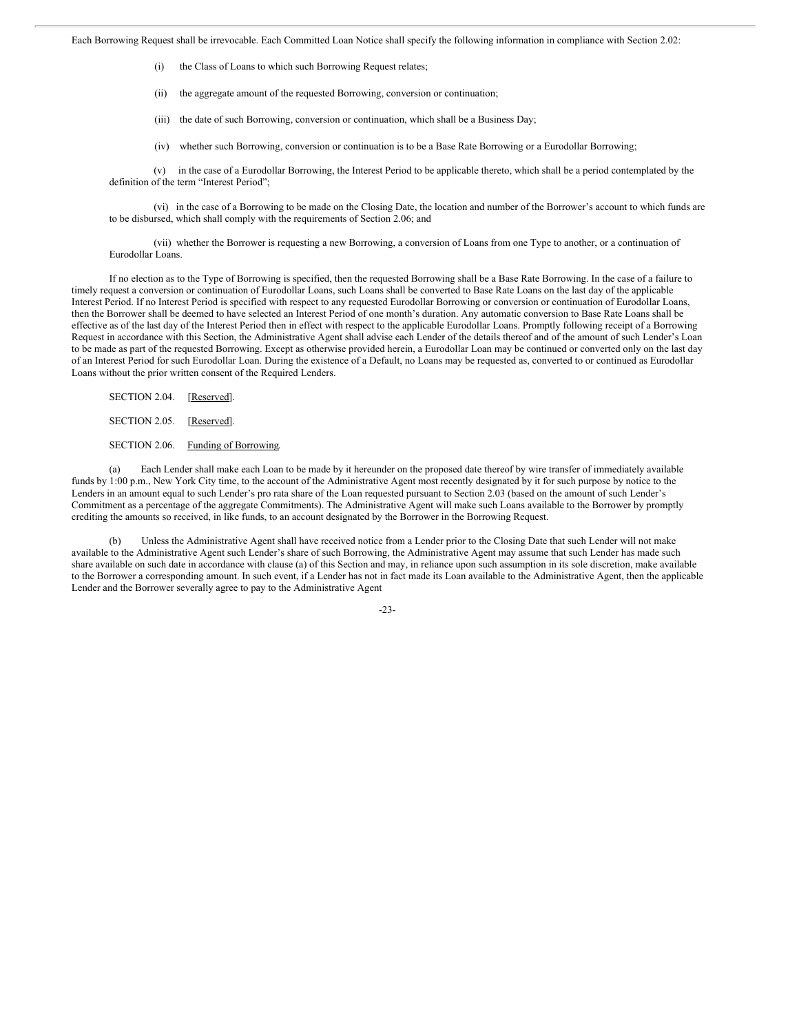Each Borrowing Request shall be irrevocable. Each Committed Loan Notice shall specify the following information in compliance with Section 2.02:

(i) the Class of Loans to which such Borrowing Request relates;

(ii) the aggregate amount of the requested Borrowing, conversion or continuation;

(iii) the date of such Borrowing, conversion or continuation, which shall be a Business Day;

(iv) whether such Borrowing, conversion or continuation is to be a Base Rate Borrowing or a Eurodollar Borrowing;

(v) in the case of a Eurodollar Borrowing, the Interest Period to be applicable thereto, which shall be a period contemplated by the definition of the term "Interest Period";

(vi) in the case of a Borrowing to be made on the Closing Date, the location and number of the Borrower's account to which funds are to be disbursed, which shall comply with the requirements of Section 2.06; and

(vii) whether the Borrower is requesting a new Borrowing, a conversion of Loans from one Type to another, or a continuation of Eurodollar Loans.

If no election as to the Type of Borrowing is specified, then the requested Borrowing shall be a Base Rate Borrowing. In the case of a failure to timely request a conversion or continuation of Eurodollar Loans, such Loans shall be converted to Base Rate Loans on the last day of the applicable Interest Period. If no Interest Period is specified with respect to any requested Eurodollar Borrowing or conversion or continuation of Eurodollar Loans, then the Borrower shall be deemed to have selected an Interest Period of one month's duration. Any automatic conversion to Base Rate Loans shall be effective as of the last day of the Interest Period then in effect with respect to the applicable Eurodollar Loans. Promptly following receipt of a Borrowing Request in accordance with this Section, the Administrative Agent shall advise each Lender of the details thereof and of the amount of such Lender's Loan to be made as part of the requested Borrowing. Except as otherwise provided herein, a Eurodollar Loan may be continued or converted only on the last day of an Interest Period for such Eurodollar Loan. During the existence of a Default, no Loans may be requested as, converted to or continued as Eurodollar Loans without the prior written consent of the Required Lenders.

SECTION 2.04. [Reserved].

SECTION 2.05. [Reserved].

SECTION 2.06. Funding of Borrowing.

(a) Each Lender shall make each Loan to be made by it hereunder on the proposed date thereof by wire transfer of immediately available funds by 1:00 p.m., New York City time, to the account of the Administrative Agent most recently designated by it for such purpose by notice to the Lenders in an amount equal to such Lender's pro rata share of the Loan requested pursuant to Section 2.03 (based on the amount of such Lender's Commitment as a percentage of the aggregate Commitments). The Administrative Agent will make such Loans available to the Borrower by promptly crediting the amounts so received, in like funds, to an account designated by the Borrower in the Borrowing Request.

(b) Unless the Administrative Agent shall have received notice from a Lender prior to the Closing Date that such Lender will not make available to the Administrative Agent such Lender's share of such Borrowing, the Administrative Agent may assume that such Lender has made such share available on such date in accordance with clause (a) of this Section and may, in reliance upon such assumption in its sole discretion, make available to the Borrower a corresponding amount. In such event, if a Lender has not in fact made its Loan available to the Administrative Agent, then the applicable Lender and the Borrower severally agree to pay to the Administrative Agent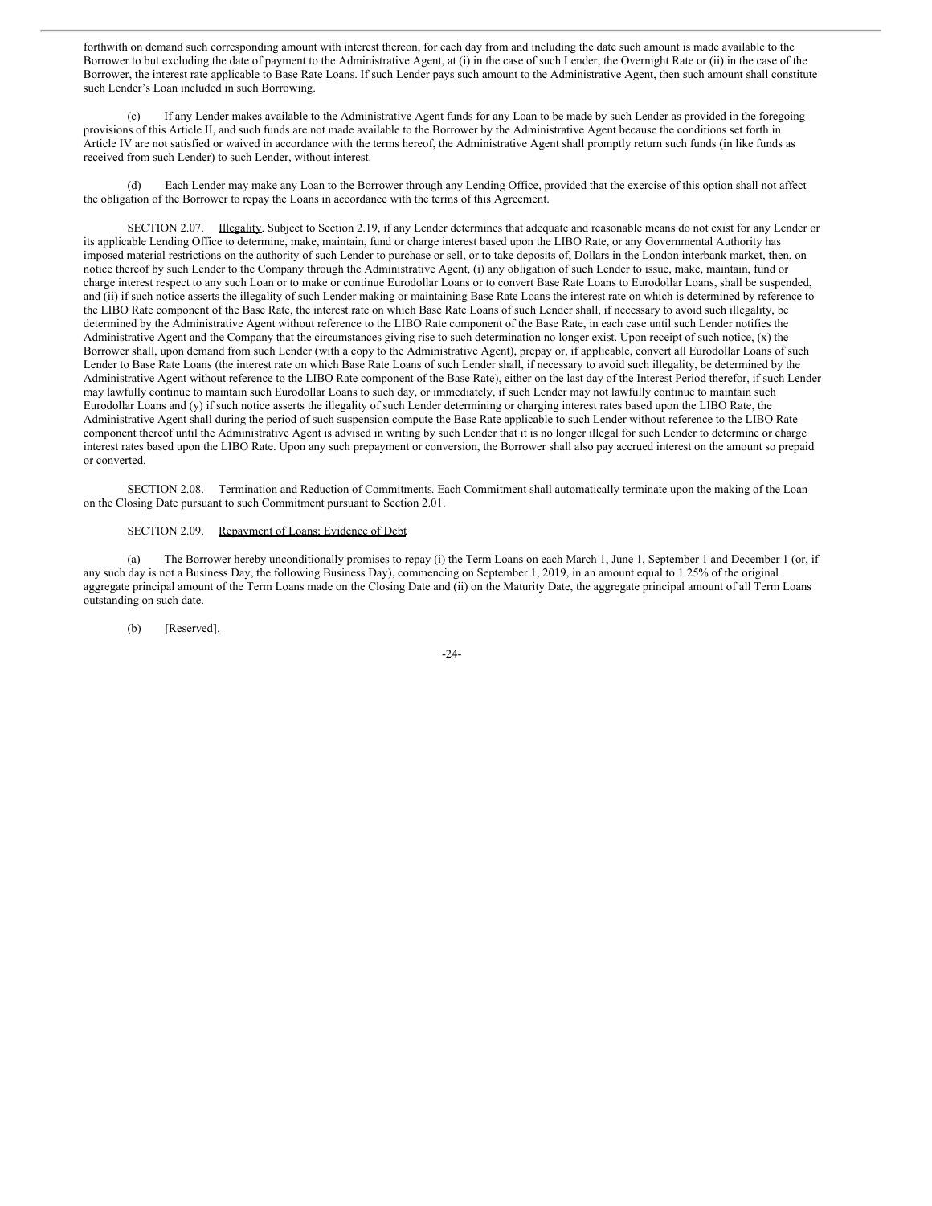forthwith on demand such corresponding amount with interest thereon, for each day from and including the date such amount is made available to the Borrower to but excluding the date of payment to the Administrative Agent, at (i) in the case of such Lender, the Overnight Rate or (ii) in the case of the Borrower, the interest rate applicable to Base Rate Loans. If such Lender pays such amount to the Administrative Agent, then such amount shall constitute such Lender's Loan included in such Borrowing.

(c) If any Lender makes available to the Administrative Agent funds for any Loan to be made by such Lender as provided in the foregoing provisions of this Article II, and such funds are not made available to the Borrower by the Administrative Agent because the conditions set forth in Article IV are not satisfied or waived in accordance with the terms hereof, the Administrative Agent shall promptly return such funds (in like funds as received from such Lender) to such Lender, without interest.

(d) Each Lender may make any Loan to the Borrower through any Lending Office, provided that the exercise of this option shall not affect the obligation of the Borrower to repay the Loans in accordance with the terms of this Agreement.

SECTION 2.07. Illegality. Subject to Section 2.19, if any Lender determines that adequate and reasonable means do not exist for any Lender or its applicable Lending Office to determine, make, maintain, fund or charge interest based upon the LIBO Rate, or any Governmental Authority has imposed material restrictions on the authority of such Lender to purchase or sell, or to take deposits of, Dollars in the London interbank market, then, on notice thereof by such Lender to the Company through the Administrative Agent, (i) any obligation of such Lender to issue, make, maintain, fund or charge interest respect to any such Loan or to make or continue Eurodollar Loans or to convert Base Rate Loans to Eurodollar Loans, shall be suspended, and (ii) if such notice asserts the illegality of such Lender making or maintaining Base Rate Loans the interest rate on which is determined by reference to the LIBO Rate component of the Base Rate, the interest rate on which Base Rate Loans of such Lender shall, if necessary to avoid such illegality, be determined by the Administrative Agent without reference to the LIBO Rate component of the Base Rate, in each case until such Lender notifies the Administrative Agent and the Company that the circumstances giving rise to such determination no longer exist. Upon receipt of such notice, (x) the Borrower shall, upon demand from such Lender (with a copy to the Administrative Agent), prepay or, if applicable, convert all Eurodollar Loans of such Lender to Base Rate Loans (the interest rate on which Base Rate Loans of such Lender shall, if necessary to avoid such illegality, be determined by the Administrative Agent without reference to the LIBO Rate component of the Base Rate), either on the last day of the Interest Period therefor, if such Lender may lawfully continue to maintain such Eurodollar Loans to such day, or immediately, if such Lender may not lawfully continue to maintain such Eurodollar Loans and (y) if such notice asserts the illegality of such Lender determining or charging interest rates based upon the LIBO Rate, the Administrative Agent shall during the period of such suspension compute the Base Rate applicable to such Lender without reference to the LIBO Rate component thereof until the Administrative Agent is advised in writing by such Lender that it is no longer illegal for such Lender to determine or charge interest rates based upon the LIBO Rate. Upon any such prepayment or conversion, the Borrower shall also pay accrued interest on the amount so prepaid or converted.

SECTION 2.08. Termination and Reduction of Commitments. Each Commitment shall automatically terminate upon the making of the Loan on the Closing Date pursuant to such Commitment pursuant to Section 2.01.

SECTION 2.09. Repayment of Loans; Evidence of Debt.

(a) The Borrower hereby unconditionally promises to repay (i) the Term Loans on each March 1, June 1, September 1 and December 1 (or, if any such day is not a Business Day, the following Business Day), commencing on September 1, 2019, in an amount equal to 1.25% of the original aggregate principal amount of the Term Loans made on the Closing Date and (ii) on the Maturity Date, the aggregate principal amount of all Term Loans outstanding on such date.

(b) [Reserved].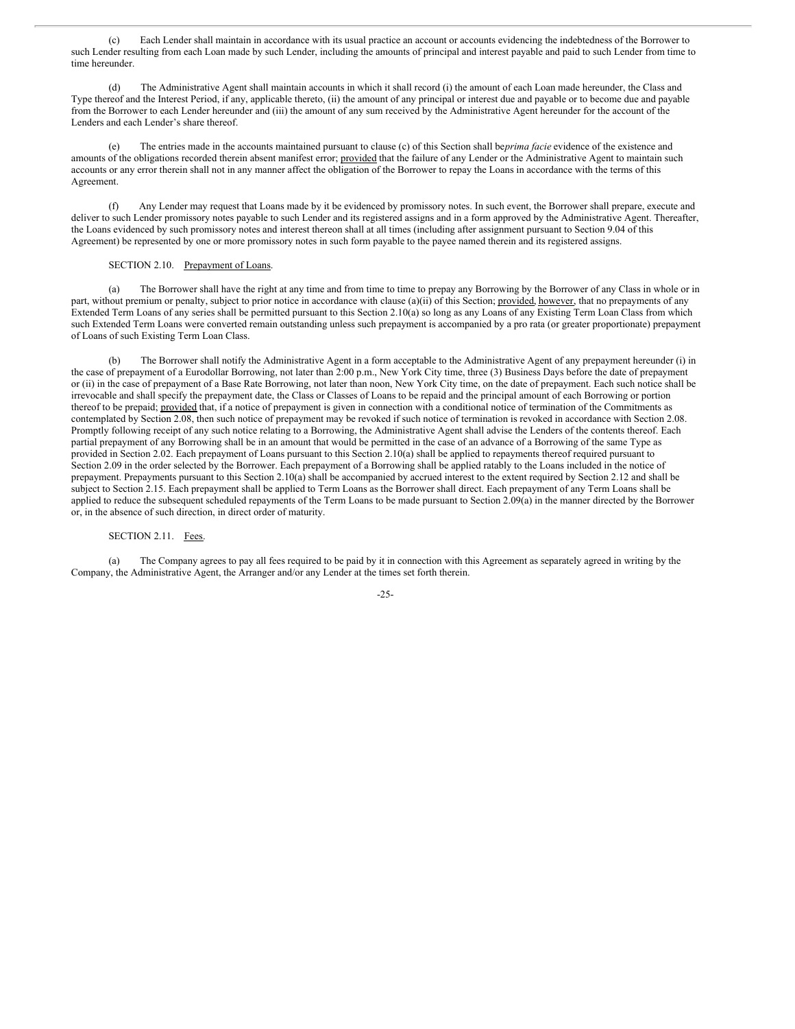(c) Each Lender shall maintain in accordance with its usual practice an account or accounts evidencing the indebtedness of the Borrower to such Lender resulting from each Loan made by such Lender, including the amounts of principal and interest payable and paid to such Lender from time to time hereunder.

(d) The Administrative Agent shall maintain accounts in which it shall record (i) the amount of each Loan made hereunder, the Class and Type thereof and the Interest Period, if any, applicable thereto, (ii) the amount of any principal or interest due and payable or to become due and payable from the Borrower to each Lender hereunder and (iii) the amount of any sum received by the Administrative Agent hereunder for the account of the Lenders and each Lender's share thereof.

(e) The entries made in the accounts maintained pursuant to clause (c) of this Section shall be *prima facie* evidence of the existence and amounts of the obligations recorded therein absent manifest error; provided that the failure of any Lender or the Administrative Agent to maintain such accounts or any error therein shall not in any manner affect the obligation of the Borrower to repay the Loans in accordance with the terms of this Agreement.

(f) Any Lender may request that Loans made by it be evidenced by promissory notes. In such event, the Borrower shall prepare, execute and deliver to such Lender promissory notes payable to such Lender and its registered assigns and in a form approved by the Administrative Agent. Thereafter, the Loans evidenced by such promissory notes and interest thereon shall at all times (including after assignment pursuant to Section 9.04 of this Agreement) be represented by one or more promissory notes in such form payable to the payee named therein and its registered assigns.

SECTION 2.10. Prepayment of Loans.

(a) The Borrower shall have the right at any time and from time to time to prepay any Borrowing by the Borrower of any Class in whole or in part, without premium or penalty, subject to prior notice in accordance with clause (a)(ii) of this Section; provided, however, that no prepayments of any Extended Term Loans of any series shall be permitted pursuant to this Section 2.10(a) so long as any Loans of any Existing Term Loan Class from which such Extended Term Loans were converted remain outstanding unless such prepayment is accompanied by a pro rata (or greater proportionate) prepayment of Loans of such Existing Term Loan Class.

(b) The Borrower shall notify the Administrative Agent in a form acceptable to the Administrative Agent of any prepayment hereunder (i) in the case of prepayment of a Eurodollar Borrowing, not later than 2:00 p.m., New York City time, three (3) Business Days before the date of prepayment or (ii) in the case of prepayment of a Base Rate Borrowing, not later than noon, New York City time, on the date of prepayment. Each such notice shall be irrevocable and shall specify the prepayment date, the Class or Classes of Loans to be repaid and the principal amount of each Borrowing or portion thereof to be prepaid; provided that, if a notice of prepayment is given in connection with a conditional notice of termination of the Commitments as contemplated by Section 2.08, then such notice of prepayment may be revoked if such notice of termination is revoked in accordance with Section 2.08. Promptly following receipt of any such notice relating to a Borrowing, the Administrative Agent shall advise the Lenders of the contents thereof. Each partial prepayment of any Borrowing shall be in an amount that would be permitted in the case of an advance of a Borrowing of the same Type as provided in Section 2.02. Each prepayment of Loans pursuant to this Section 2.10(a) shall be applied to repayments thereof required pursuant to Section 2.09 in the order selected by the Borrower. Each prepayment of a Borrowing shall be applied ratably to the Loans included in the notice of prepayment. Prepayments pursuant to this Section 2.10(a) shall be accompanied by accrued interest to the extent required by Section 2.12 and shall be subject to Section 2.15. Each prepayment shall be applied to Term Loans as the Borrower shall direct. Each prepayment of any Term Loans shall be applied to reduce the subsequent scheduled repayments of the Term Loans to be made pursuant to Section 2.09(a) in the manner directed by the Borrower or, in the absence of such direction, in direct order of maturity.

SECTION 2.11. Fees.

(a) The Company agrees to pay all fees required to be paid by it in connection with this Agreement as separately agreed in writing by the Company, the Administrative Agent, the Arranger and/or any Lender at the times set forth therein.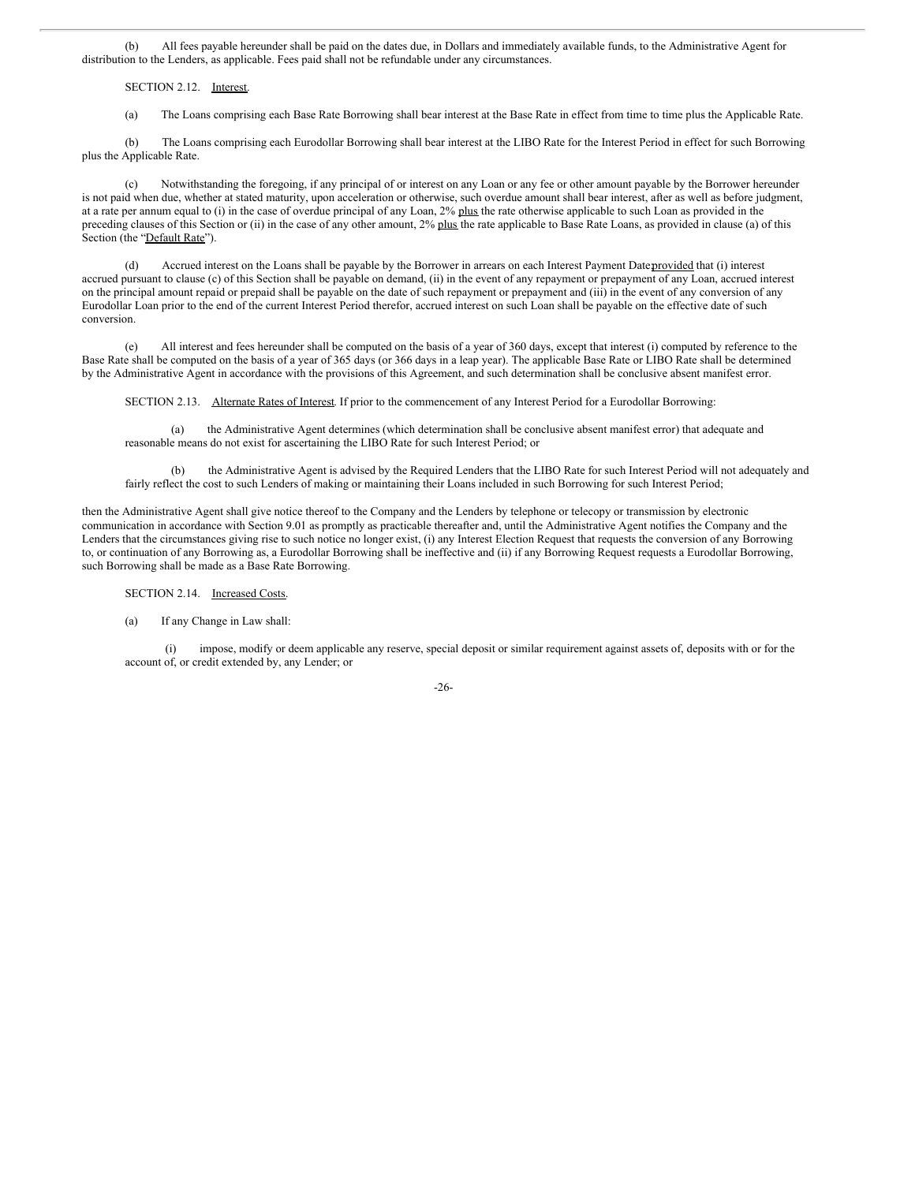(b) All fees payable hereunder shall be paid on the dates due, in Dollars and immediately available funds, to the Administrative Agent for distribution to the Lenders, as applicable. Fees paid shall not be refundable under any circumstances.

SECTION 2.12. Interest.

(a) The Loans comprising each Base Rate Borrowing shall bear interest at the Base Rate in effect from time to time plus the Applicable Rate.

(b) The Loans comprising each Eurodollar Borrowing shall bear interest at the LIBO Rate for the Interest Period in effect for such Borrowing plus the Applicable Rate.

(c) Notwithstanding the foregoing, if any principal of or interest on any Loan or any fee or other amount payable by the Borrower hereunder is not paid when due, whether at stated maturity, upon acceleration or otherwise, such overdue amount shall bear interest, after as well as before judgment, at a rate per annum equal to (i) in the case of overdue principal of any Loan, 2% plus the rate otherwise applicable to such Loan as provided in the preceding clauses of this Section or (ii) in the case of any other amount, 2% plus the rate applicable to Base Rate Loans, as provided in clause (a) of this Section (the "Default Rate").

(d) Accrued interest on the Loans shall be payable by the Borrower in arrears on each Interest Payment Date; provided that (i) interest accrued pursuant to clause (c) of this Section shall be payable on demand, (ii) in the event of any repayment or prepayment of any Loan, accrued interest on the principal amount repaid or prepaid shall be payable on the date of such repayment or prepayment and (iii) in the event of any conversion of any Eurodollar Loan prior to the end of the current Interest Period therefor, accrued interest on such Loan shall be payable on the effective date of such conversion.

(e) All interest and fees hereunder shall be computed on the basis of a year of 360 days, except that interest (i) computed by reference to the Base Rate shall be computed on the basis of a year of 365 days (or 366 days in a leap year). The applicable Base Rate or LIBO Rate shall be determined by the Administrative Agent in accordance with the provisions of this Agreement, and such determination shall be conclusive absent manifest error.

SECTION 2.13. Alternate Rates of Interest. If prior to the commencement of any Interest Period for a Eurodollar Borrowing:

(a) the Administrative Agent determines (which determination shall be conclusive absent manifest error) that adequate and reasonable means do not exist for ascertaining the LIBO Rate for such Interest Period; or

(b) the Administrative Agent is advised by the Required Lenders that the LIBO Rate for such Interest Period will not adequately and fairly reflect the cost to such Lenders of making or maintaining their Loans included in such Borrowing for such Interest Period;

then the Administrative Agent shall give notice thereof to the Company and the Lenders by telephone or telecopy or transmission by electronic communication in accordance with Section 9.01 as promptly as practicable thereafter and, until the Administrative Agent notifies the Company and the Lenders that the circumstances giving rise to such notice no longer exist, (i) any Interest Election Request that requests the conversion of any Borrowing to, or continuation of any Borrowing as, a Eurodollar Borrowing shall be ineffective and (ii) if any Borrowing Request requests a Eurodollar Borrowing, such Borrowing shall be made as a Base Rate Borrowing.

SECTION 2.14. Increased Costs.

(a) If any Change in Law shall:

(i) impose, modify or deem applicable any reserve, special deposit or similar requirement against assets of, deposits with or for the account of, or credit extended by, any Lender; or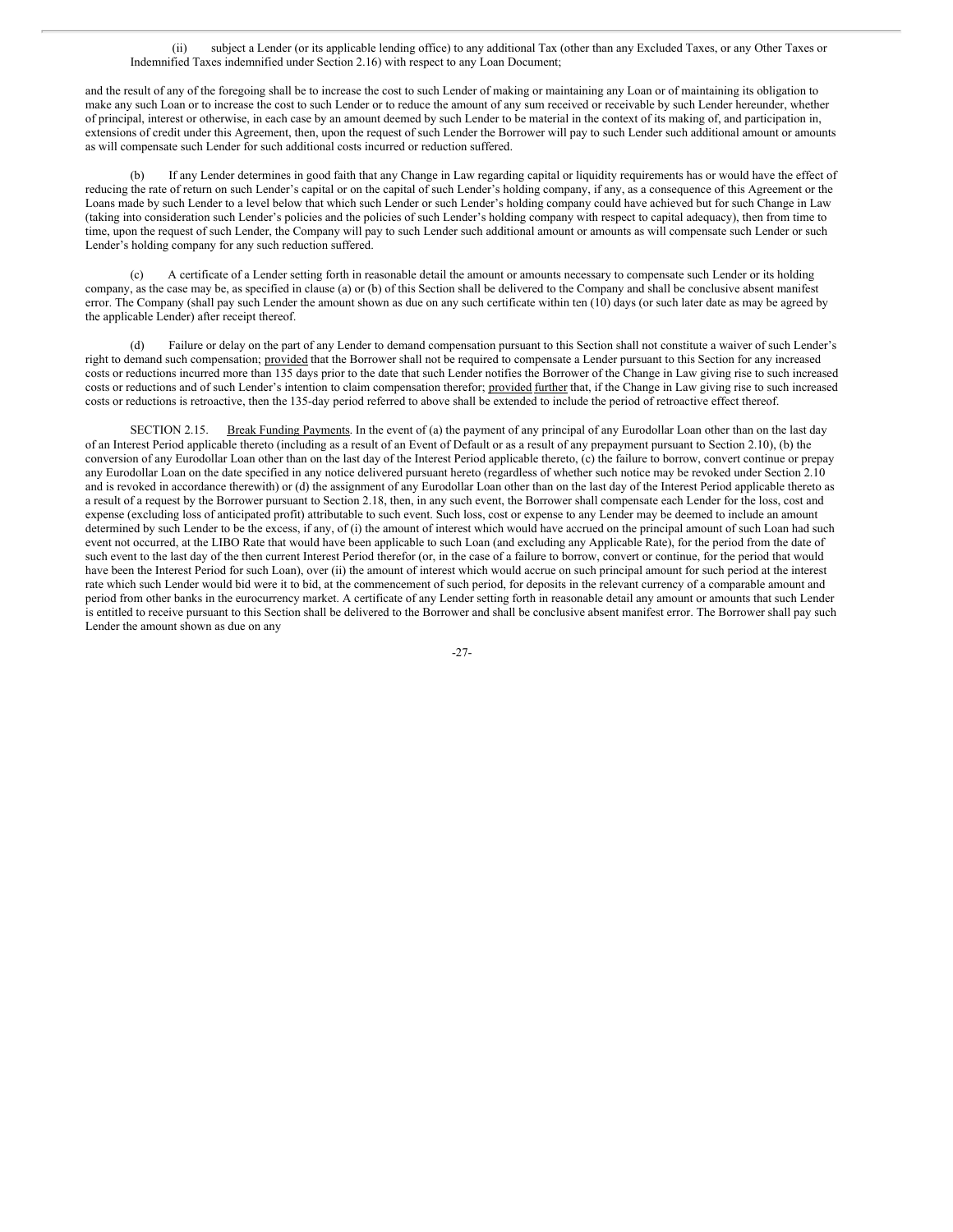(ii) subject a Lender (or its applicable lending office) to any additional Tax (other than any Excluded Taxes, or any Other Taxes or Indemnified Taxes indemnified under Section 2.16) with respect to any Loan Document;

and the result of any of the foregoing shall be to increase the cost to such Lender of making or maintaining any Loan or of maintaining its obligation to make any such Loan or to increase the cost to such Lender or to reduce the amount of any sum received or receivable by such Lender hereunder, whether of principal, interest or otherwise, in each case by an amount deemed by such Lender to be material in the context of its making of, and participation in, extensions of credit under this Agreement, then, upon the request of such Lender the Borrower will pay to such Lender such additional amount or amounts as will compensate such Lender for such additional costs incurred or reduction suffered.

(b) If any Lender determines in good faith that any Change in Law regarding capital or liquidity requirements has or would have the effect of reducing the rate of return on such Lender's capital or on the capital of such Lender's holding company, if any, as a consequence of this Agreement or the Loans made by such Lender to a level below that which such Lender or such Lender's holding company could have achieved but for such Change in Law (taking into consideration such Lender's policies and the policies of such Lender's holding company with respect to capital adequacy), then from time to time, upon the request of such Lender, the Company will pay to such Lender such additional amount or amounts as will compensate such Lender or such Lender's holding company for any such reduction suffered.

(c) A certificate of a Lender setting forth in reasonable detail the amount or amounts necessary to compensate such Lender or its holding company, as the case may be, as specified in clause (a) or (b) of this Section shall be delivered to the Company and shall be conclusive absent manifest error. The Company (shall pay such Lender the amount shown as due on any such certificate within ten (10) days (or such later date as may be agreed by the applicable Lender) after receipt thereof.

(d) Failure or delay on the part of any Lender to demand compensation pursuant to this Section shall not constitute a waiver of such Lender's right to demand such compensation; provided that the Borrower shall not be required to compensate a Lender pursuant to this Section for any increased costs or reductions incurred more than 135 days prior to the date that such Lender notifies the Borrower of the Change in Law giving rise to such increased costs or reductions and of such Lender's intention to claim compensation therefor; provided further that, if the Change in Law giving rise to such increased costs or reductions is retroactive, then the 135-day period referred to above shall be extended to include the period of retroactive effect thereof.

SECTION 2.15. Break Funding Payments. In the event of (a) the payment of any principal of any Eurodollar Loan other than on the last day of an Interest Period applicable thereto (including as a result of an Event of Default or as a result of any prepayment pursuant to Section 2.10), (b) the conversion of any Eurodollar Loan other than on the last day of the Interest Period applicable thereto, (c) the failure to borrow, convert continue or prepay any Eurodollar Loan on the date specified in any notice delivered pursuant hereto (regardless of whether such notice may be revoked under Section 2.10 and is revoked in accordance therewith) or (d) the assignment of any Eurodollar Loan other than on the last day of the Interest Period applicable thereto as a result of a request by the Borrower pursuant to Section 2.18, then, in any such event, the Borrower shall compensate each Lender for the loss, cost and expense (excluding loss of anticipated profit) attributable to such event. Such loss, cost or expense to any Lender may be deemed to include an amount determined by such Lender to be the excess, if any, of (i) the amount of interest which would have accrued on the principal amount of such Loan had such event not occurred, at the LIBO Rate that would have been applicable to such Loan (and excluding any Applicable Rate), for the period from the date of such event to the last day of the then current Interest Period therefor (or, in the case of a failure to borrow, convert or continue, for the period that would have been the Interest Period for such Loan), over (ii) the amount of interest which would accrue on such principal amount for such period at the interest rate which such Lender would bid were it to bid, at the commencement of such period, for deposits in the relevant currency of a comparable amount and period from other banks in the eurocurrency market. A certificate of any Lender setting forth in reasonable detail any amount or amounts that such Lender is entitled to receive pursuant to this Section shall be delivered to the Borrower and shall be conclusive absent manifest error. The Borrower shall pay such Lender the amount shown as due on any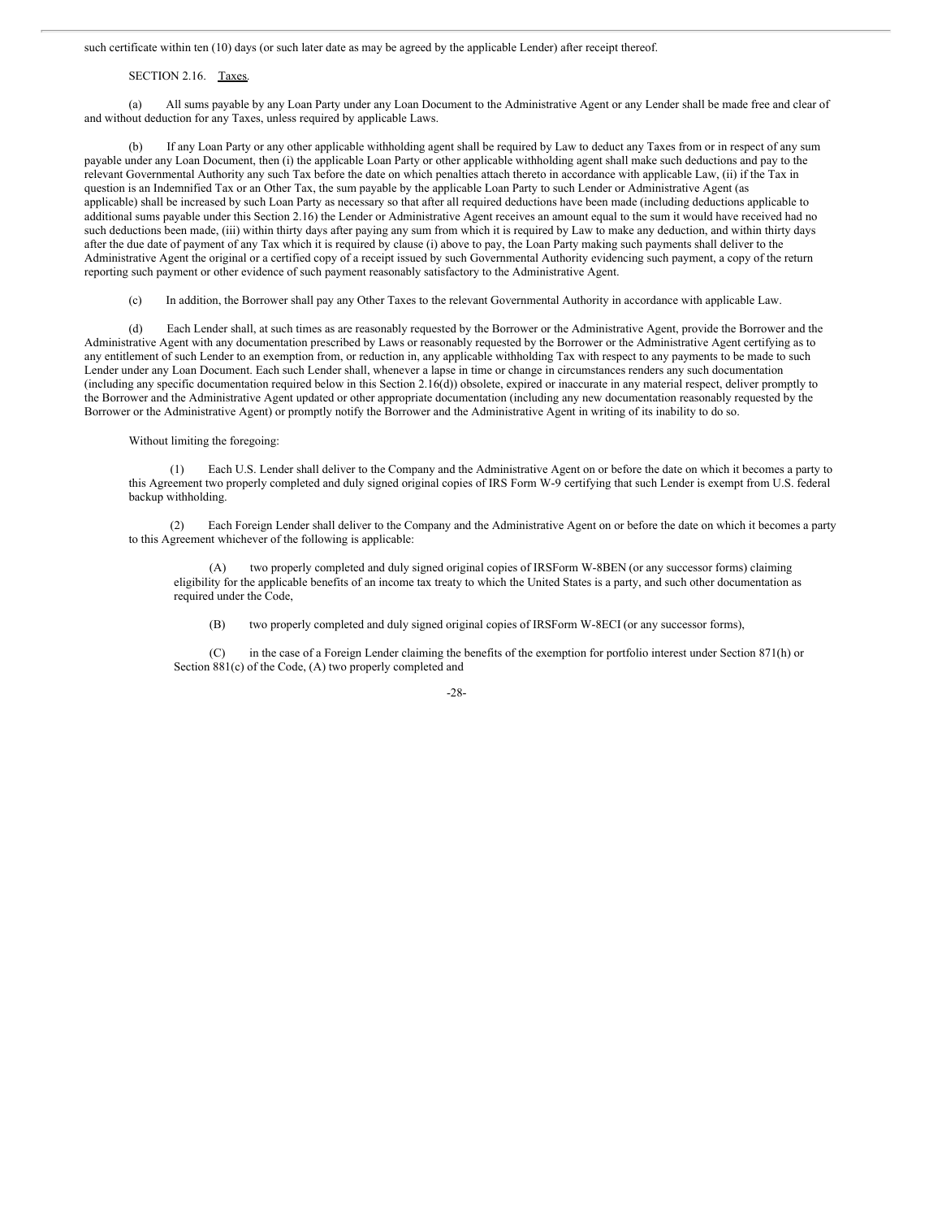such certificate within ten (10) days (or such later date as may be agreed by the applicable Lender) after receipt thereof.

SECTION 2.16. Taxes.

(a) All sums payable by any Loan Party under any Loan Document to the Administrative Agent or any Lender shall be made free and clear of and without deduction for any Taxes, unless required by applicable Laws.

(b) If any Loan Party or any other applicable withholding agent shall be required by Law to deduct any Taxes from or in respect of any sum payable under any Loan Document, then (i) the applicable Loan Party or other applicable withholding agent shall make such deductions and pay to the relevant Governmental Authority any such Tax before the date on which penalties attach thereto in accordance with applicable Law, (ii) if the Tax in question is an Indemnified Tax or an Other Tax, the sum payable by the applicable Loan Party to such Lender or Administrative Agent (as applicable) shall be increased by such Loan Party as necessary so that after all required deductions have been made (including deductions applicable to additional sums payable under this Section 2.16) the Lender or Administrative Agent receives an amount equal to the sum it would have received had no such deductions been made, (iii) within thirty days after paying any sum from which it is required by Law to make any deduction, and within thirty days after the due date of payment of any Tax which it is required by clause (i) above to pay, the Loan Party making such payments shall deliver to the Administrative Agent the original or a certified copy of a receipt issued by such Governmental Authority evidencing such payment, a copy of the return reporting such payment or other evidence of such payment reasonably satisfactory to the Administrative Agent.

(c) In addition, the Borrower shall pay any Other Taxes to the relevant Governmental Authority in accordance with applicable Law.

(d) Each Lender shall, at such times as are reasonably requested by the Borrower or the Administrative Agent, provide the Borrower and the Administrative Agent with any documentation prescribed by Laws or reasonably requested by the Borrower or the Administrative Agent certifying as to any entitlement of such Lender to an exemption from, or reduction in, any applicable withholding Tax with respect to any payments to be made to such Lender under any Loan Document. Each such Lender shall, whenever a lapse in time or change in circumstances renders any such documentation (including any specific documentation required below in this Section 2.16(d)) obsolete, expired or inaccurate in any material respect, deliver promptly to the Borrower and the Administrative Agent updated or other appropriate documentation (including any new documentation reasonably requested by the Borrower or the Administrative Agent) or promptly notify the Borrower and the Administrative Agent in writing of its inability to do so.

Without limiting the foregoing:

(1) Each U.S. Lender shall deliver to the Company and the Administrative Agent on or before the date on which it becomes a party to this Agreement two properly completed and duly signed original copies of IRS Form W-9 certifying that such Lender is exempt from U.S. federal backup withholding.

(2) Each Foreign Lender shall deliver to the Company and the Administrative Agent on or before the date on which it becomes a party to this Agreement whichever of the following is applicable:

(A) two properly completed and duly signed original copies of IRSForm W-8BEN (or any successor forms) claiming eligibility for the applicable benefits of an income tax treaty to which the United States is a party, and such other documentation as required under the Code,

(B) two properly completed and duly signed original copies of IRSForm W-8ECI (or any successor forms),

(C) in the case of a Foreign Lender claiming the benefits of the exemption for portfolio interest under Section 871(h) or Section 881(c) of the Code, (A) two properly completed and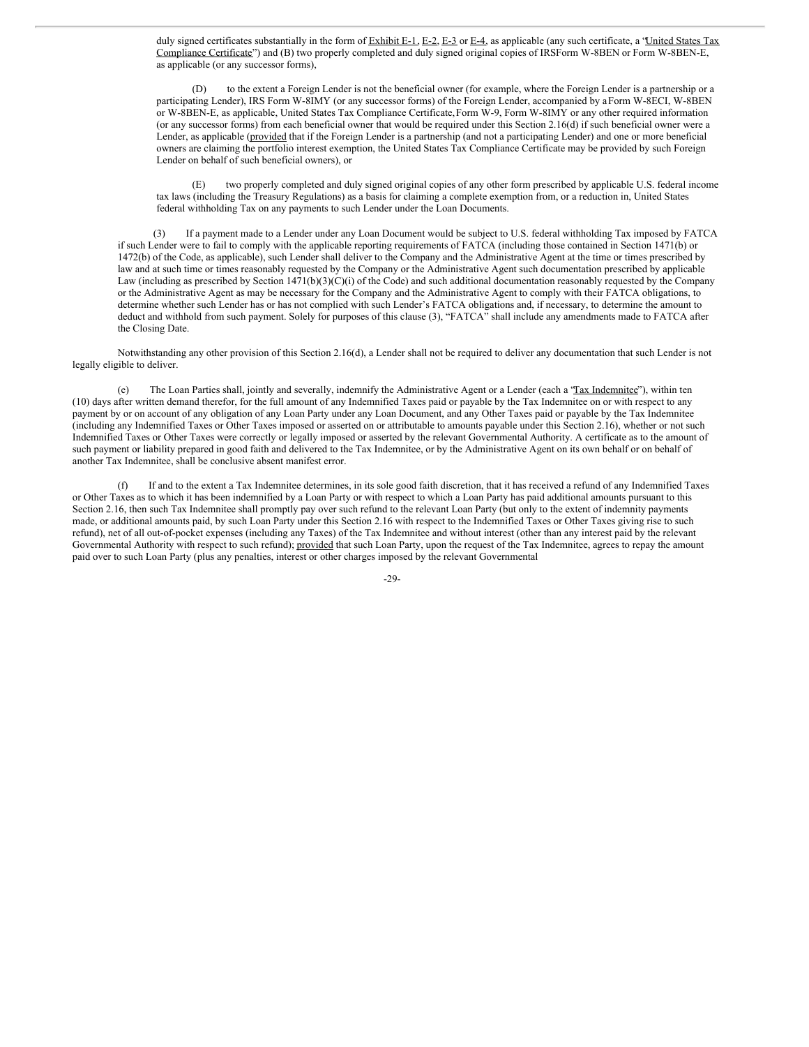duly signed certificates substantially in the form of Exhibit E-1, E-2, E-3 or E-4, as applicable (any such certificate, a "United States Tax Compliance Certificate") and (B) two properly completed and duly signed original copies of IRSForm W-8BEN or Form W-8BEN-E, as applicable (or any successor forms),

(D) to the extent a Foreign Lender is not the beneficial owner (for example, where the Foreign Lender is a partnership or a participating Lender), IRS Form W-8IMY (or any successor forms) of the Foreign Lender, accompanied by a Form W-8ECI, W-8BEN or W-8BEN-E, as applicable, United States Tax Compliance Certificate, Form W-9, Form W-8IMY or any other required information (or any successor forms) from each beneficial owner that would be required under this Section 2.16(d) if such beneficial owner were a Lender, as applicable (provided that if the Foreign Lender is a partnership (and not a participating Lender) and one or more beneficial owners are claiming the portfolio interest exemption, the United States Tax Compliance Certificate may be provided by such Foreign Lender on behalf of such beneficial owners), or

(E) two properly completed and duly signed original copies of any other form prescribed by applicable U.S. federal income tax laws (including the Treasury Regulations) as a basis for claiming a complete exemption from, or a reduction in, United States federal withholding Tax on any payments to such Lender under the Loan Documents.

(3) If a payment made to a Lender under any Loan Document would be subject to U.S. federal withholding Tax imposed by FATCA if such Lender were to fail to comply with the applicable reporting requirements of FATCA (including those contained in Section 1471(b) or 1472(b) of the Code, as applicable), such Lender shall deliver to the Company and the Administrative Agent at the time or times prescribed by law and at such time or times reasonably requested by the Company or the Administrative Agent such documentation prescribed by applicable Law (including as prescribed by Section 1471(b)(3)(C)(i) of the Code) and such additional documentation reasonably requested by the Company or the Administrative Agent as may be necessary for the Company and the Administrative Agent to comply with their FATCA obligations, to determine whether such Lender has or has not complied with such Lender's FATCA obligations and, if necessary, to determine the amount to deduct and withhold from such payment. Solely for purposes of this clause (3), "FATCA" shall include any amendments made to FATCA after the Closing Date.

Notwithstanding any other provision of this Section 2.16(d), a Lender shall not be required to deliver any documentation that such Lender is not legally eligible to deliver.

(e) The Loan Parties shall, jointly and severally, indemnify the Administrative Agent or a Lender (each a "Tax Indemnitee"), within ten (10) days after written demand therefor, for the full amount of any Indemnified Taxes paid or payable by the Tax Indemnitee on or with respect to any payment by or on account of any obligation of any Loan Party under any Loan Document, and any Other Taxes paid or payable by the Tax Indemnitee (including any Indemnified Taxes or Other Taxes imposed or asserted on or attributable to amounts payable under this Section 2.16), whether or not such Indemnified Taxes or Other Taxes were correctly or legally imposed or asserted by the relevant Governmental Authority. A certificate as to the amount of such payment or liability prepared in good faith and delivered to the Tax Indemnitee, or by the Administrative Agent on its own behalf or on behalf of another Tax Indemnitee, shall be conclusive absent manifest error.

(f) If and to the extent a Tax Indemnitee determines, in its sole good faith discretion, that it has received a refund of any Indemnified Taxes or Other Taxes as to which it has been indemnified by a Loan Party or with respect to which a Loan Party has paid additional amounts pursuant to this Section 2.16, then such Tax Indemnitee shall promptly pay over such refund to the relevant Loan Party (but only to the extent of indemnity payments made, or additional amounts paid, by such Loan Party under this Section 2.16 with respect to the Indemnified Taxes or Other Taxes giving rise to such refund), net of all out-of-pocket expenses (including any Taxes) of the Tax Indemnitee and without interest (other than any interest paid by the relevant Governmental Authority with respect to such refund); provided that such Loan Party, upon the request of the Tax Indemnitee, agrees to repay the amount paid over to such Loan Party (plus any penalties, interest or other charges imposed by the relevant Governmental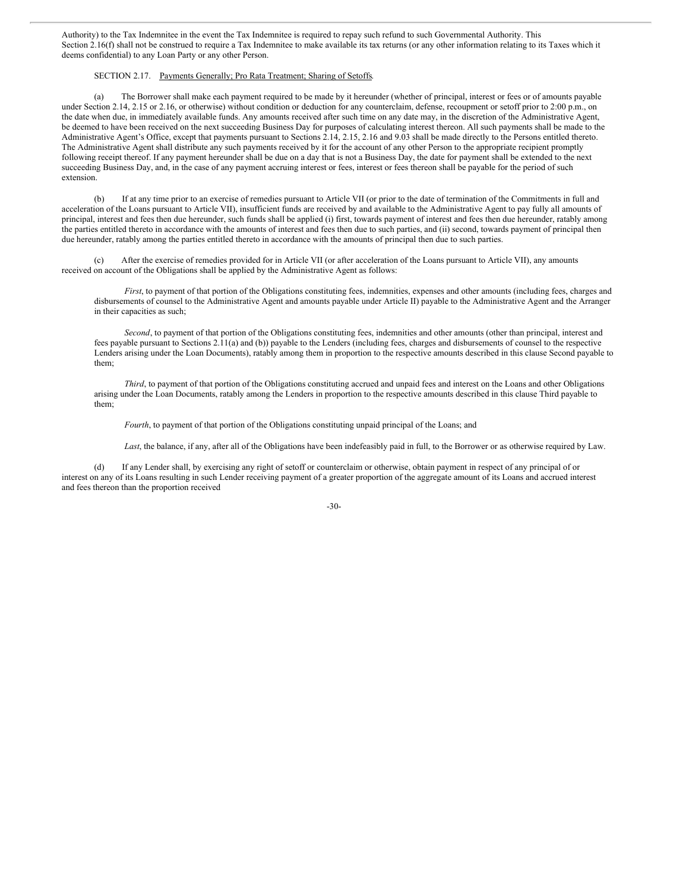Authority) to the Tax Indemnitee in the event the Tax Indemnitee is required to repay such refund to such Governmental Authority. This Section 2.16(f) shall not be construed to require a Tax Indemnitee to make available its tax returns (or any other information relating to its Taxes which it deems confidential) to any Loan Party or any other Person.

SECTION 2.17. Payments Generally; Pro Rata Treatment; Sharing of Setoffs.

(a) The Borrower shall make each payment required to be made by it hereunder (whether of principal, interest or fees or of amounts payable under Section 2.14, 2.15 or 2.16, or otherwise) without condition or deduction for any counterclaim, defense, recoupment or setoff prior to 2:00 p.m., on the date when due, in immediately available funds. Any amounts received after such time on any date may, in the discretion of the Administrative Agent, be deemed to have been received on the next succeeding Business Day for purposes of calculating interest thereon. All such payments shall be made to the Administrative Agent's Office, except that payments pursuant to Sections 2.14, 2.15, 2.16 and 9.03 shall be made directly to the Persons entitled thereto. The Administrative Agent shall distribute any such payments received by it for the account of any other Person to the appropriate recipient promptly following receipt thereof. If any payment hereunder shall be due on a day that is not a Business Day, the date for payment shall be extended to the next succeeding Business Day, and, in the case of any payment accruing interest or fees, interest or fees thereon shall be payable for the period of such extension.

(b) If at any time prior to an exercise of remedies pursuant to Article VII (or prior to the date of termination of the Commitments in full and acceleration of the Loans pursuant to Article VII), insufficient funds are received by and available to the Administrative Agent to pay fully all amounts of principal, interest and fees then due hereunder, such funds shall be applied (i) first, towards payment of interest and fees then due hereunder, ratably among the parties entitled thereto in accordance with the amounts of interest and fees then due to such parties, and (ii) second, towards payment of principal then due hereunder, ratably among the parties entitled thereto in accordance with the amounts of principal then due to such parties.

(c) After the exercise of remedies provided for in Article VII (or after acceleration of the Loans pursuant to Article VII), any amounts received on account of the Obligations shall be applied by the Administrative Agent as follows:

*First*, to payment of that portion of the Obligations constituting fees, indemnities, expenses and other amounts (including fees, charges and disbursements of counsel to the Administrative Agent and amounts payable under Article II) payable to the Administrative Agent and the Arranger in their capacities as such;

*Second*, to payment of that portion of the Obligations constituting fees, indemnities and other amounts (other than principal, interest and fees payable pursuant to Sections 2.11(a) and (b)) payable to the Lenders (including fees, charges and disbursements of counsel to the respective Lenders arising under the Loan Documents), ratably among them in proportion to the respective amounts described in this clause Second payable to them;

*Third*, to payment of that portion of the Obligations constituting accrued and unpaid fees and interest on the Loans and other Obligations arising under the Loan Documents, ratably among the Lenders in proportion to the respective amounts described in this clause Third payable to them;

*Fourth*, to payment of that portion of the Obligations constituting unpaid principal of the Loans; and

*Last*, the balance, if any, after all of the Obligations have been indefeasibly paid in full, to the Borrower or as otherwise required by Law.

(d) If any Lender shall, by exercising any right of setoff or counterclaim or otherwise, obtain payment in respect of any principal of or interest on any of its Loans resulting in such Lender receiving payment of a greater proportion of the aggregate amount of its Loans and accrued interest and fees thereon than the proportion received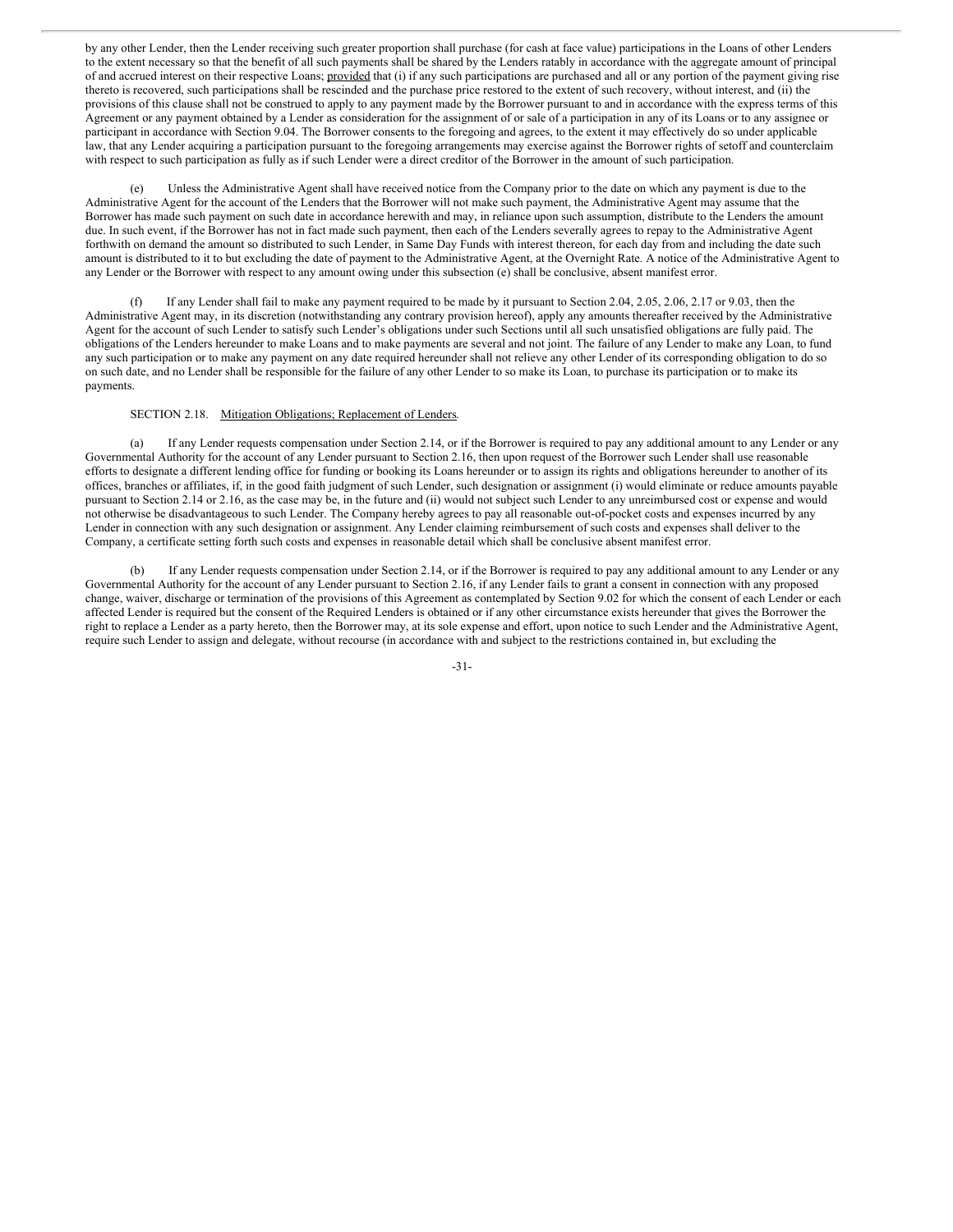by any other Lender, then the Lender receiving such greater proportion shall purchase (for cash at face value) participations in the Loans of other Lenders to the extent necessary so that the benefit of all such payments shall be shared by the Lenders ratably in accordance with the aggregate amount of principal of and accrued interest on their respective Loans; provided that (i) if any such participations are purchased and all or any portion of the payment giving rise thereto is recovered, such participations shall be rescinded and the purchase price restored to the extent of such recovery, without interest, and (ii) the provisions of this clause shall not be construed to apply to any payment made by the Borrower pursuant to and in accordance with the express terms of this Agreement or any payment obtained by a Lender as consideration for the assignment of or sale of a participation in any of its Loans or to any assignee or participant in accordance with Section 9.04. The Borrower consents to the foregoing and agrees, to the extent it may effectively do so under applicable law, that any Lender acquiring a participation pursuant to the foregoing arrangements may exercise against the Borrower rights of setoff and counterclaim with respect to such participation as fully as if such Lender were a direct creditor of the Borrower in the amount of such participation.

(e) Unless the Administrative Agent shall have received notice from the Company prior to the date on which any payment is due to the Administrative Agent for the account of the Lenders that the Borrower will not make such payment, the Administrative Agent may assume that the Borrower has made such payment on such date in accordance herewith and may, in reliance upon such assumption, distribute to the Lenders the amount due. In such event, if the Borrower has not in fact made such payment, then each of the Lenders severally agrees to repay to the Administrative Agent forthwith on demand the amount so distributed to such Lender, in Same Day Funds with interest thereon, for each day from and including the date such amount is distributed to it to but excluding the date of payment to the Administrative Agent, at the Overnight Rate. A notice of the Administrative Agent to any Lender or the Borrower with respect to any amount owing under this subsection (e) shall be conclusive, absent manifest error.

(f) If any Lender shall fail to make any payment required to be made by it pursuant to Section 2.04, 2.05, 2.06, 2.17 or 9.03, then the Administrative Agent may, in its discretion (notwithstanding any contrary provision hereof), apply any amounts thereafter received by the Administrative Agent for the account of such Lender to satisfy such Lender's obligations under such Sections until all such unsatisfied obligations are fully paid. The obligations of the Lenders hereunder to make Loans and to make payments are several and not joint. The failure of any Lender to make any Loan, to fund any such participation or to make any payment on any date required hereunder shall not relieve any other Lender of its corresponding obligation to do so on such date, and no Lender shall be responsible for the failure of any other Lender to so make its Loan, to purchase its participation or to make its payments.

SECTION 2.18. Mitigation Obligations; Replacement of Lenders.

(a) If any Lender requests compensation under Section 2.14, or if the Borrower is required to pay any additional amount to any Lender or any Governmental Authority for the account of any Lender pursuant to Section 2.16, then upon request of the Borrower such Lender shall use reasonable efforts to designate a different lending office for funding or booking its Loans hereunder or to assign its rights and obligations hereunder to another of its offices, branches or affiliates, if, in the good faith judgment of such Lender, such designation or assignment (i) would eliminate or reduce amounts payable pursuant to Section 2.14 or 2.16, as the case may be, in the future and (ii) would not subject such Lender to any unreimbursed cost or expense and would not otherwise be disadvantageous to such Lender. The Company hereby agrees to pay all reasonable out-of-pocket costs and expenses incurred by any Lender in connection with any such designation or assignment. Any Lender claiming reimbursement of such costs and expenses shall deliver to the Company, a certificate setting forth such costs and expenses in reasonable detail which shall be conclusive absent manifest error.

(b) If any Lender requests compensation under Section 2.14, or if the Borrower is required to pay any additional amount to any Lender or any Governmental Authority for the account of any Lender pursuant to Section 2.16, if any Lender fails to grant a consent in connection with any proposed change, waiver, discharge or termination of the provisions of this Agreement as contemplated by Section 9.02 for which the consent of each Lender or each affected Lender is required but the consent of the Required Lenders is obtained or if any other circumstance exists hereunder that gives the Borrower the right to replace a Lender as a party hereto, then the Borrower may, at its sole expense and effort, upon notice to such Lender and the Administrative Agent, require such Lender to assign and delegate, without recourse (in accordance with and subject to the restrictions contained in, but excluding the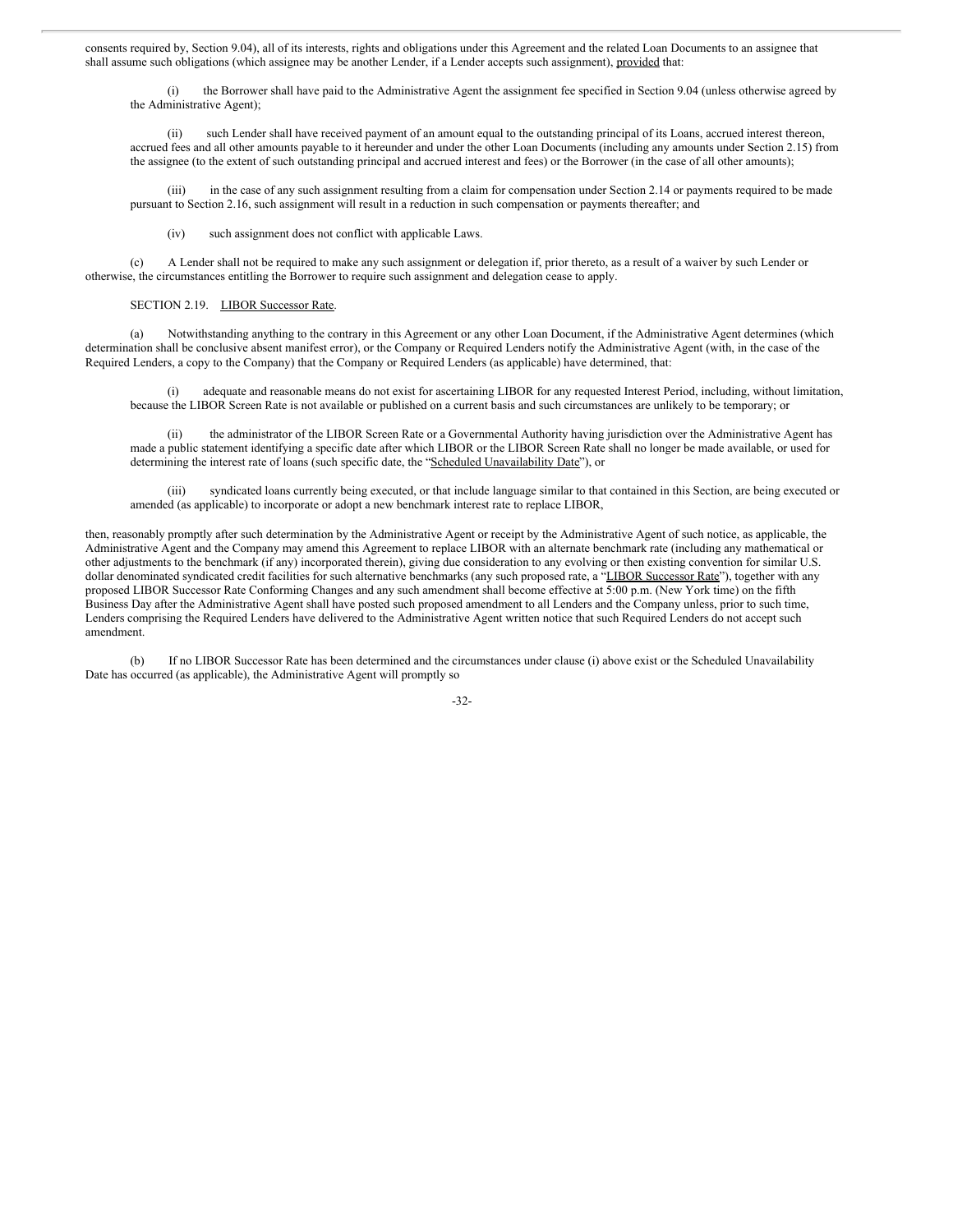consents required by, Section 9.04), all of its interests, rights and obligations under this Agreement and the related Loan Documents to an assignee that shall assume such obligations (which assignee may be another Lender, if a Lender accepts such assignment), provided that:

(i) the Borrower shall have paid to the Administrative Agent the assignment fee specified in Section 9.04 (unless otherwise agreed by the Administrative Agent);

(ii) such Lender shall have received payment of an amount equal to the outstanding principal of its Loans, accrued interest thereon, accrued fees and all other amounts payable to it hereunder and under the other Loan Documents (including any amounts under Section 2.15) from the assignee (to the extent of such outstanding principal and accrued interest and fees) or the Borrower (in the case of all other amounts);

(iii) in the case of any such assignment resulting from a claim for compensation under Section 2.14 or payments required to be made pursuant to Section 2.16, such assignment will result in a reduction in such compensation or payments thereafter; and

(iv) such assignment does not conflict with applicable Laws.

(c) A Lender shall not be required to make any such assignment or delegation if, prior thereto, as a result of a waiver by such Lender or otherwise, the circumstances entitling the Borrower to require such assignment and delegation cease to apply.

SECTION 2.19. LIBOR Successor Rate.

(a) Notwithstanding anything to the contrary in this Agreement or any other Loan Document, if the Administrative Agent determines (which determination shall be conclusive absent manifest error), or the Company or Required Lenders notify the Administrative Agent (with, in the case of the Required Lenders, a copy to the Company) that the Company or Required Lenders (as applicable) have determined, that:

(i) adequate and reasonable means do not exist for ascertaining LIBOR for any requested Interest Period, including, without limitation, because the LIBOR Screen Rate is not available or published on a current basis and such circumstances are unlikely to be temporary; or

(ii) the administrator of the LIBOR Screen Rate or a Governmental Authority having jurisdiction over the Administrative Agent has made a public statement identifying a specific date after which LIBOR or the LIBOR Screen Rate shall no longer be made available, or used for determining the interest rate of loans (such specific date, the "Scheduled Unavailability Date"), or

(iii) syndicated loans currently being executed, or that include language similar to that contained in this Section, are being executed or amended (as applicable) to incorporate or adopt a new benchmark interest rate to replace LIBOR,

then, reasonably promptly after such determination by the Administrative Agent or receipt by the Administrative Agent of such notice, as applicable, the Administrative Agent and the Company may amend this Agreement to replace LIBOR with an alternate benchmark rate (including any mathematical or other adjustments to the benchmark (if any) incorporated therein), giving due consideration to any evolving or then existing convention for similar U.S. dollar denominated syndicated credit facilities for such alternative benchmarks (any such proposed rate, a "LIBOR Successor Rate"), together with any proposed LIBOR Successor Rate Conforming Changes and any such amendment shall become effective at 5:00 p.m. (New York time) on the fifth Business Day after the Administrative Agent shall have posted such proposed amendment to all Lenders and the Company unless, prior to such time, Lenders comprising the Required Lenders have delivered to the Administrative Agent written notice that such Required Lenders do not accept such amendment.

(b) If no LIBOR Successor Rate has been determined and the circumstances under clause (i) above exist or the Scheduled Unavailability Date has occurred (as applicable), the Administrative Agent will promptly so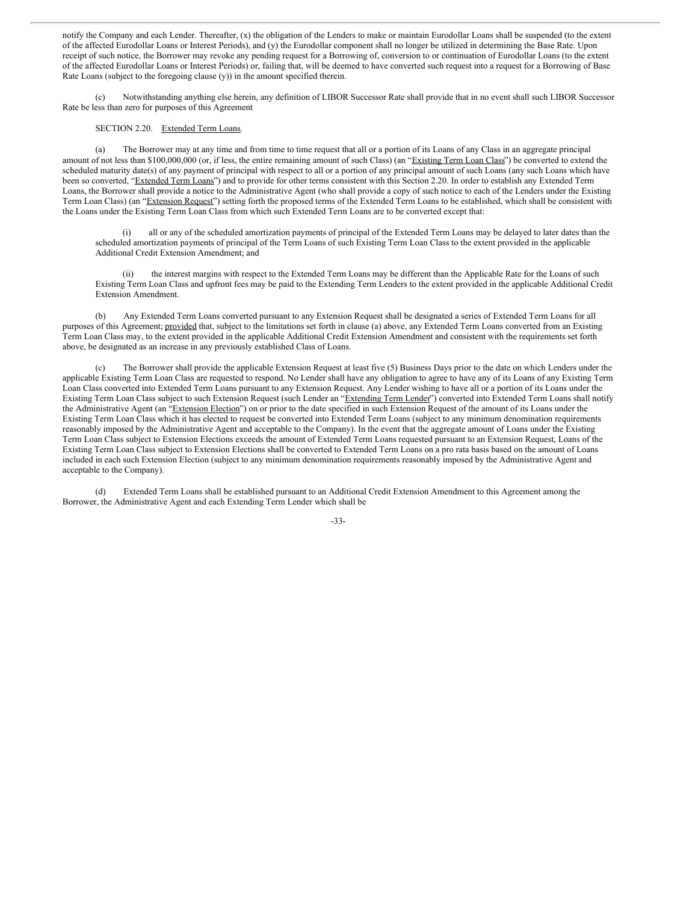notify the Company and each Lender. Thereafter, (x) the obligation of the Lenders to make or maintain Eurodollar Loans shall be suspended (to the extent of the affected Eurodollar Loans or Interest Periods), and (y) the Eurodollar component shall no longer be utilized in determining the Base Rate. Upon receipt of such notice, the Borrower may revoke any pending request for a Borrowing of, conversion to or continuation of Eurodollar Loans (to the extent of the affected Eurodollar Loans or Interest Periods) or, failing that, will be deemed to have converted such request into a request for a Borrowing of Base Rate Loans (subject to the foregoing clause (y)) in the amount specified therein.

(c) Notwithstanding anything else herein, any definition of LIBOR Successor Rate shall provide that in no event shall such LIBOR Successor Rate be less than zero for purposes of this Agreement

SECTION 2.20. Extended Term Loans.

(a) The Borrower may at any time and from time to time request that all or a portion of its Loans of any Class in an aggregate principal amount of not less than $100,000,000 (or, if less, the entire remaining amount of such Class) (an "Existing Term Loan Class") be converted to extend the scheduled maturity date(s) of any payment of principal with respect to all or a portion of any principal amount of such Loans (any such Loans which have been so converted, "Extended Term Loans") and to provide for other terms consistent with this Section 2.20. In order to establish any Extended Term Loans, the Borrower shall provide a notice to the Administrative Agent (who shall provide a copy of such notice to each of the Lenders under the Existing Term Loan Class) (an "Extension Request") setting forth the proposed terms of the Extended Term Loans to be established, which shall be consistent with the Loans under the Existing Term Loan Class from which such Extended Term Loans are to be converted except that:

(i) all or any of the scheduled amortization payments of principal of the Extended Term Loans may be delayed to later dates than the scheduled amortization payments of principal of the Term Loans of such Existing Term Loan Class to the extent provided in the applicable Additional Credit Extension Amendment; and

(ii) the interest margins with respect to the Extended Term Loans may be different than the Applicable Rate for the Loans of such Existing Term Loan Class and upfront fees may be paid to the Extending Term Lenders to the extent provided in the applicable Additional Credit Extension Amendment.

(b) Any Extended Term Loans converted pursuant to any Extension Request shall be designated a series of Extended Term Loans for all purposes of this Agreement; provided that, subject to the limitations set forth in clause (a) above, any Extended Term Loans converted from an Existing Term Loan Class may, to the extent provided in the applicable Additional Credit Extension Amendment and consistent with the requirements set forth above, be designated as an increase in any previously established Class of Loans.

(c) The Borrower shall provide the applicable Extension Request at least five (5) Business Days prior to the date on which Lenders under the applicable Existing Term Loan Class are requested to respond. No Lender shall have any obligation to agree to have any of its Loans of any Existing Term Loan Class converted into Extended Term Loans pursuant to any Extension Request. Any Lender wishing to have all or a portion of its Loans under the Existing Term Loan Class subject to such Extension Request (such Lender an "Extending Term Lender") converted into Extended Term Loans shall notify the Administrative Agent (an "Extension Election") on or prior to the date specified in such Extension Request of the amount of its Loans under the Existing Term Loan Class which it has elected to request be converted into Extended Term Loans (subject to any minimum denomination requirements reasonably imposed by the Administrative Agent and acceptable to the Company). In the event that the aggregate amount of Loans under the Existing Term Loan Class subject to Extension Elections exceeds the amount of Extended Term Loans requested pursuant to an Extension Request, Loans of the Existing Term Loan Class subject to Extension Elections shall be converted to Extended Term Loans on a pro rata basis based on the amount of Loans included in each such Extension Election (subject to any minimum denomination requirements reasonably imposed by the Administrative Agent and acceptable to the Company).

(d) Extended Term Loans shall be established pursuant to an Additional Credit Extension Amendment to this Agreement among the Borrower, the Administrative Agent and each Extending Term Lender which shall be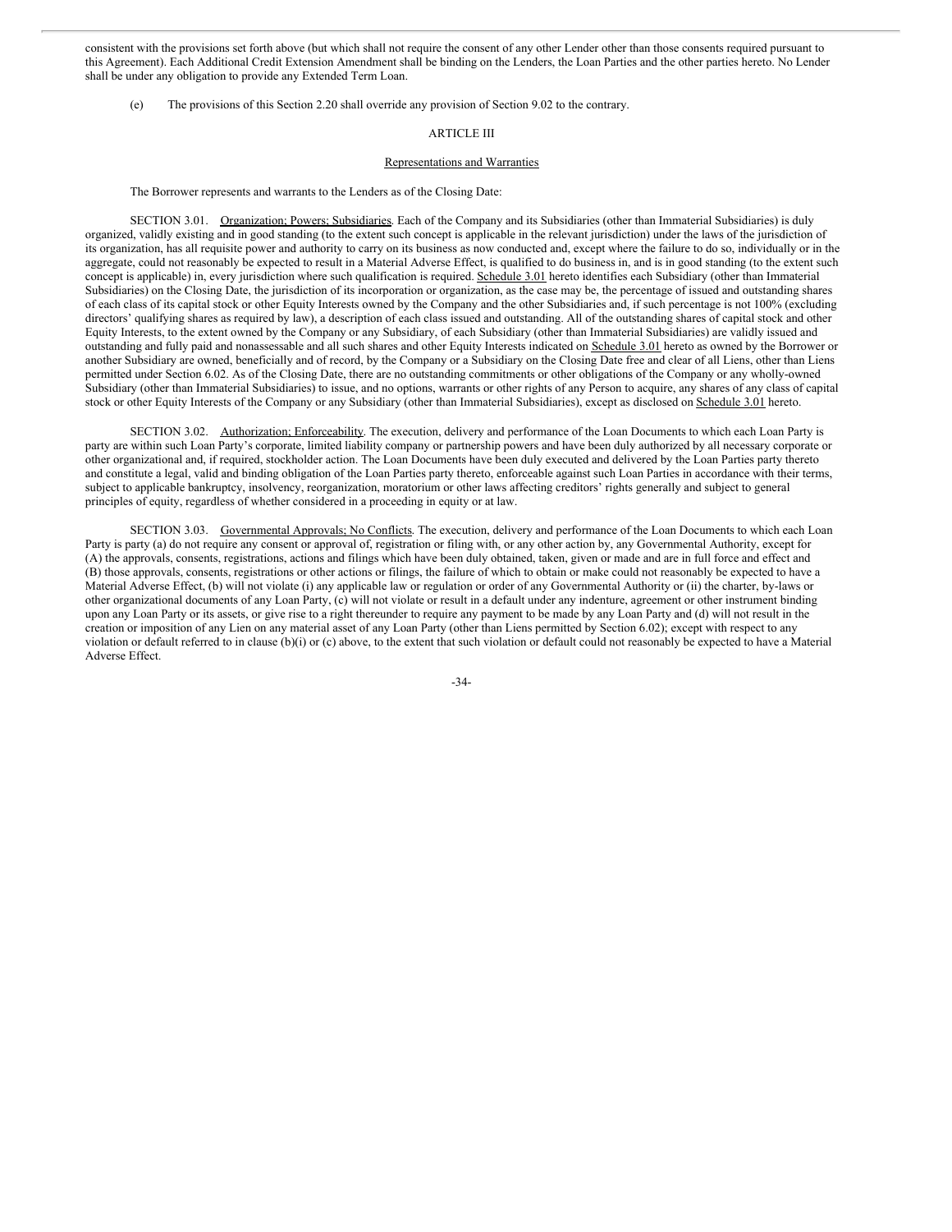consistent with the provisions set forth above (but which shall not require the consent of any other Lender other than those consents required pursuant to this Agreement). Each Additional Credit Extension Amendment shall be binding on the Lenders, the Loan Parties and the other parties hereto. No Lender shall be under any obligation to provide any Extended Term Loan.

(e) The provisions of this Section 2.20 shall override any provision of Section 9.02 to the contrary.

## ARTICLE III

## Representations and Warranties

The Borrower represents and warrants to the Lenders as of the Closing Date:

SECTION 3.01. Organization; Powers; Subsidiaries. Each of the Company and its Subsidiaries (other than Immaterial Subsidiaries) is duly organized, validly existing and in good standing (to the extent such concept is applicable in the relevant jurisdiction) under the laws of the jurisdiction of its organization, has all requisite power and authority to carry on its business as now conducted and, except where the failure to do so, individually or in the aggregate, could not reasonably be expected to result in a Material Adverse Effect, is qualified to do business in, and is in good standing (to the extent such concept is applicable) in, every jurisdiction where such qualification is required. Schedule 3.01 hereto identifies each Subsidiary (other than Immaterial Subsidiaries) on the Closing Date, the jurisdiction of its incorporation or organization, as the case may be, the percentage of issued and outstanding shares of each class of its capital stock or other Equity Interests owned by the Company and the other Subsidiaries and, if such percentage is not 100% (excluding directors' qualifying shares as required by law), a description of each class issued and outstanding. All of the outstanding shares of capital stock and other Equity Interests, to the extent owned by the Company or any Subsidiary, of each Subsidiary (other than Immaterial Subsidiaries) are validly issued and outstanding and fully paid and nonassessable and all such shares and other Equity Interests indicated on Schedule 3.01 hereto as owned by the Borrower or another Subsidiary are owned, beneficially and of record, by the Company or a Subsidiary on the Closing Date free and clear of all Liens, other than Liens permitted under Section 6.02. As of the Closing Date, there are no outstanding commitments or other obligations of the Company or any wholly-owned Subsidiary (other than Immaterial Subsidiaries) to issue, and no options, warrants or other rights of any Person to acquire, any shares of any class of capital stock or other Equity Interests of the Company or any Subsidiary (other than Immaterial Subsidiaries), except as disclosed on Schedule 3.01 hereto.

SECTION 3.02. Authorization; Enforceability. The execution, delivery and performance of the Loan Documents to which each Loan Party is party are within such Loan Party's corporate, limited liability company or partnership powers and have been duly authorized by all necessary corporate or other organizational and, if required, stockholder action. The Loan Documents have been duly executed and delivered by the Loan Parties party thereto and constitute a legal, valid and binding obligation of the Loan Parties party thereto, enforceable against such Loan Parties in accordance with their terms, subject to applicable bankruptcy, insolvency, reorganization, moratorium or other laws affecting creditors' rights generally and subject to general principles of equity, regardless of whether considered in a proceeding in equity or at law.

SECTION 3.03. Governmental Approvals; No Conflicts. The execution, delivery and performance of the Loan Documents to which each Loan Party is party (a) do not require any consent or approval of, registration or filing with, or any other action by, any Governmental Authority, except for (A) the approvals, consents, registrations, actions and filings which have been duly obtained, taken, given or made and are in full force and effect and (B) those approvals, consents, registrations or other actions or filings, the failure of which to obtain or make could not reasonably be expected to have a Material Adverse Effect, (b) will not violate (i) any applicable law or regulation or order of any Governmental Authority or (ii) the charter, by-laws or other organizational documents of any Loan Party, (c) will not violate or result in a default under any indenture, agreement or other instrument binding upon any Loan Party or its assets, or give rise to a right thereunder to require any payment to be made by any Loan Party and (d) will not result in the creation or imposition of any Lien on any material asset of any Loan Party (other than Liens permitted by Section 6.02); except with respect to any violation or default referred to in clause (b)(i) or (c) above, to the extent that such violation or default could not reasonably be expected to have a Material Adverse Effect.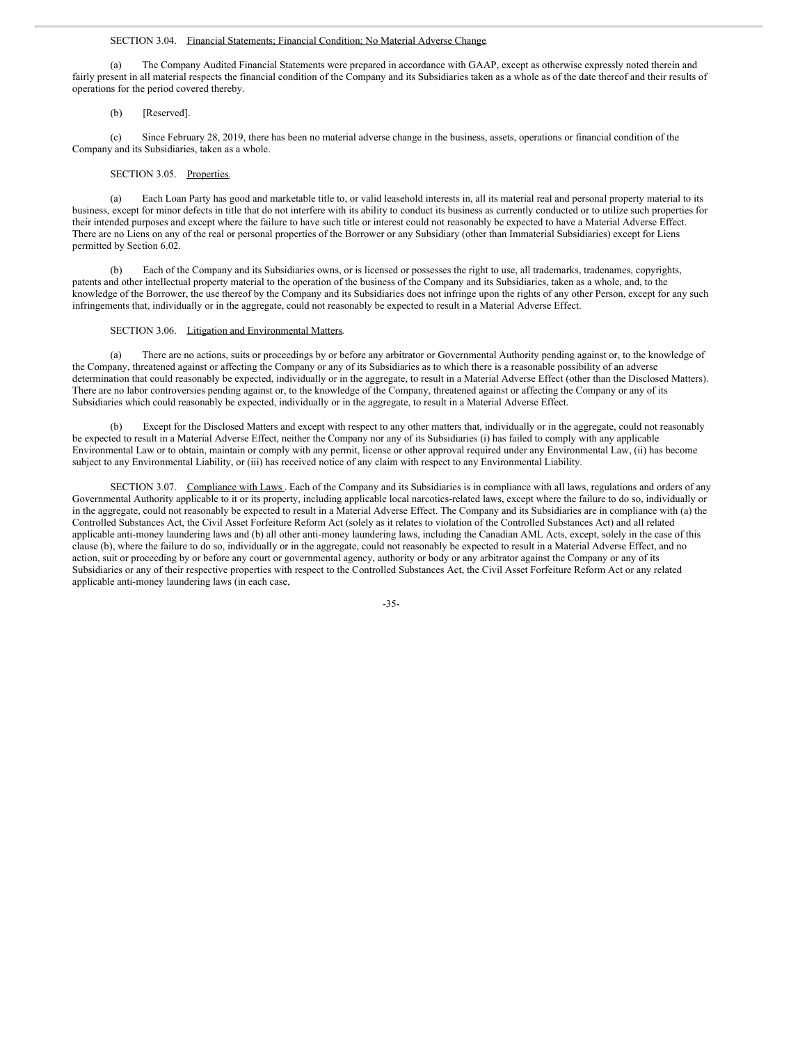SECTION 3.04. Financial Statements; Financial Condition; No Material Adverse Change.

(a) The Company Audited Financial Statements were prepared in accordance with GAAP, except as otherwise expressly noted therein and fairly present in all material respects the financial condition of the Company and its Subsidiaries taken as a whole as of the date thereof and their results of operations for the period covered thereby.

(b) [Reserved].

(c) Since February 28, 2019, there has been no material adverse change in the business, assets, operations or financial condition of the Company and its Subsidiaries, taken as a whole.

SECTION 3.05. Properties.

(a) Each Loan Party has good and marketable title to, or valid leasehold interests in, all its material real and personal property material to its business, except for minor defects in title that do not interfere with its ability to conduct its business as currently conducted or to utilize such properties for their intended purposes and except where the failure to have such title or interest could not reasonably be expected to have a Material Adverse Effect. There are no Liens on any of the real or personal properties of the Borrower or any Subsidiary (other than Immaterial Subsidiaries) except for Liens permitted by Section 6.02.

(b) Each of the Company and its Subsidiaries owns, or is licensed or possesses the right to use, all trademarks, tradenames, copyrights, patents and other intellectual property material to the operation of the business of the Company and its Subsidiaries, taken as a whole, and, to the knowledge of the Borrower, the use thereof by the Company and its Subsidiaries does not infringe upon the rights of any other Person, except for any such infringements that, individually or in the aggregate, could not reasonably be expected to result in a Material Adverse Effect.

SECTION 3.06. Litigation and Environmental Matters.

(a) There are no actions, suits or proceedings by or before any arbitrator or Governmental Authority pending against or, to the knowledge of the Company, threatened against or affecting the Company or any of its Subsidiaries as to which there is a reasonable possibility of an adverse determination that could reasonably be expected, individually or in the aggregate, to result in a Material Adverse Effect (other than the Disclosed Matters). There are no labor controversies pending against or, to the knowledge of the Company, threatened against or affecting the Company or any of its Subsidiaries which could reasonably be expected, individually or in the aggregate, to result in a Material Adverse Effect.

(b) Except for the Disclosed Matters and except with respect to any other matters that, individually or in the aggregate, could not reasonably be expected to result in a Material Adverse Effect, neither the Company nor any of its Subsidiaries (i) has failed to comply with any applicable Environmental Law or to obtain, maintain or comply with any permit, license or other approval required under any Environmental Law, (ii) has become subject to any Environmental Liability, or (iii) has received notice of any claim with respect to any Environmental Liability.

SECTION 3.07. Compliance with Laws. Each of the Company and its Subsidiaries is in compliance with all laws, regulations and orders of any Governmental Authority applicable to it or its property, including applicable local narcotics-related laws, except where the failure to do so, individually or in the aggregate, could not reasonably be expected to result in a Material Adverse Effect. The Company and its Subsidiaries are in compliance with (a) the Controlled Substances Act, the Civil Asset Forfeiture Reform Act (solely as it relates to violation of the Controlled Substances Act) and all related applicable anti-money laundering laws and (b) all other anti-money laundering laws, including the Canadian AML Acts, except, solely in the case of this clause (b), where the failure to do so, individually or in the aggregate, could not reasonably be expected to result in a Material Adverse Effect, and no action, suit or proceeding by or before any court or governmental agency, authority or body or any arbitrator against the Company or any of its Subsidiaries or any of their respective properties with respect to the Controlled Substances Act, the Civil Asset Forfeiture Reform Act or any related applicable anti-money laundering laws (in each case,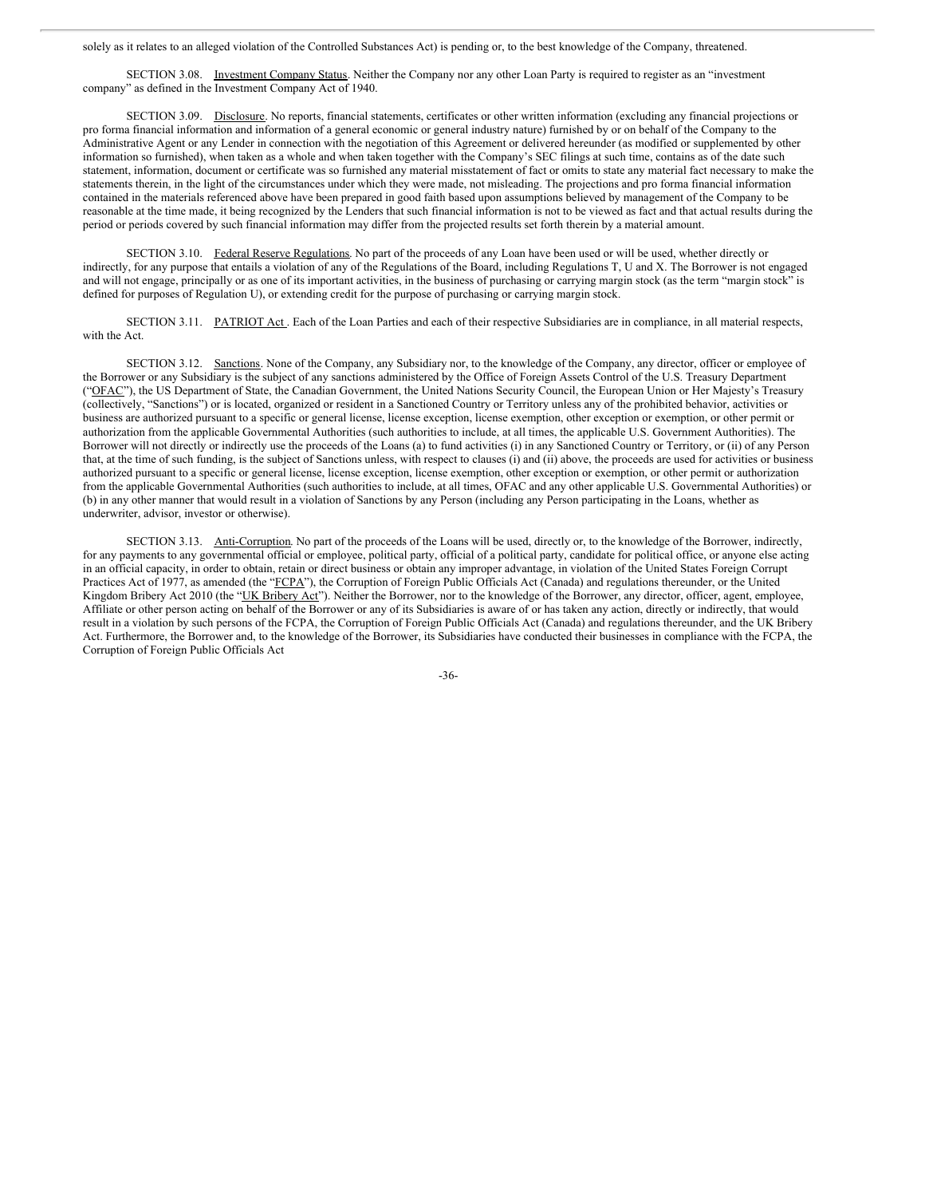solely as it relates to an alleged violation of the Controlled Substances Act) is pending or, to the best knowledge of the Company, threatened.

SECTION 3.08. Investment Company Status. Neither the Company nor any other Loan Party is required to register as an "investment company" as defined in the Investment Company Act of 1940.

SECTION 3.09. Disclosure. No reports, financial statements, certificates or other written information (excluding any financial projections or pro forma financial information and information of a general economic or general industry nature) furnished by or on behalf of the Company to the Administrative Agent or any Lender in connection with the negotiation of this Agreement or delivered hereunder (as modified or supplemented by other information so furnished), when taken as a whole and when taken together with the Company's SEC filings at such time, contains as of the date such statement, information, document or certificate was so furnished any material misstatement of fact or omits to state any material fact necessary to make the statements therein, in the light of the circumstances under which they were made, not misleading. The projections and pro forma financial information contained in the materials referenced above have been prepared in good faith based upon assumptions believed by management of the Company to be reasonable at the time made, it being recognized by the Lenders that such financial information is not to be viewed as fact and that actual results during the period or periods covered by such financial information may differ from the projected results set forth therein by a material amount.

SECTION 3.10. Federal Reserve Regulations. No part of the proceeds of any Loan have been used or will be used, whether directly or indirectly, for any purpose that entails a violation of any of the Regulations of the Board, including Regulations T, U and X. The Borrower is not engaged and will not engage, principally or as one of its important activities, in the business of purchasing or carrying margin stock (as the term "margin stock" is defined for purposes of Regulation U), or extending credit for the purpose of purchasing or carrying margin stock.

SECTION 3.11. PATRIOT Act . Each of the Loan Parties and each of their respective Subsidiaries are in compliance, in all material respects, with the Act.

SECTION 3.12. Sanctions. None of the Company, any Subsidiary nor, to the knowledge of the Company, any director, officer or employee of the Borrower or any Subsidiary is the subject of any sanctions administered by the Office of Foreign Assets Control of the U.S. Treasury Department ("OFAC"), the US Department of State, the Canadian Government, the United Nations Security Council, the European Union or Her Majesty's Treasury (collectively, "Sanctions") or is located, organized or resident in a Sanctioned Country or Territory unless any of the prohibited behavior, activities or business are authorized pursuant to a specific or general license, license exception, license exemption, other exception or exemption, or other permit or authorization from the applicable Governmental Authorities (such authorities to include, at all times, the applicable U.S. Government Authorities). The Borrower will not directly or indirectly use the proceeds of the Loans (a) to fund activities (i) in any Sanctioned Country or Territory, or (ii) of any Person that, at the time of such funding, is the subject of Sanctions unless, with respect to clauses (i) and (ii) above, the proceeds are used for activities or business authorized pursuant to a specific or general license, license exception, license exemption, other exception or exemption, or other permit or authorization from the applicable Governmental Authorities (such authorities to include, at all times, OFAC and any other applicable U.S. Governmental Authorities) or (b) in any other manner that would result in a violation of Sanctions by any Person (including any Person participating in the Loans, whether as underwriter, advisor, investor or otherwise).

SECTION 3.13. Anti-Corruption. No part of the proceeds of the Loans will be used, directly or, to the knowledge of the Borrower, indirectly, for any payments to any governmental official or employee, political party, official of a political party, candidate for political office, or anyone else acting in an official capacity, in order to obtain, retain or direct business or obtain any improper advantage, in violation of the United States Foreign Corrupt Practices Act of 1977, as amended (the "FCPA"), the Corruption of Foreign Public Officials Act (Canada) and regulations thereunder, or the United Kingdom Bribery Act 2010 (the "UK Bribery Act"). Neither the Borrower, nor to the knowledge of the Borrower, any director, officer, agent, employee, Affiliate or other person acting on behalf of the Borrower or any of its Subsidiaries is aware of or has taken any action, directly or indirectly, that would result in a violation by such persons of the FCPA, the Corruption of Foreign Public Officials Act (Canada) and regulations thereunder, and the UK Bribery Act. Furthermore, the Borrower and, to the knowledge of the Borrower, its Subsidiaries have conducted their businesses in compliance with the FCPA, the Corruption of Foreign Public Officials Act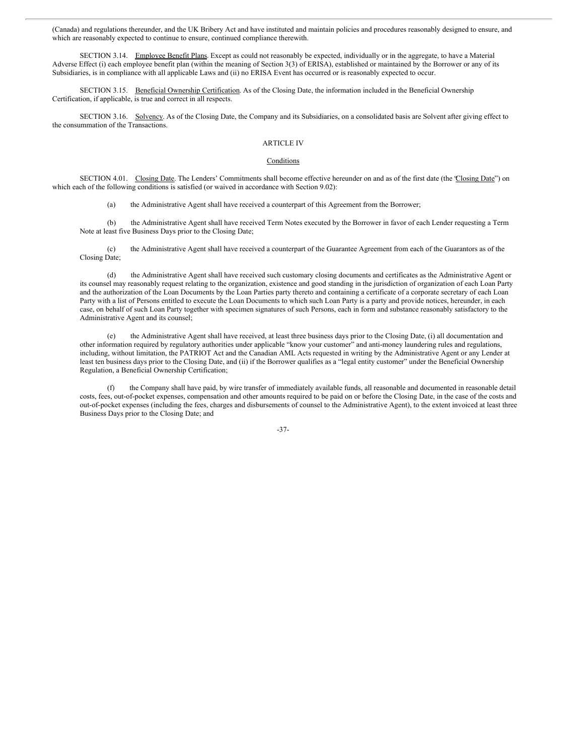(Canada) and regulations thereunder, and the UK Bribery Act and have instituted and maintain policies and procedures reasonably designed to ensure, and which are reasonably expected to continue to ensure, continued compliance therewith.

SECTION 3.14. Employee Benefit Plans. Except as could not reasonably be expected, individually or in the aggregate, to have a Material Adverse Effect (i) each employee benefit plan (within the meaning of Section 3(3) of ERISA), established or maintained by the Borrower or any of its Subsidiaries, is in compliance with all applicable Laws and (ii) no ERISA Event has occurred or is reasonably expected to occur.

SECTION 3.15. Beneficial Ownership Certification. As of the Closing Date, the information included in the Beneficial Ownership Certification, if applicable, is true and correct in all respects.

SECTION 3.16. Solvency. As of the Closing Date, the Company and its Subsidiaries, on a consolidated basis are Solvent after giving effect to the consummation of the Transactions.

## ARTICLE IV

### Conditions

SECTION 4.01. Closing Date. The Lenders' Commitments shall become effective hereunder on and as of the first date (the "Closing Date") on which each of the following conditions is satisfied (or waived in accordance with Section 9.02):

(a) the Administrative Agent shall have received a counterpart of this Agreement from the Borrower;

(b) the Administrative Agent shall have received Term Notes executed by the Borrower in favor of each Lender requesting a Term Note at least five Business Days prior to the Closing Date;

(c) the Administrative Agent shall have received a counterpart of the Guarantee Agreement from each of the Guarantors as of the Closing Date;

(d) the Administrative Agent shall have received such customary closing documents and certificates as the Administrative Agent or its counsel may reasonably request relating to the organization, existence and good standing in the jurisdiction of organization of each Loan Party and the authorization of the Loan Documents by the Loan Parties party thereto and containing a certificate of a corporate secretary of each Loan Party with a list of Persons entitled to execute the Loan Documents to which such Loan Party is a party and provide notices, hereunder, in each case, on behalf of such Loan Party together with specimen signatures of such Persons, each in form and substance reasonably satisfactory to the Administrative Agent and its counsel;

(e) the Administrative Agent shall have received, at least three business days prior to the Closing Date, (i) all documentation and other information required by regulatory authorities under applicable "know your customer" and anti-money laundering rules and regulations, including, without limitation, the PATRIOT Act and the Canadian AML Acts requested in writing by the Administrative Agent or any Lender at least ten business days prior to the Closing Date, and (ii) if the Borrower qualifies as a "legal entity customer" under the Beneficial Ownership Regulation, a Beneficial Ownership Certification;

(f) the Company shall have paid, by wire transfer of immediately available funds, all reasonable and documented in reasonable detail costs, fees, out-of-pocket expenses, compensation and other amounts required to be paid on or before the Closing Date, in the case of the costs and out-of-pocket expenses (including the fees, charges and disbursements of counsel to the Administrative Agent), to the extent invoiced at least three Business Days prior to the Closing Date; and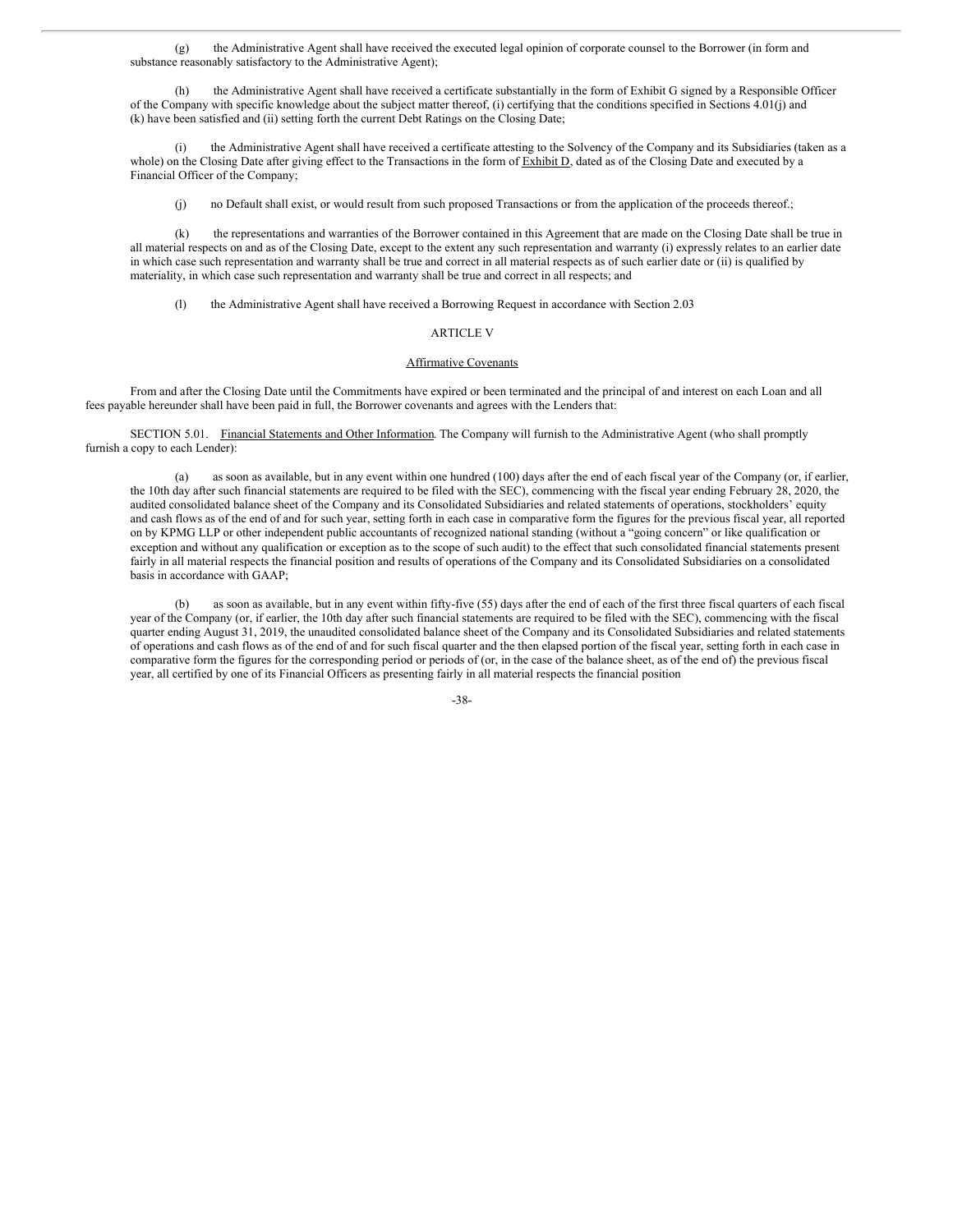(g) the Administrative Agent shall have received the executed legal opinion of corporate counsel to the Borrower (in form and substance reasonably satisfactory to the Administrative Agent);

(h) the Administrative Agent shall have received a certificate substantially in the form of Exhibit G signed by a Responsible Officer of the Company with specific knowledge about the subject matter thereof, (i) certifying that the conditions specified in Sections 4.01(j) and (k) have been satisfied and (ii) setting forth the current Debt Ratings on the Closing Date;

(i) the Administrative Agent shall have received a certificate attesting to the Solvency of the Company and its Subsidiaries (taken as a whole) on the Closing Date after giving effect to the Transactions in the form of Exhibit D, dated as of the Closing Date and executed by a Financial Officer of the Company;

(j) no Default shall exist, or would result from such proposed Transactions or from the application of the proceeds thereof.;

(k) the representations and warranties of the Borrower contained in this Agreement that are made on the Closing Date shall be true in all material respects on and as of the Closing Date, except to the extent any such representation and warranty (i) expressly relates to an earlier date in which case such representation and warranty shall be true and correct in all material respects as of such earlier date or (ii) is qualified by materiality, in which case such representation and warranty shall be true and correct in all respects; and

(l) the Administrative Agent shall have received a Borrowing Request in accordance with Section 2.03

## ARTICLE V

## Affirmative Covenants

From and after the Closing Date until the Commitments have expired or been terminated and the principal of and interest on each Loan and all fees payable hereunder shall have been paid in full, the Borrower covenants and agrees with the Lenders that:

SECTION 5.01. Financial Statements and Other Information. The Company will furnish to the Administrative Agent (who shall promptly furnish a copy to each Lender):

(a) as soon as available, but in any event within one hundred (100) days after the end of each fiscal year of the Company (or, if earlier, the 10th day after such financial statements are required to be filed with the SEC), commencing with the fiscal year ending February 28, 2020, the audited consolidated balance sheet of the Company and its Consolidated Subsidiaries and related statements of operations, stockholders' equity and cash flows as of the end of and for such year, setting forth in each case in comparative form the figures for the previous fiscal year, all reported on by KPMG LLP or other independent public accountants of recognized national standing (without a "going concern" or like qualification or exception and without any qualification or exception as to the scope of such audit) to the effect that such consolidated financial statements present fairly in all material respects the financial position and results of operations of the Company and its Consolidated Subsidiaries on a consolidated basis in accordance with GAAP;

(b) as soon as available, but in any event within fifty-five (55) days after the end of each of the first three fiscal quarters of each fiscal year of the Company (or, if earlier, the 10th day after such financial statements are required to be filed with the SEC), commencing with the fiscal quarter ending August 31, 2019, the unaudited consolidated balance sheet of the Company and its Consolidated Subsidiaries and related statements of operations and cash flows as of the end of and for such fiscal quarter and the then elapsed portion of the fiscal year, setting forth in each case in comparative form the figures for the corresponding period or periods of (or, in the case of the balance sheet, as of the end of) the previous fiscal year, all certified by one of its Financial Officers as presenting fairly in all material respects the financial position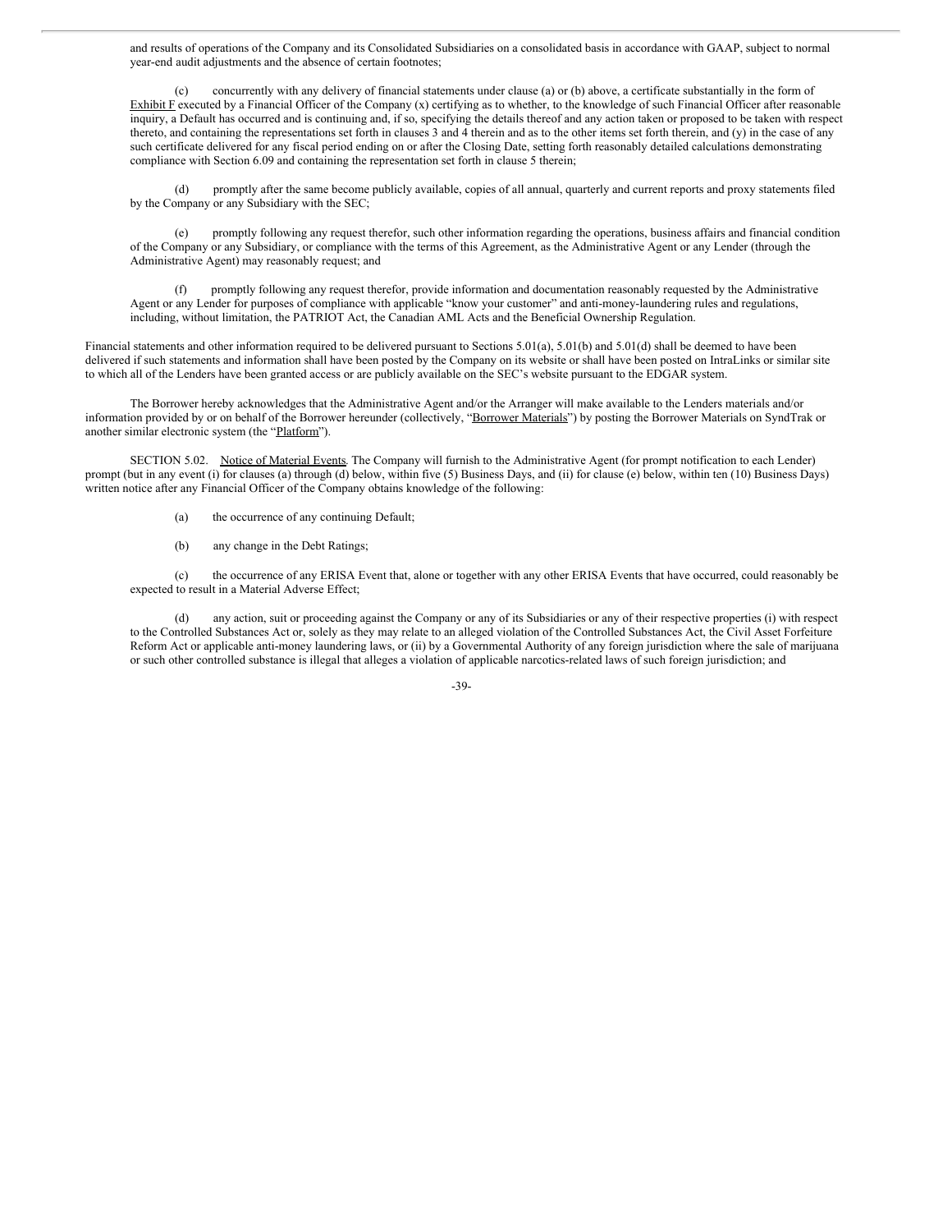and results of operations of the Company and its Consolidated Subsidiaries on a consolidated basis in accordance with GAAP, subject to normal year-end audit adjustments and the absence of certain footnotes;

(c) concurrently with any delivery of financial statements under clause (a) or (b) above, a certificate substantially in the form of Exhibit F executed by a Financial Officer of the Company (x) certifying as to whether, to the knowledge of such Financial Officer after reasonable inquiry, a Default has occurred and is continuing and, if so, specifying the details thereof and any action taken or proposed to be taken with respect thereto, and containing the representations set forth in clauses 3 and 4 therein and as to the other items set forth therein, and (y) in the case of any such certificate delivered for any fiscal period ending on or after the Closing Date, setting forth reasonably detailed calculations demonstrating compliance with Section 6.09 and containing the representation set forth in clause 5 therein;

(d) promptly after the same become publicly available, copies of all annual, quarterly and current reports and proxy statements filed by the Company or any Subsidiary with the SEC;

(e) promptly following any request therefor, such other information regarding the operations, business affairs and financial condition of the Company or any Subsidiary, or compliance with the terms of this Agreement, as the Administrative Agent or any Lender (through the Administrative Agent) may reasonably request; and

(f) promptly following any request therefor, provide information and documentation reasonably requested by the Administrative Agent or any Lender for purposes of compliance with applicable "know your customer" and anti-money-laundering rules and regulations, including, without limitation, the PATRIOT Act, the Canadian AML Acts and the Beneficial Ownership Regulation.

Financial statements and other information required to be delivered pursuant to Sections 5.01(a), 5.01(b) and 5.01(d) shall be deemed to have been delivered if such statements and information shall have been posted by the Company on its website or shall have been posted on IntraLinks or similar site to which all of the Lenders have been granted access or are publicly available on the SEC's website pursuant to the EDGAR system.

The Borrower hereby acknowledges that the Administrative Agent and/or the Arranger will make available to the Lenders materials and/or information provided by or on behalf of the Borrower hereunder (collectively, "Borrower Materials") by posting the Borrower Materials on SyndTrak or another similar electronic system (the "Platform").

SECTION 5.02. Notice of Material Events. The Company will furnish to the Administrative Agent (for prompt notification to each Lender) prompt (but in any event (i) for clauses (a) through (d) below, within five (5) Business Days, and (ii) for clause (e) below, within ten (10) Business Days) written notice after any Financial Officer of the Company obtains knowledge of the following:

(a) the occurrence of any continuing Default;

(b) any change in the Debt Ratings;

(c) the occurrence of any ERISA Event that, alone or together with any other ERISA Events that have occurred, could reasonably be expected to result in a Material Adverse Effect;

(d) any action, suit or proceeding against the Company or any of its Subsidiaries or any of their respective properties (i) with respect to the Controlled Substances Act or, solely as they may relate to an alleged violation of the Controlled Substances Act, the Civil Asset Forfeiture Reform Act or applicable anti-money laundering laws, or (ii) by a Governmental Authority of any foreign jurisdiction where the sale of marijuana or such other controlled substance is illegal that alleges a violation of applicable narcotics-related laws of such foreign jurisdiction; and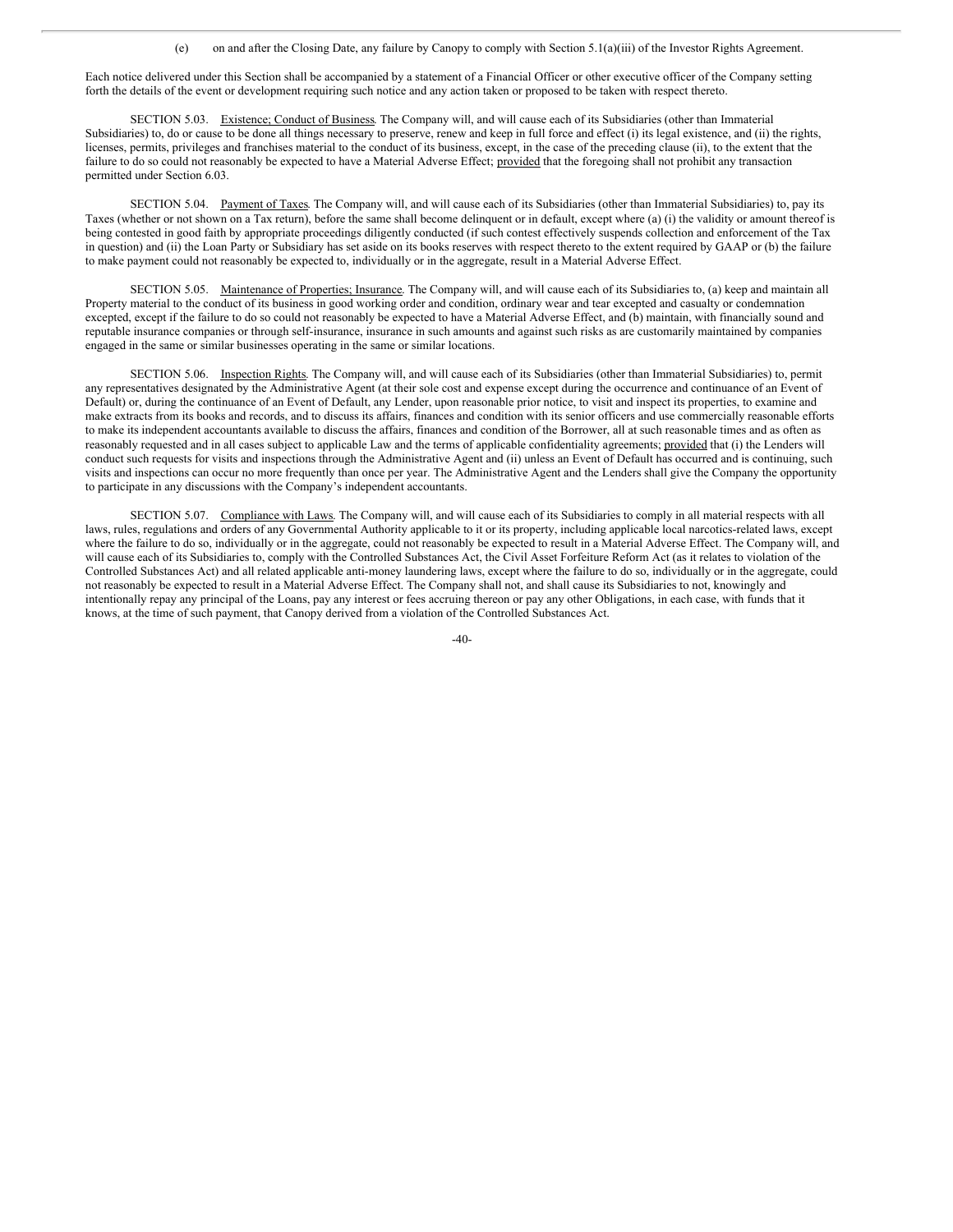(e) on and after the Closing Date, any failure by Canopy to comply with Section 5.1(a)(iii) of the Investor Rights Agreement.

Each notice delivered under this Section shall be accompanied by a statement of a Financial Officer or other executive officer of the Company setting forth the details of the event or development requiring such notice and any action taken or proposed to be taken with respect thereto.

SECTION 5.03. Existence; Conduct of Business. The Company will, and will cause each of its Subsidiaries (other than Immaterial Subsidiaries) to, do or cause to be done all things necessary to preserve, renew and keep in full force and effect (i) its legal existence, and (ii) the rights, licenses, permits, privileges and franchises material to the conduct of its business, except, in the case of the preceding clause (ii), to the extent that the failure to do so could not reasonably be expected to have a Material Adverse Effect; provided that the foregoing shall not prohibit any transaction permitted under Section 6.03.

SECTION 5.04. Payment of Taxes. The Company will, and will cause each of its Subsidiaries (other than Immaterial Subsidiaries) to, pay its Taxes (whether or not shown on a Tax return), before the same shall become delinquent or in default, except where (a) (i) the validity or amount thereof is being contested in good faith by appropriate proceedings diligently conducted (if such contest effectively suspends collection and enforcement of the Tax in question) and (ii) the Loan Party or Subsidiary has set aside on its books reserves with respect thereto to the extent required by GAAP or (b) the failure to make payment could not reasonably be expected to, individually or in the aggregate, result in a Material Adverse Effect.

SECTION 5.05. Maintenance of Properties; Insurance. The Company will, and will cause each of its Subsidiaries to, (a) keep and maintain all Property material to the conduct of its business in good working order and condition, ordinary wear and tear excepted and casualty or condemnation excepted, except if the failure to do so could not reasonably be expected to have a Material Adverse Effect, and (b) maintain, with financially sound and reputable insurance companies or through self-insurance, insurance in such amounts and against such risks as are customarily maintained by companies engaged in the same or similar businesses operating in the same or similar locations.

SECTION 5.06. Inspection Rights. The Company will, and will cause each of its Subsidiaries (other than Immaterial Subsidiaries) to, permit any representatives designated by the Administrative Agent (at their sole cost and expense except during the occurrence and continuance of an Event of Default) or, during the continuance of an Event of Default, any Lender, upon reasonable prior notice, to visit and inspect its properties, to examine and make extracts from its books and records, and to discuss its affairs, finances and condition with its senior officers and use commercially reasonable efforts to make its independent accountants available to discuss the affairs, finances and condition of the Borrower, all at such reasonable times and as often as reasonably requested and in all cases subject to applicable Law and the terms of applicable confidentiality agreements; provided that (i) the Lenders will conduct such requests for visits and inspections through the Administrative Agent and (ii) unless an Event of Default has occurred and is continuing, such visits and inspections can occur no more frequently than once per year. The Administrative Agent and the Lenders shall give the Company the opportunity to participate in any discussions with the Company's independent accountants.

SECTION 5.07. Compliance with Laws. The Company will, and will cause each of its Subsidiaries to comply in all material respects with all laws, rules, regulations and orders of any Governmental Authority applicable to it or its property, including applicable local narcotics-related laws, except where the failure to do so, individually or in the aggregate, could not reasonably be expected to result in a Material Adverse Effect. The Company will, and will cause each of its Subsidiaries to, comply with the Controlled Substances Act, the Civil Asset Forfeiture Reform Act (as it relates to violation of the Controlled Substances Act) and all related applicable anti-money laundering laws, except where the failure to do so, individually or in the aggregate, could not reasonably be expected to result in a Material Adverse Effect. The Company shall not, and shall cause its Subsidiaries to not, knowingly and intentionally repay any principal of the Loans, pay any interest or fees accruing thereon or pay any other Obligations, in each case, with funds that it knows, at the time of such payment, that Canopy derived from a violation of the Controlled Substances Act.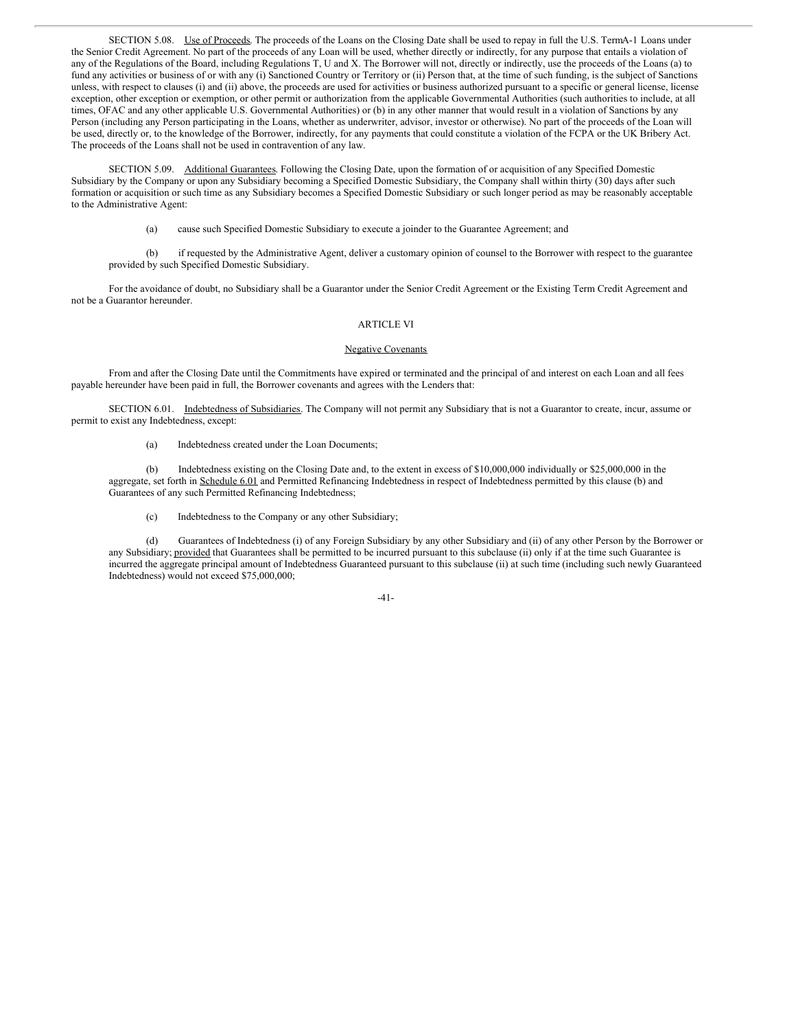SECTION 5.08. Use of Proceeds. The proceeds of the Loans on the Closing Date shall be used to repay in full the U.S. TermA-1 Loans under the Senior Credit Agreement. No part of the proceeds of any Loan will be used, whether directly or indirectly, for any purpose that entails a violation of any of the Regulations of the Board, including Regulations T, U and X. The Borrower will not, directly or indirectly, use the proceeds of the Loans (a) to fund any activities or business of or with any (i) Sanctioned Country or Territory or (ii) Person that, at the time of such funding, is the subject of Sanctions unless, with respect to clauses (i) and (ii) above, the proceeds are used for activities or business authorized pursuant to a specific or general license, license exception, other exception or exemption, or other permit or authorization from the applicable Governmental Authorities (such authorities to include, at all times, OFAC and any other applicable U.S. Governmental Authorities) or (b) in any other manner that would result in a violation of Sanctions by any Person (including any Person participating in the Loans, whether as underwriter, advisor, investor or otherwise). No part of the proceeds of the Loan will be used, directly or, to the knowledge of the Borrower, indirectly, for any payments that could constitute a violation of the FCPA or the UK Bribery Act. The proceeds of the Loans shall not be used in contravention of any law.

SECTION 5.09. Additional Guarantees. Following the Closing Date, upon the formation of or acquisition of any Specified Domestic Subsidiary by the Company or upon any Subsidiary becoming a Specified Domestic Subsidiary, the Company shall within thirty (30) days after such formation or acquisition or such time as any Subsidiary becomes a Specified Domestic Subsidiary or such longer period as may be reasonably acceptable to the Administrative Agent:

(a) cause such Specified Domestic Subsidiary to execute a joinder to the Guarantee Agreement; and

(b) if requested by the Administrative Agent, deliver a customary opinion of counsel to the Borrower with respect to the guarantee provided by such Specified Domestic Subsidiary.

For the avoidance of doubt, no Subsidiary shall be a Guarantor under the Senior Credit Agreement or the Existing Term Credit Agreement and not be a Guarantor hereunder.

## ARTICLE VI

## Negative Covenants

From and after the Closing Date until the Commitments have expired or terminated and the principal of and interest on each Loan and all fees payable hereunder have been paid in full, the Borrower covenants and agrees with the Lenders that:

SECTION 6.01. Indebtedness of Subsidiaries. The Company will not permit any Subsidiary that is not a Guarantor to create, incur, assume or permit to exist any Indebtedness, except:

(a) Indebtedness created under the Loan Documents;

(b) Indebtedness existing on the Closing Date and, to the extent in excess of $10,000,000 individually or $25,000,000 in the aggregate, set forth in Schedule 6.01 and Permitted Refinancing Indebtedness in respect of Indebtedness permitted by this clause (b) and Guarantees of any such Permitted Refinancing Indebtedness;

(c) Indebtedness to the Company or any other Subsidiary;

(d) Guarantees of Indebtedness (i) of any Foreign Subsidiary by any other Subsidiary and (ii) of any other Person by the Borrower or any Subsidiary; provided that Guarantees shall be permitted to be incurred pursuant to this subclause (ii) only if at the time such Guarantee is incurred the aggregate principal amount of Indebtedness Guaranteed pursuant to this subclause (ii) at such time (including such newly Guaranteed Indebtedness) would not exceed $75,000,000;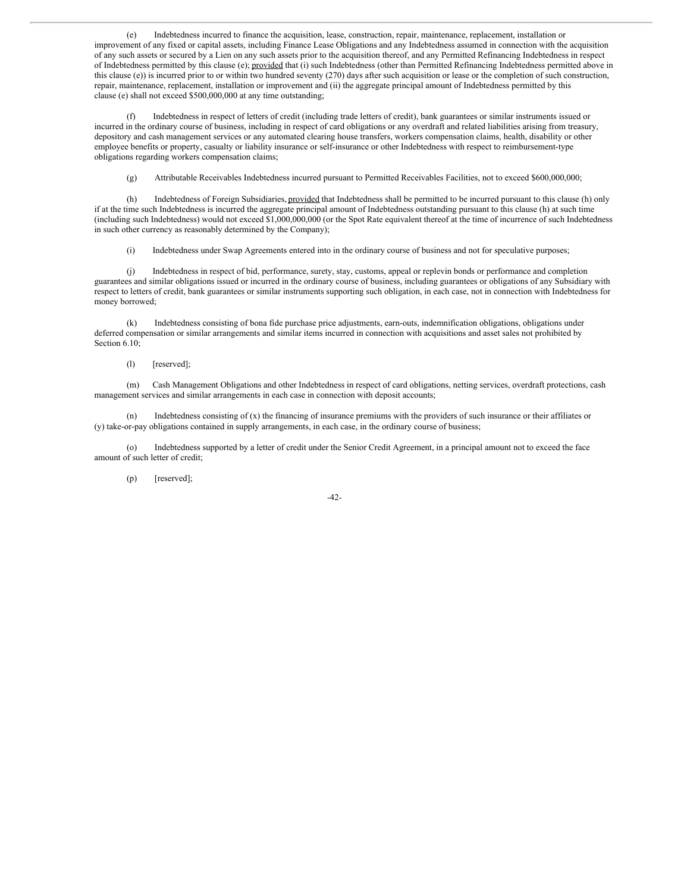(e) Indebtedness incurred to finance the acquisition, lease, construction, repair, maintenance, replacement, installation or improvement of any fixed or capital assets, including Finance Lease Obligations and any Indebtedness assumed in connection with the acquisition of any such assets or secured by a Lien on any such assets prior to the acquisition thereof, and any Permitted Refinancing Indebtedness in respect of Indebtedness permitted by this clause (e); provided that (i) such Indebtedness (other than Permitted Refinancing Indebtedness permitted above in this clause (e)) is incurred prior to or within two hundred seventy (270) days after such acquisition or lease or the completion of such construction, repair, maintenance, replacement, installation or improvement and (ii) the aggregate principal amount of Indebtedness permitted by this clause (e) shall not exceed $500,000,000 at any time outstanding;

(f) Indebtedness in respect of letters of credit (including trade letters of credit), bank guarantees or similar instruments issued or incurred in the ordinary course of business, including in respect of card obligations or any overdraft and related liabilities arising from treasury, depository and cash management services or any automated clearing house transfers, workers compensation claims, health, disability or other employee benefits or property, casualty or liability insurance or self-insurance or other Indebtedness with respect to reimbursement-type obligations regarding workers compensation claims;

(g) Attributable Receivables Indebtedness incurred pursuant to Permitted Receivables Facilities, not to exceed $600,000,000;

(h) Indebtedness of Foreign Subsidiaries, provided that Indebtedness shall be permitted to be incurred pursuant to this clause (h) only if at the time such Indebtedness is incurred the aggregate principal amount of Indebtedness outstanding pursuant to this clause (h) at such time (including such Indebtedness) would not exceed $1,000,000,000 (or the Spot Rate equivalent thereof at the time of incurrence of such Indebtedness in such other currency as reasonably determined by the Company);

(i) Indebtedness under Swap Agreements entered into in the ordinary course of business and not for speculative purposes;

(j) Indebtedness in respect of bid, performance, surety, stay, customs, appeal or replevin bonds or performance and completion guarantees and similar obligations issued or incurred in the ordinary course of business, including guarantees or obligations of any Subsidiary with respect to letters of credit, bank guarantees or similar instruments supporting such obligation, in each case, not in connection with Indebtedness for money borrowed;

(k) Indebtedness consisting of bona fide purchase price adjustments, earn-outs, indemnification obligations, obligations under deferred compensation or similar arrangements and similar items incurred in connection with acquisitions and asset sales not prohibited by Section 6.10;

(l) [reserved];

(m) Cash Management Obligations and other Indebtedness in respect of card obligations, netting services, overdraft protections, cash management services and similar arrangements in each case in connection with deposit accounts;

(n) Indebtedness consisting of (x) the financing of insurance premiums with the providers of such insurance or their affiliates or (y) take-or-pay obligations contained in supply arrangements, in each case, in the ordinary course of business;

(o) Indebtedness supported by a letter of credit under the Senior Credit Agreement, in a principal amount not to exceed the face amount of such letter of credit;

(p) [reserved];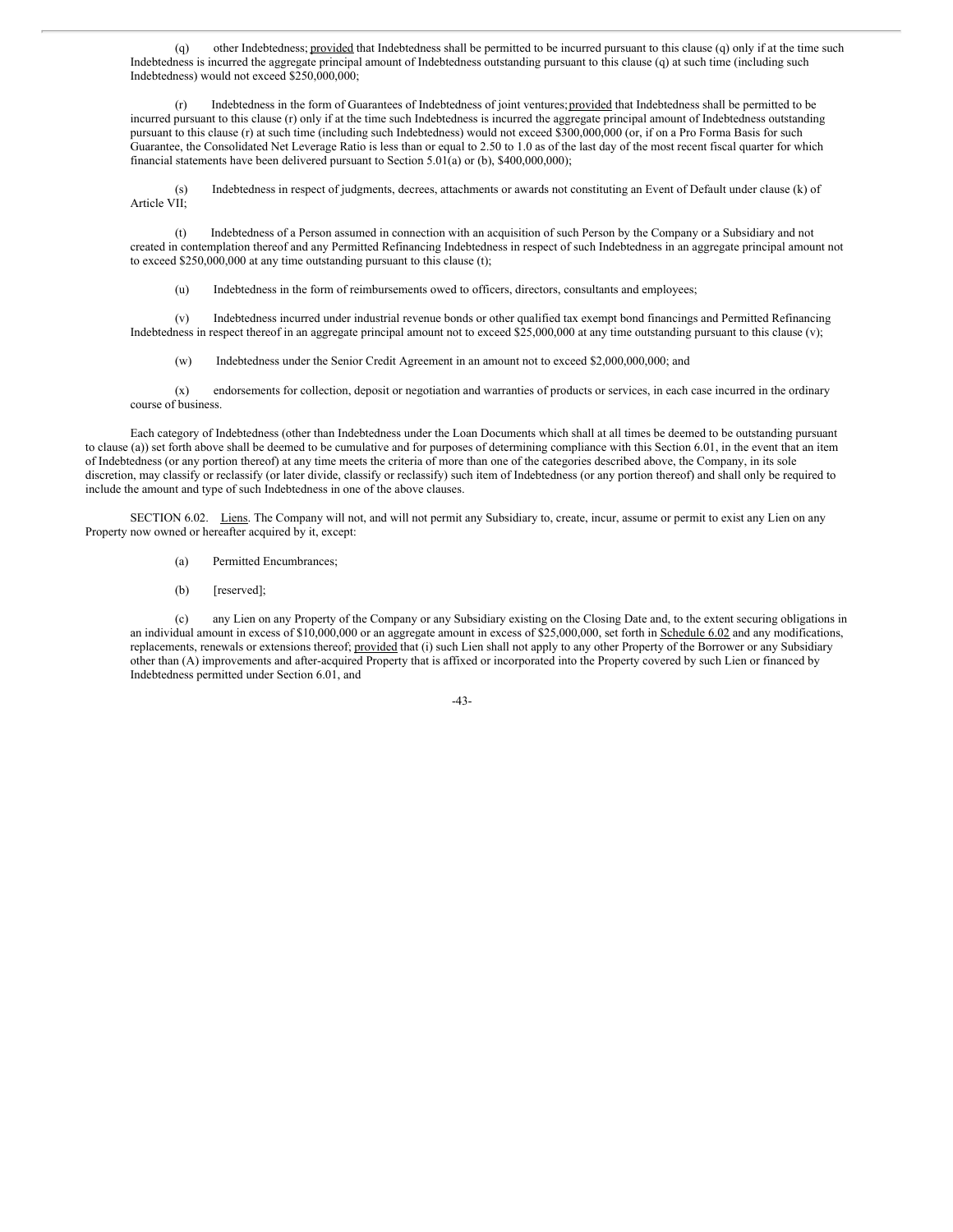(q) other Indebtedness; provided that Indebtedness shall be permitted to be incurred pursuant to this clause (q) only if at the time such Indebtedness is incurred the aggregate principal amount of Indebtedness outstanding pursuant to this clause (q) at such time (including such Indebtedness) would not exceed $250,000,000;

(r) Indebtedness in the form of Guarantees of Indebtedness of joint ventures; provided that Indebtedness shall be permitted to be incurred pursuant to this clause (r) only if at the time such Indebtedness is incurred the aggregate principal amount of Indebtedness outstanding pursuant to this clause (r) at such time (including such Indebtedness) would not exceed $300,000,000 (or, if on a Pro Forma Basis for such Guarantee, the Consolidated Net Leverage Ratio is less than or equal to 2.50 to 1.0 as of the last day of the most recent fiscal quarter for which financial statements have been delivered pursuant to Section 5.01(a) or (b), $400,000,000);

(s) Indebtedness in respect of judgments, decrees, attachments or awards not constituting an Event of Default under clause (k) of Article VII;

(t) Indebtedness of a Person assumed in connection with an acquisition of such Person by the Company or a Subsidiary and not created in contemplation thereof and any Permitted Refinancing Indebtedness in respect of such Indebtedness in an aggregate principal amount not to exceed $250,000,000 at any time outstanding pursuant to this clause (t);

(u) Indebtedness in the form of reimbursements owed to officers, directors, consultants and employees;

(v) Indebtedness incurred under industrial revenue bonds or other qualified tax exempt bond financings and Permitted Refinancing Indebtedness in respect thereof in an aggregate principal amount not to exceed $25,000,000 at any time outstanding pursuant to this clause (v);

(w) Indebtedness under the Senior Credit Agreement in an amount not to exceed $2,000,000,000; and

(x) endorsements for collection, deposit or negotiation and warranties of products or services, in each case incurred in the ordinary course of business.

Each category of Indebtedness (other than Indebtedness under the Loan Documents which shall at all times be deemed to be outstanding pursuant to clause (a)) set forth above shall be deemed to be cumulative and for purposes of determining compliance with this Section 6.01, in the event that an item of Indebtedness (or any portion thereof) at any time meets the criteria of more than one of the categories described above, the Company, in its sole discretion, may classify or reclassify (or later divide, classify or reclassify) such item of Indebtedness (or any portion thereof) and shall only be required to include the amount and type of such Indebtedness in one of the above clauses.

SECTION 6.02. Liens. The Company will not, and will not permit any Subsidiary to, create, incur, assume or permit to exist any Lien on any Property now owned or hereafter acquired by it, except:

(a) Permitted Encumbrances;

(b) [reserved];

(c) any Lien on any Property of the Company or any Subsidiary existing on the Closing Date and, to the extent securing obligations in an individual amount in excess of $10,000,000 or an aggregate amount in excess of $25,000,000, set forth in Schedule 6.02 and any modifications, replacements, renewals or extensions thereof; provided that (i) such Lien shall not apply to any other Property of the Borrower or any Subsidiary other than (A) improvements and after-acquired Property that is affixed or incorporated into the Property covered by such Lien or financed by Indebtedness permitted under Section 6.01, and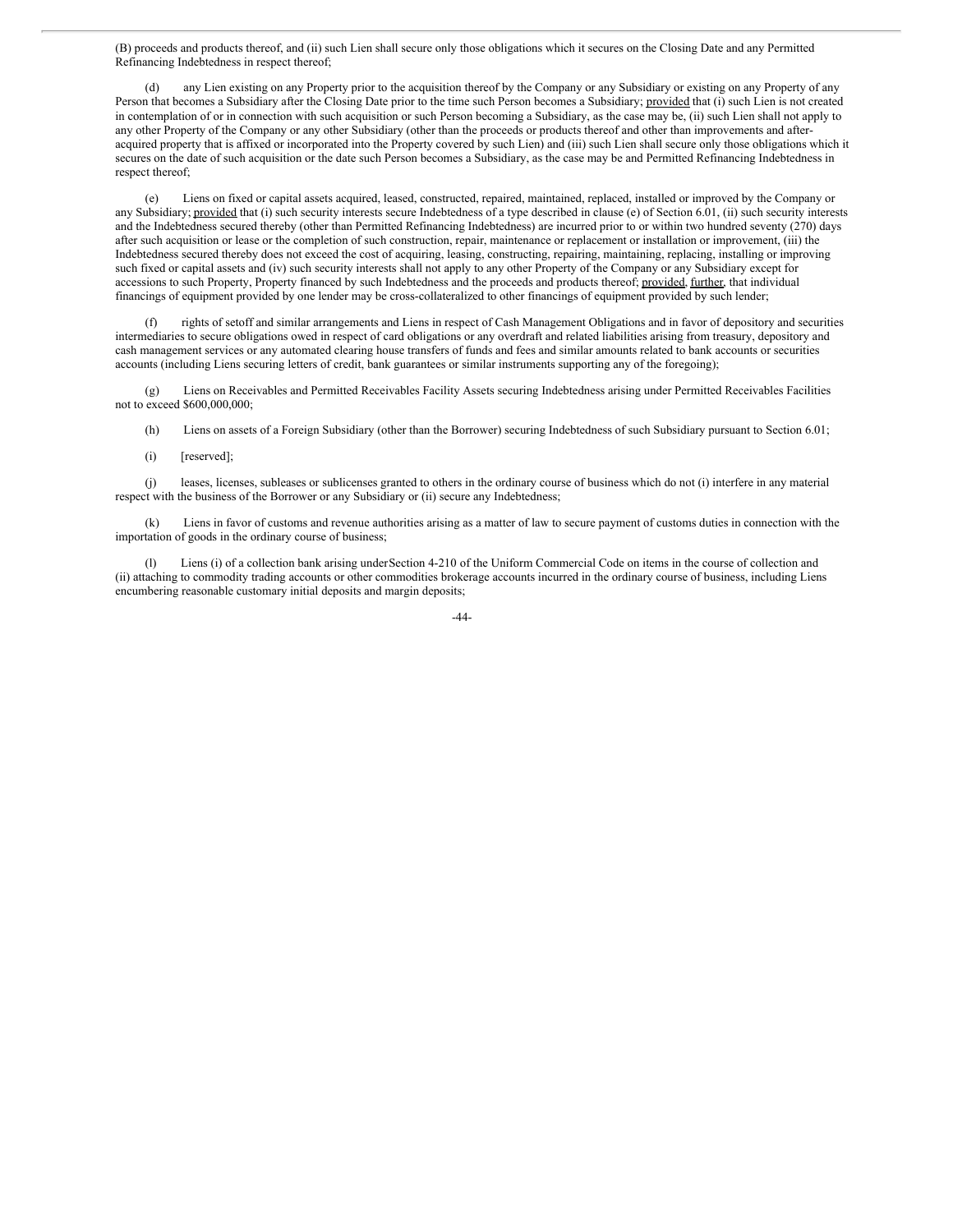(B) proceeds and products thereof, and (ii) such Lien shall secure only those obligations which it secures on the Closing Date and any Permitted Refinancing Indebtedness in respect thereof;

(d) any Lien existing on any Property prior to the acquisition thereof by the Company or any Subsidiary or existing on any Property of any Person that becomes a Subsidiary after the Closing Date prior to the time such Person becomes a Subsidiary; provided that (i) such Lien is not created in contemplation of or in connection with such acquisition or such Person becoming a Subsidiary, as the case may be, (ii) such Lien shall not apply to any other Property of the Company or any other Subsidiary (other than the proceeds or products thereof and other than improvements and after-acquired property that is affixed or incorporated into the Property covered by such Lien) and (iii) such Lien shall secure only those obligations which it secures on the date of such acquisition or the date such Person becomes a Subsidiary, as the case may be and Permitted Refinancing Indebtedness in respect thereof;

(e) Liens on fixed or capital assets acquired, leased, constructed, repaired, maintained, replaced, installed or improved by the Company or any Subsidiary; provided that (i) such security interests secure Indebtedness of a type described in clause (e) of Section 6.01, (ii) such security interests and the Indebtedness secured thereby (other than Permitted Refinancing Indebtedness) are incurred prior to or within two hundred seventy (270) days after such acquisition or lease or the completion of such construction, repair, maintenance or replacement or installation or improvement, (iii) the Indebtedness secured thereby does not exceed the cost of acquiring, leasing, constructing, repairing, maintaining, replacing, installing or improving such fixed or capital assets and (iv) such security interests shall not apply to any other Property of the Company or any Subsidiary except for accessions to such Property, Property financed by such Indebtedness and the proceeds and products thereof; provided, further, that individual financings of equipment provided by one lender may be cross-collateralized to other financings of equipment provided by such lender;

(f) rights of setoff and similar arrangements and Liens in respect of Cash Management Obligations and in favor of depository and securities intermediaries to secure obligations owed in respect of card obligations or any overdraft and related liabilities arising from treasury, depository and cash management services or any automated clearing house transfers of funds and fees and similar amounts related to bank accounts or securities accounts (including Liens securing letters of credit, bank guarantees or similar instruments supporting any of the foregoing);

(g) Liens on Receivables and Permitted Receivables Facility Assets securing Indebtedness arising under Permitted Receivables Facilities not to exceed $600,000,000;

(h) Liens on assets of a Foreign Subsidiary (other than the Borrower) securing Indebtedness of such Subsidiary pursuant to Section 6.01;

(i) [reserved];

(j) leases, licenses, subleases or sublicenses granted to others in the ordinary course of business which do not (i) interfere in any material respect with the business of the Borrower or any Subsidiary or (ii) secure any Indebtedness;

(k) Liens in favor of customs and revenue authorities arising as a matter of law to secure payment of customs duties in connection with the importation of goods in the ordinary course of business;

(l) Liens (i) of a collection bank arising under Section 4-210 of the Uniform Commercial Code on items in the course of collection and (ii) attaching to commodity trading accounts or other commodities brokerage accounts incurred in the ordinary course of business, including Liens encumbering reasonable customary initial deposits and margin deposits;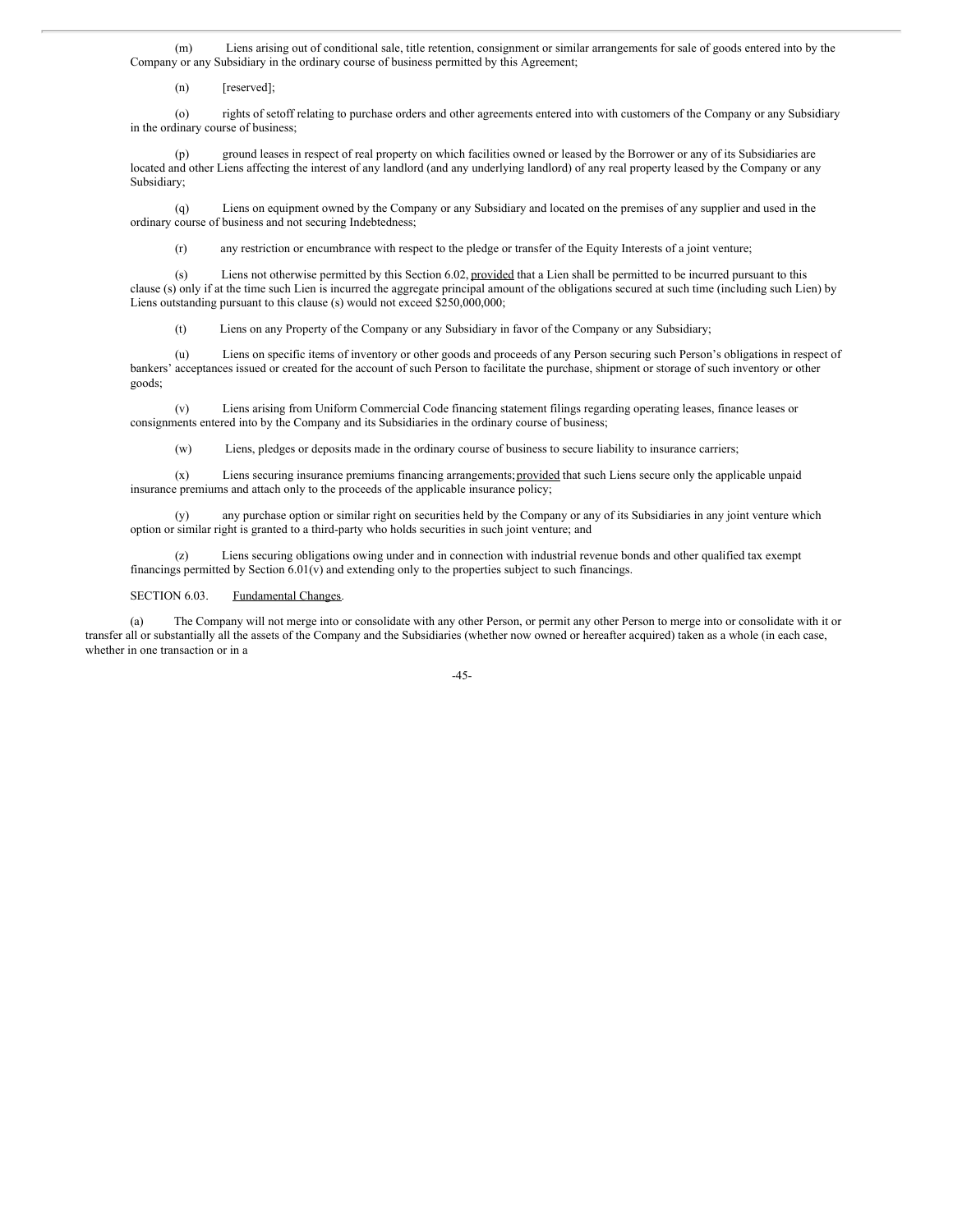(m) Liens arising out of conditional sale, title retention, consignment or similar arrangements for sale of goods entered into by the Company or any Subsidiary in the ordinary course of business permitted by this Agreement;

(n) [reserved];

(o) rights of setoff relating to purchase orders and other agreements entered into with customers of the Company or any Subsidiary in the ordinary course of business;

(p) ground leases in respect of real property on which facilities owned or leased by the Borrower or any of its Subsidiaries are located and other Liens affecting the interest of any landlord (and any underlying landlord) of any real property leased by the Company or any Subsidiary;

(q) Liens on equipment owned by the Company or any Subsidiary and located on the premises of any supplier and used in the ordinary course of business and not securing Indebtedness;

(r) any restriction or encumbrance with respect to the pledge or transfer of the Equity Interests of a joint venture;

(s) Liens not otherwise permitted by this Section 6.02, provided that a Lien shall be permitted to be incurred pursuant to this clause (s) only if at the time such Lien is incurred the aggregate principal amount of the obligations secured at such time (including such Lien) by Liens outstanding pursuant to this clause (s) would not exceed $250,000,000;

(t) Liens on any Property of the Company or any Subsidiary in favor of the Company or any Subsidiary;

(u) Liens on specific items of inventory or other goods and proceeds of any Person securing such Person's obligations in respect of bankers' acceptances issued or created for the account of such Person to facilitate the purchase, shipment or storage of such inventory or other goods;

(v) Liens arising from Uniform Commercial Code financing statement filings regarding operating leases, finance leases or consignments entered into by the Company and its Subsidiaries in the ordinary course of business;

(w) Liens, pledges or deposits made in the ordinary course of business to secure liability to insurance carriers;

(x) Liens securing insurance premiums financing arrangements; provided that such Liens secure only the applicable unpaid insurance premiums and attach only to the proceeds of the applicable insurance policy;

(y) any purchase option or similar right on securities held by the Company or any of its Subsidiaries in any joint venture which option or similar right is granted to a third-party who holds securities in such joint venture; and

(z) Liens securing obligations owing under and in connection with industrial revenue bonds and other qualified tax exempt financings permitted by Section 6.01(v) and extending only to the properties subject to such financings.

SECTION 6.03. Fundamental Changes.

(a) The Company will not merge into or consolidate with any other Person, or permit any other Person to merge into or consolidate with it or transfer all or substantially all the assets of the Company and the Subsidiaries (whether now owned or hereafter acquired) taken as a whole (in each case, whether in one transaction or in a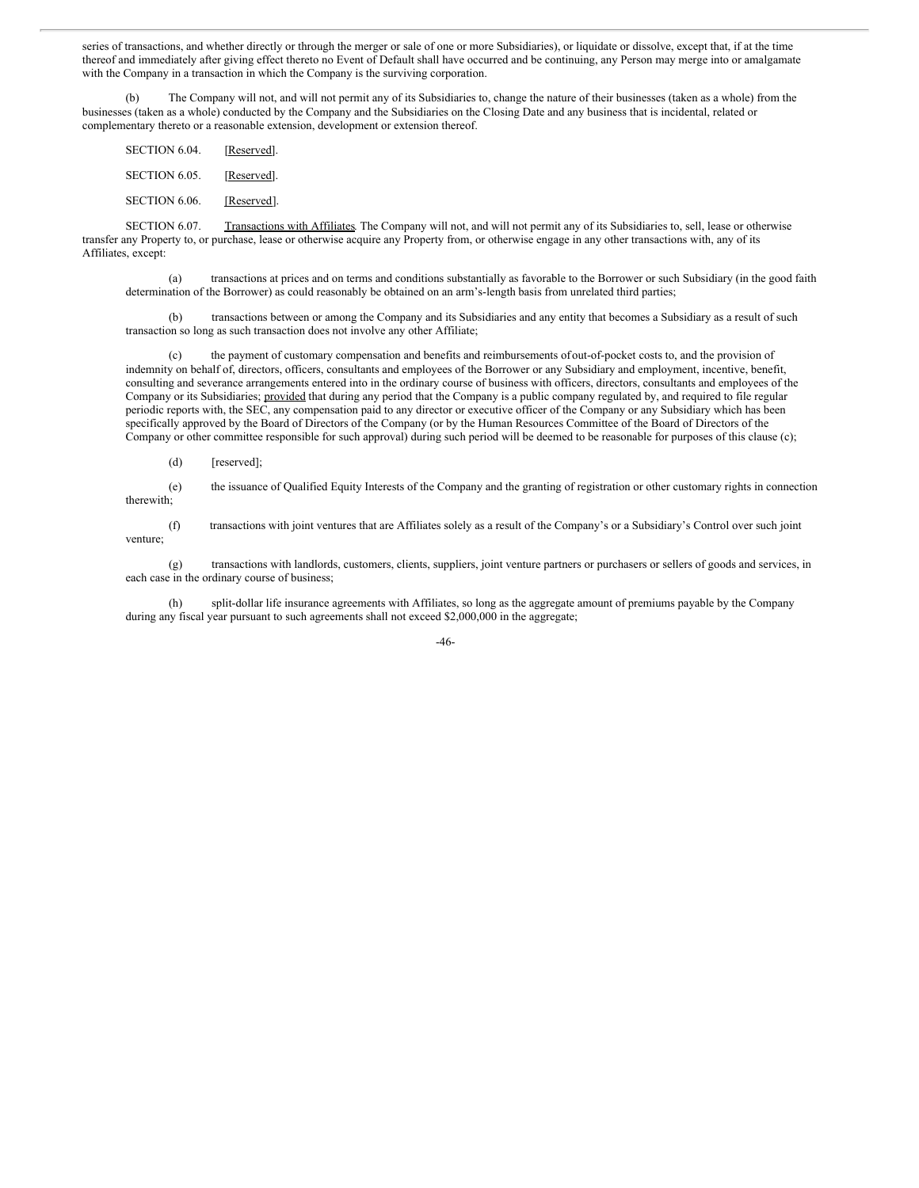series of transactions, and whether directly or through the merger or sale of one or more Subsidiaries), or liquidate or dissolve, except that, if at the time thereof and immediately after giving effect thereto no Event of Default shall have occurred and be continuing, any Person may merge into or amalgamate with the Company in a transaction in which the Company is the surviving corporation.

(b) The Company will not, and will not permit any of its Subsidiaries to, change the nature of their businesses (taken as a whole) from the businesses (taken as a whole) conducted by the Company and the Subsidiaries on the Closing Date and any business that is incidental, related or complementary thereto or a reasonable extension, development or extension thereof.

SECTION 6.04. [Reserved].

SECTION 6.05. [Reserved].

SECTION 6.06. [Reserved].

SECTION 6.07. Transactions with Affiliates. The Company will not, and will not permit any of its Subsidiaries to, sell, lease or otherwise transfer any Property to, or purchase, lease or otherwise acquire any Property from, or otherwise engage in any other transactions with, any of its Affiliates, except:

(a) transactions at prices and on terms and conditions substantially as favorable to the Borrower or such Subsidiary (in the good faith determination of the Borrower) as could reasonably be obtained on an arm's-length basis from unrelated third parties;

(b) transactions between or among the Company and its Subsidiaries and any entity that becomes a Subsidiary as a result of such transaction so long as such transaction does not involve any other Affiliate;

(c) the payment of customary compensation and benefits and reimbursements of out-of-pocket costs to, and the provision of indemnity on behalf of, directors, officers, consultants and employees of the Borrower or any Subsidiary and employment, incentive, benefit, consulting and severance arrangements entered into in the ordinary course of business with officers, directors, consultants and employees of the Company or its Subsidiaries; provided that during any period that the Company is a public company regulated by, and required to file regular periodic reports with, the SEC, any compensation paid to any director or executive officer of the Company or any Subsidiary which has been specifically approved by the Board of Directors of the Company (or by the Human Resources Committee of the Board of Directors of the Company or other committee responsible for such approval) during such period will be deemed to be reasonable for purposes of this clause (c);

(d) [reserved];

(e) the issuance of Qualified Equity Interests of the Company and the granting of registration or other customary rights in connection therewith;

(f) transactions with joint ventures that are Affiliates solely as a result of the Company's or a Subsidiary's Control over such joint venture;

(g) transactions with landlords, customers, clients, suppliers, joint venture partners or purchasers or sellers of goods and services, in each case in the ordinary course of business;

(h) split-dollar life insurance agreements with Affiliates, so long as the aggregate amount of premiums payable by the Company during any fiscal year pursuant to such agreements shall not exceed $2,000,000 in the aggregate;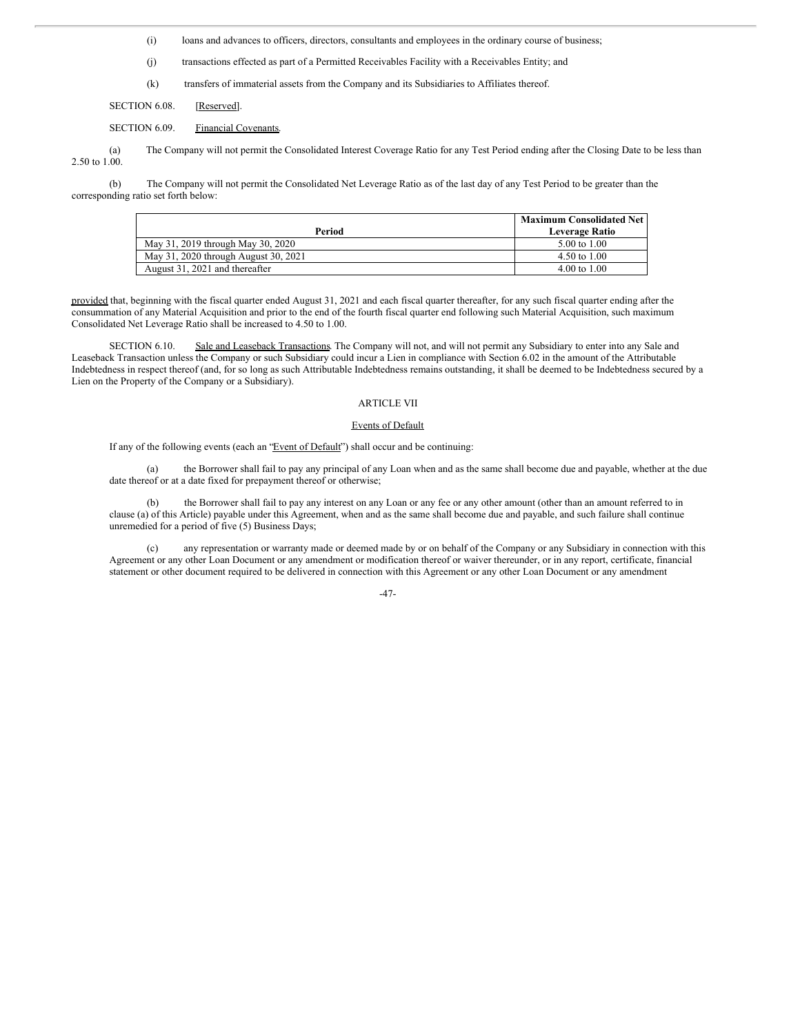(i) loans and advances to officers, directors, consultants and employees in the ordinary course of business;

(j) transactions effected as part of a Permitted Receivables Facility with a Receivables Entity; and

(k) transfers of immaterial assets from the Company and its Subsidiaries to Affiliates thereof.

SECTION 6.08. [Reserved].

SECTION 6.09. Financial Covenants.

(a) The Company will not permit the Consolidated Interest Coverage Ratio for any Test Period ending after the Closing Date to be less than 2.50 to 1.00.

(b) The Company will not permit the Consolidated Net Leverage Ratio as of the last day of any Test Period to be greater than the corresponding ratio set forth below:

| Period | Maximum Consolidated Net Leverage Ratio |
|---|---|
| May 31, 2019 through May 30, 2020 | 5.00 to 1.00 |
| May 31, 2020 through August 30, 2021 | 4.50 to 1.00 |
| August 31, 2021 and thereafter | 4.00 to 1.00 |

provided that, beginning with the fiscal quarter ended August 31, 2021 and each fiscal quarter thereafter, for any such fiscal quarter ending after the consummation of any Material Acquisition and prior to the end of the fourth fiscal quarter end following such Material Acquisition, such maximum Consolidated Net Leverage Ratio shall be increased to 4.50 to 1.00.

SECTION 6.10. Sale and Leaseback Transactions. The Company will not, and will not permit any Subsidiary to enter into any Sale and Leaseback Transaction unless the Company or such Subsidiary could incur a Lien in compliance with Section 6.02 in the amount of the Attributable Indebtedness in respect thereof (and, for so long as such Attributable Indebtedness remains outstanding, it shall be deemed to be Indebtedness secured by a Lien on the Property of the Company or a Subsidiary).

## ARTICLE VII

### Events of Default

If any of the following events (each an "Event of Default") shall occur and be continuing:

(a) the Borrower shall fail to pay any principal of any Loan when and as the same shall become due and payable, whether at the due date thereof or at a date fixed for prepayment thereof or otherwise;

(b) the Borrower shall fail to pay any interest on any Loan or any fee or any other amount (other than an amount referred to in clause (a) of this Article) payable under this Agreement, when and as the same shall become due and payable, and such failure shall continue unremedied for a period of five (5) Business Days;

(c) any representation or warranty made or deemed made by or on behalf of the Company or any Subsidiary in connection with this Agreement or any other Loan Document or any amendment or modification thereof or waiver thereunder, or in any report, certificate, financial statement or other document required to be delivered in connection with this Agreement or any other Loan Document or any amendment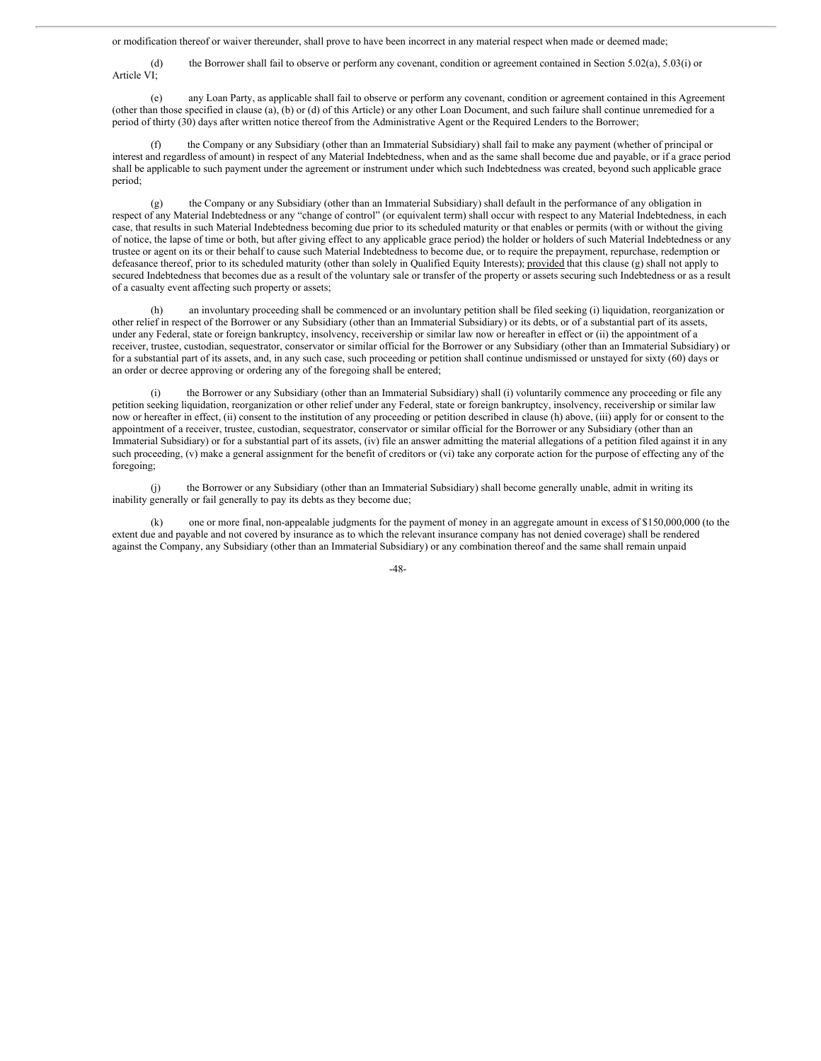or modification thereof or waiver thereunder, shall prove to have been incorrect in any material respect when made or deemed made;

(d) the Borrower shall fail to observe or perform any covenant, condition or agreement contained in Section 5.02(a), 5.03(i) or Article VI;

(e) any Loan Party, as applicable shall fail to observe or perform any covenant, condition or agreement contained in this Agreement (other than those specified in clause (a), (b) or (d) of this Article) or any other Loan Document, and such failure shall continue unremedied for a period of thirty (30) days after written notice thereof from the Administrative Agent or the Required Lenders to the Borrower;

(f) the Company or any Subsidiary (other than an Immaterial Subsidiary) shall fail to make any payment (whether of principal or interest and regardless of amount) in respect of any Material Indebtedness, when and as the same shall become due and payable, or if a grace period shall be applicable to such payment under the agreement or instrument under which such Indebtedness was created, beyond such applicable grace period;

(g) the Company or any Subsidiary (other than an Immaterial Subsidiary) shall default in the performance of any obligation in respect of any Material Indebtedness or any "change of control" (or equivalent term) shall occur with respect to any Material Indebtedness, in each case, that results in such Material Indebtedness becoming due prior to its scheduled maturity or that enables or permits (with or without the giving of notice, the lapse of time or both, but after giving effect to any applicable grace period) the holder or holders of such Material Indebtedness or any trustee or agent on its or their behalf to cause such Material Indebtedness to become due, or to require the prepayment, repurchase, redemption or defeasance thereof, prior to its scheduled maturity (other than solely in Qualified Equity Interests); provided that this clause (g) shall not apply to secured Indebtedness that becomes due as a result of the voluntary sale or transfer of the property or assets securing such Indebtedness or as a result of a casualty event affecting such property or assets;

(h) an involuntary proceeding shall be commenced or an involuntary petition shall be filed seeking (i) liquidation, reorganization or other relief in respect of the Borrower or any Subsidiary (other than an Immaterial Subsidiary) or its debts, or of a substantial part of its assets, under any Federal, state or foreign bankruptcy, insolvency, receivership or similar law now or hereafter in effect or (ii) the appointment of a receiver, trustee, custodian, sequestrator, conservator or similar official for the Borrower or any Subsidiary (other than an Immaterial Subsidiary) or for a substantial part of its assets, and, in any such case, such proceeding or petition shall continue undismissed or unstayed for sixty (60) days or an order or decree approving or ordering any of the foregoing shall be entered;

(i) the Borrower or any Subsidiary (other than an Immaterial Subsidiary) shall (i) voluntarily commence any proceeding or file any petition seeking liquidation, reorganization or other relief under any Federal, state or foreign bankruptcy, insolvency, receivership or similar law now or hereafter in effect, (ii) consent to the institution of any proceeding or petition described in clause (h) above, (iii) apply for or consent to the appointment of a receiver, trustee, custodian, sequestrator, conservator or similar official for the Borrower or any Subsidiary (other than an Immaterial Subsidiary) or for a substantial part of its assets, (iv) file an answer admitting the material allegations of a petition filed against it in any such proceeding, (v) make a general assignment for the benefit of creditors or (vi) take any corporate action for the purpose of effecting any of the foregoing;

(j) the Borrower or any Subsidiary (other than an Immaterial Subsidiary) shall become generally unable, admit in writing its inability generally or fail generally to pay its debts as they become due;

(k) one or more final, non-appealable judgments for the payment of money in an aggregate amount in excess of $150,000,000 (to the extent due and payable and not covered by insurance as to which the relevant insurance company has not denied coverage) shall be rendered against the Company, any Subsidiary (other than an Immaterial Subsidiary) or any combination thereof and the same shall remain unpaid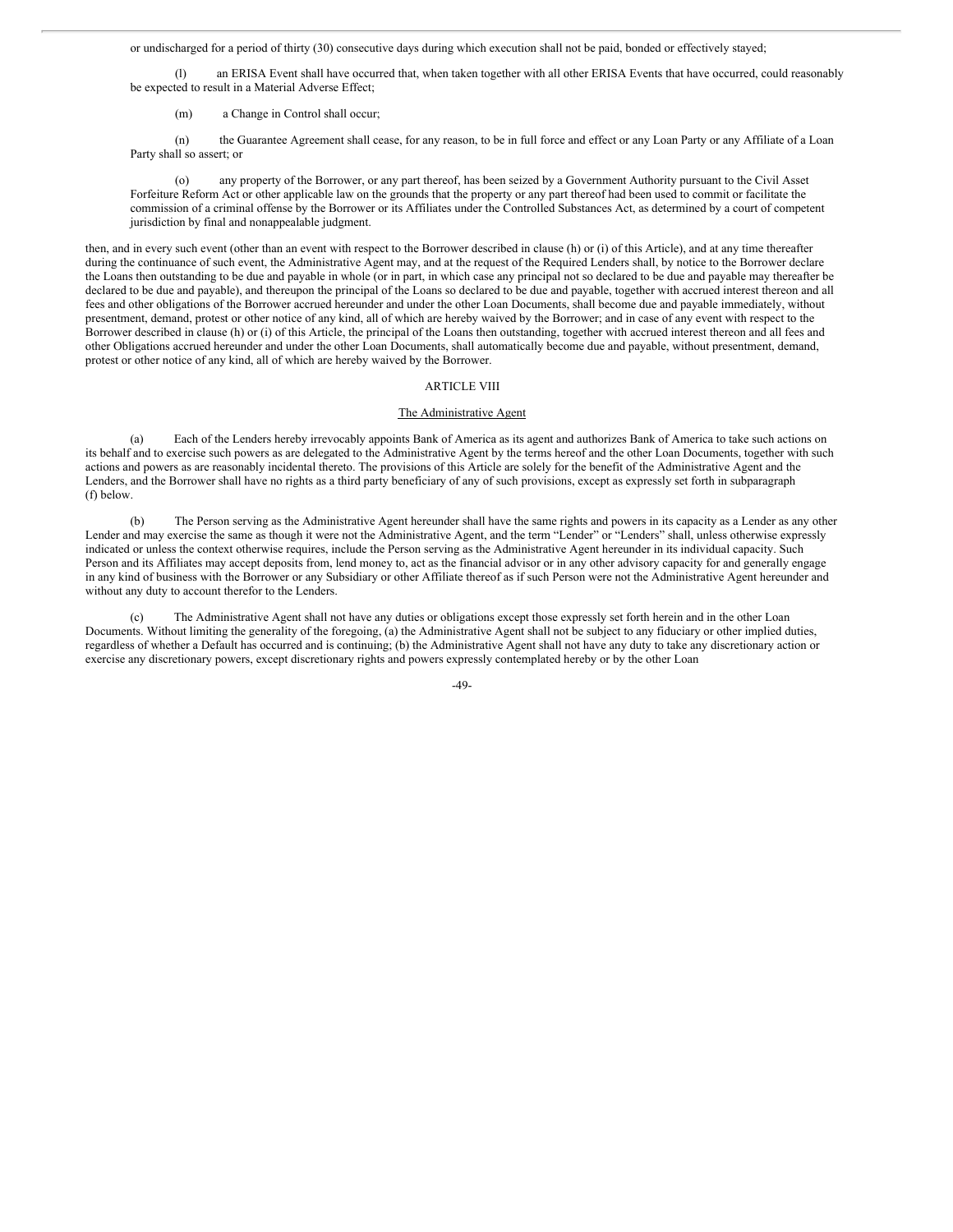or undischarged for a period of thirty (30) consecutive days during which execution shall not be paid, bonded or effectively stayed;

(l) an ERISA Event shall have occurred that, when taken together with all other ERISA Events that have occurred, could reasonably be expected to result in a Material Adverse Effect;

(m) a Change in Control shall occur;

(n) the Guarantee Agreement shall cease, for any reason, to be in full force and effect or any Loan Party or any Affiliate of a Loan Party shall so assert; or

(o) any property of the Borrower, or any part thereof, has been seized by a Government Authority pursuant to the Civil Asset Forfeiture Reform Act or other applicable law on the grounds that the property or any part thereof had been used to commit or facilitate the commission of a criminal offense by the Borrower or its Affiliates under the Controlled Substances Act, as determined by a court of competent jurisdiction by final and nonappealable judgment.

then, and in every such event (other than an event with respect to the Borrower described in clause (h) or (i) of this Article), and at any time thereafter during the continuance of such event, the Administrative Agent may, and at the request of the Required Lenders shall, by notice to the Borrower declare the Loans then outstanding to be due and payable in whole (or in part, in which case any principal not so declared to be due and payable may thereafter be declared to be due and payable), and thereupon the principal of the Loans so declared to be due and payable, together with accrued interest thereon and all fees and other obligations of the Borrower accrued hereunder and under the other Loan Documents, shall become due and payable immediately, without presentment, demand, protest or other notice of any kind, all of which are hereby waived by the Borrower; and in case of any event with respect to the Borrower described in clause (h) or (i) of this Article, the principal of the Loans then outstanding, together with accrued interest thereon and all fees and other Obligations accrued hereunder and under the other Loan Documents, shall automatically become due and payable, without presentment, demand, protest or other notice of any kind, all of which are hereby waived by the Borrower.

## ARTICLE VIII

## The Administrative Agent

(a) Each of the Lenders hereby irrevocably appoints Bank of America as its agent and authorizes Bank of America to take such actions on its behalf and to exercise such powers as are delegated to the Administrative Agent by the terms hereof and the other Loan Documents, together with such actions and powers as are reasonably incidental thereto. The provisions of this Article are solely for the benefit of the Administrative Agent and the Lenders, and the Borrower shall have no rights as a third party beneficiary of any of such provisions, except as expressly set forth in subparagraph (f) below.

(b) The Person serving as the Administrative Agent hereunder shall have the same rights and powers in its capacity as a Lender as any other Lender and may exercise the same as though it were not the Administrative Agent, and the term "Lender" or "Lenders" shall, unless otherwise expressly indicated or unless the context otherwise requires, include the Person serving as the Administrative Agent hereunder in its individual capacity. Such Person and its Affiliates may accept deposits from, lend money to, act as the financial advisor or in any other advisory capacity for and generally engage in any kind of business with the Borrower or any Subsidiary or other Affiliate thereof as if such Person were not the Administrative Agent hereunder and without any duty to account therefor to the Lenders.

(c) The Administrative Agent shall not have any duties or obligations except those expressly set forth herein and in the other Loan Documents. Without limiting the generality of the foregoing, (a) the Administrative Agent shall not be subject to any fiduciary or other implied duties, regardless of whether a Default has occurred and is continuing; (b) the Administrative Agent shall not have any duty to take any discretionary action or exercise any discretionary powers, except discretionary rights and powers expressly contemplated hereby or by the other Loan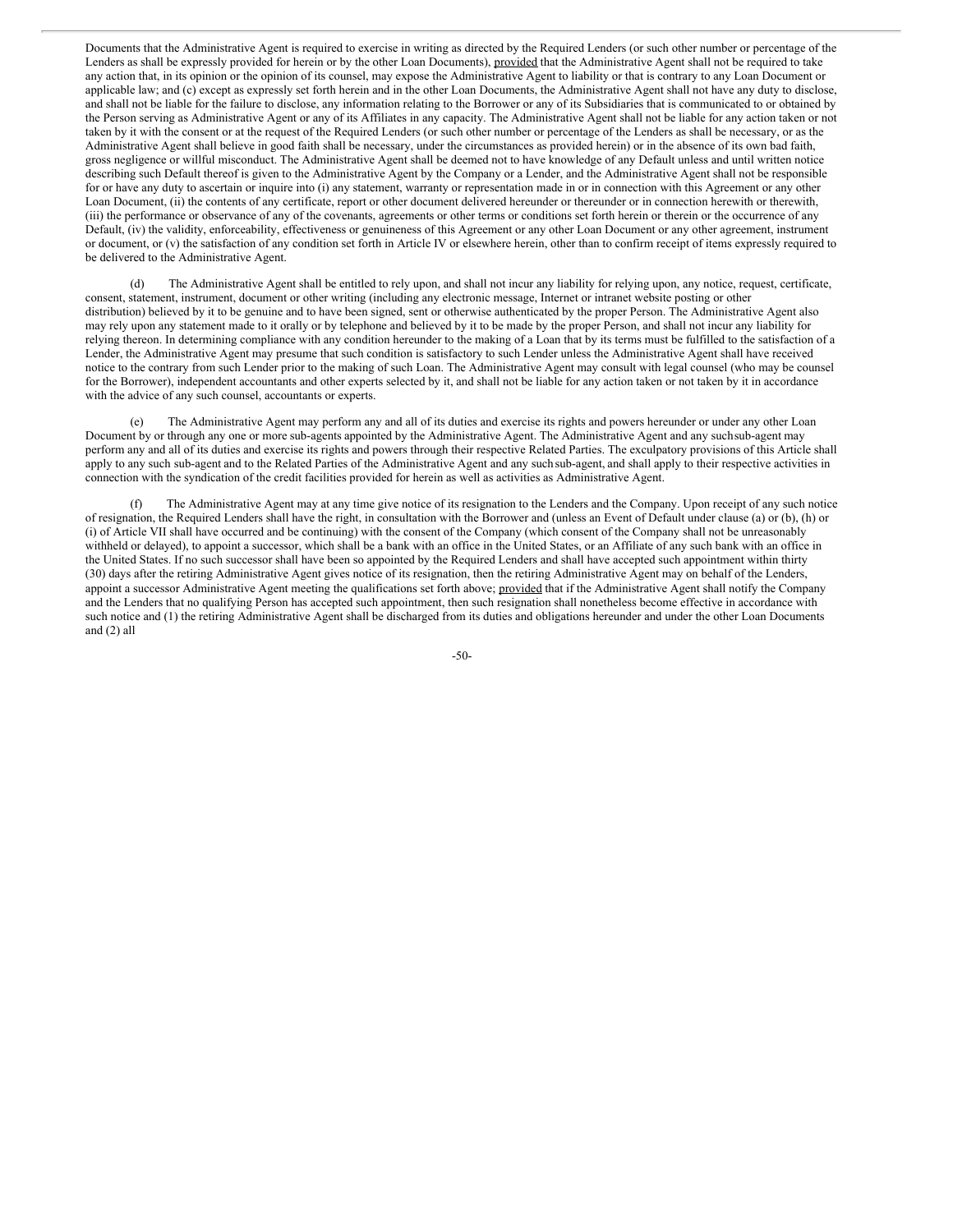Documents that the Administrative Agent is required to exercise in writing as directed by the Required Lenders (or such other number or percentage of the Lenders as shall be expressly provided for herein or by the other Loan Documents), provided that the Administrative Agent shall not be required to take any action that, in its opinion or the opinion of its counsel, may expose the Administrative Agent to liability or that is contrary to any Loan Document or applicable law; and (c) except as expressly set forth herein and in the other Loan Documents, the Administrative Agent shall not have any duty to disclose, and shall not be liable for the failure to disclose, any information relating to the Borrower or any of its Subsidiaries that is communicated to or obtained by the Person serving as Administrative Agent or any of its Affiliates in any capacity. The Administrative Agent shall not be liable for any action taken or not taken by it with the consent or at the request of the Required Lenders (or such other number or percentage of the Lenders as shall be necessary, or as the Administrative Agent shall believe in good faith shall be necessary, under the circumstances as provided herein) or in the absence of its own bad faith, gross negligence or willful misconduct. The Administrative Agent shall be deemed not to have knowledge of any Default unless and until written notice describing such Default thereof is given to the Administrative Agent by the Company or a Lender, and the Administrative Agent shall not be responsible for or have any duty to ascertain or inquire into (i) any statement, warranty or representation made in or in connection with this Agreement or any other Loan Document, (ii) the contents of any certificate, report or other document delivered hereunder or thereunder or in connection herewith or therewith, (iii) the performance or observance of any of the covenants, agreements or other terms or conditions set forth herein or therein or the occurrence of any Default, (iv) the validity, enforceability, effectiveness or genuineness of this Agreement or any other Loan Document or any other agreement, instrument or document, or (v) the satisfaction of any condition set forth in Article IV or elsewhere herein, other than to confirm receipt of items expressly required to be delivered to the Administrative Agent.

(d) The Administrative Agent shall be entitled to rely upon, and shall not incur any liability for relying upon, any notice, request, certificate, consent, statement, instrument, document or other writing (including any electronic message, Internet or intranet website posting or other distribution) believed by it to be genuine and to have been signed, sent or otherwise authenticated by the proper Person. The Administrative Agent also may rely upon any statement made to it orally or by telephone and believed by it to be made by the proper Person, and shall not incur any liability for relying thereon. In determining compliance with any condition hereunder to the making of a Loan that by its terms must be fulfilled to the satisfaction of a Lender, the Administrative Agent may presume that such condition is satisfactory to such Lender unless the Administrative Agent shall have received notice to the contrary from such Lender prior to the making of such Loan. The Administrative Agent may consult with legal counsel (who may be counsel for the Borrower), independent accountants and other experts selected by it, and shall not be liable for any action taken or not taken by it in accordance with the advice of any such counsel, accountants or experts.

(e) The Administrative Agent may perform any and all of its duties and exercise its rights and powers hereunder or under any other Loan Document by or through any one or more sub-agents appointed by the Administrative Agent. The Administrative Agent and any such sub-agent may perform any and all of its duties and exercise its rights and powers through their respective Related Parties. The exculpatory provisions of this Article shall apply to any such sub-agent and to the Related Parties of the Administrative Agent and any such sub-agent, and shall apply to their respective activities in connection with the syndication of the credit facilities provided for herein as well as activities as Administrative Agent.

(f) The Administrative Agent may at any time give notice of its resignation to the Lenders and the Company. Upon receipt of any such notice of resignation, the Required Lenders shall have the right, in consultation with the Borrower and (unless an Event of Default under clause (a) or (b), (h) or (i) of Article VII shall have occurred and be continuing) with the consent of the Company (which consent of the Company shall not be unreasonably withheld or delayed), to appoint a successor, which shall be a bank with an office in the United States, or an Affiliate of any such bank with an office in the United States. If no such successor shall have been so appointed by the Required Lenders and shall have accepted such appointment within thirty (30) days after the retiring Administrative Agent gives notice of its resignation, then the retiring Administrative Agent may on behalf of the Lenders, appoint a successor Administrative Agent meeting the qualifications set forth above; provided that if the Administrative Agent shall notify the Company and the Lenders that no qualifying Person has accepted such appointment, then such resignation shall nonetheless become effective in accordance with such notice and (1) the retiring Administrative Agent shall be discharged from its duties and obligations hereunder and under the other Loan Documents and (2) all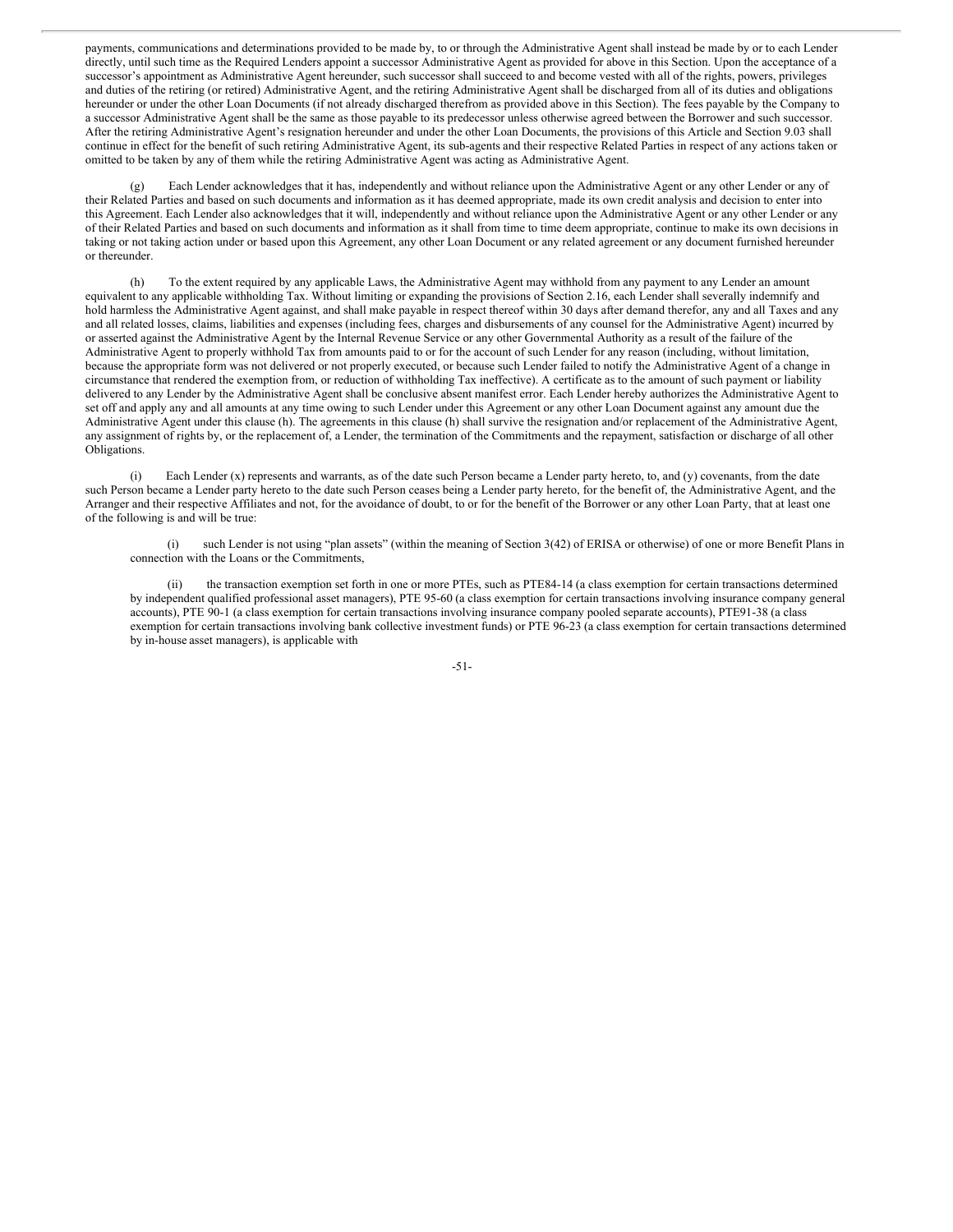payments, communications and determinations provided to be made by, to or through the Administrative Agent shall instead be made by or to each Lender directly, until such time as the Required Lenders appoint a successor Administrative Agent as provided for above in this Section. Upon the acceptance of a successor's appointment as Administrative Agent hereunder, such successor shall succeed to and become vested with all of the rights, powers, privileges and duties of the retiring (or retired) Administrative Agent, and the retiring Administrative Agent shall be discharged from all of its duties and obligations hereunder or under the other Loan Documents (if not already discharged therefrom as provided above in this Section). The fees payable by the Company to a successor Administrative Agent shall be the same as those payable to its predecessor unless otherwise agreed between the Borrower and such successor. After the retiring Administrative Agent's resignation hereunder and under the other Loan Documents, the provisions of this Article and Section 9.03 shall continue in effect for the benefit of such retiring Administrative Agent, its sub-agents and their respective Related Parties in respect of any actions taken or omitted to be taken by any of them while the retiring Administrative Agent was acting as Administrative Agent.

(g) Each Lender acknowledges that it has, independently and without reliance upon the Administrative Agent or any other Lender or any of their Related Parties and based on such documents and information as it has deemed appropriate, made its own credit analysis and decision to enter into this Agreement. Each Lender also acknowledges that it will, independently and without reliance upon the Administrative Agent or any other Lender or any of their Related Parties and based on such documents and information as it shall from time to time deem appropriate, continue to make its own decisions in taking or not taking action under or based upon this Agreement, any other Loan Document or any related agreement or any document furnished hereunder or thereunder.

(h) To the extent required by any applicable Laws, the Administrative Agent may withhold from any payment to any Lender an amount equivalent to any applicable withholding Tax. Without limiting or expanding the provisions of Section 2.16, each Lender shall severally indemnify and hold harmless the Administrative Agent against, and shall make payable in respect thereof within 30 days after demand therefor, any and all Taxes and any and all related losses, claims, liabilities and expenses (including fees, charges and disbursements of any counsel for the Administrative Agent) incurred by or asserted against the Administrative Agent by the Internal Revenue Service or any other Governmental Authority as a result of the failure of the Administrative Agent to properly withhold Tax from amounts paid to or for the account of such Lender for any reason (including, without limitation, because the appropriate form was not delivered or not properly executed, or because such Lender failed to notify the Administrative Agent of a change in circumstance that rendered the exemption from, or reduction of withholding Tax ineffective). A certificate as to the amount of such payment or liability delivered to any Lender by the Administrative Agent shall be conclusive absent manifest error. Each Lender hereby authorizes the Administrative Agent to set off and apply any and all amounts at any time owing to such Lender under this Agreement or any other Loan Document against any amount due the Administrative Agent under this clause (h). The agreements in this clause (h) shall survive the resignation and/or replacement of the Administrative Agent, any assignment of rights by, or the replacement of, a Lender, the termination of the Commitments and the repayment, satisfaction or discharge of all other Obligations.

(i) Each Lender (x) represents and warrants, as of the date such Person became a Lender party hereto, to, and (y) covenants, from the date such Person became a Lender party hereto to the date such Person ceases being a Lender party hereto, for the benefit of, the Administrative Agent, and the Arranger and their respective Affiliates and not, for the avoidance of doubt, to or for the benefit of the Borrower or any other Loan Party, that at least one of the following is and will be true:

(i) such Lender is not using "plan assets" (within the meaning of Section 3(42) of ERISA or otherwise) of one or more Benefit Plans in connection with the Loans or the Commitments,

(ii) the transaction exemption set forth in one or more PTEs, such as PTE84-14 (a class exemption for certain transactions determined by independent qualified professional asset managers), PTE 95-60 (a class exemption for certain transactions involving insurance company general accounts), PTE 90-1 (a class exemption for certain transactions involving insurance company pooled separate accounts), PTE91-38 (a class exemption for certain transactions involving bank collective investment funds) or PTE 96-23 (a class exemption for certain transactions determined by in-house asset managers), is applicable with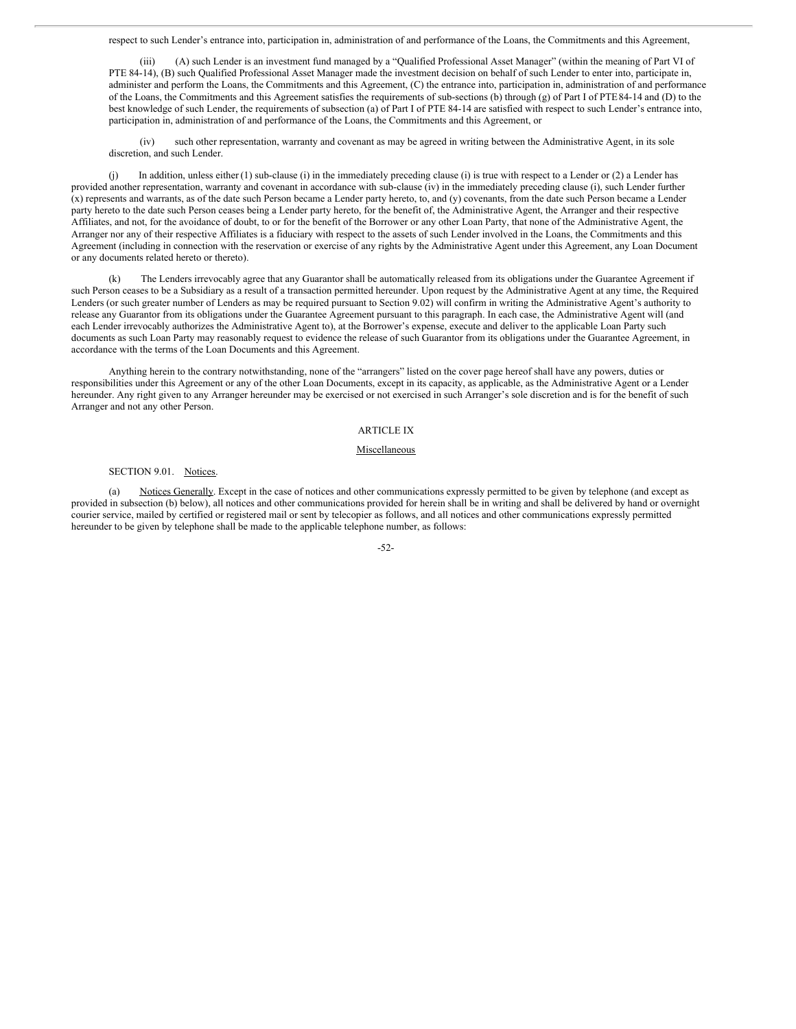respect to such Lender's entrance into, participation in, administration of and performance of the Loans, the Commitments and this Agreement,

(iii) (A) such Lender is an investment fund managed by a "Qualified Professional Asset Manager" (within the meaning of Part VI of PTE 84-14), (B) such Qualified Professional Asset Manager made the investment decision on behalf of such Lender to enter into, participate in, administer and perform the Loans, the Commitments and this Agreement, (C) the entrance into, participation in, administration of and performance of the Loans, the Commitments and this Agreement satisfies the requirements of sub-sections (b) through (g) of Part I of PTE 84-14 and (D) to the best knowledge of such Lender, the requirements of subsection (a) of Part I of PTE 84-14 are satisfied with respect to such Lender's entrance into, participation in, administration of and performance of the Loans, the Commitments and this Agreement, or

(iv) such other representation, warranty and covenant as may be agreed in writing between the Administrative Agent, in its sole discretion, and such Lender.

(j) In addition, unless either (1) sub-clause (i) in the immediately preceding clause (i) is true with respect to a Lender or (2) a Lender has provided another representation, warranty and covenant in accordance with sub-clause (iv) in the immediately preceding clause (i), such Lender further (x) represents and warrants, as of the date such Person became a Lender party hereto, to, and (y) covenants, from the date such Person became a Lender party hereto to the date such Person ceases being a Lender party hereto, for the benefit of, the Administrative Agent, the Arranger and their respective Affiliates, and not, for the avoidance of doubt, to or for the benefit of the Borrower or any other Loan Party, that none of the Administrative Agent, the Arranger nor any of their respective Affiliates is a fiduciary with respect to the assets of such Lender involved in the Loans, the Commitments and this Agreement (including in connection with the reservation or exercise of any rights by the Administrative Agent under this Agreement, any Loan Document or any documents related hereto or thereto).

(k) The Lenders irrevocably agree that any Guarantor shall be automatically released from its obligations under the Guarantee Agreement if such Person ceases to be a Subsidiary as a result of a transaction permitted hereunder. Upon request by the Administrative Agent at any time, the Required Lenders (or such greater number of Lenders as may be required pursuant to Section 9.02) will confirm in writing the Administrative Agent's authority to release any Guarantor from its obligations under the Guarantee Agreement pursuant to this paragraph. In each case, the Administrative Agent will (and each Lender irrevocably authorizes the Administrative Agent to), at the Borrower's expense, execute and deliver to the applicable Loan Party such documents as such Loan Party may reasonably request to evidence the release of such Guarantor from its obligations under the Guarantee Agreement, in accordance with the terms of the Loan Documents and this Agreement.

Anything herein to the contrary notwithstanding, none of the "arrangers" listed on the cover page hereof shall have any powers, duties or responsibilities under this Agreement or any of the other Loan Documents, except in its capacity, as applicable, as the Administrative Agent or a Lender hereunder. Any right given to any Arranger hereunder may be exercised or not exercised in such Arranger's sole discretion and is for the benefit of such Arranger and not any other Person.

# ARTICLE IX

## Miscellaneous

SECTION 9.01. Notices.

(a) Notices Generally. Except in the case of notices and other communications expressly permitted to be given by telephone (and except as provided in subsection (b) below), all notices and other communications provided for herein shall be in writing and shall be delivered by hand or overnight courier service, mailed by certified or registered mail or sent by telecopier as follows, and all notices and other communications expressly permitted hereunder to be given by telephone shall be made to the applicable telephone number, as follows: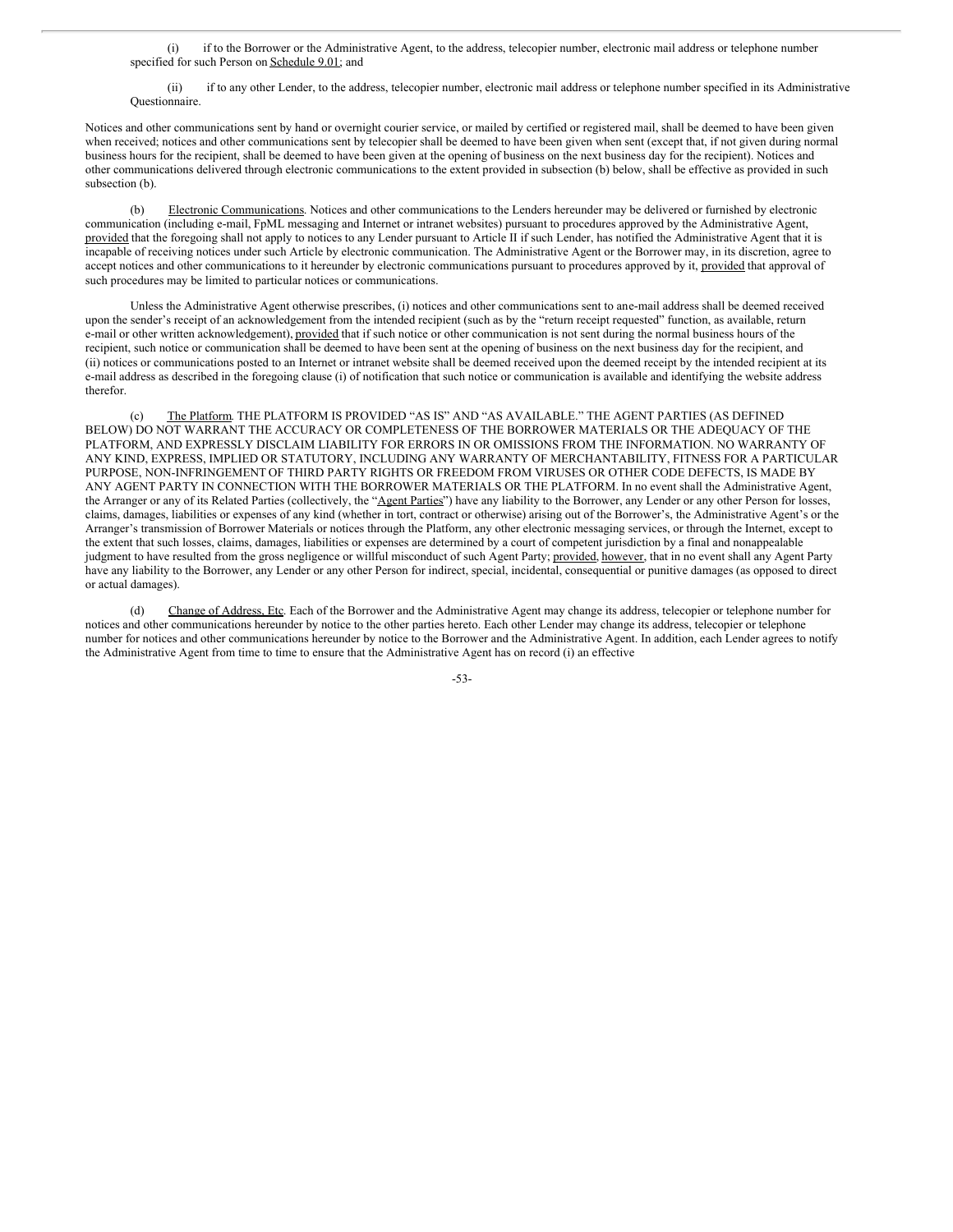(i) if to the Borrower or the Administrative Agent, to the address, telecopier number, electronic mail address or telephone number specified for such Person on Schedule 9.01; and

(ii) if to any other Lender, to the address, telecopier number, electronic mail address or telephone number specified in its Administrative Questionnaire.

Notices and other communications sent by hand or overnight courier service, or mailed by certified or registered mail, shall be deemed to have been given when received; notices and other communications sent by telecopier shall be deemed to have been given when sent (except that, if not given during normal business hours for the recipient, shall be deemed to have been given at the opening of business on the next business day for the recipient). Notices and other communications delivered through electronic communications to the extent provided in subsection (b) below, shall be effective as provided in such subsection (b).

(b) Electronic Communications. Notices and other communications to the Lenders hereunder may be delivered or furnished by electronic communication (including e-mail, FpML messaging and Internet or intranet websites) pursuant to procedures approved by the Administrative Agent, provided that the foregoing shall not apply to notices to any Lender pursuant to Article II if such Lender, has notified the Administrative Agent that it is incapable of receiving notices under such Article by electronic communication. The Administrative Agent or the Borrower may, in its discretion, agree to accept notices and other communications to it hereunder by electronic communications pursuant to procedures approved by it, provided that approval of such procedures may be limited to particular notices or communications.

Unless the Administrative Agent otherwise prescribes, (i) notices and other communications sent to ane-mail address shall be deemed received upon the sender's receipt of an acknowledgement from the intended recipient (such as by the "return receipt requested" function, as available, return e-mail or other written acknowledgement), provided that if such notice or other communication is not sent during the normal business hours of the recipient, such notice or communication shall be deemed to have been sent at the opening of business on the next business day for the recipient, and (ii) notices or communications posted to an Internet or intranet website shall be deemed received upon the deemed receipt by the intended recipient at its e-mail address as described in the foregoing clause (i) of notification that such notice or communication is available and identifying the website address therefor.

(c) The Platform. THE PLATFORM IS PROVIDED "AS IS" AND "AS AVAILABLE." THE AGENT PARTIES (AS DEFINED BELOW) DO NOT WARRANT THE ACCURACY OR COMPLETENESS OF THE BORROWER MATERIALS OR THE ADEQUACY OF THE PLATFORM, AND EXPRESSLY DISCLAIM LIABILITY FOR ERRORS IN OR OMISSIONS FROM THE INFORMATION. NO WARRANTY OF ANY KIND, EXPRESS, IMPLIED OR STATUTORY, INCLUDING ANY WARRANTY OF MERCHANTABILITY, FITNESS FOR A PARTICULAR PURPOSE, NON-INFRINGEMENT OF THIRD PARTY RIGHTS OR FREEDOM FROM VIRUSES OR OTHER CODE DEFECTS, IS MADE BY ANY AGENT PARTY IN CONNECTION WITH THE BORROWER MATERIALS OR THE PLATFORM. In no event shall the Administrative Agent, the Arranger or any of its Related Parties (collectively, the "Agent Parties") have any liability to the Borrower, any Lender or any other Person for losses, claims, damages, liabilities or expenses of any kind (whether in tort, contract or otherwise) arising out of the Borrower's, the Administrative Agent's or the Arranger's transmission of Borrower Materials or notices through the Platform, any other electronic messaging services, or through the Internet, except to the extent that such losses, claims, damages, liabilities or expenses are determined by a court of competent jurisdiction by a final and nonappealable judgment to have resulted from the gross negligence or willful misconduct of such Agent Party; provided, however, that in no event shall any Agent Party have any liability to the Borrower, any Lender or any other Person for indirect, special, incidental, consequential or punitive damages (as opposed to direct or actual damages).

(d) Change of Address, Etc. Each of the Borrower and the Administrative Agent may change its address, telecopier or telephone number for notices and other communications hereunder by notice to the other parties hereto. Each other Lender may change its address, telecopier or telephone number for notices and other communications hereunder by notice to the Borrower and the Administrative Agent. In addition, each Lender agrees to notify the Administrative Agent from time to time to ensure that the Administrative Agent has on record (i) an effective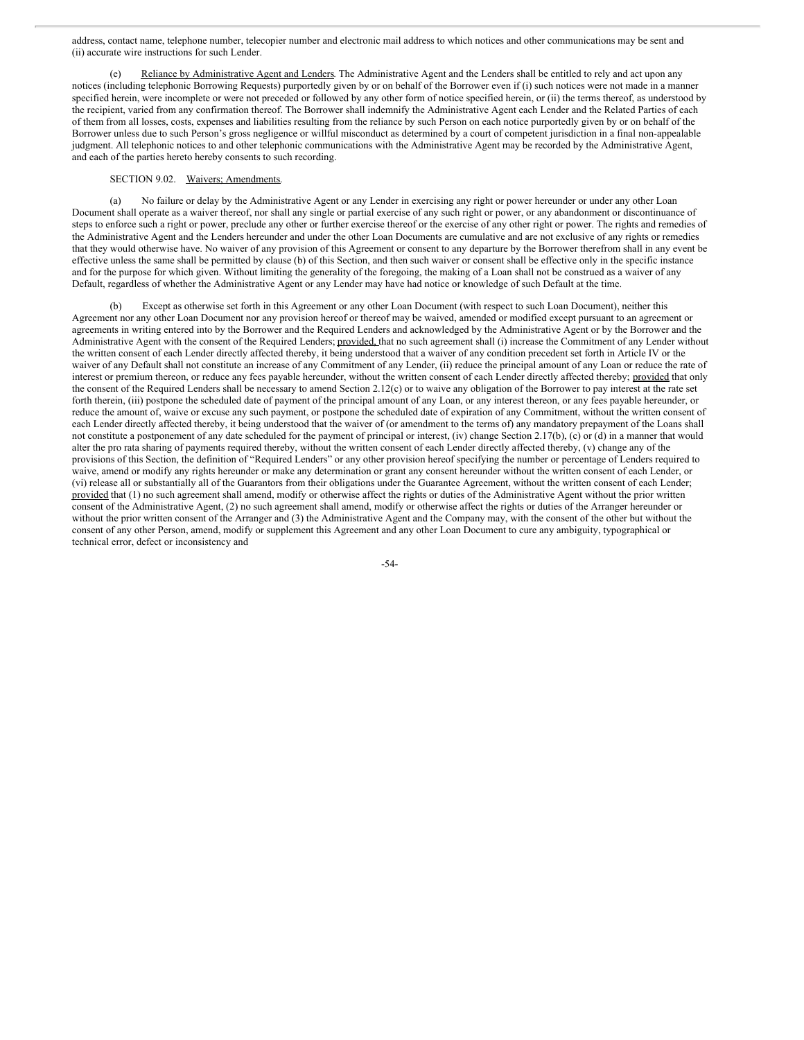address, contact name, telephone number, telecopier number and electronic mail address to which notices and other communications may be sent and (ii) accurate wire instructions for such Lender.

(e) Reliance by Administrative Agent and Lenders. The Administrative Agent and the Lenders shall be entitled to rely and act upon any notices (including telephonic Borrowing Requests) purportedly given by or on behalf of the Borrower even if (i) such notices were not made in a manner specified herein, were incomplete or were not preceded or followed by any other form of notice specified herein, or (ii) the terms thereof, as understood by the recipient, varied from any confirmation thereof. The Borrower shall indemnify the Administrative Agent each Lender and the Related Parties of each of them from all losses, costs, expenses and liabilities resulting from the reliance by such Person on each notice purportedly given by or on behalf of the Borrower unless due to such Person's gross negligence or willful misconduct as determined by a court of competent jurisdiction in a final non-appealable judgment. All telephonic notices to and other telephonic communications with the Administrative Agent may be recorded by the Administrative Agent, and each of the parties hereto hereby consents to such recording.

SECTION 9.02. Waivers; Amendments.

(a) No failure or delay by the Administrative Agent or any Lender in exercising any right or power hereunder or under any other Loan Document shall operate as a waiver thereof, nor shall any single or partial exercise of any such right or power, or any abandonment or discontinuance of steps to enforce such a right or power, preclude any other or further exercise thereof or the exercise of any other right or power. The rights and remedies of the Administrative Agent and the Lenders hereunder and under the other Loan Documents are cumulative and are not exclusive of any rights or remedies that they would otherwise have. No waiver of any provision of this Agreement or consent to any departure by the Borrower therefrom shall in any event be effective unless the same shall be permitted by clause (b) of this Section, and then such waiver or consent shall be effective only in the specific instance and for the purpose for which given. Without limiting the generality of the foregoing, the making of a Loan shall not be construed as a waiver of any Default, regardless of whether the Administrative Agent or any Lender may have had notice or knowledge of such Default at the time.

(b) Except as otherwise set forth in this Agreement or any other Loan Document (with respect to such Loan Document), neither this Agreement nor any other Loan Document nor any provision hereof or thereof may be waived, amended or modified except pursuant to an agreement or agreements in writing entered into by the Borrower and the Required Lenders and acknowledged by the Administrative Agent or by the Borrower and the Administrative Agent with the consent of the Required Lenders; provided, that no such agreement shall (i) increase the Commitment of any Lender without the written consent of each Lender directly affected thereby, it being understood that a waiver of any condition precedent set forth in Article IV or the waiver of any Default shall not constitute an increase of any Commitment of any Lender, (ii) reduce the principal amount of any Loan or reduce the rate of interest or premium thereon, or reduce any fees payable hereunder, without the written consent of each Lender directly affected thereby; provided that only the consent of the Required Lenders shall be necessary to amend Section 2.12(c) or to waive any obligation of the Borrower to pay interest at the rate set forth therein, (iii) postpone the scheduled date of payment of the principal amount of any Loan, or any interest thereon, or any fees payable hereunder, or reduce the amount of, waive or excuse any such payment, or postpone the scheduled date of expiration of any Commitment, without the written consent of each Lender directly affected thereby, it being understood that the waiver of (or amendment to the terms of) any mandatory prepayment of the Loans shall not constitute a postponement of any date scheduled for the payment of principal or interest, (iv) change Section 2.17(b), (c) or (d) in a manner that would alter the pro rata sharing of payments required thereby, without the written consent of each Lender directly affected thereby, (v) change any of the provisions of this Section, the definition of "Required Lenders" or any other provision hereof specifying the number or percentage of Lenders required to waive, amend or modify any rights hereunder or make any determination or grant any consent hereunder without the written consent of each Lender, or (vi) release all or substantially all of the Guarantors from their obligations under the Guarantee Agreement, without the written consent of each Lender; provided that (1) no such agreement shall amend, modify or otherwise affect the rights or duties of the Administrative Agent without the prior written consent of the Administrative Agent, (2) no such agreement shall amend, modify or otherwise affect the rights or duties of the Arranger hereunder or without the prior written consent of the Arranger and (3) the Administrative Agent and the Company may, with the consent of the other but without the consent of any other Person, amend, modify or supplement this Agreement and any other Loan Document to cure any ambiguity, typographical or technical error, defect or inconsistency and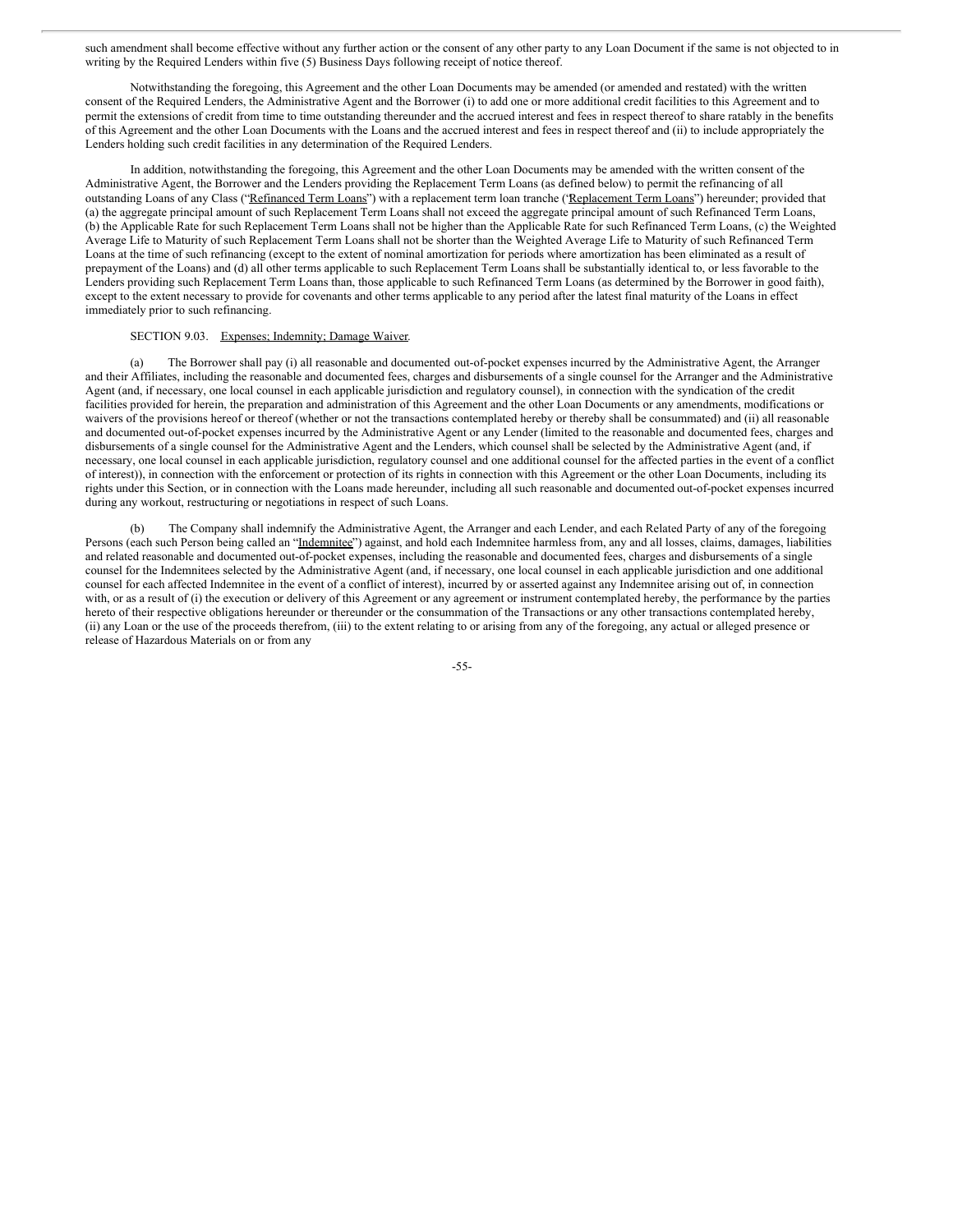such amendment shall become effective without any further action or the consent of any other party to any Loan Document if the same is not objected to in writing by the Required Lenders within five (5) Business Days following receipt of notice thereof.

Notwithstanding the foregoing, this Agreement and the other Loan Documents may be amended (or amended and restated) with the written consent of the Required Lenders, the Administrative Agent and the Borrower (i) to add one or more additional credit facilities to this Agreement and to permit the extensions of credit from time to time outstanding thereunder and the accrued interest and fees in respect thereof to share ratably in the benefits of this Agreement and the other Loan Documents with the Loans and the accrued interest and fees in respect thereof and (ii) to include appropriately the Lenders holding such credit facilities in any determination of the Required Lenders.

In addition, notwithstanding the foregoing, this Agreement and the other Loan Documents may be amended with the written consent of the Administrative Agent, the Borrower and the Lenders providing the Replacement Term Loans (as defined below) to permit the refinancing of all outstanding Loans of any Class ("Refinanced Term Loans") with a replacement term loan tranche ("Replacement Term Loans") hereunder; provided that (a) the aggregate principal amount of such Replacement Term Loans shall not exceed the aggregate principal amount of such Refinanced Term Loans, (b) the Applicable Rate for such Replacement Term Loans shall not be higher than the Applicable Rate for such Refinanced Term Loans, (c) the Weighted Average Life to Maturity of such Replacement Term Loans shall not be shorter than the Weighted Average Life to Maturity of such Refinanced Term Loans at the time of such refinancing (except to the extent of nominal amortization for periods where amortization has been eliminated as a result of prepayment of the Loans) and (d) all other terms applicable to such Replacement Term Loans shall be substantially identical to, or less favorable to the Lenders providing such Replacement Term Loans than, those applicable to such Refinanced Term Loans (as determined by the Borrower in good faith), except to the extent necessary to provide for covenants and other terms applicable to any period after the latest final maturity of the Loans in effect immediately prior to such refinancing.

SECTION 9.03. Expenses; Indemnity; Damage Waiver.

(a) The Borrower shall pay (i) all reasonable and documented out-of-pocket expenses incurred by the Administrative Agent, the Arranger and their Affiliates, including the reasonable and documented fees, charges and disbursements of a single counsel for the Arranger and the Administrative Agent (and, if necessary, one local counsel in each applicable jurisdiction and regulatory counsel), in connection with the syndication of the credit facilities provided for herein, the preparation and administration of this Agreement and the other Loan Documents or any amendments, modifications or waivers of the provisions hereof or thereof (whether or not the transactions contemplated hereby or thereby shall be consummated) and (ii) all reasonable and documented out-of-pocket expenses incurred by the Administrative Agent or any Lender (limited to the reasonable and documented fees, charges and disbursements of a single counsel for the Administrative Agent and the Lenders, which counsel shall be selected by the Administrative Agent (and, if necessary, one local counsel in each applicable jurisdiction, regulatory counsel and one additional counsel for the affected parties in the event of a conflict of interest)), in connection with the enforcement or protection of its rights in connection with this Agreement or the other Loan Documents, including its rights under this Section, or in connection with the Loans made hereunder, including all such reasonable and documented out-of-pocket expenses incurred during any workout, restructuring or negotiations in respect of such Loans.

(b) The Company shall indemnify the Administrative Agent, the Arranger and each Lender, and each Related Party of any of the foregoing Persons (each such Person being called an "Indemnitee") against, and hold each Indemnitee harmless from, any and all losses, claims, damages, liabilities and related reasonable and documented out-of-pocket expenses, including the reasonable and documented fees, charges and disbursements of a single counsel for the Indemnitees selected by the Administrative Agent (and, if necessary, one local counsel in each applicable jurisdiction and one additional counsel for each affected Indemnitee in the event of a conflict of interest), incurred by or asserted against any Indemnitee arising out of, in connection with, or as a result of (i) the execution or delivery of this Agreement or any agreement or instrument contemplated hereby, the performance by the parties hereto of their respective obligations hereunder or thereunder or the consummation of the Transactions or any other transactions contemplated hereby, (ii) any Loan or the use of the proceeds therefrom, (iii) to the extent relating to or arising from any of the foregoing, any actual or alleged presence or release of Hazardous Materials on or from any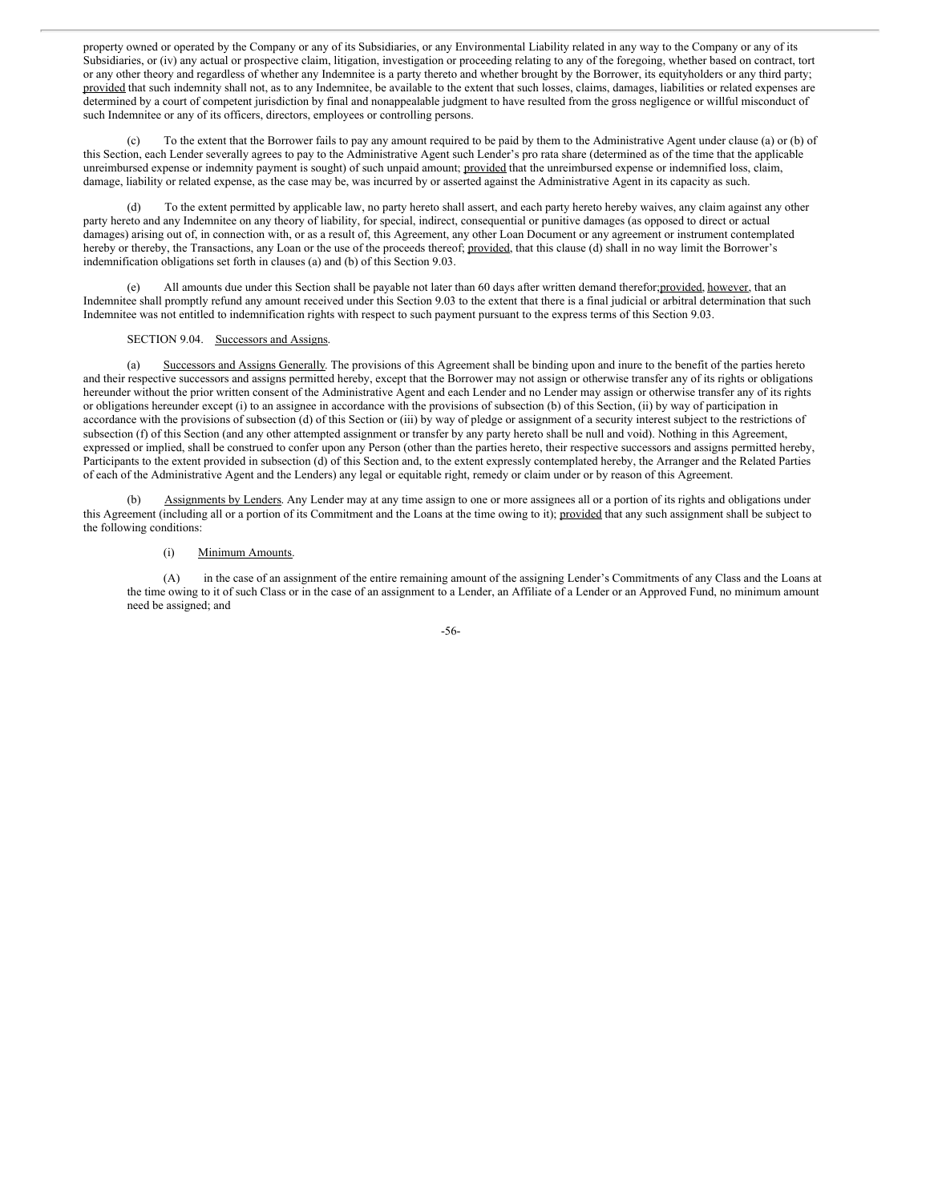property owned or operated by the Company or any of its Subsidiaries, or any Environmental Liability related in any way to the Company or any of its Subsidiaries, or (iv) any actual or prospective claim, litigation, investigation or proceeding relating to any of the foregoing, whether based on contract, tort or any other theory and regardless of whether any Indemnitee is a party thereto and whether brought by the Borrower, its equityholders or any third party; provided that such indemnity shall not, as to any Indemnitee, be available to the extent that such losses, claims, damages, liabilities or related expenses are determined by a court of competent jurisdiction by final and nonappealable judgment to have resulted from the gross negligence or willful misconduct of such Indemnitee or any of its officers, directors, employees or controlling persons.

(c) To the extent that the Borrower fails to pay any amount required to be paid by them to the Administrative Agent under clause (a) or (b) of this Section, each Lender severally agrees to pay to the Administrative Agent such Lender's pro rata share (determined as of the time that the applicable unreimbursed expense or indemnity payment is sought) of such unpaid amount; provided that the unreimbursed expense or indemnified loss, claim, damage, liability or related expense, as the case may be, was incurred by or asserted against the Administrative Agent in its capacity as such.

(d) To the extent permitted by applicable law, no party hereto shall assert, and each party hereto hereby waives, any claim against any other party hereto and any Indemnitee on any theory of liability, for special, indirect, consequential or punitive damages (as opposed to direct or actual damages) arising out of, in connection with, or as a result of, this Agreement, any other Loan Document or any agreement or instrument contemplated hereby or thereby, the Transactions, any Loan or the use of the proceeds thereof; provided, that this clause (d) shall in no way limit the Borrower's indemnification obligations set forth in clauses (a) and (b) of this Section 9.03.

(e) All amounts due under this Section shall be payable not later than 60 days after written demand therefor;provided, however, that an Indemnitee shall promptly refund any amount received under this Section 9.03 to the extent that there is a final judicial or arbitral determination that such Indemnitee was not entitled to indemnification rights with respect to such payment pursuant to the express terms of this Section 9.03.

SECTION 9.04. Successors and Assigns.

(a) Successors and Assigns Generally. The provisions of this Agreement shall be binding upon and inure to the benefit of the parties hereto and their respective successors and assigns permitted hereby, except that the Borrower may not assign or otherwise transfer any of its rights or obligations hereunder without the prior written consent of the Administrative Agent and each Lender and no Lender may assign or otherwise transfer any of its rights or obligations hereunder except (i) to an assignee in accordance with the provisions of subsection (b) of this Section, (ii) by way of participation in accordance with the provisions of subsection (d) of this Section or (iii) by way of pledge or assignment of a security interest subject to the restrictions of subsection (f) of this Section (and any other attempted assignment or transfer by any party hereto shall be null and void). Nothing in this Agreement, expressed or implied, shall be construed to confer upon any Person (other than the parties hereto, their respective successors and assigns permitted hereby, Participants to the extent provided in subsection (d) of this Section and, to the extent expressly contemplated hereby, the Arranger and the Related Parties of each of the Administrative Agent and the Lenders) any legal or equitable right, remedy or claim under or by reason of this Agreement.

(b) Assignments by Lenders. Any Lender may at any time assign to one or more assignees all or a portion of its rights and obligations under this Agreement (including all or a portion of its Commitment and the Loans at the time owing to it); provided that any such assignment shall be subject to the following conditions:

(i) Minimum Amounts.

(A) in the case of an assignment of the entire remaining amount of the assigning Lender's Commitments of any Class and the Loans at the time owing to it of such Class or in the case of an assignment to a Lender, an Affiliate of a Lender or an Approved Fund, no minimum amount need be assigned; and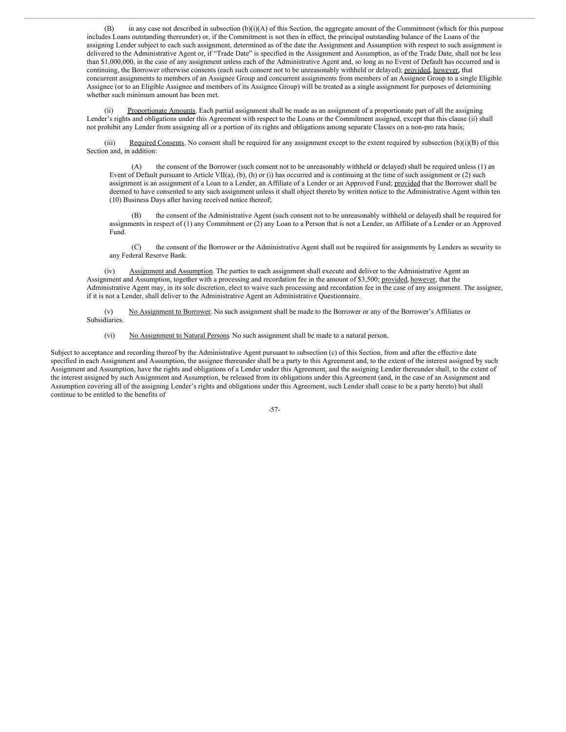(B) in any case not described in subsection (b)(i)(A) of this Section, the aggregate amount of the Commitment (which for this purpose includes Loans outstanding thereunder) or, if the Commitment is not then in effect, the principal outstanding balance of the Loans of the assigning Lender subject to each such assignment, determined as of the date the Assignment and Assumption with respect to such assignment is delivered to the Administrative Agent or, if "Trade Date" is specified in the Assignment and Assumption, as of the Trade Date, shall not be less than $1,000,000, in the case of any assignment unless each of the Administrative Agent and, so long as no Event of Default has occurred and is continuing, the Borrower otherwise consents (each such consent not to be unreasonably withheld or delayed); provided, however, that concurrent assignments to members of an Assignee Group and concurrent assignments from members of an Assignee Group to a single Eligible Assignee (or to an Eligible Assignee and members of its Assignee Group) will be treated as a single assignment for purposes of determining whether such minimum amount has been met.

(ii) Proportionate Amounts. Each partial assignment shall be made as an assignment of a proportionate part of all the assigning Lender's rights and obligations under this Agreement with respect to the Loans or the Commitment assigned, except that this clause (ii) shall not prohibit any Lender from assigning all or a portion of its rights and obligations among separate Classes on a non-pro rata basis;

(iii) Required Consents. No consent shall be required for any assignment except to the extent required by subsection (b)(i)(B) of this Section and, in addition:

(A) the consent of the Borrower (such consent not to be unreasonably withheld or delayed) shall be required unless (1) an Event of Default pursuant to Article VII(a), (b), (h) or (i) has occurred and is continuing at the time of such assignment or (2) such assignment is an assignment of a Loan to a Lender, an Affiliate of a Lender or an Approved Fund; provided that the Borrower shall be deemed to have consented to any such assignment unless it shall object thereto by written notice to the Administrative Agent within ten (10) Business Days after having received notice thereof;

(B) the consent of the Administrative Agent (such consent not to be unreasonably withheld or delayed) shall be required for assignments in respect of (1) any Commitment or (2) any Loan to a Person that is not a Lender, an Affiliate of a Lender or an Approved Fund.

(C) the consent of the Borrower or the Administrative Agent shall not be required for assignments by Lenders as security to any Federal Reserve Bank.

(iv) Assignment and Assumption. The parties to each assignment shall execute and deliver to the Administrative Agent an Assignment and Assumption, together with a processing and recordation fee in the amount of $3,500; provided, however, that the Administrative Agent may, in its sole discretion, elect to waive such processing and recordation fee in the case of any assignment. The assignee, if it is not a Lender, shall deliver to the Administrative Agent an Administrative Questionnaire.

(v) No Assignment to Borrower. No such assignment shall be made to the Borrower or any of the Borrower's Affiliates or Subsidiaries.

(vi) No Assignment to Natural Persons. No such assignment shall be made to a natural person.

Subject to acceptance and recording thereof by the Administrative Agent pursuant to subsection (c) of this Section, from and after the effective date specified in each Assignment and Assumption, the assignee thereunder shall be a party to this Agreement and, to the extent of the interest assigned by such Assignment and Assumption, have the rights and obligations of a Lender under this Agreement, and the assigning Lender thereunder shall, to the extent of the interest assigned by such Assignment and Assumption, be released from its obligations under this Agreement (and, in the case of an Assignment and Assumption covering all of the assigning Lender's rights and obligations under this Agreement, such Lender shall cease to be a party hereto) but shall continue to be entitled to the benefits of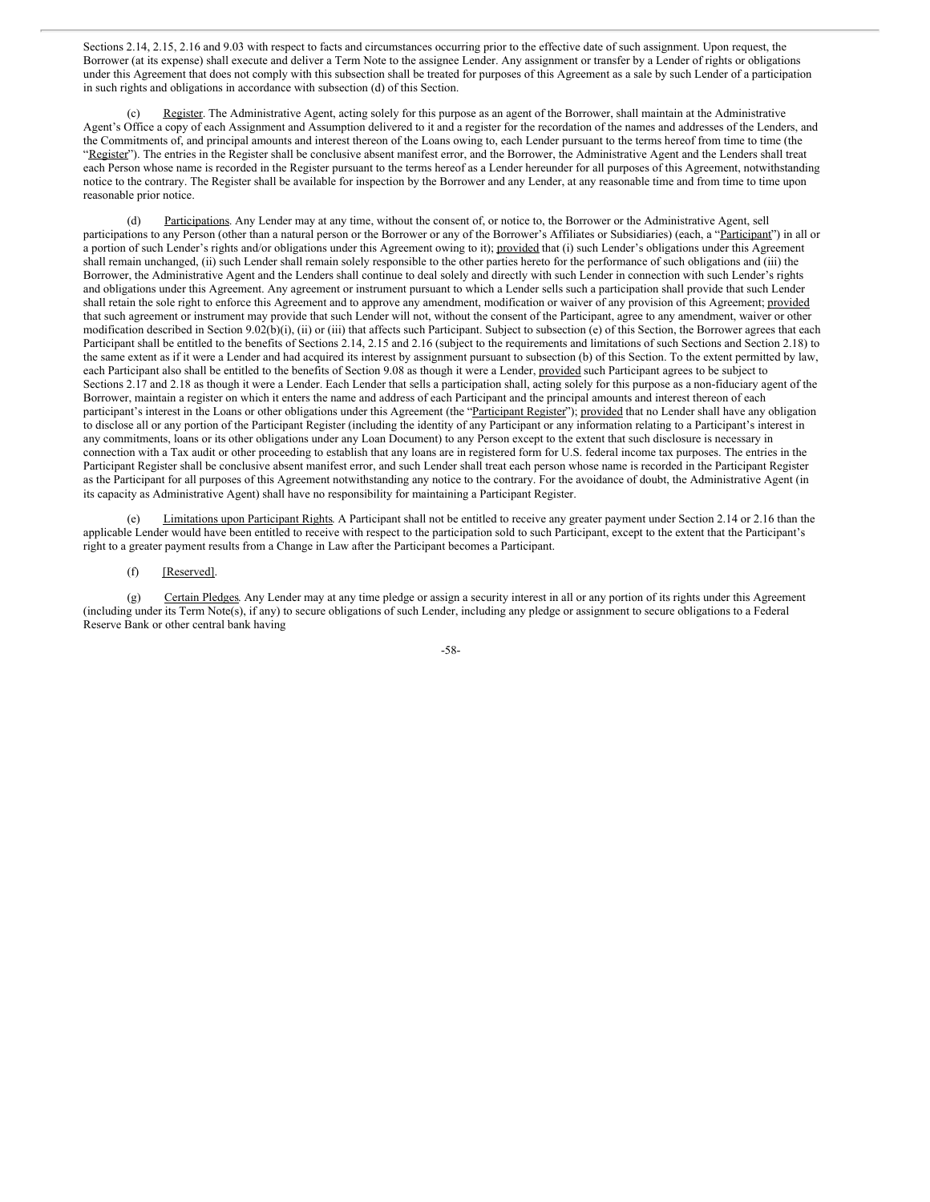Sections 2.14, 2.15, 2.16 and 9.03 with respect to facts and circumstances occurring prior to the effective date of such assignment. Upon request, the Borrower (at its expense) shall execute and deliver a Term Note to the assignee Lender. Any assignment or transfer by a Lender of rights or obligations under this Agreement that does not comply with this subsection shall be treated for purposes of this Agreement as a sale by such Lender of a participation in such rights and obligations in accordance with subsection (d) of this Section.

(c) Register. The Administrative Agent, acting solely for this purpose as an agent of the Borrower, shall maintain at the Administrative Agent's Office a copy of each Assignment and Assumption delivered to it and a register for the recordation of the names and addresses of the Lenders, and the Commitments of, and principal amounts and interest thereon of the Loans owing to, each Lender pursuant to the terms hereof from time to time (the "Register"). The entries in the Register shall be conclusive absent manifest error, and the Borrower, the Administrative Agent and the Lenders shall treat each Person whose name is recorded in the Register pursuant to the terms hereof as a Lender hereunder for all purposes of this Agreement, notwithstanding notice to the contrary. The Register shall be available for inspection by the Borrower and any Lender, at any reasonable time and from time to time upon reasonable prior notice.

(d) Participations. Any Lender may at any time, without the consent of, or notice to, the Borrower or the Administrative Agent, sell participations to any Person (other than a natural person or the Borrower or any of the Borrower's Affiliates or Subsidiaries) (each, a "Participant") in all or a portion of such Lender's rights and/or obligations under this Agreement owing to it); provided that (i) such Lender's obligations under this Agreement shall remain unchanged, (ii) such Lender shall remain solely responsible to the other parties hereto for the performance of such obligations and (iii) the Borrower, the Administrative Agent and the Lenders shall continue to deal solely and directly with such Lender in connection with such Lender's rights and obligations under this Agreement. Any agreement or instrument pursuant to which a Lender sells such a participation shall provide that such Lender shall retain the sole right to enforce this Agreement and to approve any amendment, modification or waiver of any provision of this Agreement; provided that such agreement or instrument may provide that such Lender will not, without the consent of the Participant, agree to any amendment, waiver or other modification described in Section 9.02(b)(i), (ii) or (iii) that affects such Participant. Subject to subsection (e) of this Section, the Borrower agrees that each Participant shall be entitled to the benefits of Sections 2.14, 2.15 and 2.16 (subject to the requirements and limitations of such Sections and Section 2.18) to the same extent as if it were a Lender and had acquired its interest by assignment pursuant to subsection (b) of this Section. To the extent permitted by law, each Participant also shall be entitled to the benefits of Section 9.08 as though it were a Lender, provided such Participant agrees to be subject to Sections 2.17 and 2.18 as though it were a Lender. Each Lender that sells a participation shall, acting solely for this purpose as a non-fiduciary agent of the Borrower, maintain a register on which it enters the name and address of each Participant and the principal amounts and interest thereon of each participant's interest in the Loans or other obligations under this Agreement (the "Participant Register"); provided that no Lender shall have any obligation to disclose all or any portion of the Participant Register (including the identity of any Participant or any information relating to a Participant's interest in any commitments, loans or its other obligations under any Loan Document) to any Person except to the extent that such disclosure is necessary in connection with a Tax audit or other proceeding to establish that any loans are in registered form for U.S. federal income tax purposes. The entries in the Participant Register shall be conclusive absent manifest error, and such Lender shall treat each person whose name is recorded in the Participant Register as the Participant for all purposes of this Agreement notwithstanding any notice to the contrary. For the avoidance of doubt, the Administrative Agent (in its capacity as Administrative Agent) shall have no responsibility for maintaining a Participant Register.

(e) Limitations upon Participant Rights. A Participant shall not be entitled to receive any greater payment under Section 2.14 or 2.16 than the applicable Lender would have been entitled to receive with respect to the participation sold to such Participant, except to the extent that the Participant's right to a greater payment results from a Change in Law after the Participant becomes a Participant.

(f) [Reserved].

(g) Certain Pledges. Any Lender may at any time pledge or assign a security interest in all or any portion of its rights under this Agreement (including under its Term Note(s), if any) to secure obligations of such Lender, including any pledge or assignment to secure obligations to a Federal Reserve Bank or other central bank having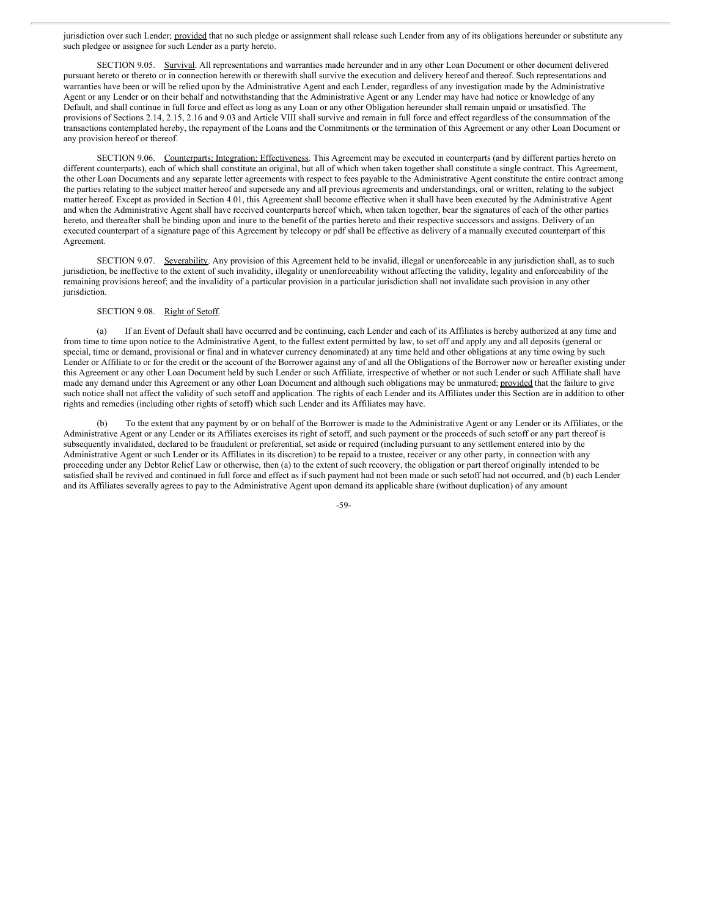jurisdiction over such Lender; provided that no such pledge or assignment shall release such Lender from any of its obligations hereunder or substitute any such pledgee or assignee for such Lender as a party hereto.

SECTION 9.05. Survival. All representations and warranties made hereunder and in any other Loan Document or other document delivered pursuant hereto or thereto or in connection herewith or therewith shall survive the execution and delivery hereof and thereof. Such representations and warranties have been or will be relied upon by the Administrative Agent and each Lender, regardless of any investigation made by the Administrative Agent or any Lender or on their behalf and notwithstanding that the Administrative Agent or any Lender may have had notice or knowledge of any Default, and shall continue in full force and effect as long as any Loan or any other Obligation hereunder shall remain unpaid or unsatisfied. The provisions of Sections 2.14, 2.15, 2.16 and 9.03 and Article VIII shall survive and remain in full force and effect regardless of the consummation of the transactions contemplated hereby, the repayment of the Loans and the Commitments or the termination of this Agreement or any other Loan Document or any provision hereof or thereof.

SECTION 9.06. Counterparts; Integration; Effectiveness. This Agreement may be executed in counterparts (and by different parties hereto on different counterparts), each of which shall constitute an original, but all of which when taken together shall constitute a single contract. This Agreement, the other Loan Documents and any separate letter agreements with respect to fees payable to the Administrative Agent constitute the entire contract among the parties relating to the subject matter hereof and supersede any and all previous agreements and understandings, oral or written, relating to the subject matter hereof. Except as provided in Section 4.01, this Agreement shall become effective when it shall have been executed by the Administrative Agent and when the Administrative Agent shall have received counterparts hereof which, when taken together, bear the signatures of each of the other parties hereto, and thereafter shall be binding upon and inure to the benefit of the parties hereto and their respective successors and assigns. Delivery of an executed counterpart of a signature page of this Agreement by telecopy or pdf shall be effective as delivery of a manually executed counterpart of this Agreement.

SECTION 9.07. Severability. Any provision of this Agreement held to be invalid, illegal or unenforceable in any jurisdiction shall, as to such jurisdiction, be ineffective to the extent of such invalidity, illegality or unenforceability without affecting the validity, legality and enforceability of the remaining provisions hereof; and the invalidity of a particular provision in a particular jurisdiction shall not invalidate such provision in any other jurisdiction.

SECTION 9.08. Right of Setoff.

(a) If an Event of Default shall have occurred and be continuing, each Lender and each of its Affiliates is hereby authorized at any time and from time to time upon notice to the Administrative Agent, to the fullest extent permitted by law, to set off and apply any and all deposits (general or special, time or demand, provisional or final and in whatever currency denominated) at any time held and other obligations at any time owing by such Lender or Affiliate to or for the credit or the account of the Borrower against any of and all the Obligations of the Borrower now or hereafter existing under this Agreement or any other Loan Document held by such Lender or such Affiliate, irrespective of whether or not such Lender or such Affiliate shall have made any demand under this Agreement or any other Loan Document and although such obligations may be unmatured; provided that the failure to give such notice shall not affect the validity of such setoff and application. The rights of each Lender and its Affiliates under this Section are in addition to other rights and remedies (including other rights of setoff) which such Lender and its Affiliates may have.

(b) To the extent that any payment by or on behalf of the Borrower is made to the Administrative Agent or any Lender or its Affiliates, or the Administrative Agent or any Lender or its Affiliates exercises its right of setoff, and such payment or the proceeds of such setoff or any part thereof is subsequently invalidated, declared to be fraudulent or preferential, set aside or required (including pursuant to any settlement entered into by the Administrative Agent or such Lender or its Affiliates in its discretion) to be repaid to a trustee, receiver or any other party, in connection with any proceeding under any Debtor Relief Law or otherwise, then (a) to the extent of such recovery, the obligation or part thereof originally intended to be satisfied shall be revived and continued in full force and effect as if such payment had not been made or such setoff had not occurred, and (b) each Lender and its Affiliates severally agrees to pay to the Administrative Agent upon demand its applicable share (without duplication) of any amount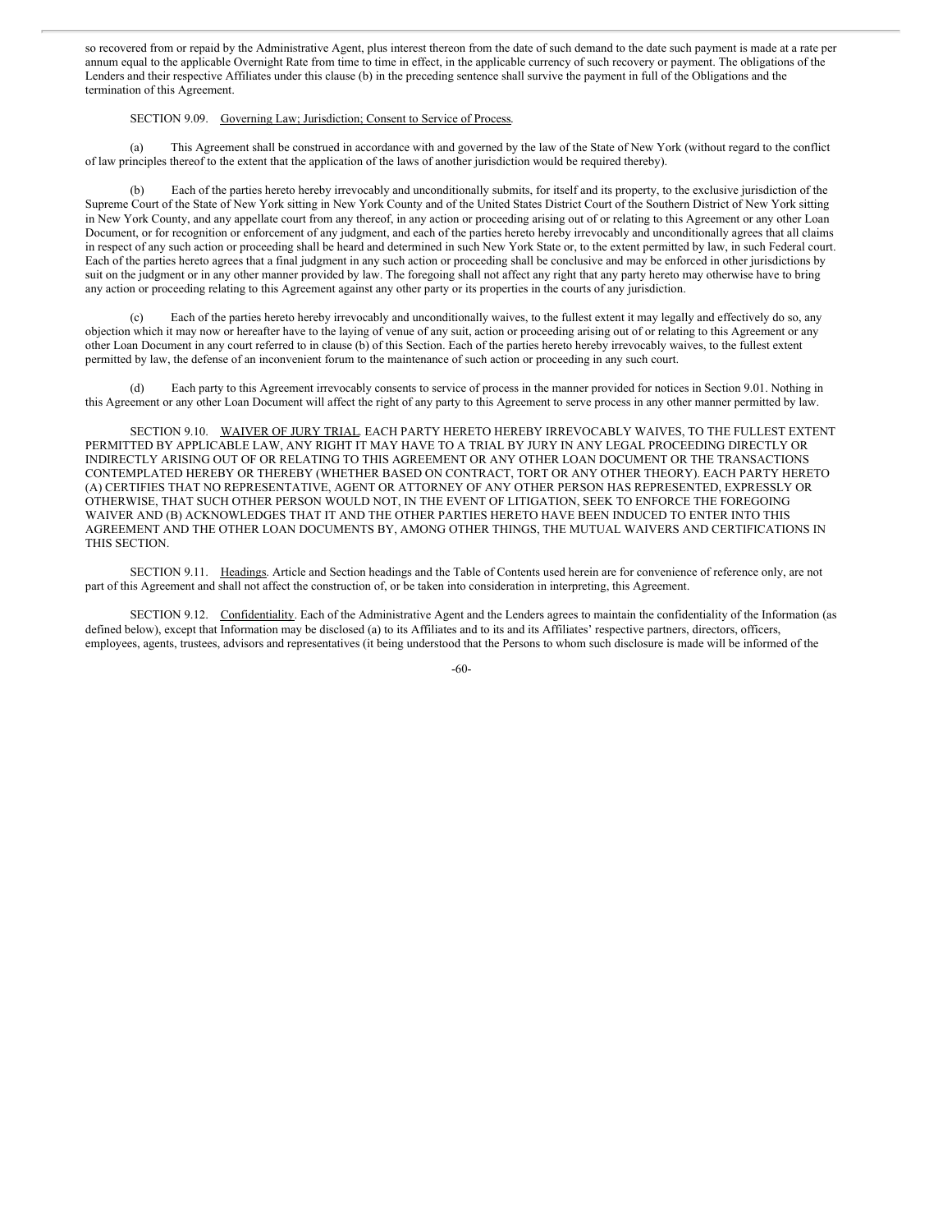so recovered from or repaid by the Administrative Agent, plus interest thereon from the date of such demand to the date such payment is made at a rate per annum equal to the applicable Overnight Rate from time to time in effect, in the applicable currency of such recovery or payment. The obligations of the Lenders and their respective Affiliates under this clause (b) in the preceding sentence shall survive the payment in full of the Obligations and the termination of this Agreement.

SECTION 9.09. Governing Law; Jurisdiction; Consent to Service of Process.

(a) This Agreement shall be construed in accordance with and governed by the law of the State of New York (without regard to the conflict of law principles thereof to the extent that the application of the laws of another jurisdiction would be required thereby).

(b) Each of the parties hereto hereby irrevocably and unconditionally submits, for itself and its property, to the exclusive jurisdiction of the Supreme Court of the State of New York sitting in New York County and of the United States District Court of the Southern District of New York sitting in New York County, and any appellate court from any thereof, in any action or proceeding arising out of or relating to this Agreement or any other Loan Document, or for recognition or enforcement of any judgment, and each of the parties hereto hereby irrevocably and unconditionally agrees that all claims in respect of any such action or proceeding shall be heard and determined in such New York State or, to the extent permitted by law, in such Federal court. Each of the parties hereto agrees that a final judgment in any such action or proceeding shall be conclusive and may be enforced in other jurisdictions by suit on the judgment or in any other manner provided by law. The foregoing shall not affect any right that any party hereto may otherwise have to bring any action or proceeding relating to this Agreement against any other party or its properties in the courts of any jurisdiction.

(c) Each of the parties hereto hereby irrevocably and unconditionally waives, to the fullest extent it may legally and effectively do so, any objection which it may now or hereafter have to the laying of venue of any suit, action or proceeding arising out of or relating to this Agreement or any other Loan Document in any court referred to in clause (b) of this Section. Each of the parties hereto hereby irrevocably waives, to the fullest extent permitted by law, the defense of an inconvenient forum to the maintenance of such action or proceeding in any such court.

(d) Each party to this Agreement irrevocably consents to service of process in the manner provided for notices in Section 9.01. Nothing in this Agreement or any other Loan Document will affect the right of any party to this Agreement to serve process in any other manner permitted by law.

SECTION 9.10. WAIVER OF JURY TRIAL. EACH PARTY HERETO HEREBY IRREVOCABLY WAIVES, TO THE FULLEST EXTENT PERMITTED BY APPLICABLE LAW, ANY RIGHT IT MAY HAVE TO A TRIAL BY JURY IN ANY LEGAL PROCEEDING DIRECTLY OR INDIRECTLY ARISING OUT OF OR RELATING TO THIS AGREEMENT OR ANY OTHER LOAN DOCUMENT OR THE TRANSACTIONS CONTEMPLATED HEREBY OR THEREBY (WHETHER BASED ON CONTRACT, TORT OR ANY OTHER THEORY). EACH PARTY HERETO (A) CERTIFIES THAT NO REPRESENTATIVE, AGENT OR ATTORNEY OF ANY OTHER PERSON HAS REPRESENTED, EXPRESSLY OR OTHERWISE, THAT SUCH OTHER PERSON WOULD NOT, IN THE EVENT OF LITIGATION, SEEK TO ENFORCE THE FOREGOING WAIVER AND (B) ACKNOWLEDGES THAT IT AND THE OTHER PARTIES HERETO HAVE BEEN INDUCED TO ENTER INTO THIS AGREEMENT AND THE OTHER LOAN DOCUMENTS BY, AMONG OTHER THINGS, THE MUTUAL WAIVERS AND CERTIFICATIONS IN THIS SECTION.

SECTION 9.11. Headings. Article and Section headings and the Table of Contents used herein are for convenience of reference only, are not part of this Agreement and shall not affect the construction of, or be taken into consideration in interpreting, this Agreement.

SECTION 9.12. Confidentiality. Each of the Administrative Agent and the Lenders agrees to maintain the confidentiality of the Information (as defined below), except that Information may be disclosed (a) to its Affiliates and to its and its Affiliates' respective partners, directors, officers, employees, agents, trustees, advisors and representatives (it being understood that the Persons to whom such disclosure is made will be informed of the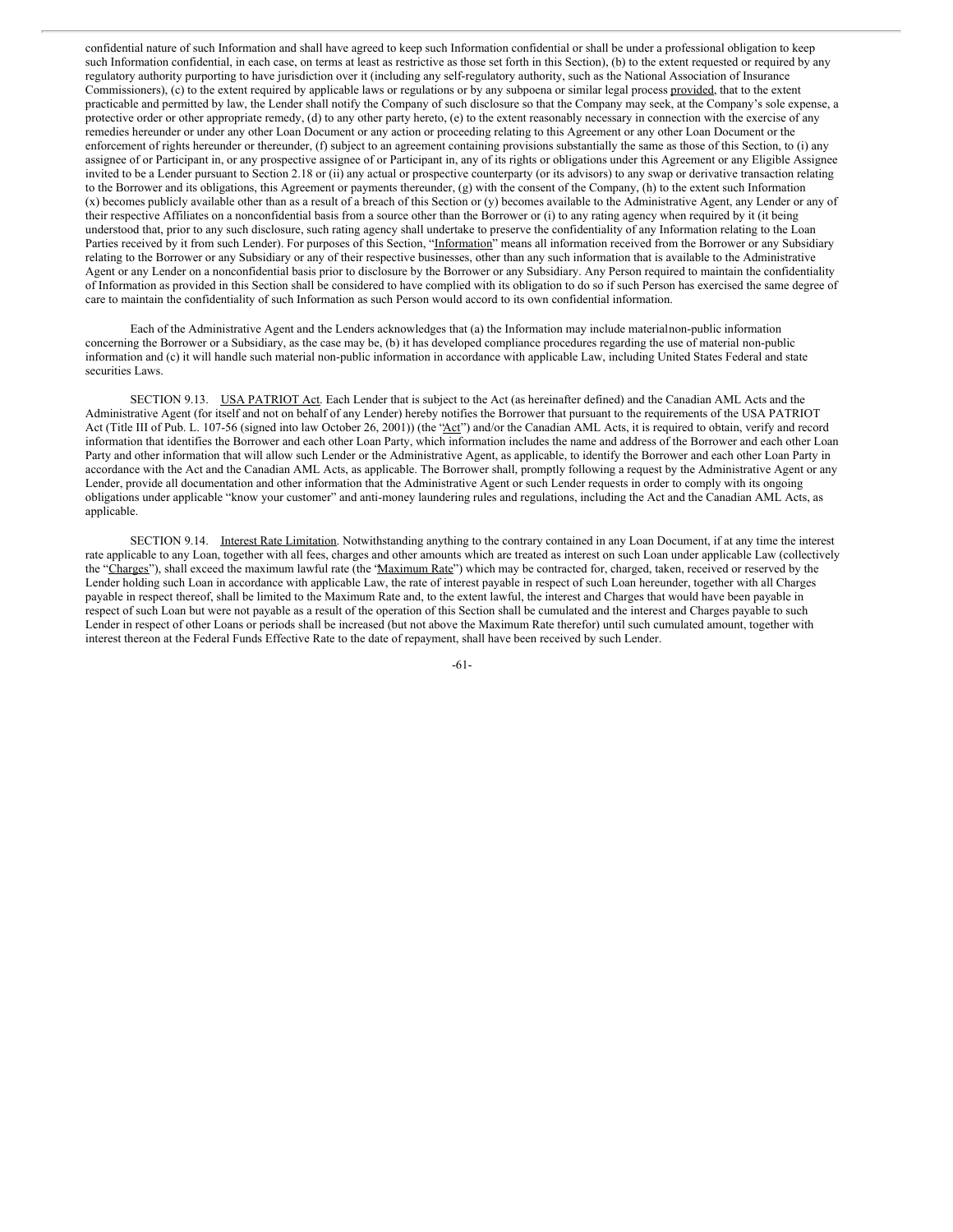confidential nature of such Information and shall have agreed to keep such Information confidential or shall be under a professional obligation to keep such Information confidential, in each case, on terms at least as restrictive as those set forth in this Section), (b) to the extent requested or required by any regulatory authority purporting to have jurisdiction over it (including any self-regulatory authority, such as the National Association of Insurance Commissioners), (c) to the extent required by applicable laws or regulations or by any subpoena or similar legal process provided, that to the extent practicable and permitted by law, the Lender shall notify the Company of such disclosure so that the Company may seek, at the Company's sole expense, a protective order or other appropriate remedy, (d) to any other party hereto, (e) to the extent reasonably necessary in connection with the exercise of any remedies hereunder or under any other Loan Document or any action or proceeding relating to this Agreement or any other Loan Document or the enforcement of rights hereunder or thereunder, (f) subject to an agreement containing provisions substantially the same as those of this Section, to (i) any assignee of or Participant in, or any prospective assignee of or Participant in, any of its rights or obligations under this Agreement or any Eligible Assignee invited to be a Lender pursuant to Section 2.18 or (ii) any actual or prospective counterparty (or its advisors) to any swap or derivative transaction relating to the Borrower and its obligations, this Agreement or payments thereunder, (g) with the consent of the Company, (h) to the extent such Information (x) becomes publicly available other than as a result of a breach of this Section or (y) becomes available to the Administrative Agent, any Lender or any of their respective Affiliates on a nonconfidential basis from a source other than the Borrower or (i) to any rating agency when required by it (it being understood that, prior to any such disclosure, such rating agency shall undertake to preserve the confidentiality of any Information relating to the Loan Parties received by it from such Lender). For purposes of this Section, "Information" means all information received from the Borrower or any Subsidiary relating to the Borrower or any Subsidiary or any of their respective businesses, other than any such information that is available to the Administrative Agent or any Lender on a nonconfidential basis prior to disclosure by the Borrower or any Subsidiary. Any Person required to maintain the confidentiality of Information as provided in this Section shall be considered to have complied with its obligation to do so if such Person has exercised the same degree of care to maintain the confidentiality of such Information as such Person would accord to its own confidential information.

Each of the Administrative Agent and the Lenders acknowledges that (a) the Information may include materialnon-public information concerning the Borrower or a Subsidiary, as the case may be, (b) it has developed compliance procedures regarding the use of material non-public information and (c) it will handle such material non-public information in accordance with applicable Law, including United States Federal and state securities Laws.

SECTION 9.13. USA PATRIOT Act. Each Lender that is subject to the Act (as hereinafter defined) and the Canadian AML Acts and the Administrative Agent (for itself and not on behalf of any Lender) hereby notifies the Borrower that pursuant to the requirements of the USA PATRIOT Act (Title III of Pub. L. 107-56 (signed into law October 26, 2001)) (the "Act") and/or the Canadian AML Acts, it is required to obtain, verify and record information that identifies the Borrower and each other Loan Party, which information includes the name and address of the Borrower and each other Loan Party and other information that will allow such Lender or the Administrative Agent, as applicable, to identify the Borrower and each other Loan Party in accordance with the Act and the Canadian AML Acts, as applicable. The Borrower shall, promptly following a request by the Administrative Agent or any Lender, provide all documentation and other information that the Administrative Agent or such Lender requests in order to comply with its ongoing obligations under applicable "know your customer" and anti-money laundering rules and regulations, including the Act and the Canadian AML Acts, as applicable.

SECTION 9.14. Interest Rate Limitation. Notwithstanding anything to the contrary contained in any Loan Document, if at any time the interest rate applicable to any Loan, together with all fees, charges and other amounts which are treated as interest on such Loan under applicable Law (collectively the "Charges"), shall exceed the maximum lawful rate (the "Maximum Rate") which may be contracted for, charged, taken, received or reserved by the Lender holding such Loan in accordance with applicable Law, the rate of interest payable in respect of such Loan hereunder, together with all Charges payable in respect thereof, shall be limited to the Maximum Rate and, to the extent lawful, the interest and Charges that would have been payable in respect of such Loan but were not payable as a result of the operation of this Section shall be cumulated and the interest and Charges payable to such Lender in respect of other Loans or periods shall be increased (but not above the Maximum Rate therefor) until such cumulated amount, together with interest thereon at the Federal Funds Effective Rate to the date of repayment, shall have been received by such Lender.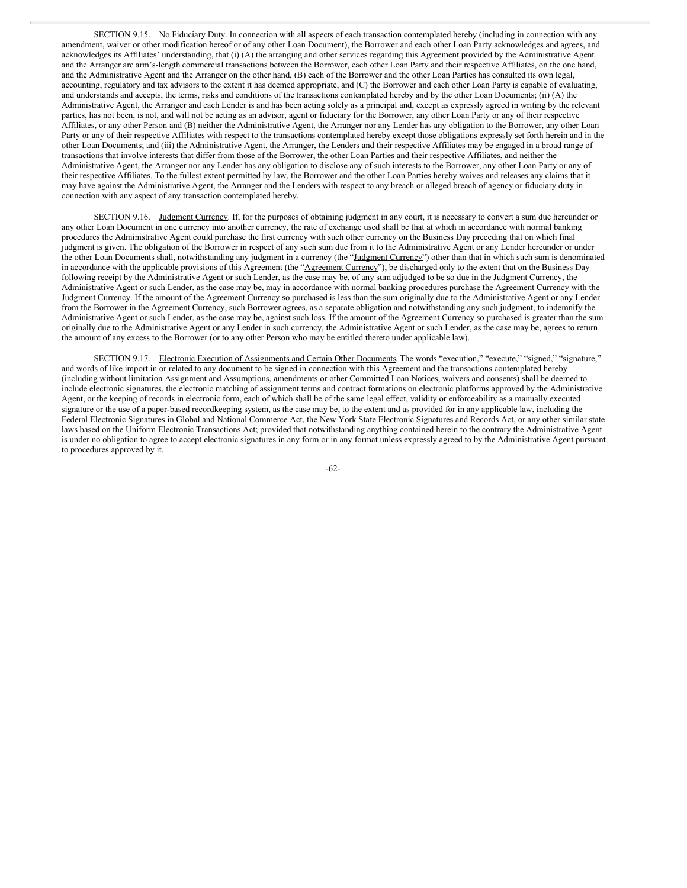SECTION 9.15. <u>No Fiduciary Duty</u>. In connection with all aspects of each transaction contemplated hereby (including in connection with any amendment, waiver or other modification hereof or of any other Loan Document), the Borrower and each other Loan Party acknowledges and agrees, and acknowledges its Affiliates' understanding, that (i) (A) the arranging and other services regarding this Agreement provided by the Administrative Agent and the Arranger are arm's-length commercial transactions between the Borrower, each other Loan Party and their respective Affiliates, on the one hand, and the Administrative Agent and the Arranger on the other hand, (B) each of the Borrower and the other Loan Parties has consulted its own legal, accounting, regulatory and tax advisors to the extent it has deemed appropriate, and (C) the Borrower and each other Loan Party is capable of evaluating, and understands and accepts, the terms, risks and conditions of the transactions contemplated hereby and by the other Loan Documents; (ii) (A) the Administrative Agent, the Arranger and each Lender is and has been acting solely as a principal and, except as expressly agreed in writing by the relevant parties, has not been, is not, and will not be acting as an advisor, agent or fiduciary for the Borrower, any other Loan Party or any of their respective Affiliates, or any other Person and (B) neither the Administrative Agent, the Arranger nor any Lender has any obligation to the Borrower, any other Loan Party or any of their respective Affiliates with respect to the transactions contemplated hereby except those obligations expressly set forth herein and in the other Loan Documents; and (iii) the Administrative Agent, the Arranger, the Lenders and their respective Affiliates may be engaged in a broad range of transactions that involve interests that differ from those of the Borrower, the other Loan Parties and their respective Affiliates, and neither the Administrative Agent, the Arranger nor any Lender has any obligation to disclose any of such interests to the Borrower, any other Loan Party or any of their respective Affiliates. To the fullest extent permitted by law, the Borrower and the other Loan Parties hereby waives and releases any claims that it may have against the Administrative Agent, the Arranger and the Lenders with respect to any breach or alleged breach of agency or fiduciary duty in connection with any aspect of any transaction contemplated hereby.

SECTION 9.16. <u>Judgment Currency</u>. If, for the purposes of obtaining judgment in any court, it is necessary to convert a sum due hereunder or any other Loan Document in one currency into another currency, the rate of exchange used shall be that at which in accordance with normal banking procedures the Administrative Agent could purchase the first currency with such other currency on the Business Day preceding that on which final judgment is given. The obligation of the Borrower in respect of any such sum due from it to the Administrative Agent or any Lender hereunder or under the other Loan Documents shall, notwithstanding any judgment in a currency (the "<u>Judgment Currency</u>") other than that in which such sum is denominated in accordance with the applicable provisions of this Agreement (the "<u>Agreement Currency</u>"), be discharged only to the extent that on the Business Day following receipt by the Administrative Agent or such Lender, as the case may be, of any sum adjudged to be so due in the Judgment Currency, the Administrative Agent or such Lender, as the case may be, may in accordance with normal banking procedures purchase the Agreement Currency with the Judgment Currency. If the amount of the Agreement Currency so purchased is less than the sum originally due to the Administrative Agent or any Lender from the Borrower in the Agreement Currency, such Borrower agrees, as a separate obligation and notwithstanding any such judgment, to indemnify the Administrative Agent or such Lender, as the case may be, against such loss. If the amount of the Agreement Currency so purchased is greater than the sum originally due to the Administrative Agent or any Lender in such currency, the Administrative Agent or such Lender, as the case may be, agrees to return the amount of any excess to the Borrower (or to any other Person who may be entitled thereto under applicable law).

SECTION 9.17. <u>Electronic Execution of Assignments and Certain Other Documents</u>. The words "execution," "execute," "signed," "signature," and words of like import in or related to any document to be signed in connection with this Agreement and the transactions contemplated hereby (including without limitation Assignment and Assumptions, amendments or other Committed Loan Notices, waivers and consents) shall be deemed to include electronic signatures, the electronic matching of assignment terms and contract formations on electronic platforms approved by the Administrative Agent, or the keeping of records in electronic form, each of which shall be of the same legal effect, validity or enforceability as a manually executed signature or the use of a paper-based recordkeeping system, as the case may be, to the extent and as provided for in any applicable law, including the Federal Electronic Signatures in Global and National Commerce Act, the New York State Electronic Signatures and Records Act, or any other similar state laws based on the Uniform Electronic Transactions Act; <u>provided</u> that notwithstanding anything contained herein to the contrary the Administrative Agent is under no obligation to agree to accept electronic signatures in any form or in any format unless expressly agreed to by the Administrative Agent pursuant to procedures approved by it.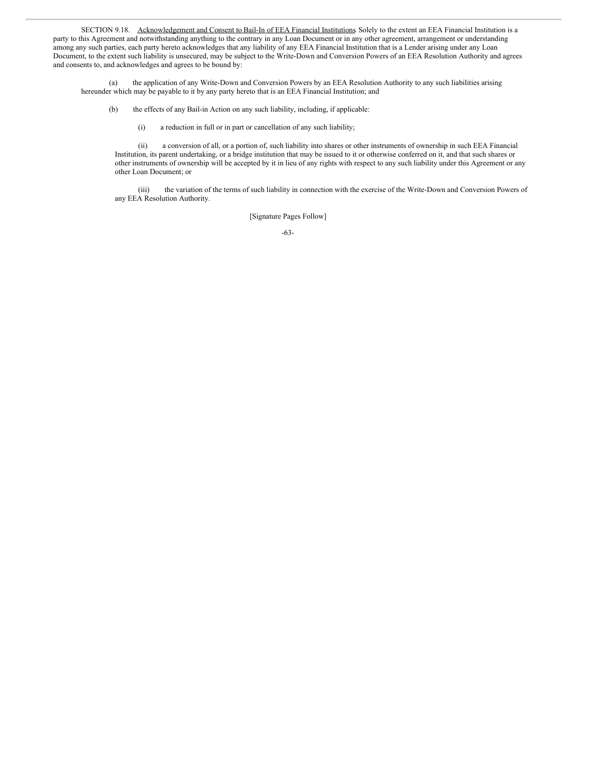SECTION 9.18. Acknowledgement and Consent to Bail-In of EEA Financial Institutions. Solely to the extent an EEA Financial Institution is a party to this Agreement and notwithstanding anything to the contrary in any Loan Document or in any other agreement, arrangement or understanding among any such parties, each party hereto acknowledges that any liability of any EEA Financial Institution that is a Lender arising under any Loan Document, to the extent such liability is unsecured, may be subject to the Write-Down and Conversion Powers of an EEA Resolution Authority and agrees and consents to, and acknowledges and agrees to be bound by:

(a) the application of any Write-Down and Conversion Powers by an EEA Resolution Authority to any such liabilities arising hereunder which may be payable to it by any party hereto that is an EEA Financial Institution; and

(b) the effects of any Bail-in Action on any such liability, including, if applicable:

(i) a reduction in full or in part or cancellation of any such liability;

(ii) a conversion of all, or a portion of, such liability into shares or other instruments of ownership in such EEA Financial Institution, its parent undertaking, or a bridge institution that may be issued to it or otherwise conferred on it, and that such shares or other instruments of ownership will be accepted by it in lieu of any rights with respect to any such liability under this Agreement or any other Loan Document; or

(iii) the variation of the terms of such liability in connection with the exercise of the Write-Down and Conversion Powers of any EEA Resolution Authority.

[Signature Pages Follow]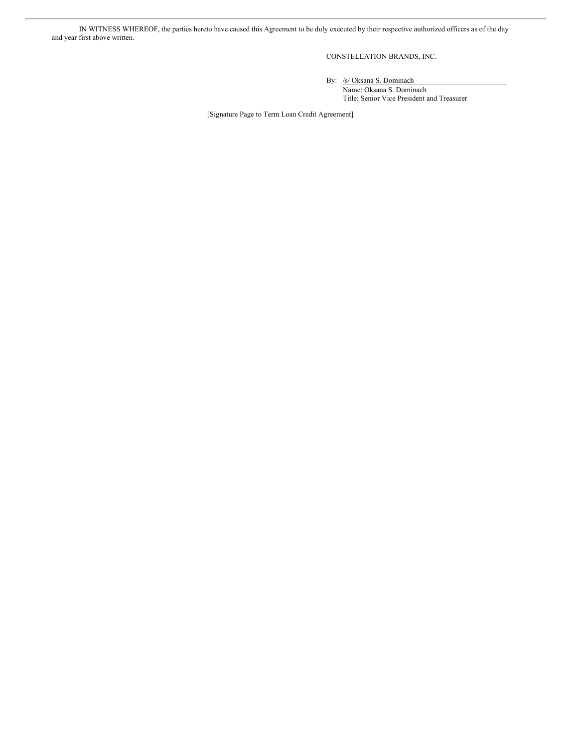IN WITNESS WHEREOF, the parties hereto have caused this Agreement to be duly executed by their respective authorized officers as of the day and year first above written.

CONSTELLATION BRANDS, INC.

By: /s/ Oksana S. Dominach
Name: Oksana S. Dominach
Title: Senior Vice President and Treasurer

[Signature Page to Term Loan Credit Agreement]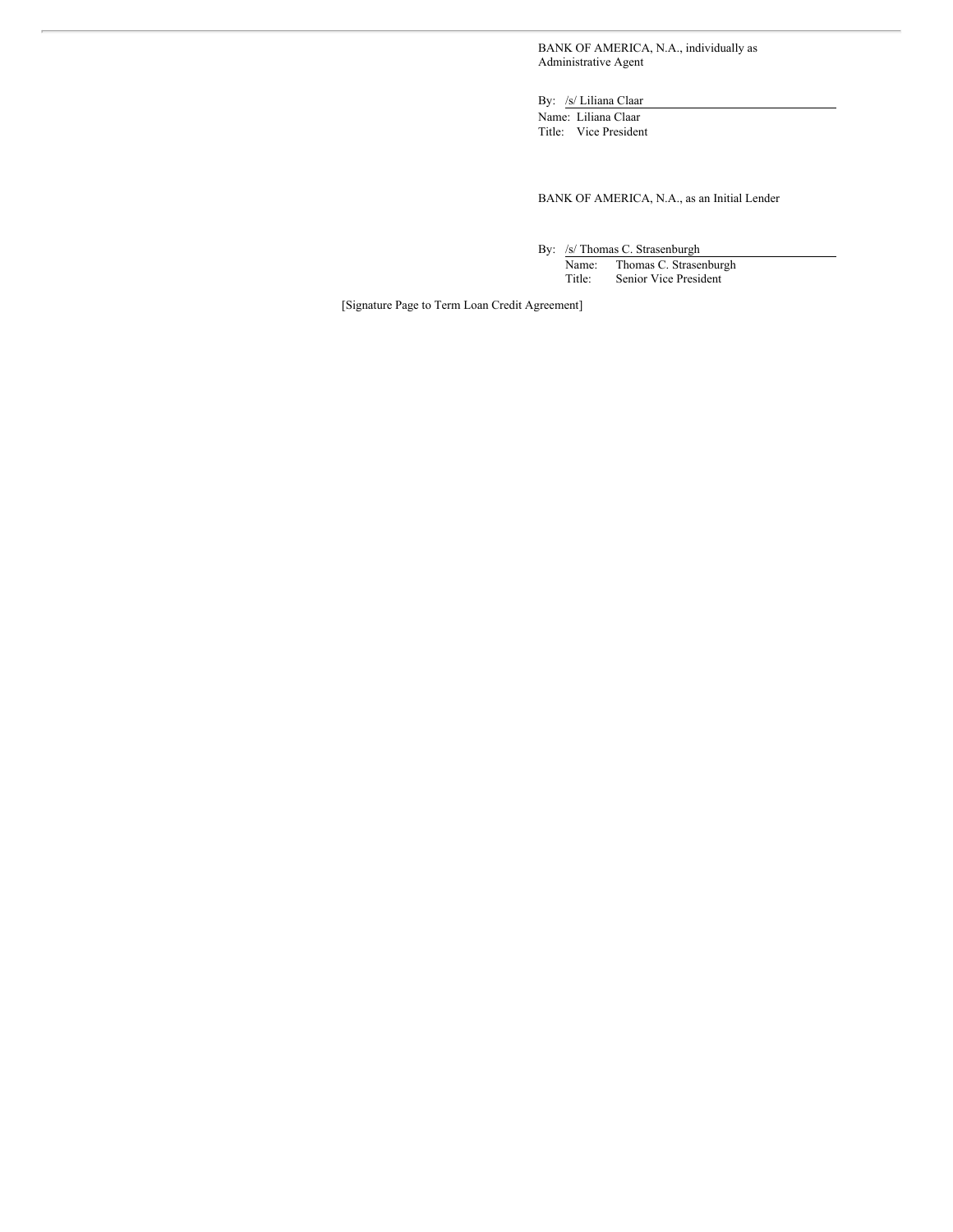BANK OF AMERICA, N.A., individually as Administrative Agent

By: /s/ Liliana Claar

Name: Liliana Claar

Title: Vice President

BANK OF AMERICA, N.A., as an Initial Lender

By: /s/ Thomas C. Strasenburgh

Name: Thomas C. Strasenburgh

Title: Senior Vice President

[Signature Page to Term Loan Credit Agreement]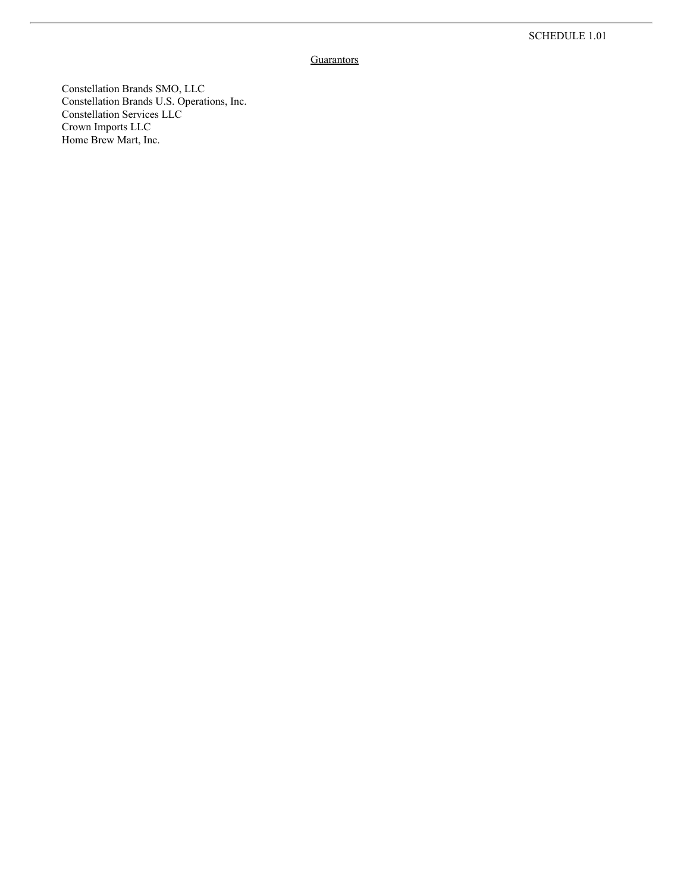SCHEDULE 1.01

Guarantors

Constellation Brands SMO, LLC
Constellation Brands U.S. Operations, Inc.
Constellation Services LLC
Crown Imports LLC
Home Brew Mart, Inc.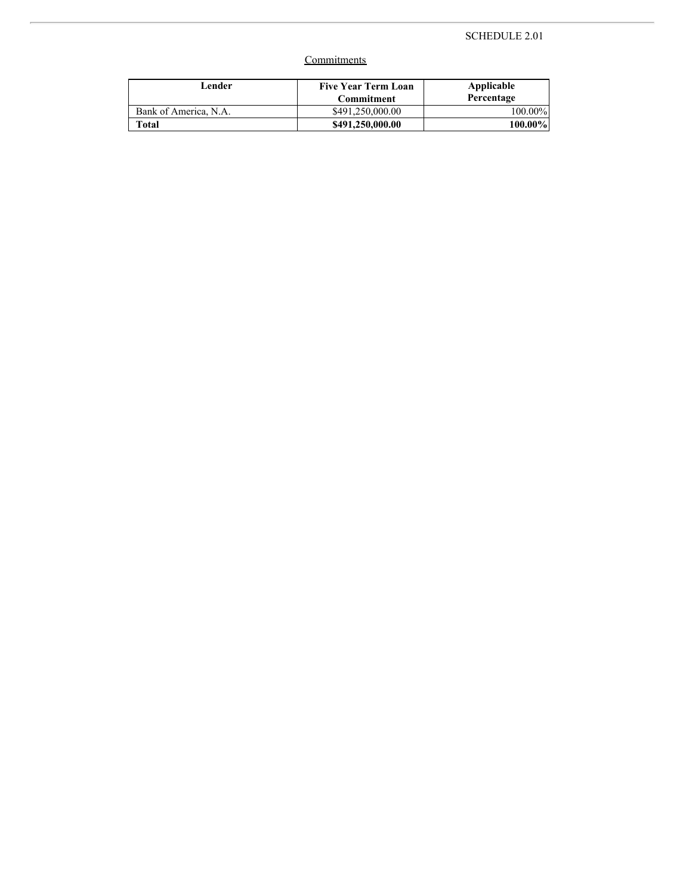SCHEDULE 2.01

Commitments

| Lender | Five Year Term Loan Commitment | Applicable Percentage |
|---|---|---|
| Bank of America, N.A. | $491,250,000.00 | 100.00% |
| **Total** | **$491,250,000.00** | **100.00%** |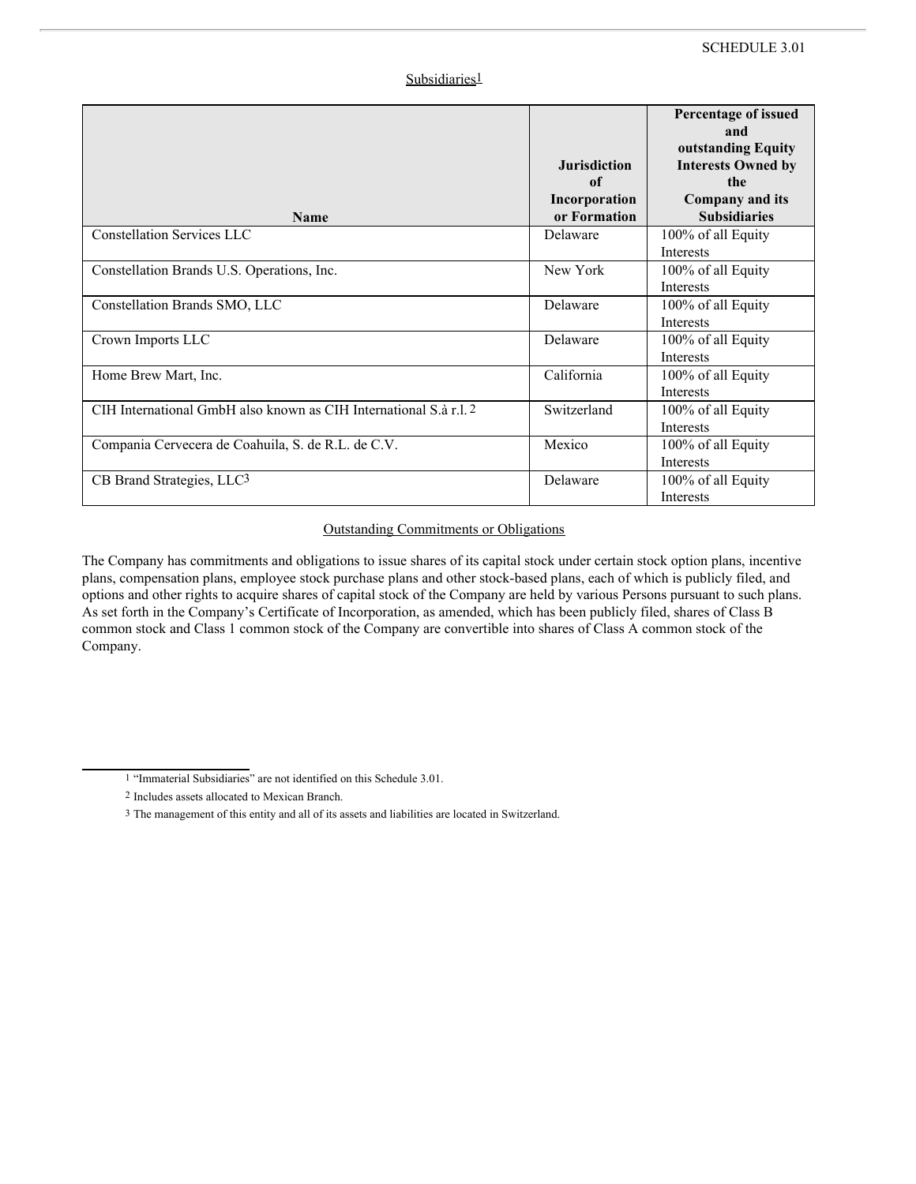SCHEDULE 3.01

Subsidiaries[1]

| Name | Jurisdiction of Incorporation or Formation | Percentage of issued and outstanding Equity Interests Owned by the Company and its Subsidiaries |
|---|---|---|
| Constellation Services LLC | Delaware | 100% of all Equity Interests |
| Constellation Brands U.S. Operations, Inc. | New York | 100% of all Equity Interests |
| Constellation Brands SMO, LLC | Delaware | 100% of all Equity Interests |
| Crown Imports LLC | Delaware | 100% of all Equity Interests |
| Home Brew Mart, Inc. | California | 100% of all Equity Interests |
| CIH International GmbH also known as CIH International S.à r.l. [2] | Switzerland | 100% of all Equity Interests |
| Compania Cervecera de Coahuila, S. de R.L. de C.V. | Mexico | 100% of all Equity Interests |
| CB Brand Strategies, LLC[3] | Delaware | 100% of all Equity Interests |

Outstanding Commitments or Obligations

The Company has commitments and obligations to issue shares of its capital stock under certain stock option plans, incentive plans, compensation plans, employee stock purchase plans and other stock-based plans, each of which is publicly filed, and options and other rights to acquire shares of capital stock of the Company are held by various Persons pursuant to such plans. As set forth in the Company's Certificate of Incorporation, as amended, which has been publicly filed, shares of Class B common stock and Class 1 common stock of the Company are convertible into shares of Class A common stock of the Company.

[1] "Immaterial Subsidiaries" are not identified on this Schedule 3.01.

[2] Includes assets allocated to Mexican Branch.

[3] The management of this entity and all of its assets and liabilities are located in Switzerland.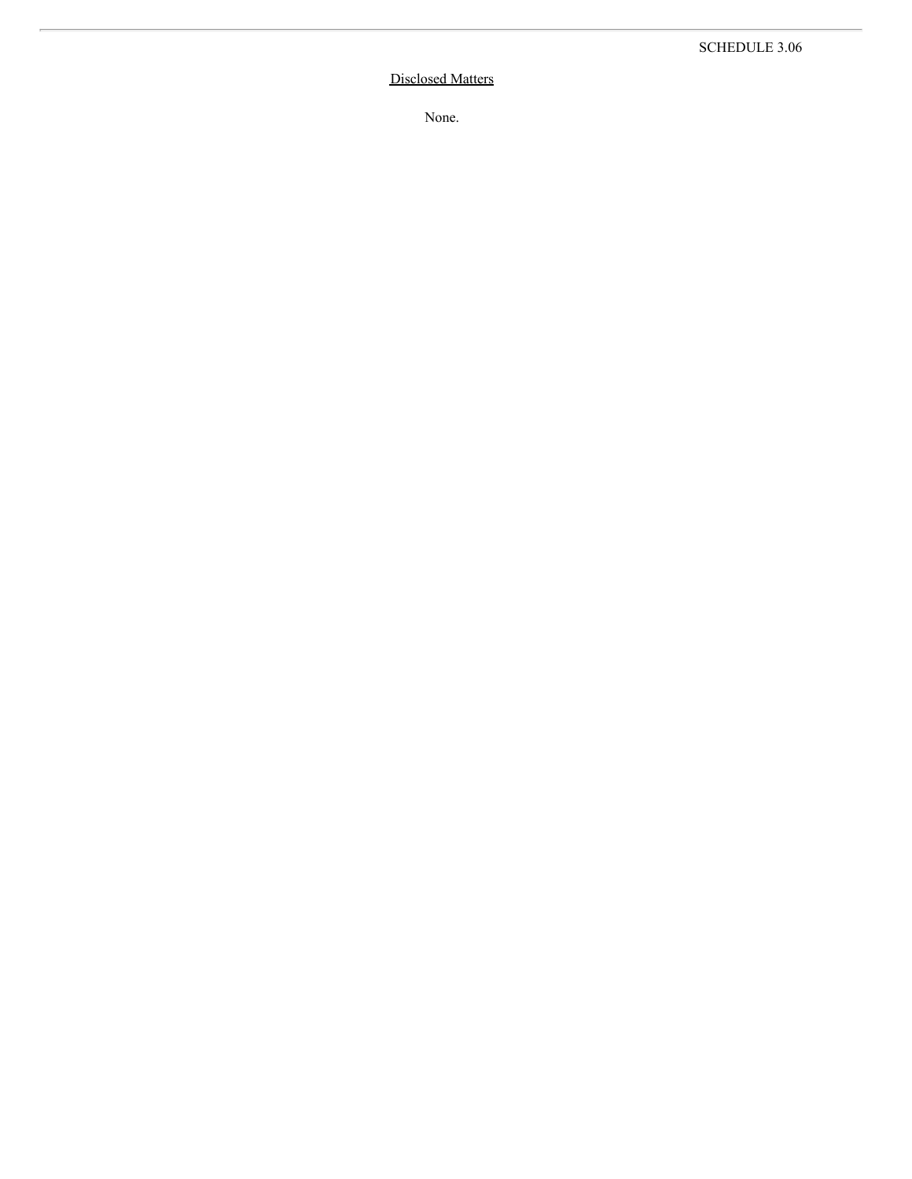SCHEDULE 3.06

Disclosed Matters

None.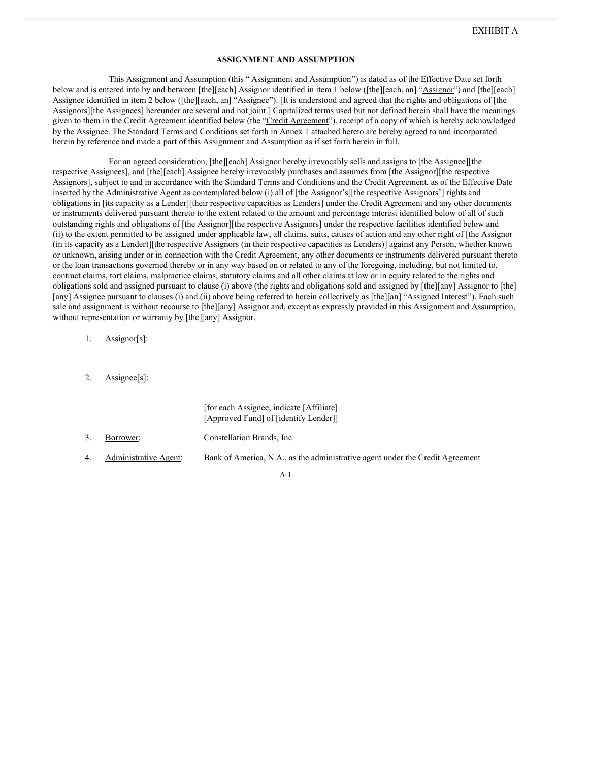EXHIBIT A

**ASSIGNMENT AND ASSUMPTION**

This Assignment and Assumption (this "Assignment and Assumption") is dated as of the Effective Date set forth below and is entered into by and between [the][each] Assignor identified in item 1 below ([the][each, an] "Assignor") and [the][each] Assignee identified in item 2 below ([the][each, an] "Assignee"). [It is understood and agreed that the rights and obligations of [the Assignors][the Assignees] hereunder are several and not joint.] Capitalized terms used but not defined herein shall have the meanings given to them in the Credit Agreement identified below (the "Credit Agreement"), receipt of a copy of which is hereby acknowledged by the Assignee. The Standard Terms and Conditions set forth in Annex 1 attached hereto are hereby agreed to and incorporated herein by reference and made a part of this Assignment and Assumption as if set forth herein in full.

For an agreed consideration, [the][each] Assignor hereby irrevocably sells and assigns to [the Assignee][the respective Assignees], and [the][each] Assignee hereby irrevocably purchases and assumes from [the Assignor][the respective Assignors], subject to and in accordance with the Standard Terms and Conditions and the Credit Agreement, as of the Effective Date inserted by the Administrative Agent as contemplated below (i) all of [the Assignor's][the respective Assignors'] rights and obligations in [its capacity as a Lender][their respective capacities as Lenders] under the Credit Agreement and any other documents or instruments delivered pursuant thereto to the extent related to the amount and percentage interest identified below of all of such outstanding rights and obligations of [the Assignor][the respective Assignors] under the respective facilities identified below and (ii) to the extent permitted to be assigned under applicable law, all claims, suits, causes of action and any other right of [the Assignor (in its capacity as a Lender)][the respective Assignors (in their respective capacities as Lenders)] against any Person, whether known or unknown, arising under or in connection with the Credit Agreement, any other documents or instruments delivered pursuant thereto or the loan transactions governed thereby or in any way based on or related to any of the foregoing, including, but not limited to, contract claims, tort claims, malpractice claims, statutory claims and all other claims at law or in equity related to the rights and obligations sold and assigned pursuant to clause (i) above (the rights and obligations sold and assigned by [the][any] Assignor to [the][any] Assignee pursuant to clauses (i) and (ii) above being referred to herein collectively as [the][an] "Assigned Interest"). Each such sale and assignment is without recourse to [the][any] Assignor and, except as expressly provided in this Assignment and Assumption, without representation or warranty by [the][any] Assignor.

1. Assignor[s]: \_\_\_\_\_\_\_\_\_\_\_\_\_\_\_\_\_\_\_\_\_\_\_\_\_\_\_\_\_\_

   \_\_\_\_\_\_\_\_\_\_\_\_\_\_\_\_\_\_\_\_\_\_\_\_\_\_\_\_\_\_

2. Assignee[s]: \_\_\_\_\_\_\_\_\_\_\_\_\_\_\_\_\_\_\_\_\_\_\_\_\_\_\_\_\_\_

   \_\_\_\_\_\_\_\_\_\_\_\_\_\_\_\_\_\_\_\_\_\_\_\_\_\_\_\_\_\_

   [for each Assignee, indicate [Affiliate][Approved Fund] of [identify Lender]]

3. Borrower: Constellation Brands, Inc.

4. Administrative Agent: Bank of America, N.A., as the administrative agent under the Credit Agreement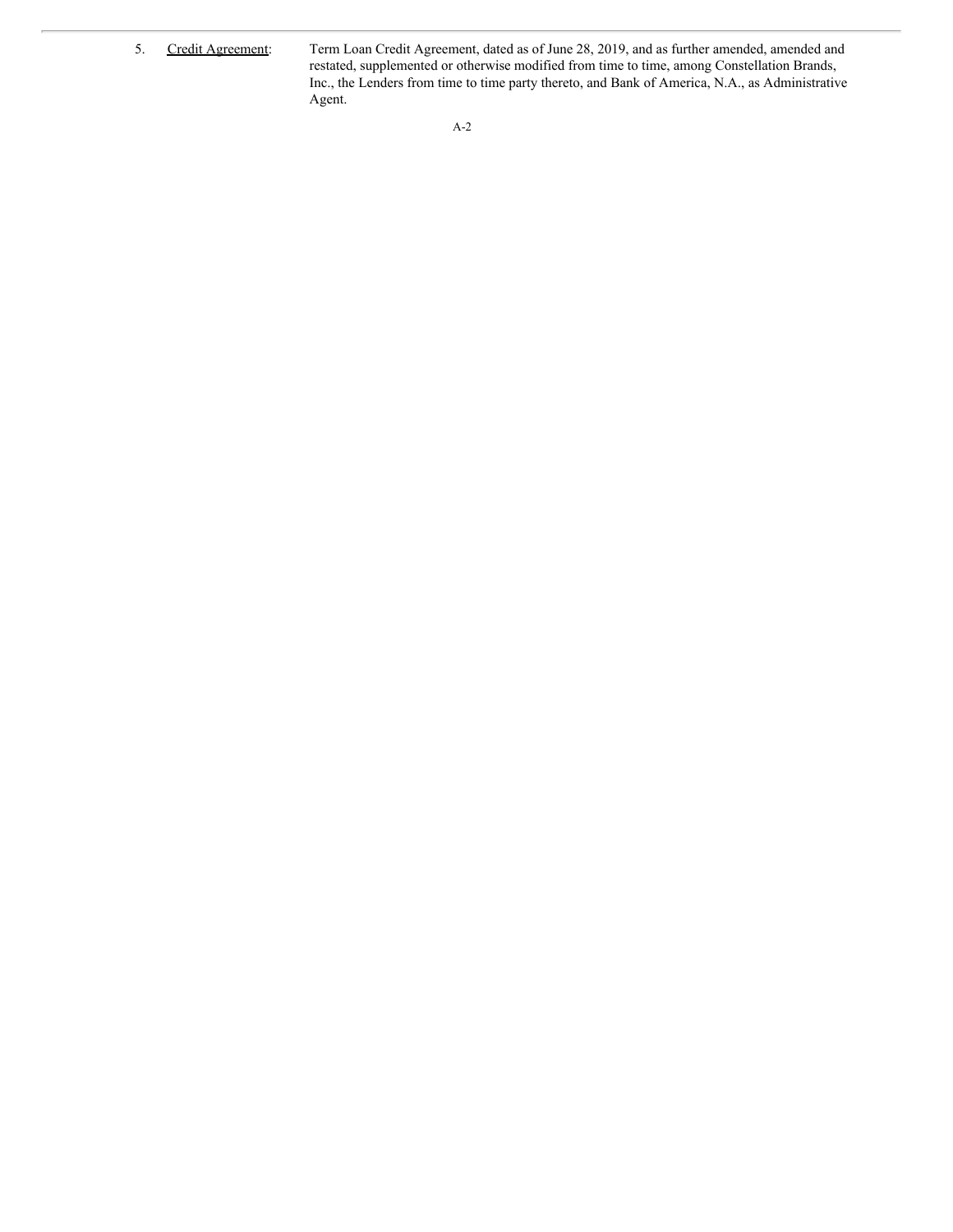5. Credit Agreement: Term Loan Credit Agreement, dated as of June 28, 2019, and as further amended, amended and restated, supplemented or otherwise modified from time to time, among Constellation Brands, Inc., the Lenders from time to time party thereto, and Bank of America, N.A., as Administrative Agent.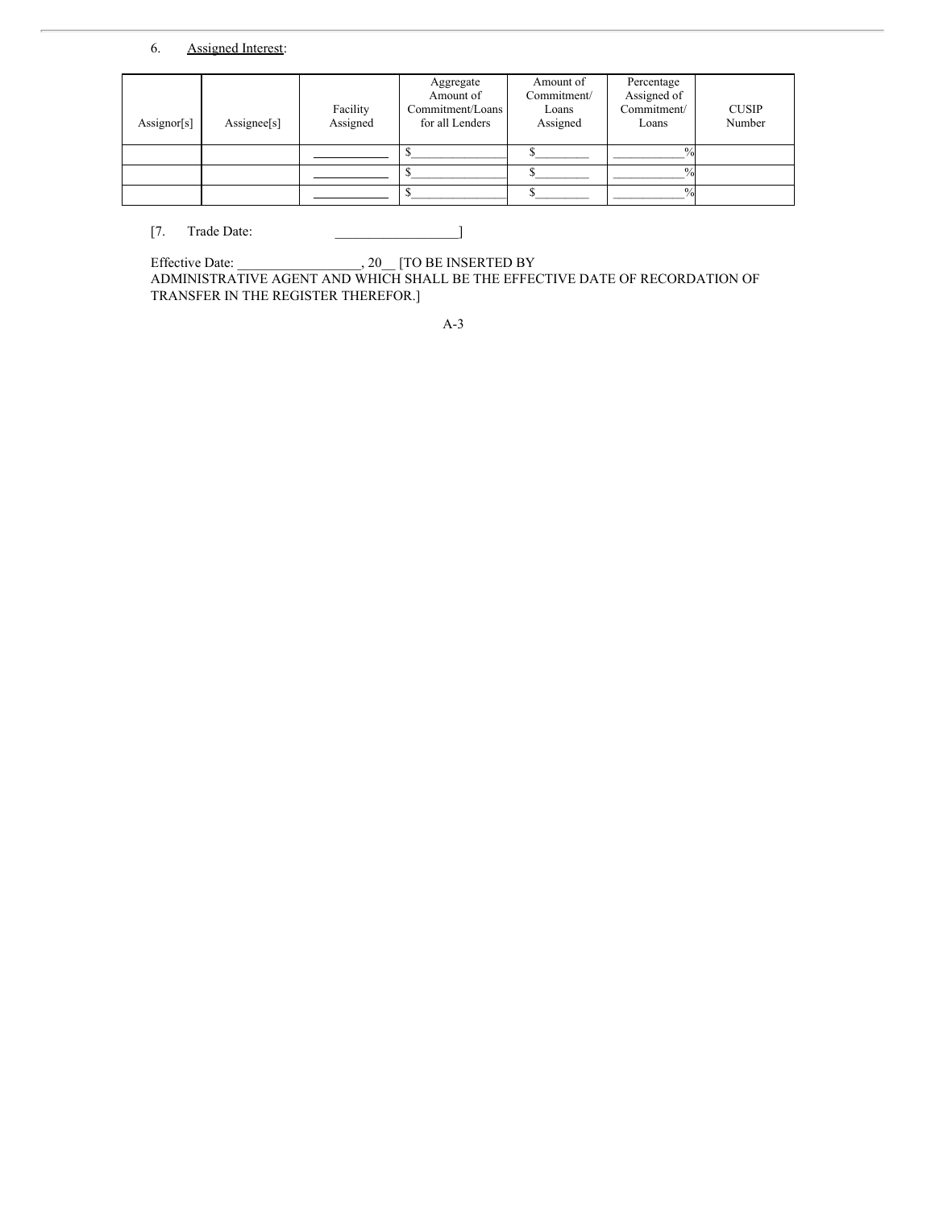6. Assigned Interest:

| Assignor[s] | Assignee[s] | Facility Assigned | Aggregate Amount of Commitment/Loans for all Lenders | Amount of Commitment/ Loans Assigned | Percentage Assigned of Commitment/ Loans | CUSIP Number |
|---|---|---|---|---|---|---|
| | | ___________ | $_______________ | $________ | ___________% | |
| | | ___________ | $_______________ | $________ | ___________% | |
| | | ___________ | $_______________ | $________ | ___________% | |

[7. Trade Date: __________________]

Effective Date: __________________, 20__ [TO BE INSERTED BY ADMINISTRATIVE AGENT AND WHICH SHALL BE THE EFFECTIVE DATE OF RECORDATION OF TRANSFER IN THE REGISTER THEREFOR.]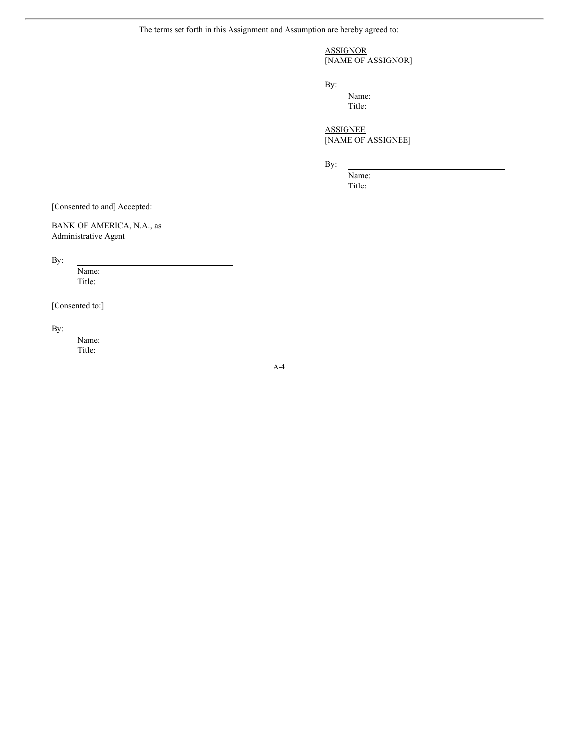The terms set forth in this Assignment and Assumption are hereby agreed to:

ASSIGNOR
[NAME OF ASSIGNOR]

By: \_\_\_\_\_\_\_\_\_\_\_\_\_\_\_\_\_\_\_\_\_\_\_\_\_\_\_\_\_\_
Name:
Title:

ASSIGNEE
[NAME OF ASSIGNEE]

By: \_\_\_\_\_\_\_\_\_\_\_\_\_\_\_\_\_\_\_\_\_\_\_\_\_\_\_\_\_\_
Name:
Title:

[Consented to and] Accepted:

BANK OF AMERICA, N.A., as
Administrative Agent

By: \_\_\_\_\_\_\_\_\_\_\_\_\_\_\_\_\_\_\_\_\_\_\_\_\_\_\_\_\_\_
Name:
Title:

[Consented to:]

By: \_\_\_\_\_\_\_\_\_\_\_\_\_\_\_\_\_\_\_\_\_\_\_\_\_\_\_\_\_\_
Name:
Title:

A-4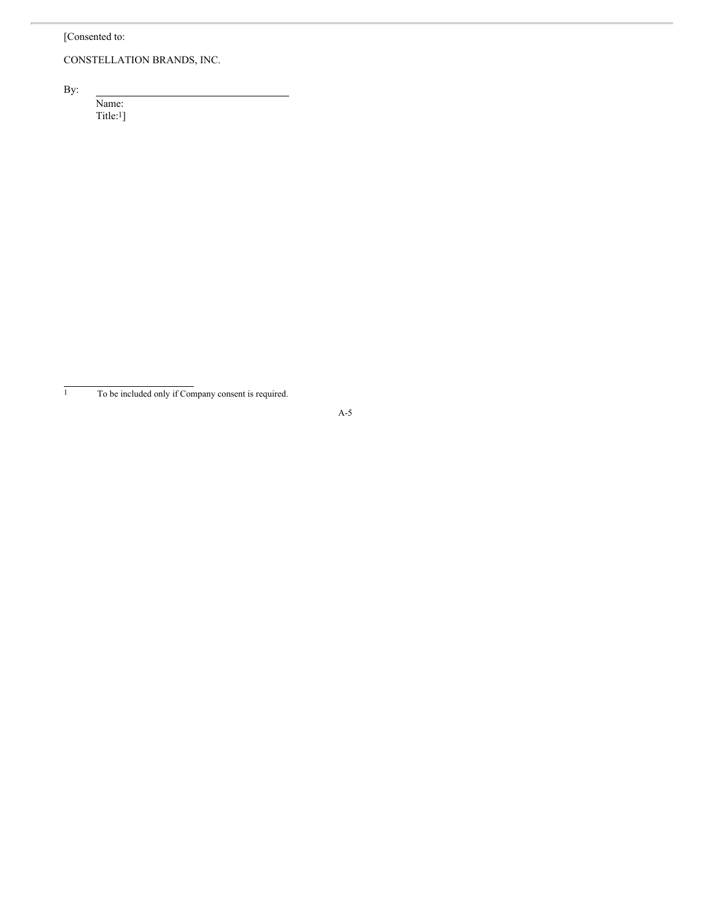[Consented to:

CONSTELLATION BRANDS, INC.

By: \_\_\_\_\_\_\_\_\_\_\_\_\_\_\_\_\_\_\_\_\_\_\_\_\_\_\_\_\_\_\_\_\_\_\_\_
Name:
Title:[1]]

---

[1] To be included only if Company consent is required.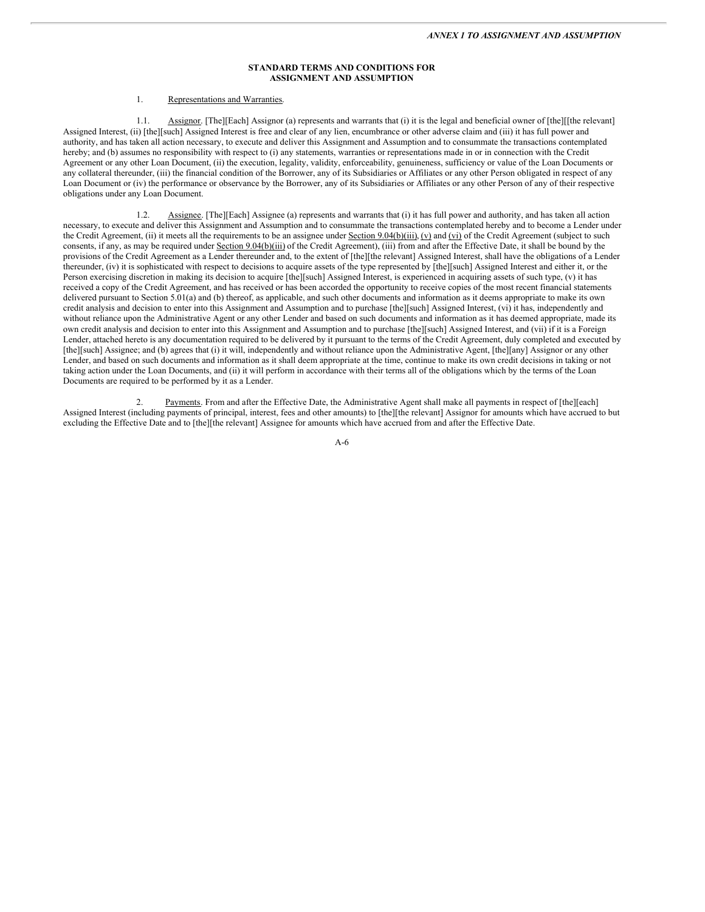*ANNEX 1 TO ASSIGNMENT AND ASSUMPTION*

**STANDARD TERMS AND CONDITIONS FOR ASSIGNMENT AND ASSUMPTION**

1. Representations and Warranties.

1.1. Assignor. [The][Each] Assignor (a) represents and warrants that (i) it is the legal and beneficial owner of [the][[the relevant] Assigned Interest, (ii) [the][such] Assigned Interest is free and clear of any lien, encumbrance or other adverse claim and (iii) it has full power and authority, and has taken all action necessary, to execute and deliver this Assignment and Assumption and to consummate the transactions contemplated hereby; and (b) assumes no responsibility with respect to (i) any statements, warranties or representations made in or in connection with the Credit Agreement or any other Loan Document, (ii) the execution, legality, validity, enforceability, genuineness, sufficiency or value of the Loan Documents or any collateral thereunder, (iii) the financial condition of the Borrower, any of its Subsidiaries or Affiliates or any other Person obligated in respect of any Loan Document or (iv) the performance or observance by the Borrower, any of its Subsidiaries or Affiliates or any other Person of any of their respective obligations under any Loan Document.

1.2. Assignee. [The][Each] Assignee (a) represents and warrants that (i) it has full power and authority, and has taken all action necessary, to execute and deliver this Assignment and Assumption and to consummate the transactions contemplated hereby and to become a Lender under the Credit Agreement, (ii) it meets all the requirements to be an assignee under Section 9.04(b)(iii), (v) and (vi) of the Credit Agreement (subject to such consents, if any, as may be required under Section 9.04(b)(iii) of the Credit Agreement), (iii) from and after the Effective Date, it shall be bound by the provisions of the Credit Agreement as a Lender thereunder and, to the extent of [the][the relevant] Assigned Interest, shall have the obligations of a Lender thereunder, (iv) it is sophisticated with respect to decisions to acquire assets of the type represented by [the][such] Assigned Interest and either it, or the Person exercising discretion in making its decision to acquire [the][such] Assigned Interest, is experienced in acquiring assets of such type, (v) it has received a copy of the Credit Agreement, and has received or has been accorded the opportunity to receive copies of the most recent financial statements delivered pursuant to Section 5.01(a) and (b) thereof, as applicable, and such other documents and information as it deems appropriate to make its own credit analysis and decision to enter into this Assignment and Assumption and to purchase [the][such] Assigned Interest, (vi) it has, independently and without reliance upon the Administrative Agent or any other Lender and based on such documents and information as it has deemed appropriate, made its own credit analysis and decision to enter into this Assignment and Assumption and to purchase [the][such] Assigned Interest, and (vii) if it is a Foreign Lender, attached hereto is any documentation required to be delivered by it pursuant to the terms of the Credit Agreement, duly completed and executed by [the][such] Assignee; and (b) agrees that (i) it will, independently and without reliance upon the Administrative Agent, [the][any] Assignor or any other Lender, and based on such documents and information as it shall deem appropriate at the time, continue to make its own credit decisions in taking or not taking action under the Loan Documents, and (ii) it will perform in accordance with their terms all of the obligations which by the terms of the Loan Documents are required to be performed by it as a Lender.

2. Payments. From and after the Effective Date, the Administrative Agent shall make all payments in respect of [the][each] Assigned Interest (including payments of principal, interest, fees and other amounts) to [the][the relevant] Assignor for amounts which have accrued to but excluding the Effective Date and to [the][the relevant] Assignee for amounts which have accrued from and after the Effective Date.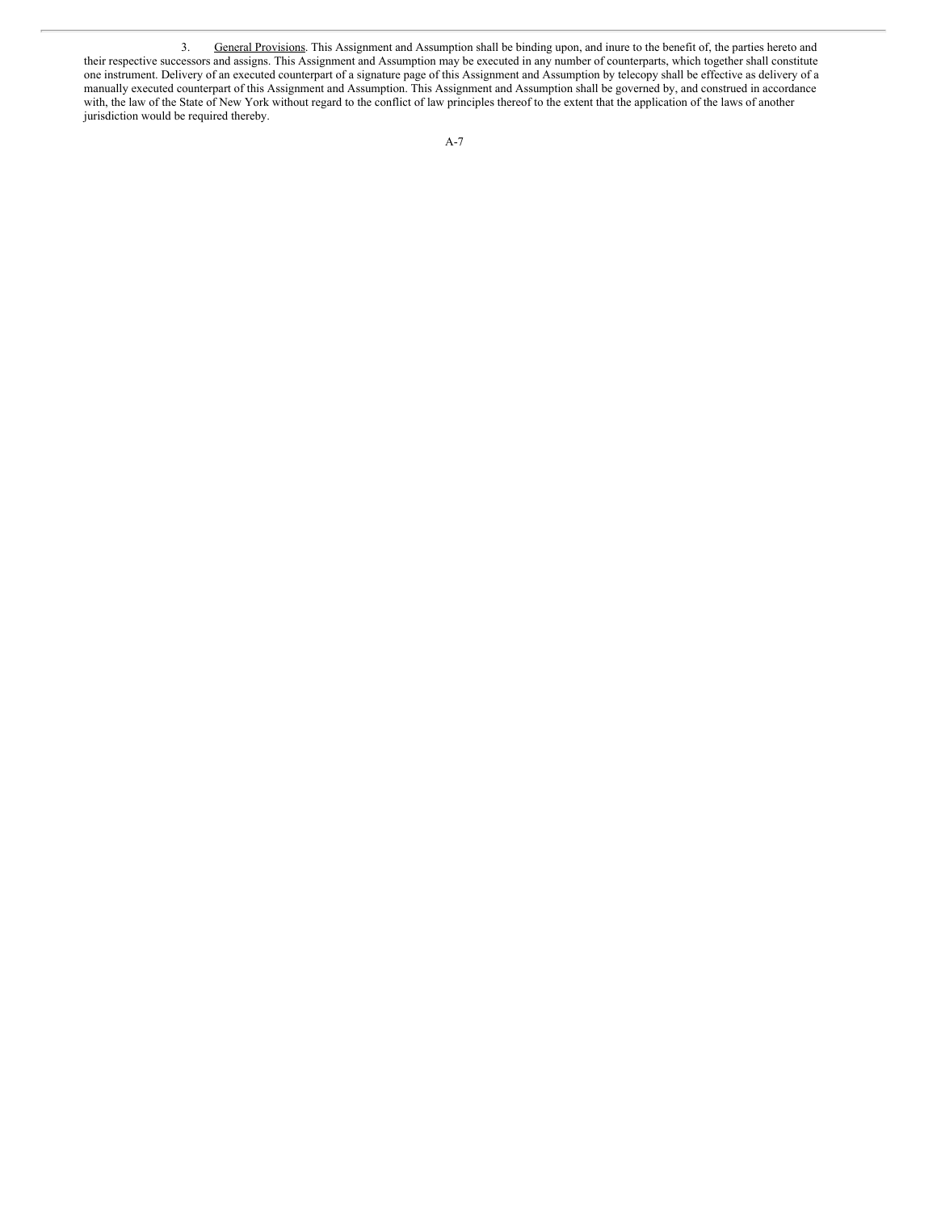3. General Provisions. This Assignment and Assumption shall be binding upon, and inure to the benefit of, the parties hereto and their respective successors and assigns. This Assignment and Assumption may be executed in any number of counterparts, which together shall constitute one instrument. Delivery of an executed counterpart of a signature page of this Assignment and Assumption by telecopy shall be effective as delivery of a manually executed counterpart of this Assignment and Assumption. This Assignment and Assumption shall be governed by, and construed in accordance with, the law of the State of New York without regard to the conflict of law principles thereof to the extent that the application of the laws of another jurisdiction would be required thereby.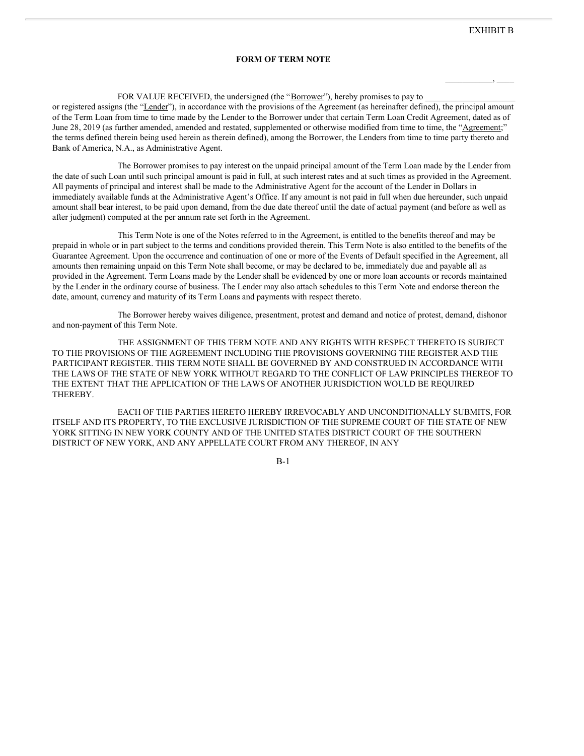EXHIBIT B

**FORM OF TERM NOTE**

\_\_\_\_\_\_\_\_\_\_\_, \_\_\_\_

FOR VALUE RECEIVED, the undersigned (the "Borrower"), hereby promises to pay to \_\_\_\_\_\_\_\_\_\_\_\_\_\_\_\_\_\_\_\_\_ or registered assigns (the "Lender"), in accordance with the provisions of the Agreement (as hereinafter defined), the principal amount of the Term Loan from time to time made by the Lender to the Borrower under that certain Term Loan Credit Agreement, dated as of June 28, 2019 (as further amended, amended and restated, supplemented or otherwise modified from time to time, the "Agreement;" the terms defined therein being used herein as therein defined), among the Borrower, the Lenders from time to time party thereto and Bank of America, N.A., as Administrative Agent.

The Borrower promises to pay interest on the unpaid principal amount of the Term Loan made by the Lender from the date of such Loan until such principal amount is paid in full, at such interest rates and at such times as provided in the Agreement. All payments of principal and interest shall be made to the Administrative Agent for the account of the Lender in Dollars in immediately available funds at the Administrative Agent's Office. If any amount is not paid in full when due hereunder, such unpaid amount shall bear interest, to be paid upon demand, from the due date thereof until the date of actual payment (and before as well as after judgment) computed at the per annum rate set forth in the Agreement.

This Term Note is one of the Notes referred to in the Agreement, is entitled to the benefits thereof and may be prepaid in whole or in part subject to the terms and conditions provided therein. This Term Note is also entitled to the benefits of the Guarantee Agreement. Upon the occurrence and continuation of one or more of the Events of Default specified in the Agreement, all amounts then remaining unpaid on this Term Note shall become, or may be declared to be, immediately due and payable all as provided in the Agreement. Term Loans made by the Lender shall be evidenced by one or more loan accounts or records maintained by the Lender in the ordinary course of business. The Lender may also attach schedules to this Term Note and endorse thereon the date, amount, currency and maturity of its Term Loans and payments with respect thereto.

The Borrower hereby waives diligence, presentment, protest and demand and notice of protest, demand, dishonor and non-payment of this Term Note.

THE ASSIGNMENT OF THIS TERM NOTE AND ANY RIGHTS WITH RESPECT THERETO IS SUBJECT TO THE PROVISIONS OF THE AGREEMENT INCLUDING THE PROVISIONS GOVERNING THE REGISTER AND THE PARTICIPANT REGISTER. THIS TERM NOTE SHALL BE GOVERNED BY AND CONSTRUED IN ACCORDANCE WITH THE LAWS OF THE STATE OF NEW YORK WITHOUT REGARD TO THE CONFLICT OF LAW PRINCIPLES THEREOF TO THE EXTENT THAT THE APPLICATION OF THE LAWS OF ANOTHER JURISDICTION WOULD BE REQUIRED THEREBY.

EACH OF THE PARTIES HERETO HEREBY IRREVOCABLY AND UNCONDITIONALLY SUBMITS, FOR ITSELF AND ITS PROPERTY, TO THE EXCLUSIVE JURISDICTION OF THE SUPREME COURT OF THE STATE OF NEW YORK SITTING IN NEW YORK COUNTY AND OF THE UNITED STATES DISTRICT COURT OF THE SOUTHERN DISTRICT OF NEW YORK, AND ANY APPELLATE COURT FROM ANY THEREOF, IN ANY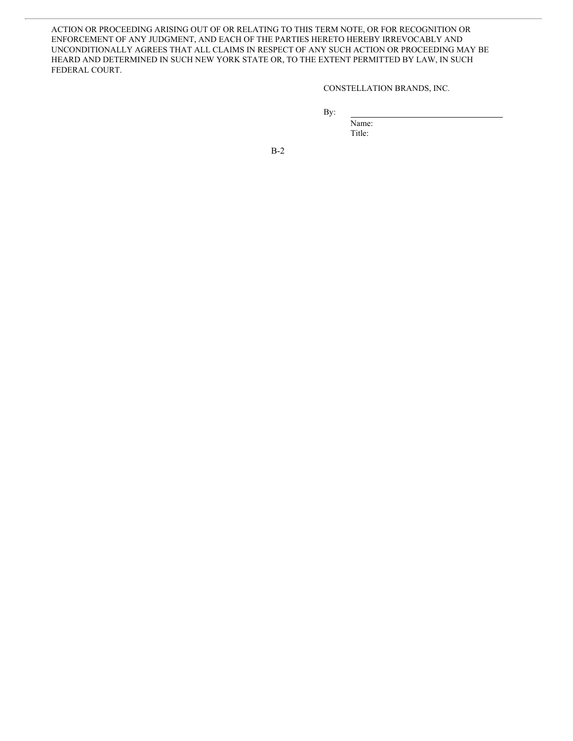ACTION OR PROCEEDING ARISING OUT OF OR RELATING TO THIS TERM NOTE, OR FOR RECOGNITION OR ENFORCEMENT OF ANY JUDGMENT, AND EACH OF THE PARTIES HERETO HEREBY IRREVOCABLY AND UNCONDITIONALLY AGREES THAT ALL CLAIMS IN RESPECT OF ANY SUCH ACTION OR PROCEEDING MAY BE HEARD AND DETERMINED IN SUCH NEW YORK STATE OR, TO THE EXTENT PERMITTED BY LAW, IN SUCH FEDERAL COURT.

CONSTELLATION BRANDS, INC.

By: \_\_\_\_\_\_\_\_\_\_\_\_\_\_\_\_\_\_\_\_\_\_\_\_\_\_\_\_\_\_

Name:

Title: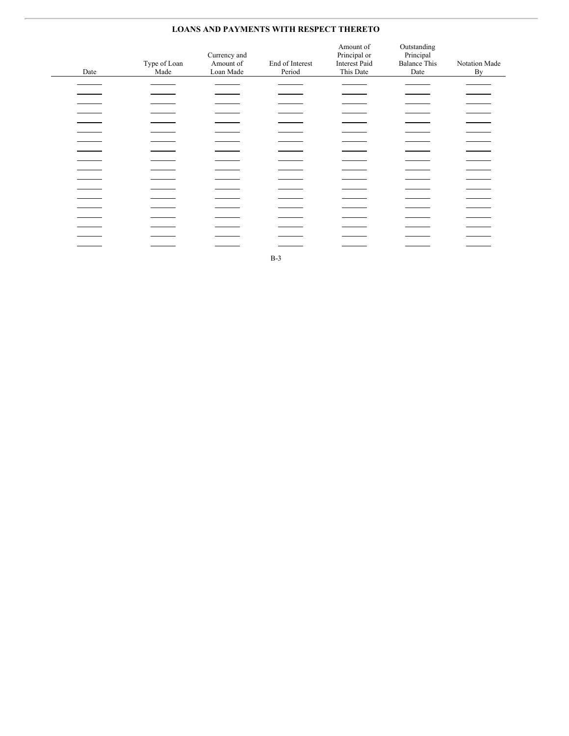## LOANS AND PAYMENTS WITH RESPECT THERETO

| Date | Type of Loan Made | Currency and Amount of Loan Made | End of Interest Period | Amount of Principal or Interest Paid This Date | Outstanding Principal Balance This Date | Notation Made By |
|---|---|---|---|---|---|---|
| | | | | | | |
| | | | | | | |
| | | | | | | |
| | | | | | | |
| | | | | | | |
| | | | | | | |
| | | | | | | |
| | | | | | | |
| | | | | | | |
| | | | | | | |
| | | | | | | |
| | | | | | | |
| | | | | | | |
| | | | | | | |
| | | | | | | |
| | | | | | | |
| | | | | | | |
| | | | | | | |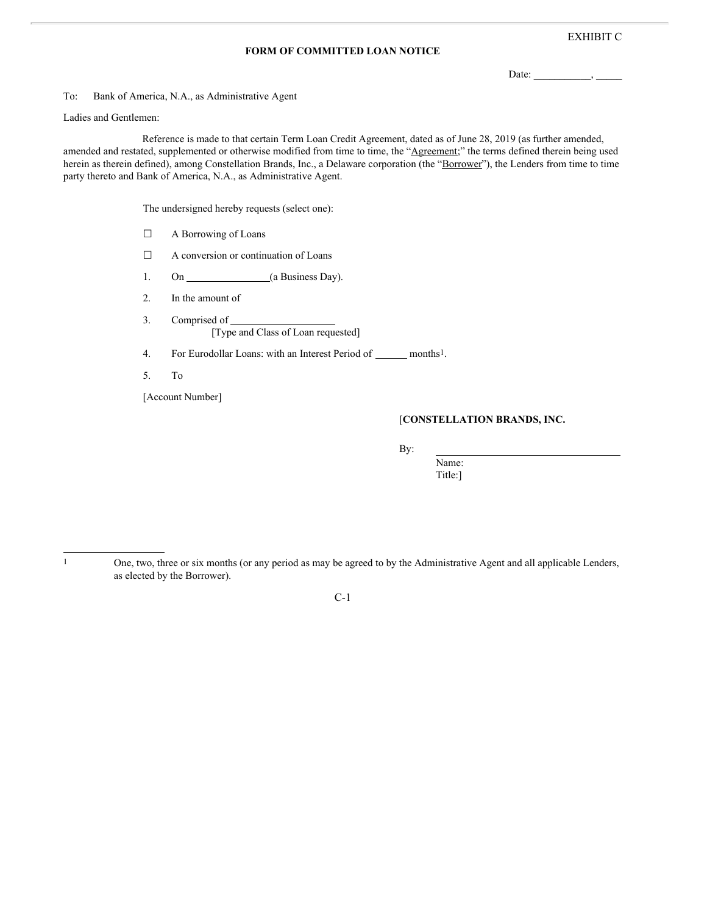EXHIBIT C

**FORM OF COMMITTED LOAN NOTICE**

Date: ___________, _____

To: Bank of America, N.A., as Administrative Agent

Ladies and Gentlemen:

Reference is made to that certain Term Loan Credit Agreement, dated as of June 28, 2019 (as further amended, amended and restated, supplemented or otherwise modified from time to time, the "Agreement;" the terms defined therein being used herein as therein defined), among Constellation Brands, Inc., a Delaware corporation (the "Borrower"), the Lenders from time to time party thereto and Bank of America, N.A., as Administrative Agent.

The undersigned hereby requests (select one):

☐ A Borrowing of Loans

☐ A conversion or continuation of Loans

1. On ________________(a Business Day).

2. In the amount of

3. Comprised of ____________________
   [Type and Class of Loan requested]

4. For Eurodollar Loans: with an Interest Period of ______ months[1].

5. To

[Account Number]

[**CONSTELLATION BRANDS, INC.**

By: ___________________________________
Name:
Title:]

---

[1] One, two, three or six months (or any period as may be agreed to by the Administrative Agent and all applicable Lenders, as elected by the Borrower).

C-1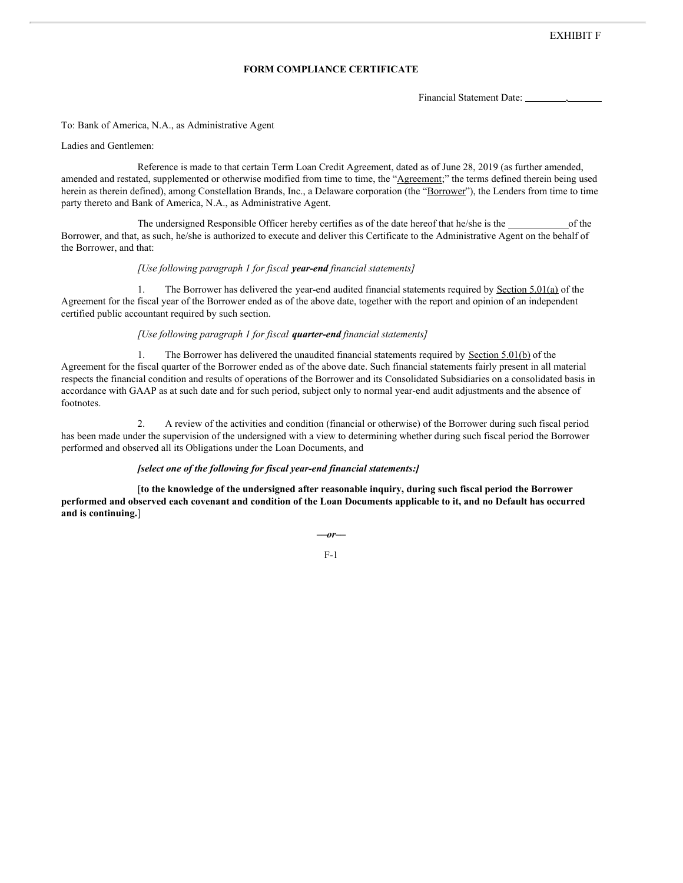EXHIBIT F

**FORM COMPLIANCE CERTIFICATE**

Financial Statement Date: ________, ______

To: Bank of America, N.A., as Administrative Agent

Ladies and Gentlemen:

Reference is made to that certain Term Loan Credit Agreement, dated as of June 28, 2019 (as further amended, amended and restated, supplemented or otherwise modified from time to time, the "Agreement;" the terms defined therein being used herein as therein defined), among Constellation Brands, Inc., a Delaware corporation (the "Borrower"), the Lenders from time to time party thereto and Bank of America, N.A., as Administrative Agent.

The undersigned Responsible Officer hereby certifies as of the date hereof that he/she is the ____________ of the Borrower, and that, as such, he/she is authorized to execute and deliver this Certificate to the Administrative Agent on the behalf of the Borrower, and that:

*[Use following paragraph 1 for fiscal* ***year-end*** *financial statements]*

1. The Borrower has delivered the year-end audited financial statements required by Section 5.01(a) of the Agreement for the fiscal year of the Borrower ended as of the above date, together with the report and opinion of an independent certified public accountant required by such section.

*[Use following paragraph 1 for fiscal* ***quarter-end*** *financial statements]*

1. The Borrower has delivered the unaudited financial statements required by Section 5.01(b) of the Agreement for the fiscal quarter of the Borrower ended as of the above date. Such financial statements fairly present in all material respects the financial condition and results of operations of the Borrower and its Consolidated Subsidiaries on a consolidated basis in accordance with GAAP as at such date and for such period, subject only to normal year-end audit adjustments and the absence of footnotes.

2. A review of the activities and condition (financial or otherwise) of the Borrower during such fiscal period has been made under the supervision of the undersigned with a view to determining whether during such fiscal period the Borrower performed and observed all its Obligations under the Loan Documents, and

***[select one of the following for fiscal year-end financial statements:]***

[**to the knowledge of the undersigned after reasonable inquiry, during such fiscal period the Borrower performed and observed each covenant and condition of the Loan Documents applicable to it, and no Default has occurred and is continuing.**]

***—or—***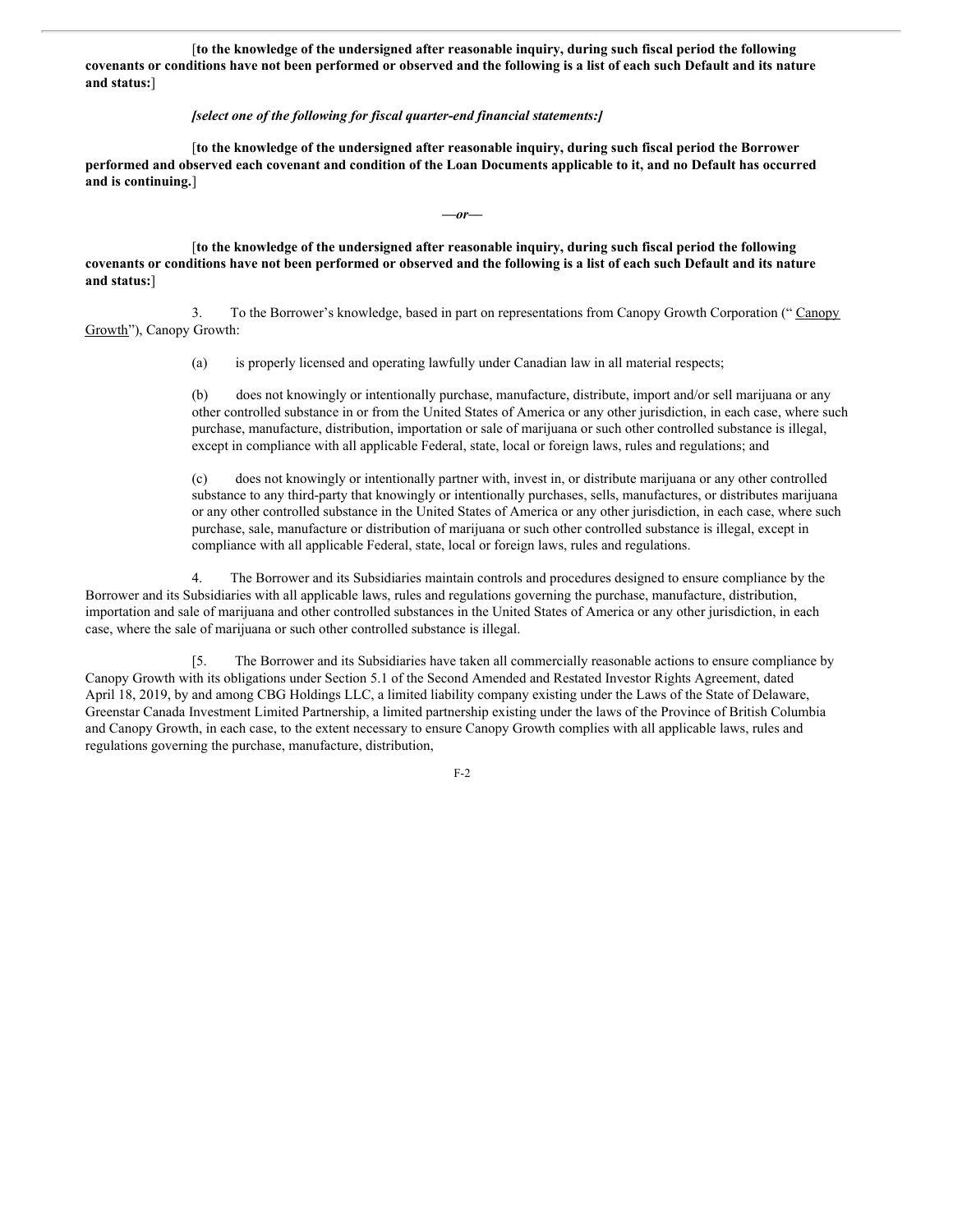[**to the knowledge of the undersigned after reasonable inquiry, during such fiscal period the following covenants or conditions have not been performed or observed and the following is a list of each such Default and its nature and status:**]

***[select one of the following for fiscal quarter-end financial statements:]***

[**to the knowledge of the undersigned after reasonable inquiry, during such fiscal period the Borrower performed and observed each covenant and condition of the Loan Documents applicable to it, and no Default has occurred and is continuing.**]

***—or—***

[**to the knowledge of the undersigned after reasonable inquiry, during such fiscal period the following covenants or conditions have not been performed or observed and the following is a list of each such Default and its nature and status:**]

3. To the Borrower's knowledge, based in part on representations from Canopy Growth Corporation ("Canopy Growth"), Canopy Growth:

(a) is properly licensed and operating lawfully under Canadian law in all material respects;

(b) does not knowingly or intentionally purchase, manufacture, distribute, import and/or sell marijuana or any other controlled substance in or from the United States of America or any other jurisdiction, in each case, where such purchase, manufacture, distribution, importation or sale of marijuana or such other controlled substance is illegal, except in compliance with all applicable Federal, state, local or foreign laws, rules and regulations; and

(c) does not knowingly or intentionally partner with, invest in, or distribute marijuana or any other controlled substance to any third-party that knowingly or intentionally purchases, sells, manufactures, or distributes marijuana or any other controlled substance in the United States of America or any other jurisdiction, in each case, where such purchase, sale, manufacture or distribution of marijuana or such other controlled substance is illegal, except in compliance with all applicable Federal, state, local or foreign laws, rules and regulations.

4. The Borrower and its Subsidiaries maintain controls and procedures designed to ensure compliance by the Borrower and its Subsidiaries with all applicable laws, rules and regulations governing the purchase, manufacture, distribution, importation and sale of marijuana and other controlled substances in the United States of America or any other jurisdiction, in each case, where the sale of marijuana or such other controlled substance is illegal.

[5. The Borrower and its Subsidiaries have taken all commercially reasonable actions to ensure compliance by Canopy Growth with its obligations under Section 5.1 of the Second Amended and Restated Investor Rights Agreement, dated April 18, 2019, by and among CBG Holdings LLC, a limited liability company existing under the Laws of the State of Delaware, Greenstar Canada Investment Limited Partnership, a limited partnership existing under the laws of the Province of British Columbia and Canopy Growth, in each case, to the extent necessary to ensure Canopy Growth complies with all applicable laws, rules and regulations governing the purchase, manufacture, distribution,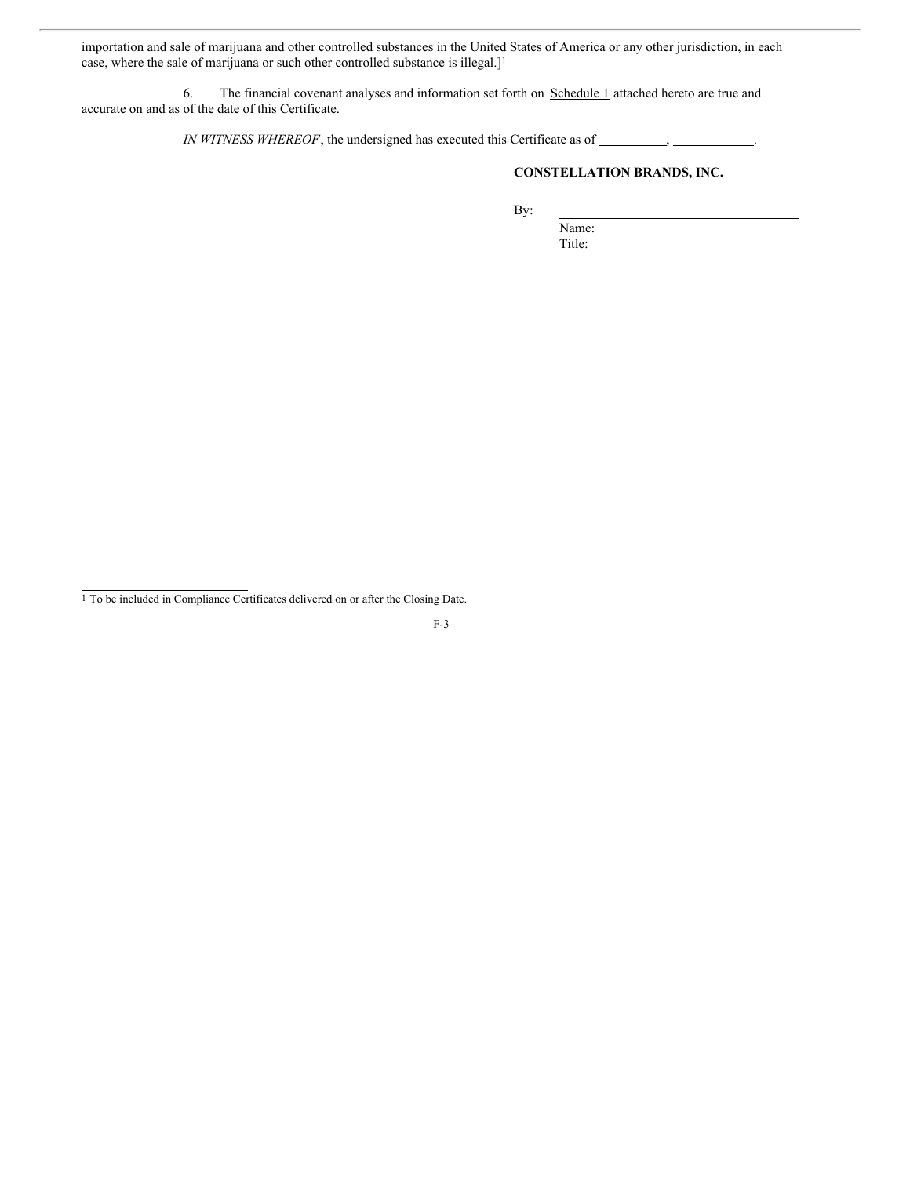importation and sale of marijuana and other controlled substances in the United States of America or any other jurisdiction, in each case, where the sale of marijuana or such other controlled substance is illegal.][1]

6. The financial covenant analyses and information set forth on Schedule 1 attached hereto are true and accurate on and as of the date of this Certificate.

*IN WITNESS WHEREOF*, the undersigned has executed this Certificate as of __________, ____________.

**CONSTELLATION BRANDS, INC.**

By: ___________________________________

Name:

Title:

[1] To be included in Compliance Certificates delivered on or after the Closing Date.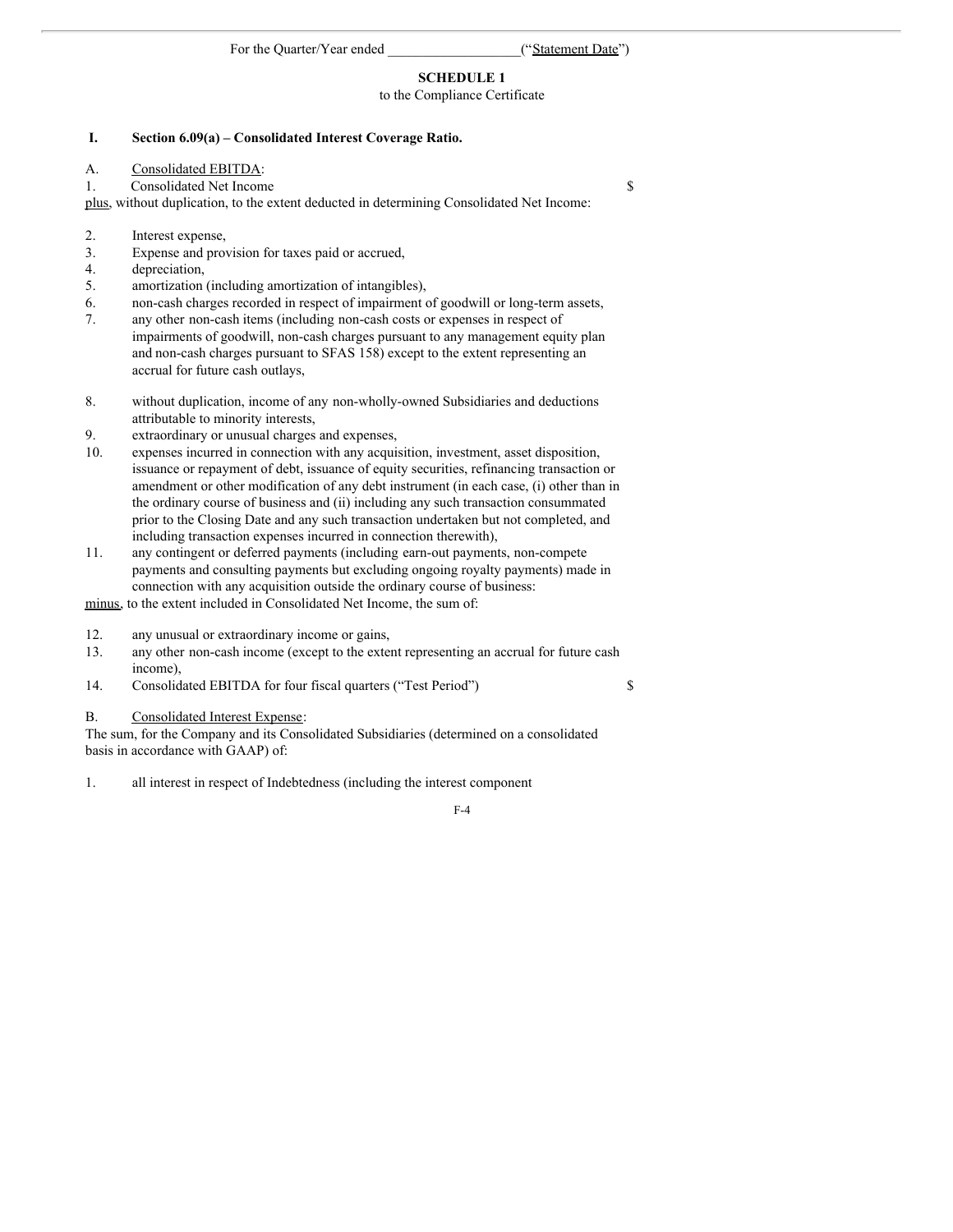For the Quarter/Year ended ___________________(“Statement Date”)

**SCHEDULE 1**

to the Compliance Certificate

**I. Section 6.09(a) – Consolidated Interest Coverage Ratio.**

A. Consolidated EBITDA:

1. Consolidated Net Income $

plus, without duplication, to the extent deducted in determining Consolidated Net Income:

2. Interest expense,
3. Expense and provision for taxes paid or accrued,
4. depreciation,
5. amortization (including amortization of intangibles),
6. non-cash charges recorded in respect of impairment of goodwill or long-term assets,
7. any other non-cash items (including non-cash costs or expenses in respect of impairments of goodwill, non-cash charges pursuant to any management equity plan and non-cash charges pursuant to SFAS 158) except to the extent representing an accrual for future cash outlays,
8. without duplication, income of any non-wholly-owned Subsidiaries and deductions attributable to minority interests,
9. extraordinary or unusual charges and expenses,
10. expenses incurred in connection with any acquisition, investment, asset disposition, issuance or repayment of debt, issuance of equity securities, refinancing transaction or amendment or other modification of any debt instrument (in each case, (i) other than in the ordinary course of business and (ii) including any such transaction consummated prior to the Closing Date and any such transaction undertaken but not completed, and including transaction expenses incurred in connection therewith),
11. any contingent or deferred payments (including earn-out payments, non-compete payments and consulting payments but excluding ongoing royalty payments) made in connection with any acquisition outside the ordinary course of business:

minus, to the extent included in Consolidated Net Income, the sum of:

12. any unusual or extraordinary income or gains,
13. any other non-cash income (except to the extent representing an accrual for future cash income),
14. Consolidated EBITDA for four fiscal quarters (“Test Period”) $

B. Consolidated Interest Expense:

The sum, for the Company and its Consolidated Subsidiaries (determined on a consolidated basis in accordance with GAAP) of:

1. all interest in respect of Indebtedness (including the interest component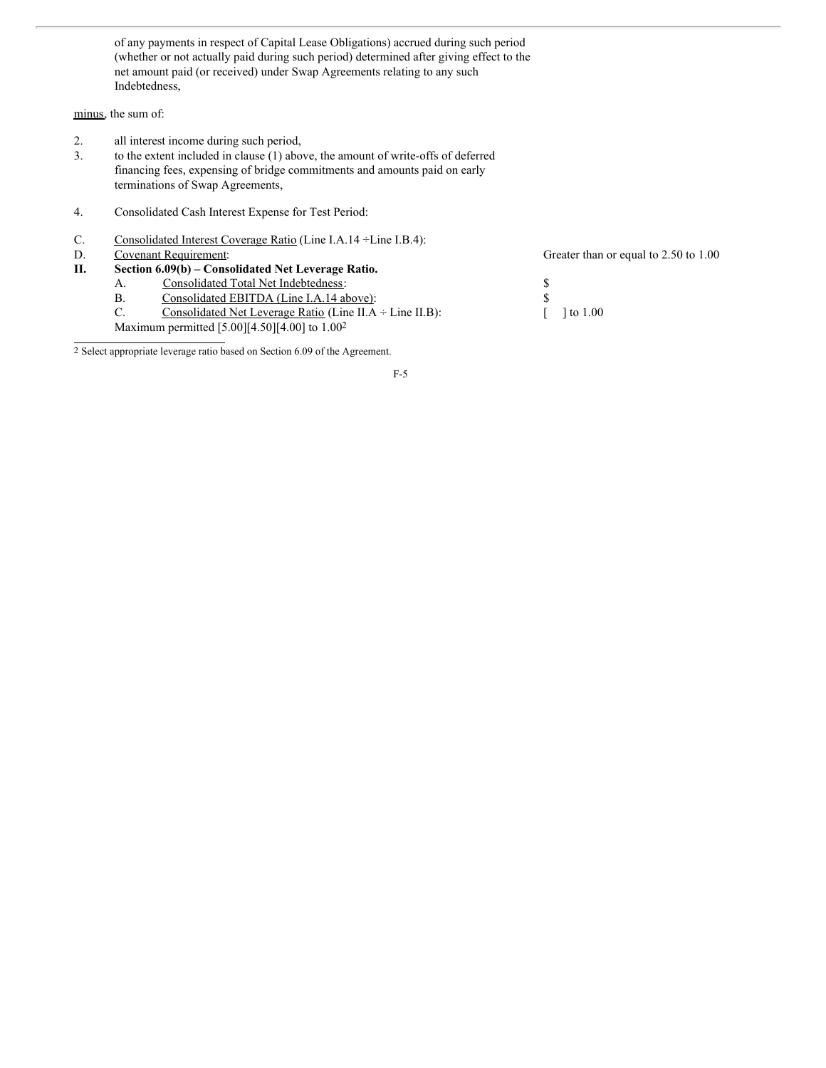of any payments in respect of Capital Lease Obligations) accrued during such period (whether or not actually paid during such period) determined after giving effect to the net amount paid (or received) under Swap Agreements relating to any such Indebtedness,

minus, the sum of:

2. all interest income during such period,
3. to the extent included in clause (1) above, the amount of write-offs of deferred financing fees, expensing of bridge commitments and amounts paid on early terminations of Swap Agreements,
4. Consolidated Cash Interest Expense for Test Period:

C. Consolidated Interest Coverage Ratio (Line I.A.14 ÷Line I.B.4):

D. Covenant Requirement: Greater than or equal to 2.50 to 1.00

**II. Section 6.09(b) – Consolidated Net Leverage Ratio.**

A. Consolidated Total Net Indebtedness: $

B. Consolidated EBITDA (Line I.A.14 above): $

C. Consolidated Net Leverage Ratio (Line II.A ÷ Line II.B): [ ] to 1.00

Maximum permitted [5.00][4.50][4.00] to 1.00[2]

---

[2] Select appropriate leverage ratio based on Section 6.09 of the Agreement.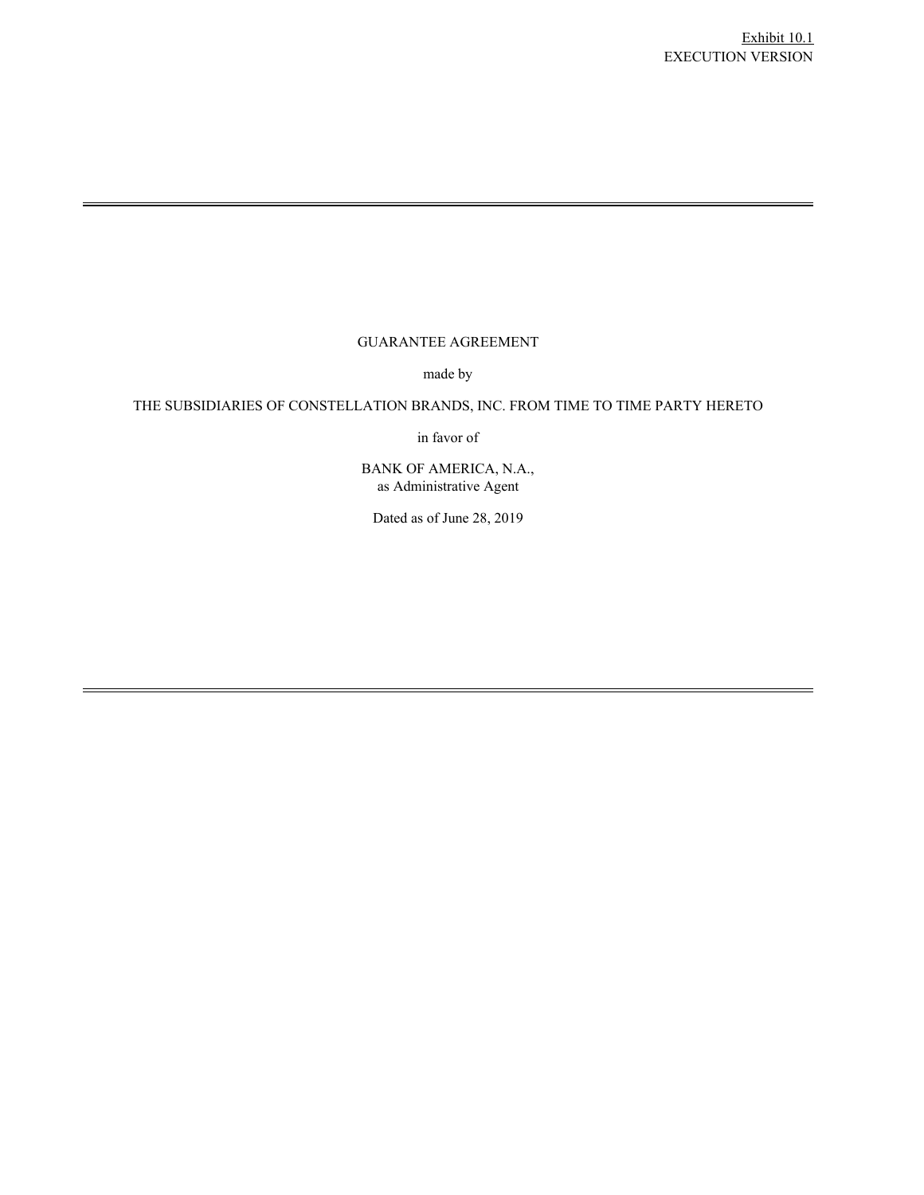Exhibit 10.1
EXECUTION VERSION

---

GUARANTEE AGREEMENT

made by

THE SUBSIDIARIES OF CONSTELLATION BRANDS, INC. FROM TIME TO TIME PARTY HERETO

in favor of

BANK OF AMERICA, N.A.,
as Administrative Agent

Dated as of June 28, 2019

---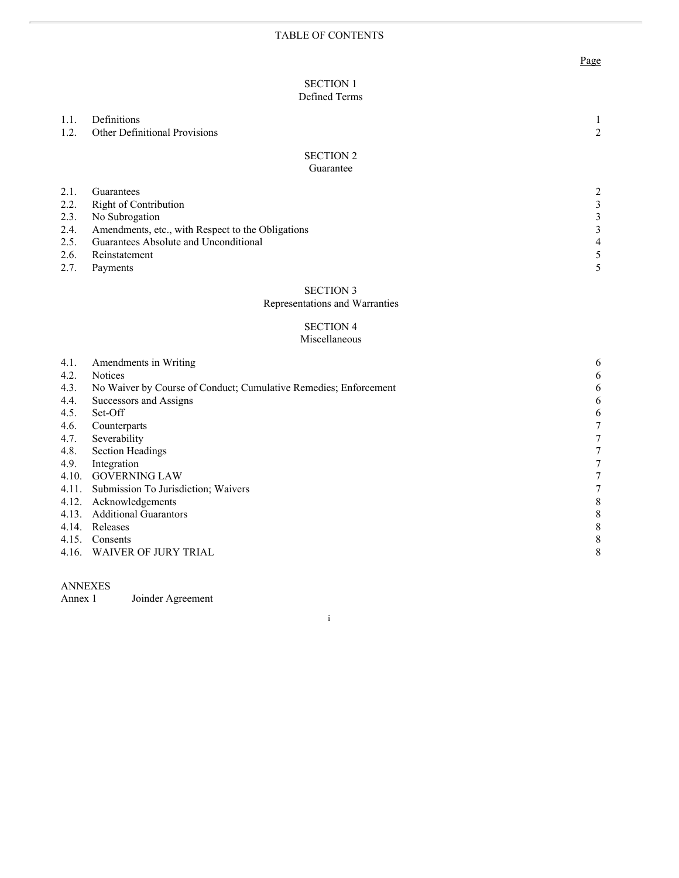# TABLE OF CONTENTS

| | | Page |
|---|---|---|
| | **SECTION 1**<br>Defined Terms | |
| 1.1. | Definitions | 1 |
| 1.2. | Other Definitional Provisions | 2 |
| | **SECTION 2**<br>Guarantee | |
| 2.1. | Guarantees | 2 |
| 2.2. | Right of Contribution | 3 |
| 2.3. | No Subrogation | 3 |
| 2.4. | Amendments, etc., with Respect to the Obligations | 3 |
| 2.5. | Guarantees Absolute and Unconditional | 4 |
| 2.6. | Reinstatement | 5 |
| 2.7. | Payments | 5 |
| | **SECTION 3**<br>Representations and Warranties | |
| | **SECTION 4**<br>Miscellaneous | |
| 4.1. | Amendments in Writing | 6 |
| 4.2. | Notices | 6 |
| 4.3. | No Waiver by Course of Conduct; Cumulative Remedies; Enforcement | 6 |
| 4.4. | Successors and Assigns | 6 |
| 4.5. | Set-Off | 6 |
| 4.6. | Counterparts | 7 |
| 4.7. | Severability | 7 |
| 4.8. | Section Headings | 7 |
| 4.9. | Integration | 7 |
| 4.10. | GOVERNING LAW | 7 |
| 4.11. | Submission To Jurisdiction; Waivers | 7 |
| 4.12. | Acknowledgements | 8 |
| 4.13. | Additional Guarantors | 8 |
| 4.14. | Releases | 8 |
| 4.15. | Consents | 8 |
| 4.16. | WAIVER OF JURY TRIAL | 8 |

ANNEXES

Annex 1 Joinder Agreement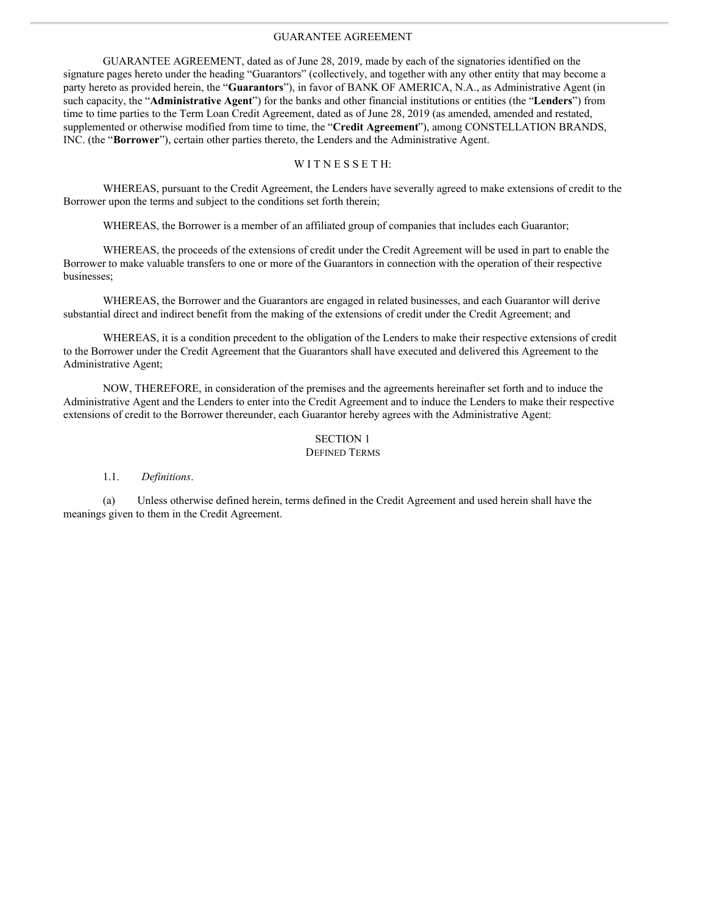# GUARANTEE AGREEMENT

GUARANTEE AGREEMENT, dated as of June 28, 2019, made by each of the signatories identified on the signature pages hereto under the heading "Guarantors" (collectively, and together with any other entity that may become a party hereto as provided herein, the "**Guarantors**"), in favor of BANK OF AMERICA, N.A., as Administrative Agent (in such capacity, the "**Administrative Agent**") for the banks and other financial institutions or entities (the "**Lenders**") from time to time parties to the Term Loan Credit Agreement, dated as of June 28, 2019 (as amended, amended and restated, supplemented or otherwise modified from time to time, the "**Credit Agreement**"), among CONSTELLATION BRANDS, INC. (the "**Borrower**"), certain other parties thereto, the Lenders and the Administrative Agent.

## W I T N E S S E T H:

WHEREAS, pursuant to the Credit Agreement, the Lenders have severally agreed to make extensions of credit to the Borrower upon the terms and subject to the conditions set forth therein;

WHEREAS, the Borrower is a member of an affiliated group of companies that includes each Guarantor;

WHEREAS, the proceeds of the extensions of credit under the Credit Agreement will be used in part to enable the Borrower to make valuable transfers to one or more of the Guarantors in connection with the operation of their respective businesses;

WHEREAS, the Borrower and the Guarantors are engaged in related businesses, and each Guarantor will derive substantial direct and indirect benefit from the making of the extensions of credit under the Credit Agreement; and

WHEREAS, it is a condition precedent to the obligation of the Lenders to make their respective extensions of credit to the Borrower under the Credit Agreement that the Guarantors shall have executed and delivered this Agreement to the Administrative Agent;

NOW, THEREFORE, in consideration of the premises and the agreements hereinafter set forth and to induce the Administrative Agent and the Lenders to enter into the Credit Agreement and to induce the Lenders to make their respective extensions of credit to the Borrower thereunder, each Guarantor hereby agrees with the Administrative Agent:

## SECTION 1
## DEFINED TERMS

1.1. *Definitions*.

(a) Unless otherwise defined herein, terms defined in the Credit Agreement and used herein shall have the meanings given to them in the Credit Agreement.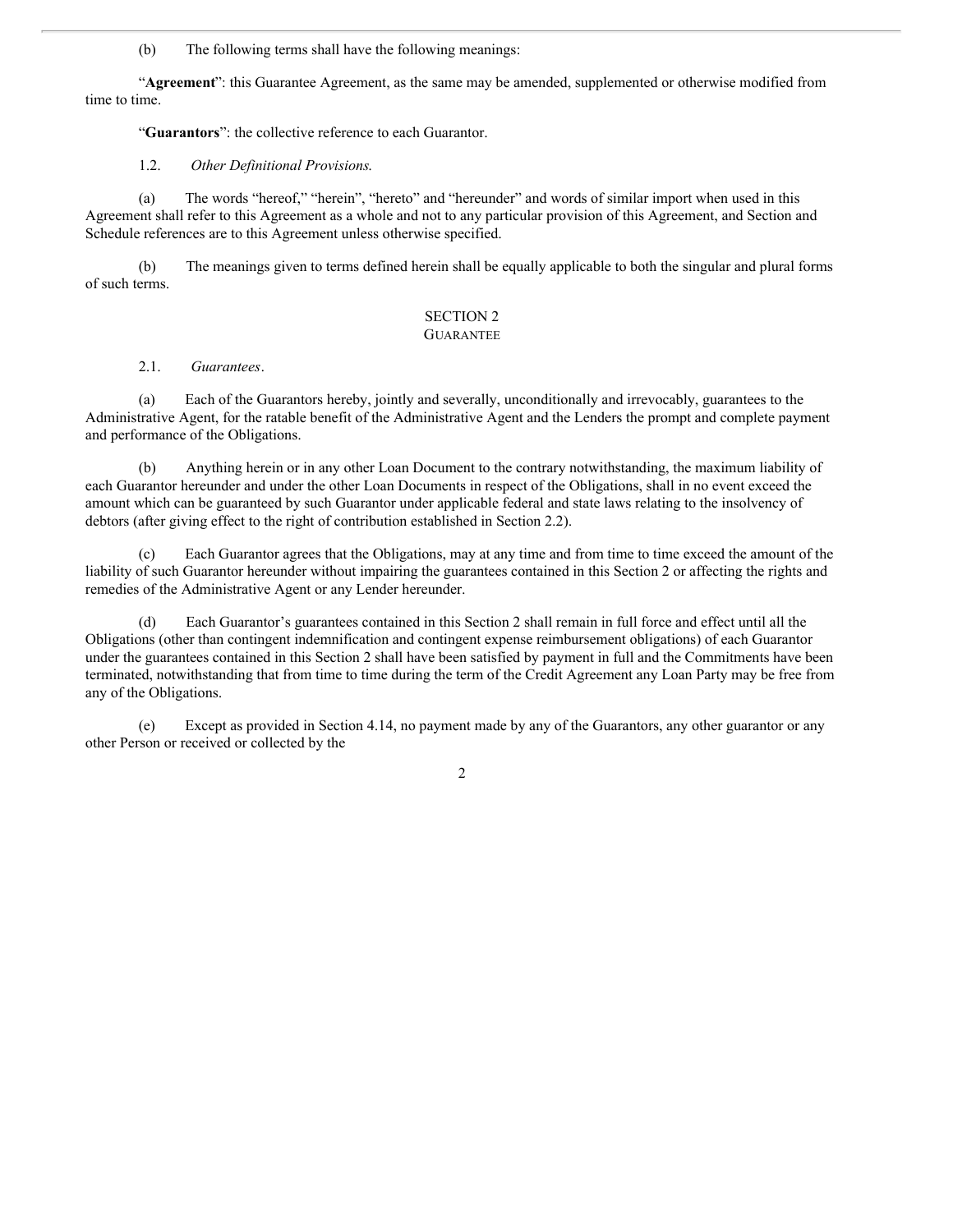(b) The following terms shall have the following meanings:

"**Agreement**": this Guarantee Agreement, as the same may be amended, supplemented or otherwise modified from time to time.

"**Guarantors**": the collective reference to each Guarantor.

1.2. *Other Definitional Provisions.*

(a) The words "hereof," "herein", "hereto" and "hereunder" and words of similar import when used in this Agreement shall refer to this Agreement as a whole and not to any particular provision of this Agreement, and Section and Schedule references are to this Agreement unless otherwise specified.

(b) The meanings given to terms defined herein shall be equally applicable to both the singular and plural forms of such terms.

## SECTION 2
## GUARANTEE

2.1. *Guarantees*.

(a) Each of the Guarantors hereby, jointly and severally, unconditionally and irrevocably, guarantees to the Administrative Agent, for the ratable benefit of the Administrative Agent and the Lenders the prompt and complete payment and performance of the Obligations.

(b) Anything herein or in any other Loan Document to the contrary notwithstanding, the maximum liability of each Guarantor hereunder and under the other Loan Documents in respect of the Obligations, shall in no event exceed the amount which can be guaranteed by such Guarantor under applicable federal and state laws relating to the insolvency of debtors (after giving effect to the right of contribution established in Section 2.2).

(c) Each Guarantor agrees that the Obligations, may at any time and from time to time exceed the amount of the liability of such Guarantor hereunder without impairing the guarantees contained in this Section 2 or affecting the rights and remedies of the Administrative Agent or any Lender hereunder.

(d) Each Guarantor's guarantees contained in this Section 2 shall remain in full force and effect until all the Obligations (other than contingent indemnification and contingent expense reimbursement obligations) of each Guarantor under the guarantees contained in this Section 2 shall have been satisfied by payment in full and the Commitments have been terminated, notwithstanding that from time to time during the term of the Credit Agreement any Loan Party may be free from any of the Obligations.

(e) Except as provided in Section 4.14, no payment made by any of the Guarantors, any other guarantor or any other Person or received or collected by the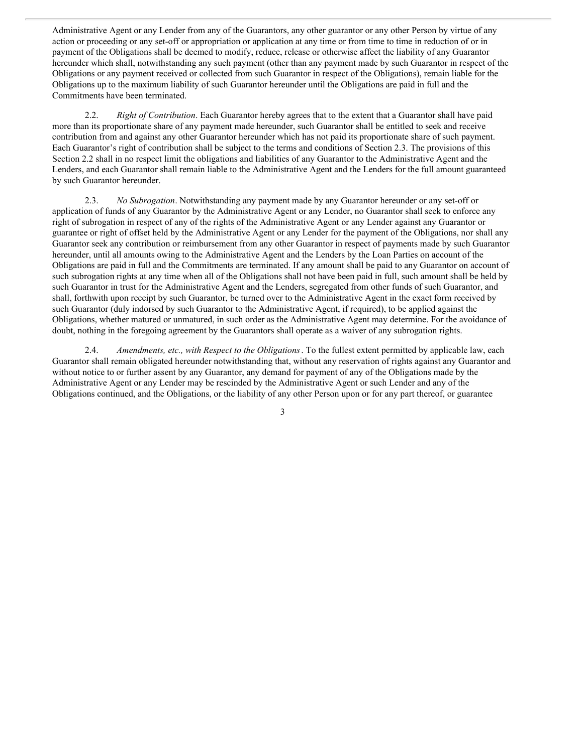Administrative Agent or any Lender from any of the Guarantors, any other guarantor or any other Person by virtue of any action or proceeding or any set-off or appropriation or application at any time or from time to time in reduction of or in payment of the Obligations shall be deemed to modify, reduce, release or otherwise affect the liability of any Guarantor hereunder which shall, notwithstanding any such payment (other than any payment made by such Guarantor in respect of the Obligations or any payment received or collected from such Guarantor in respect of the Obligations), remain liable for the Obligations up to the maximum liability of such Guarantor hereunder until the Obligations are paid in full and the Commitments have been terminated.

2.2. *Right of Contribution*. Each Guarantor hereby agrees that to the extent that a Guarantor shall have paid more than its proportionate share of any payment made hereunder, such Guarantor shall be entitled to seek and receive contribution from and against any other Guarantor hereunder which has not paid its proportionate share of such payment. Each Guarantor's right of contribution shall be subject to the terms and conditions of Section 2.3. The provisions of this Section 2.2 shall in no respect limit the obligations and liabilities of any Guarantor to the Administrative Agent and the Lenders, and each Guarantor shall remain liable to the Administrative Agent and the Lenders for the full amount guaranteed by such Guarantor hereunder.

2.3. *No Subrogation*. Notwithstanding any payment made by any Guarantor hereunder or any set-off or application of funds of any Guarantor by the Administrative Agent or any Lender, no Guarantor shall seek to enforce any right of subrogation in respect of any of the rights of the Administrative Agent or any Lender against any Guarantor or guarantee or right of offset held by the Administrative Agent or any Lender for the payment of the Obligations, nor shall any Guarantor seek any contribution or reimbursement from any other Guarantor in respect of payments made by such Guarantor hereunder, until all amounts owing to the Administrative Agent and the Lenders by the Loan Parties on account of the Obligations are paid in full and the Commitments are terminated. If any amount shall be paid to any Guarantor on account of such subrogation rights at any time when all of the Obligations shall not have been paid in full, such amount shall be held by such Guarantor in trust for the Administrative Agent and the Lenders, segregated from other funds of such Guarantor, and shall, forthwith upon receipt by such Guarantor, be turned over to the Administrative Agent in the exact form received by such Guarantor (duly indorsed by such Guarantor to the Administrative Agent, if required), to be applied against the Obligations, whether matured or unmatured, in such order as the Administrative Agent may determine. For the avoidance of doubt, nothing in the foregoing agreement by the Guarantors shall operate as a waiver of any subrogation rights.

2.4. *Amendments, etc., with Respect to the Obligations*. To the fullest extent permitted by applicable law, each Guarantor shall remain obligated hereunder notwithstanding that, without any reservation of rights against any Guarantor and without notice to or further assent by any Guarantor, any demand for payment of any of the Obligations made by the Administrative Agent or any Lender may be rescinded by the Administrative Agent or such Lender and any of the Obligations continued, and the Obligations, or the liability of any other Person upon or for any part thereof, or guarantee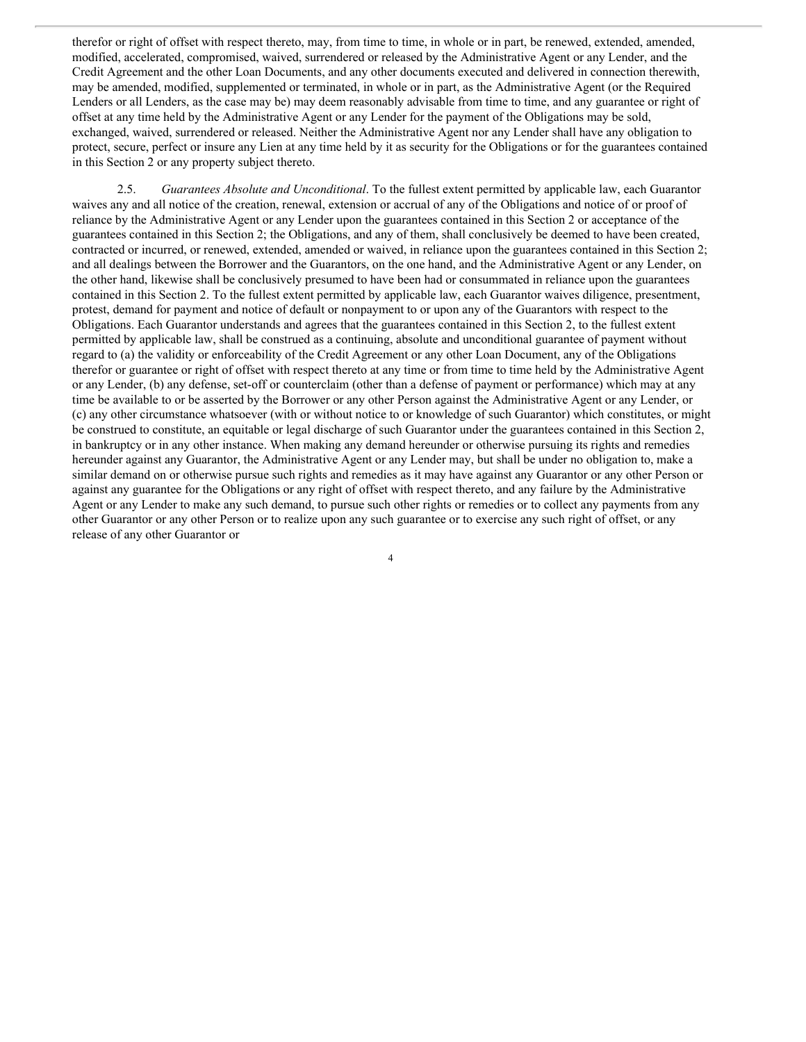therefor or right of offset with respect thereto, may, from time to time, in whole or in part, be renewed, extended, amended, modified, accelerated, compromised, waived, surrendered or released by the Administrative Agent or any Lender, and the Credit Agreement and the other Loan Documents, and any other documents executed and delivered in connection therewith, may be amended, modified, supplemented or terminated, in whole or in part, as the Administrative Agent (or the Required Lenders or all Lenders, as the case may be) may deem reasonably advisable from time to time, and any guarantee or right of offset at any time held by the Administrative Agent or any Lender for the payment of the Obligations may be sold, exchanged, waived, surrendered or released. Neither the Administrative Agent nor any Lender shall have any obligation to protect, secure, perfect or insure any Lien at any time held by it as security for the Obligations or for the guarantees contained in this Section 2 or any property subject thereto.

2.5. *Guarantees Absolute and Unconditional*. To the fullest extent permitted by applicable law, each Guarantor waives any and all notice of the creation, renewal, extension or accrual of any of the Obligations and notice of or proof of reliance by the Administrative Agent or any Lender upon the guarantees contained in this Section 2 or acceptance of the guarantees contained in this Section 2; the Obligations, and any of them, shall conclusively be deemed to have been created, contracted or incurred, or renewed, extended, amended or waived, in reliance upon the guarantees contained in this Section 2; and all dealings between the Borrower and the Guarantors, on the one hand, and the Administrative Agent or any Lender, on the other hand, likewise shall be conclusively presumed to have been had or consummated in reliance upon the guarantees contained in this Section 2. To the fullest extent permitted by applicable law, each Guarantor waives diligence, presentment, protest, demand for payment and notice of default or nonpayment to or upon any of the Guarantors with respect to the Obligations. Each Guarantor understands and agrees that the guarantees contained in this Section 2, to the fullest extent permitted by applicable law, shall be construed as a continuing, absolute and unconditional guarantee of payment without regard to (a) the validity or enforceability of the Credit Agreement or any other Loan Document, any of the Obligations therefor or guarantee or right of offset with respect thereto at any time or from time to time held by the Administrative Agent or any Lender, (b) any defense, set-off or counterclaim (other than a defense of payment or performance) which may at any time be available to or be asserted by the Borrower or any other Person against the Administrative Agent or any Lender, or (c) any other circumstance whatsoever (with or without notice to or knowledge of such Guarantor) which constitutes, or might be construed to constitute, an equitable or legal discharge of such Guarantor under the guarantees contained in this Section 2, in bankruptcy or in any other instance. When making any demand hereunder or otherwise pursuing its rights and remedies hereunder against any Guarantor, the Administrative Agent or any Lender may, but shall be under no obligation to, make a similar demand on or otherwise pursue such rights and remedies as it may have against any Guarantor or any other Person or against any guarantee for the Obligations or any right of offset with respect thereto, and any failure by the Administrative Agent or any Lender to make any such demand, to pursue such other rights or remedies or to collect any payments from any other Guarantor or any other Person or to realize upon any such guarantee or to exercise any such right of offset, or any release of any other Guarantor or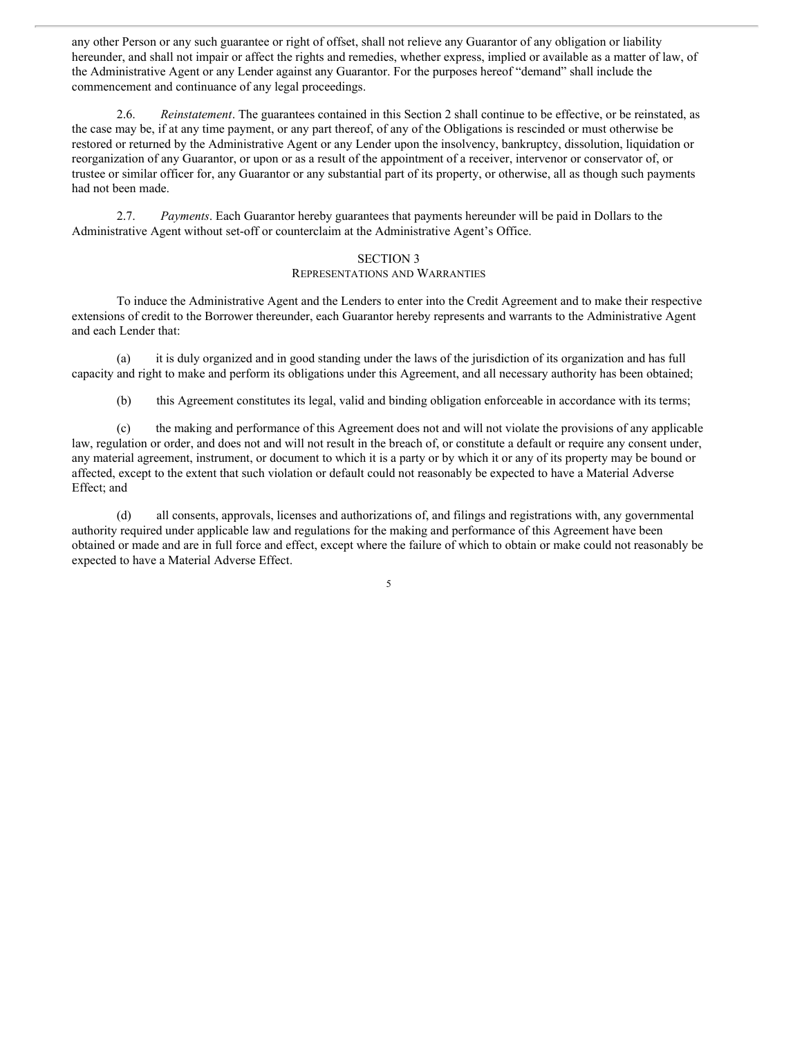any other Person or any such guarantee or right of offset, shall not relieve any Guarantor of any obligation or liability hereunder, and shall not impair or affect the rights and remedies, whether express, implied or available as a matter of law, of the Administrative Agent or any Lender against any Guarantor. For the purposes hereof "demand" shall include the commencement and continuance of any legal proceedings.

2.6. *Reinstatement*. The guarantees contained in this Section 2 shall continue to be effective, or be reinstated, as the case may be, if at any time payment, or any part thereof, of any of the Obligations is rescinded or must otherwise be restored or returned by the Administrative Agent or any Lender upon the insolvency, bankruptcy, dissolution, liquidation or reorganization of any Guarantor, or upon or as a result of the appointment of a receiver, intervenor or conservator of, or trustee or similar officer for, any Guarantor or any substantial part of its property, or otherwise, all as though such payments had not been made.

2.7. *Payments*. Each Guarantor hereby guarantees that payments hereunder will be paid in Dollars to the Administrative Agent without set-off or counterclaim at the Administrative Agent's Office.

## SECTION 3
## REPRESENTATIONS AND WARRANTIES

To induce the Administrative Agent and the Lenders to enter into the Credit Agreement and to make their respective extensions of credit to the Borrower thereunder, each Guarantor hereby represents and warrants to the Administrative Agent and each Lender that:

(a) it is duly organized and in good standing under the laws of the jurisdiction of its organization and has full capacity and right to make and perform its obligations under this Agreement, and all necessary authority has been obtained;

(b) this Agreement constitutes its legal, valid and binding obligation enforceable in accordance with its terms;

(c) the making and performance of this Agreement does not and will not violate the provisions of any applicable law, regulation or order, and does not and will not result in the breach of, or constitute a default or require any consent under, any material agreement, instrument, or document to which it is a party or by which it or any of its property may be bound or affected, except to the extent that such violation or default could not reasonably be expected to have a Material Adverse Effect; and

(d) all consents, approvals, licenses and authorizations of, and filings and registrations with, any governmental authority required under applicable law and regulations for the making and performance of this Agreement have been obtained or made and are in full force and effect, except where the failure of which to obtain or make could not reasonably be expected to have a Material Adverse Effect.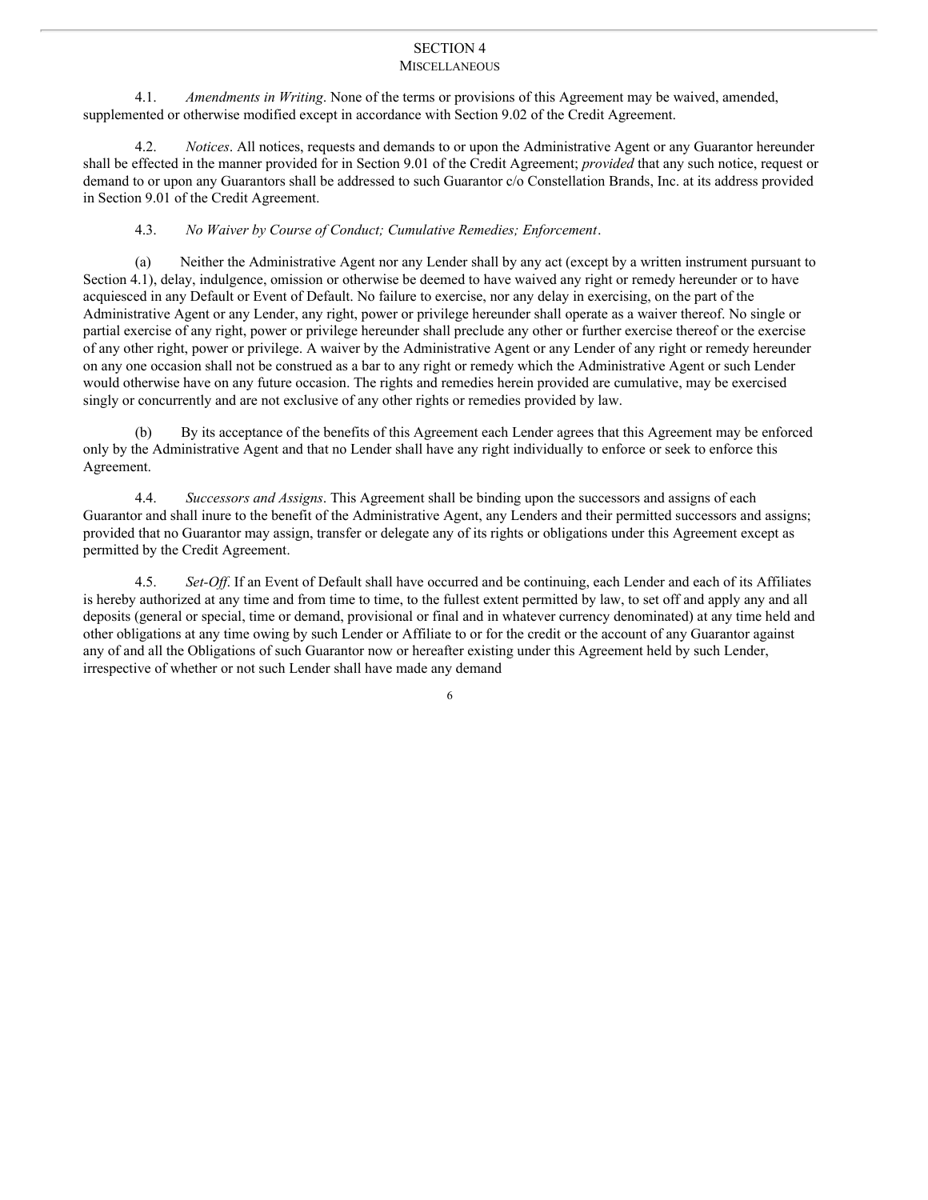## SECTION 4
### MISCELLANEOUS

4.1. *Amendments in Writing*. None of the terms or provisions of this Agreement may be waived, amended, supplemented or otherwise modified except in accordance with Section 9.02 of the Credit Agreement.

4.2. *Notices*. All notices, requests and demands to or upon the Administrative Agent or any Guarantor hereunder shall be effected in the manner provided for in Section 9.01 of the Credit Agreement; *provided* that any such notice, request or demand to or upon any Guarantors shall be addressed to such Guarantor c/o Constellation Brands, Inc. at its address provided in Section 9.01 of the Credit Agreement.

4.3. *No Waiver by Course of Conduct; Cumulative Remedies; Enforcement*.

(a) Neither the Administrative Agent nor any Lender shall by any act (except by a written instrument pursuant to Section 4.1), delay, indulgence, omission or otherwise be deemed to have waived any right or remedy hereunder or to have acquiesced in any Default or Event of Default. No failure to exercise, nor any delay in exercising, on the part of the Administrative Agent or any Lender, any right, power or privilege hereunder shall operate as a waiver thereof. No single or partial exercise of any right, power or privilege hereunder shall preclude any other or further exercise thereof or the exercise of any other right, power or privilege. A waiver by the Administrative Agent or any Lender of any right or remedy hereunder on any one occasion shall not be construed as a bar to any right or remedy which the Administrative Agent or such Lender would otherwise have on any future occasion. The rights and remedies herein provided are cumulative, may be exercised singly or concurrently and are not exclusive of any other rights or remedies provided by law.

(b) By its acceptance of the benefits of this Agreement each Lender agrees that this Agreement may be enforced only by the Administrative Agent and that no Lender shall have any right individually to enforce or seek to enforce this Agreement.

4.4. *Successors and Assigns*. This Agreement shall be binding upon the successors and assigns of each Guarantor and shall inure to the benefit of the Administrative Agent, any Lenders and their permitted successors and assigns; provided that no Guarantor may assign, transfer or delegate any of its rights or obligations under this Agreement except as permitted by the Credit Agreement.

4.5. *Set-Off*. If an Event of Default shall have occurred and be continuing, each Lender and each of its Affiliates is hereby authorized at any time and from time to time, to the fullest extent permitted by law, to set off and apply any and all deposits (general or special, time or demand, provisional or final and in whatever currency denominated) at any time held and other obligations at any time owing by such Lender or Affiliate to or for the credit or the account of any Guarantor against any of and all the Obligations of such Guarantor now or hereafter existing under this Agreement held by such Lender, irrespective of whether or not such Lender shall have made any demand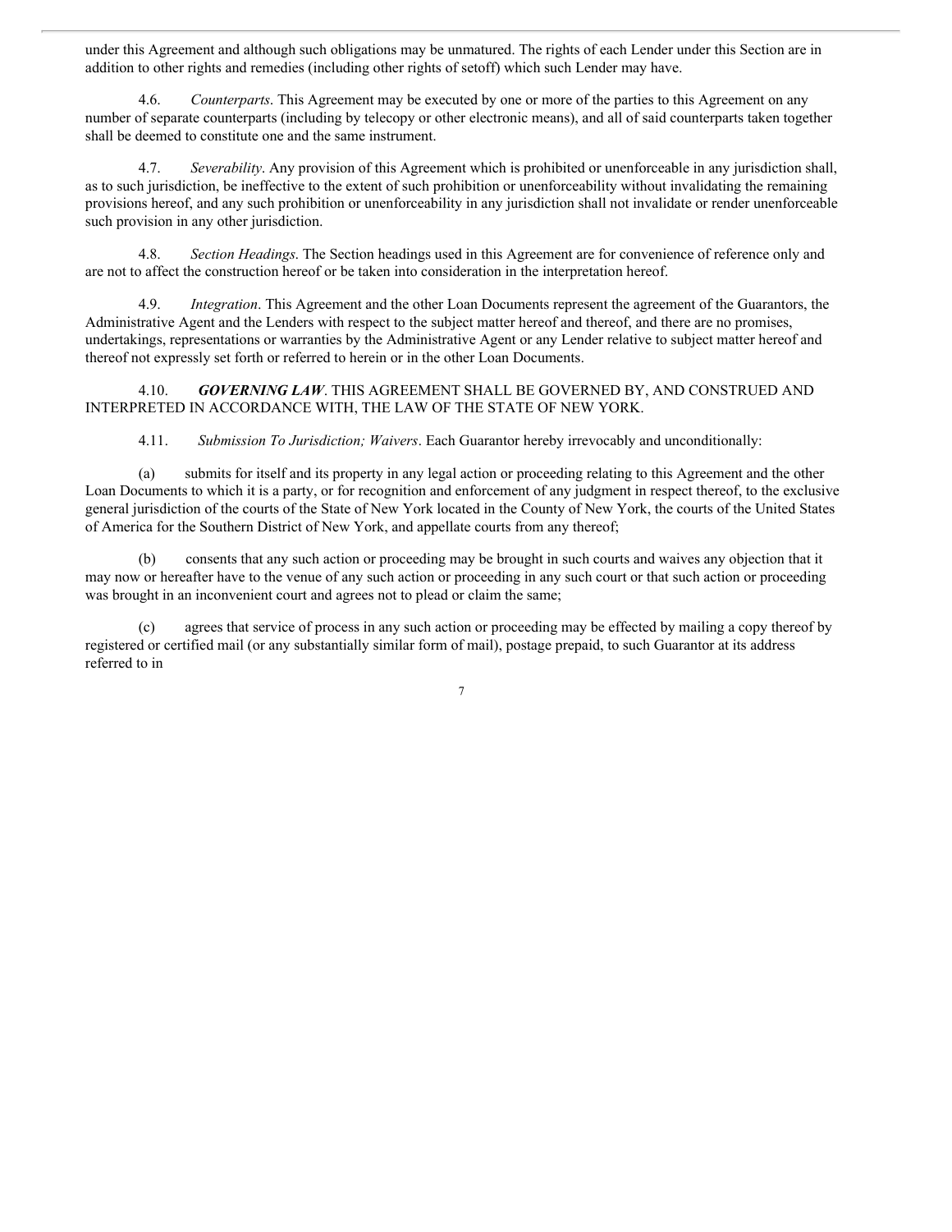under this Agreement and although such obligations may be unmatured. The rights of each Lender under this Section are in addition to other rights and remedies (including other rights of setoff) which such Lender may have.

4.6. *Counterparts*. This Agreement may be executed by one or more of the parties to this Agreement on any number of separate counterparts (including by telecopy or other electronic means), and all of said counterparts taken together shall be deemed to constitute one and the same instrument.

4.7. *Severability*. Any provision of this Agreement which is prohibited or unenforceable in any jurisdiction shall, as to such jurisdiction, be ineffective to the extent of such prohibition or unenforceability without invalidating the remaining provisions hereof, and any such prohibition or unenforceability in any jurisdiction shall not invalidate or render unenforceable such provision in any other jurisdiction.

4.8. *Section Headings*. The Section headings used in this Agreement are for convenience of reference only and are not to affect the construction hereof or be taken into consideration in the interpretation hereof.

4.9. *Integration*. This Agreement and the other Loan Documents represent the agreement of the Guarantors, the Administrative Agent and the Lenders with respect to the subject matter hereof and thereof, and there are no promises, undertakings, representations or warranties by the Administrative Agent or any Lender relative to subject matter hereof and thereof not expressly set forth or referred to herein or in the other Loan Documents.

4.10. ***GOVERNING LAW***. THIS AGREEMENT SHALL BE GOVERNED BY, AND CONSTRUED AND INTERPRETED IN ACCORDANCE WITH, THE LAW OF THE STATE OF NEW YORK.

4.11. *Submission To Jurisdiction; Waivers*. Each Guarantor hereby irrevocably and unconditionally:

(a) submits for itself and its property in any legal action or proceeding relating to this Agreement and the other Loan Documents to which it is a party, or for recognition and enforcement of any judgment in respect thereof, to the exclusive general jurisdiction of the courts of the State of New York located in the County of New York, the courts of the United States of America for the Southern District of New York, and appellate courts from any thereof;

(b) consents that any such action or proceeding may be brought in such courts and waives any objection that it may now or hereafter have to the venue of any such action or proceeding in any such court or that such action or proceeding was brought in an inconvenient court and agrees not to plead or claim the same;

(c) agrees that service of process in any such action or proceeding may be effected by mailing a copy thereof by registered or certified mail (or any substantially similar form of mail), postage prepaid, to such Guarantor at its address referred to in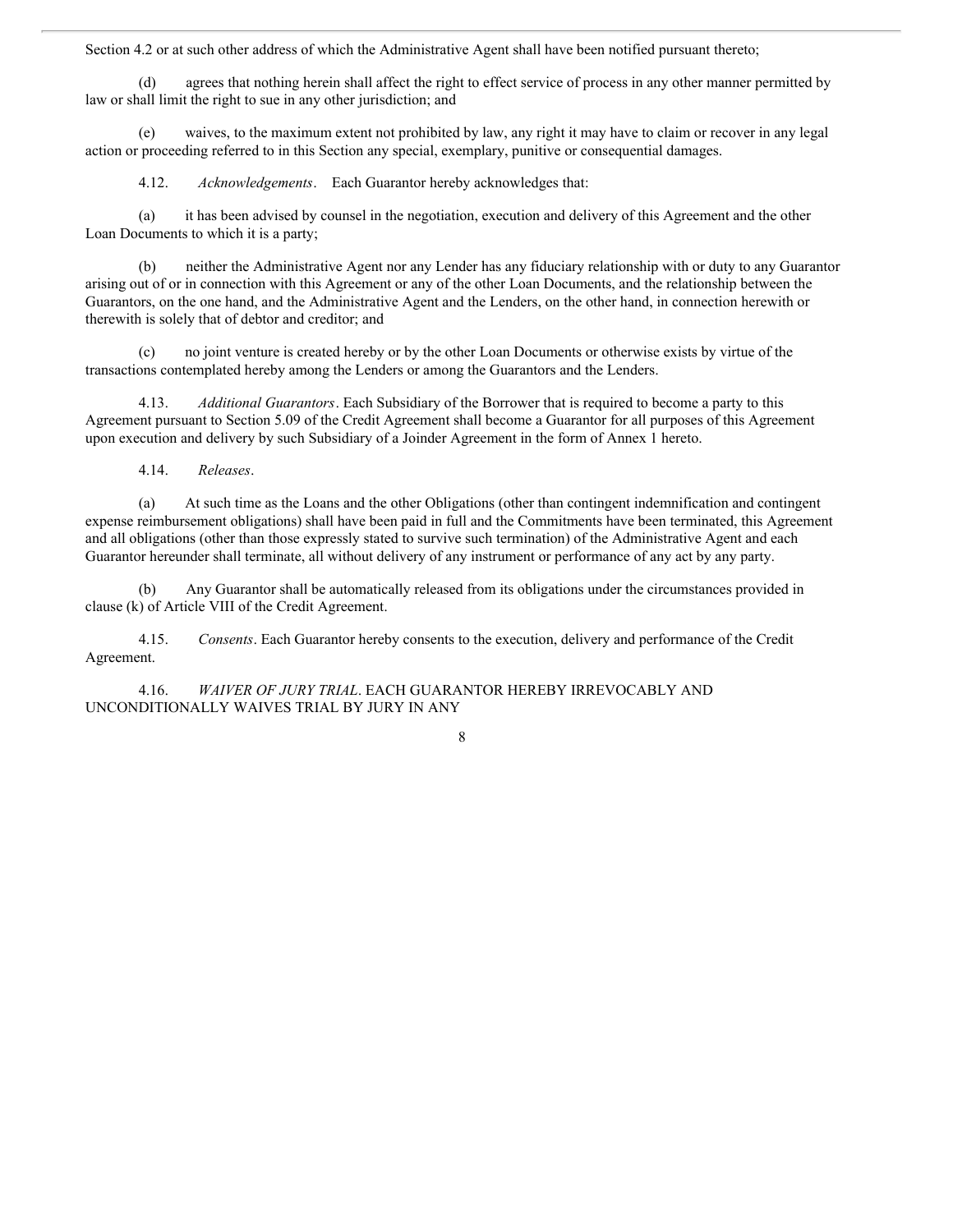Section 4.2 or at such other address of which the Administrative Agent shall have been notified pursuant thereto;

(d) agrees that nothing herein shall affect the right to effect service of process in any other manner permitted by law or shall limit the right to sue in any other jurisdiction; and

(e) waives, to the maximum extent not prohibited by law, any right it may have to claim or recover in any legal action or proceeding referred to in this Section any special, exemplary, punitive or consequential damages.

4.12. *Acknowledgements*. Each Guarantor hereby acknowledges that:

(a) it has been advised by counsel in the negotiation, execution and delivery of this Agreement and the other Loan Documents to which it is a party;

(b) neither the Administrative Agent nor any Lender has any fiduciary relationship with or duty to any Guarantor arising out of or in connection with this Agreement or any of the other Loan Documents, and the relationship between the Guarantors, on the one hand, and the Administrative Agent and the Lenders, on the other hand, in connection herewith or therewith is solely that of debtor and creditor; and

(c) no joint venture is created hereby or by the other Loan Documents or otherwise exists by virtue of the transactions contemplated hereby among the Lenders or among the Guarantors and the Lenders.

4.13. *Additional Guarantors*. Each Subsidiary of the Borrower that is required to become a party to this Agreement pursuant to Section 5.09 of the Credit Agreement shall become a Guarantor for all purposes of this Agreement upon execution and delivery by such Subsidiary of a Joinder Agreement in the form of Annex 1 hereto.

4.14. *Releases*.

(a) At such time as the Loans and the other Obligations (other than contingent indemnification and contingent expense reimbursement obligations) shall have been paid in full and the Commitments have been terminated, this Agreement and all obligations (other than those expressly stated to survive such termination) of the Administrative Agent and each Guarantor hereunder shall terminate, all without delivery of any instrument or performance of any act by any party.

(b) Any Guarantor shall be automatically released from its obligations under the circumstances provided in clause (k) of Article VIII of the Credit Agreement.

4.15. *Consents*. Each Guarantor hereby consents to the execution, delivery and performance of the Credit Agreement.

4.16. *WAIVER OF JURY TRIAL*. EACH GUARANTOR HEREBY IRREVOCABLY AND UNCONDITIONALLY WAIVES TRIAL BY JURY IN ANY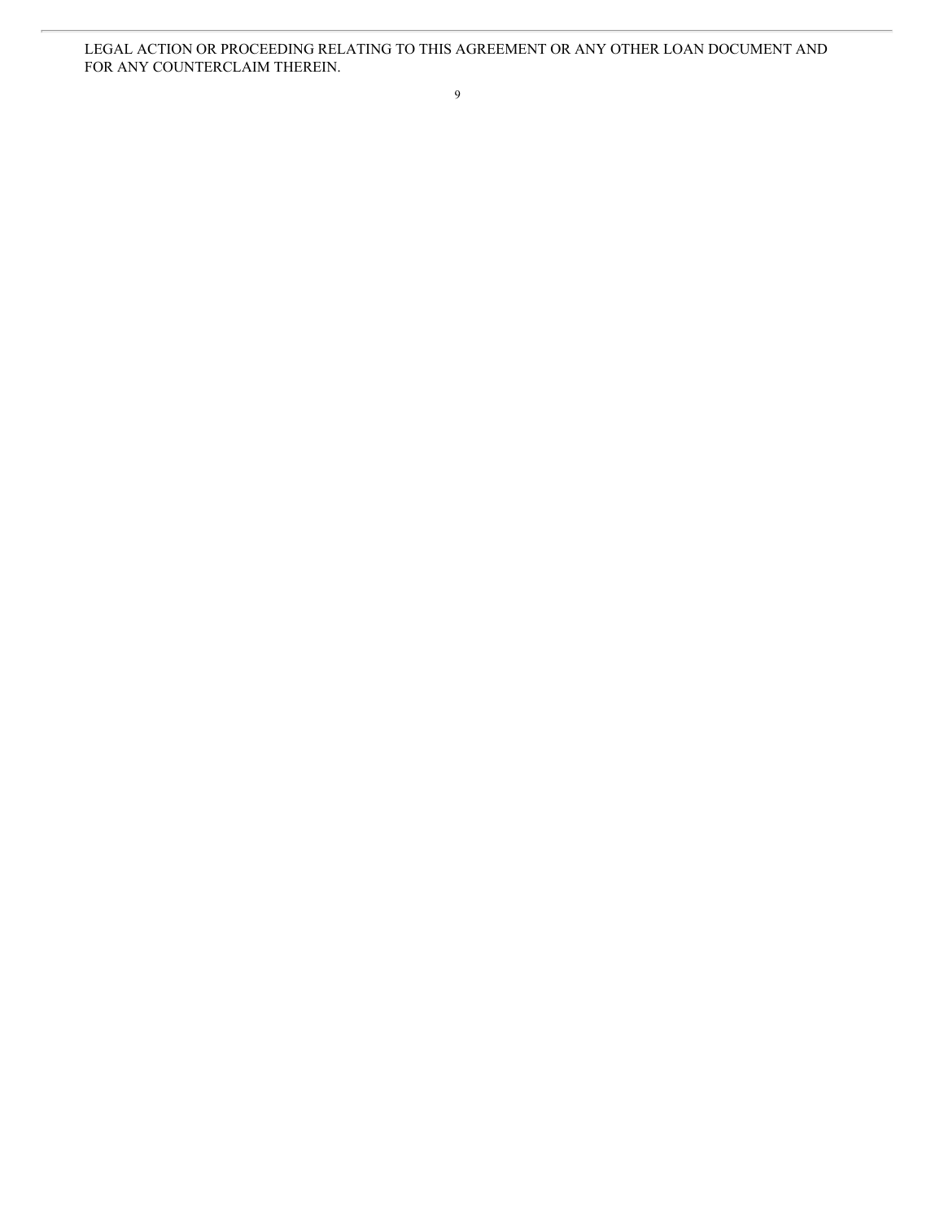LEGAL ACTION OR PROCEEDING RELATING TO THIS AGREEMENT OR ANY OTHER LOAN DOCUMENT AND FOR ANY COUNTERCLAIM THEREIN.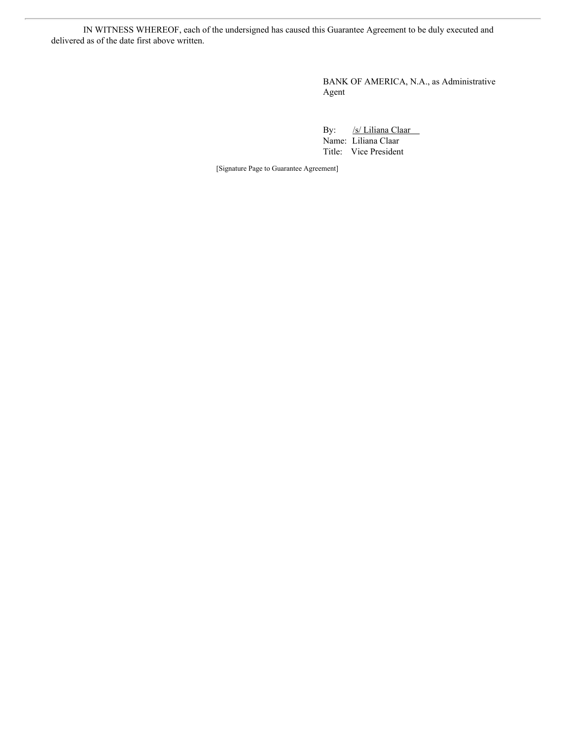IN WITNESS WHEREOF, each of the undersigned has caused this Guarantee Agreement to be duly executed and delivered as of the date first above written.

BANK OF AMERICA, N.A., as Administrative Agent

By: /s/ Liliana Claar
Name: Liliana Claar
Title: Vice President

[Signature Page to Guarantee Agreement]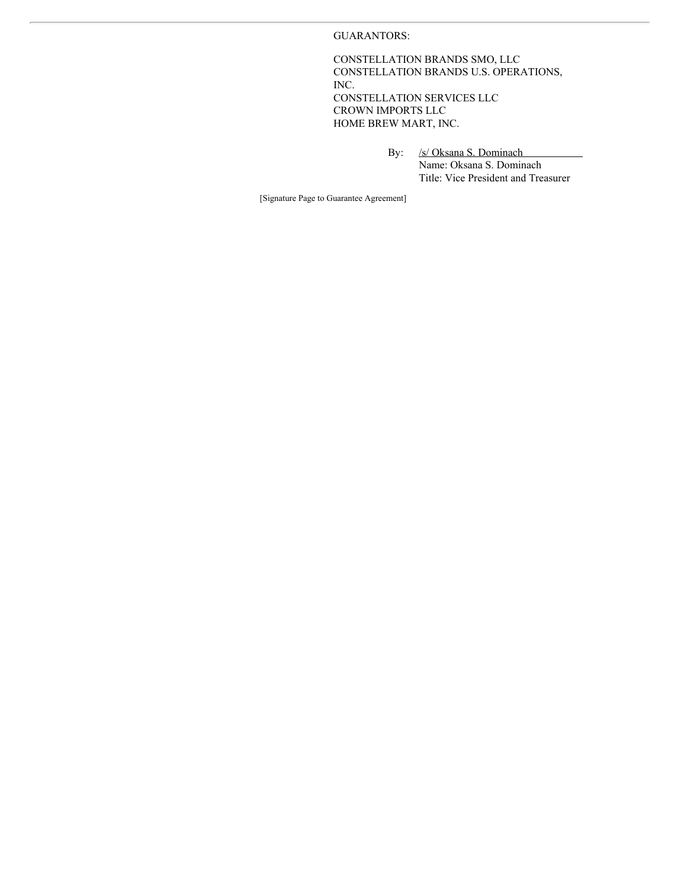GUARANTORS:

CONSTELLATION BRANDS SMO, LLC
CONSTELLATION BRANDS U.S. OPERATIONS, INC.
CONSTELLATION SERVICES LLC
CROWN IMPORTS LLC
HOME BREW MART, INC.

By: /s/ Oksana S. Dominach
Name: Oksana S. Dominach
Title: Vice President and Treasurer

[Signature Page to Guarantee Agreement]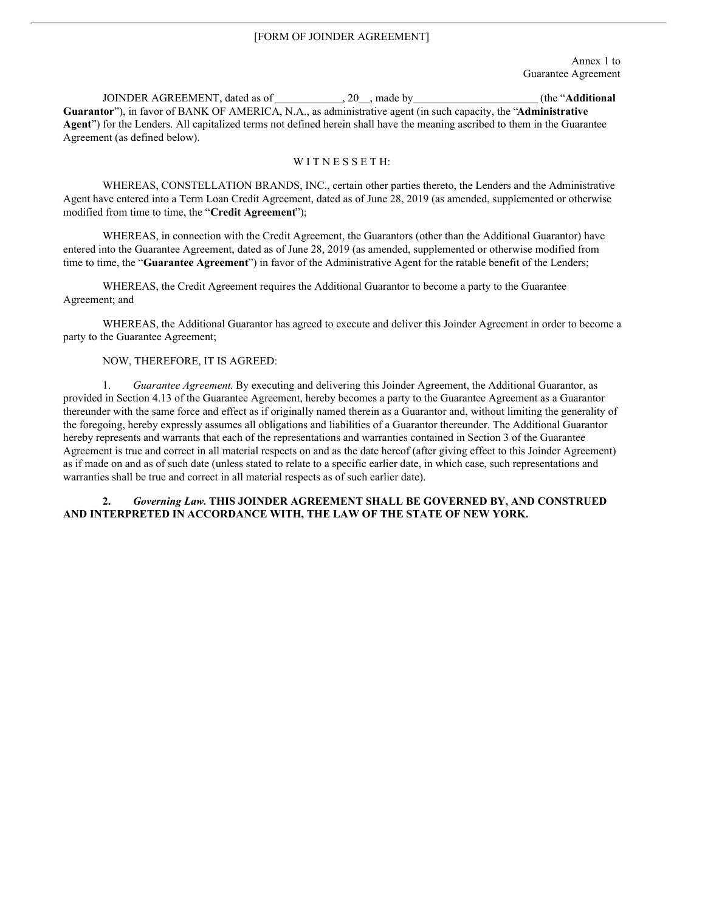[FORM OF JOINDER AGREEMENT]

Annex 1 to
Guarantee Agreement

JOINDER AGREEMENT, dated as of ____________, 20__, made by______________________ (the "**Additional Guarantor**"), in favor of BANK OF AMERICA, N.A., as administrative agent (in such capacity, the "**Administrative Agent**") for the Lenders. All capitalized terms not defined herein shall have the meaning ascribed to them in the Guarantee Agreement (as defined below).

W I T N E S S E T H:

WHEREAS, CONSTELLATION BRANDS, INC., certain other parties thereto, the Lenders and the Administrative Agent have entered into a Term Loan Credit Agreement, dated as of June 28, 2019 (as amended, supplemented or otherwise modified from time to time, the "**Credit Agreement**");

WHEREAS, in connection with the Credit Agreement, the Guarantors (other than the Additional Guarantor) have entered into the Guarantee Agreement, dated as of June 28, 2019 (as amended, supplemented or otherwise modified from time to time, the "**Guarantee Agreement**") in favor of the Administrative Agent for the ratable benefit of the Lenders;

WHEREAS, the Credit Agreement requires the Additional Guarantor to become a party to the Guarantee Agreement; and

WHEREAS, the Additional Guarantor has agreed to execute and deliver this Joinder Agreement in order to become a party to the Guarantee Agreement;

NOW, THEREFORE, IT IS AGREED:

1. *Guarantee Agreement.* By executing and delivering this Joinder Agreement, the Additional Guarantor, as provided in Section 4.13 of the Guarantee Agreement, hereby becomes a party to the Guarantee Agreement as a Guarantor thereunder with the same force and effect as if originally named therein as a Guarantor and, without limiting the generality of the foregoing, hereby expressly assumes all obligations and liabilities of a Guarantor thereunder. The Additional Guarantor hereby represents and warrants that each of the representations and warranties contained in Section 3 of the Guarantee Agreement is true and correct in all material respects on and as the date hereof (after giving effect to this Joinder Agreement) as if made on and as of such date (unless stated to relate to a specific earlier date, in which case, such representations and warranties shall be true and correct in all material respects as of such earlier date).

**2. *Governing Law.* THIS JOINDER AGREEMENT SHALL BE GOVERNED BY, AND CONSTRUED AND INTERPRETED IN ACCORDANCE WITH, THE LAW OF THE STATE OF NEW YORK.**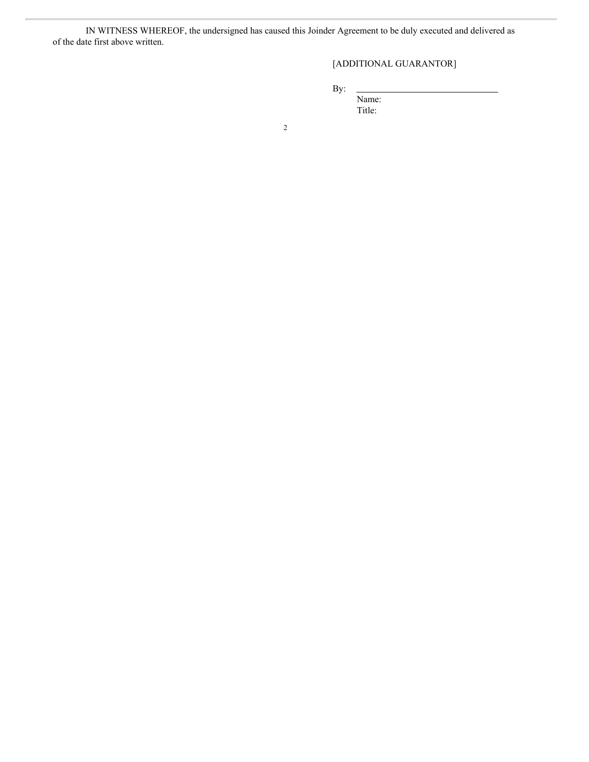IN WITNESS WHEREOF, the undersigned has caused this Joinder Agreement to be duly executed and delivered as of the date first above written.

[ADDITIONAL GUARANTOR]

By: \_\_\_\_\_\_\_\_\_\_\_\_\_\_\_\_\_\_\_\_\_\_\_\_\_\_\_\_\_\_

Name:

Title: